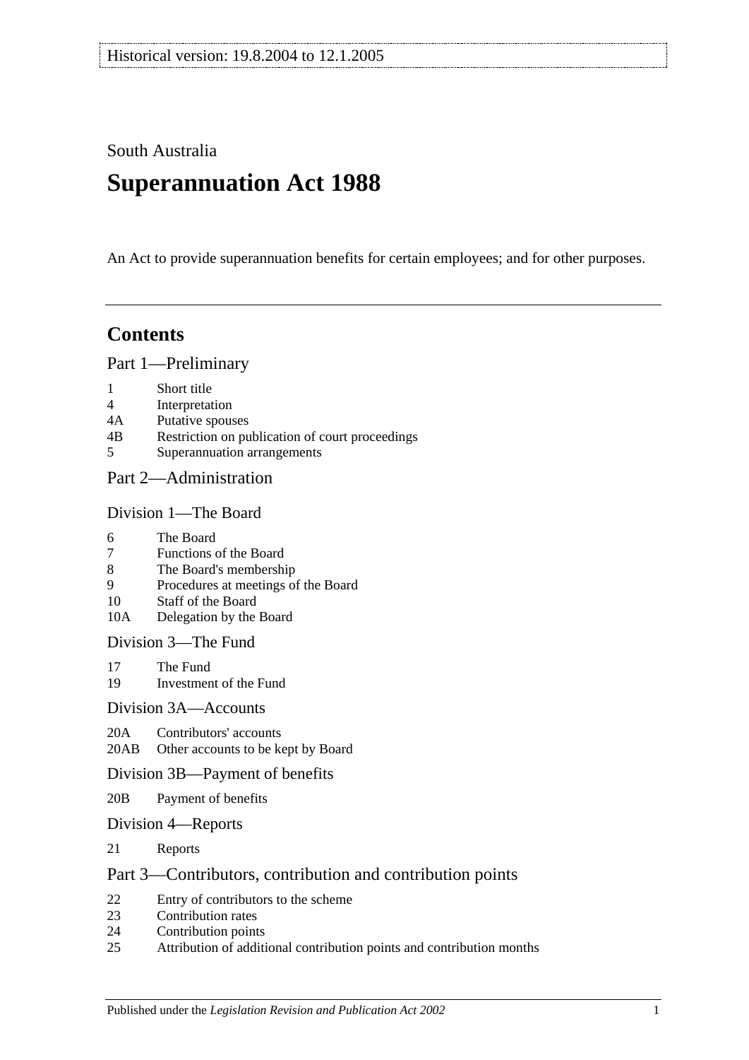South Australia

# Superannuation Act 1988

An Act to provide superannuation benefits for certain employees; and for other purposes.

## Contents

### Part 1—Preliminary

- 1 Short title
- 4 Interpretation
- 4A Putative spouses
- 4B Restriction on publication of court proceedings
- 5 Superannuation arrangements

### Part 2—Administration

#### Division 1—The Board

- 6 The Board
- 7 Functions of the Board
- 8 The Board's membership
- 9 Procedures at meetings of the Board
- 10 Staff of the Board
- 10A Delegation by the Board

#### Division 3—The Fund

- 17 The Fund
- 19 Investment of the Fund

#### Division 3A—Accounts

- 20A Contributors' accounts
- 20AB Other accounts to be kept by Board

#### Division 3B—Payment of benefits

- 20B Payment of benefits

#### Division 4—Reports

- 21 Reports

### Part 3—Contributors, contribution and contribution points

- 22 Entry of contributors to the scheme
- 23 Contribution rates
- 24 Contribution points
- 25 Attribution of additional contribution points and contribution months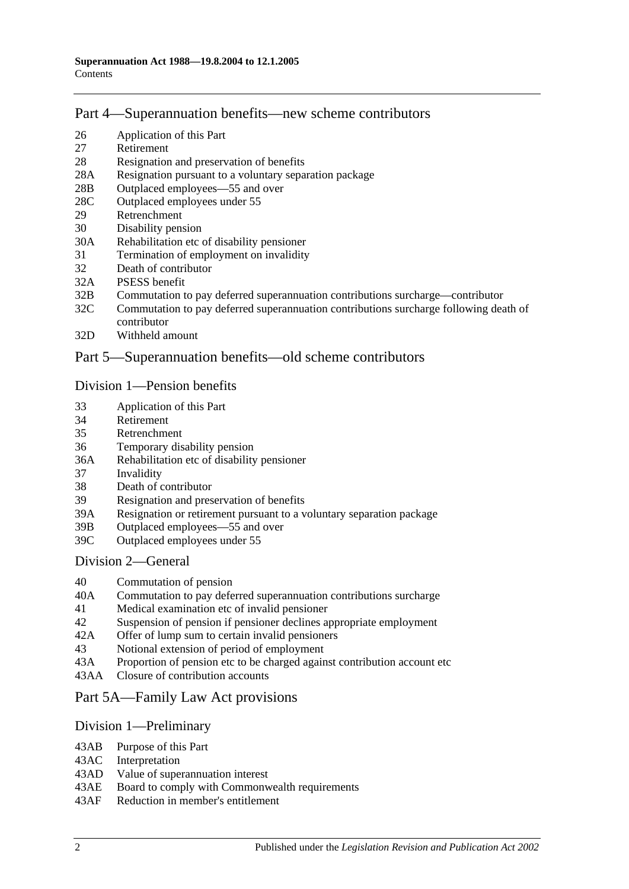## Part 4—Superannuation benefits—new scheme contributors

- 26 Application of this Part
- 27 Retirement
- 28 Resignation and preservation of benefits
- 28A Resignation pursuant to a voluntary separation package
- 28B Outplaced employees—55 and over
- 28C Outplaced employees under 55
- 29 Retrenchment
- 30 Disability pension
- 30A Rehabilitation etc of disability pensioner
- 31 Termination of employment on invalidity
- 32 Death of contributor
- 32A PSESS benefit
- 32B Commutation to pay deferred superannuation contributions surcharge—contributor
- 32C Commutation to pay deferred superannuation contributions surcharge following death of contributor
- 32D Withheld amount

## Part 5—Superannuation benefits—old scheme contributors

### Division 1—Pension benefits

- 33 Application of this Part
- 34 Retirement
- 35 Retrenchment
- 36 Temporary disability pension
- 36A Rehabilitation etc of disability pensioner
- 37 Invalidity
- 38 Death of contributor
- 39 Resignation and preservation of benefits
- 39A Resignation or retirement pursuant to a voluntary separation package
- 39B Outplaced employees—55 and over
- 39C Outplaced employees under 55

### Division 2—General

- 40 Commutation of pension
- 40A Commutation to pay deferred superannuation contributions surcharge
- 41 Medical examination etc of invalid pensioner
- 42 Suspension of pension if pensioner declines appropriate employment
- 42A Offer of lump sum to certain invalid pensioners
- 43 Notional extension of period of employment
- 43A Proportion of pension etc to be charged against contribution account etc
- 43AA Closure of contribution accounts

## Part 5A—Family Law Act provisions

### Division 1—Preliminary

- 43AB Purpose of this Part
- 43AC Interpretation
- 43AD Value of superannuation interest
- 43AE Board to comply with Commonwealth requirements
- 43AF Reduction in member's entitlement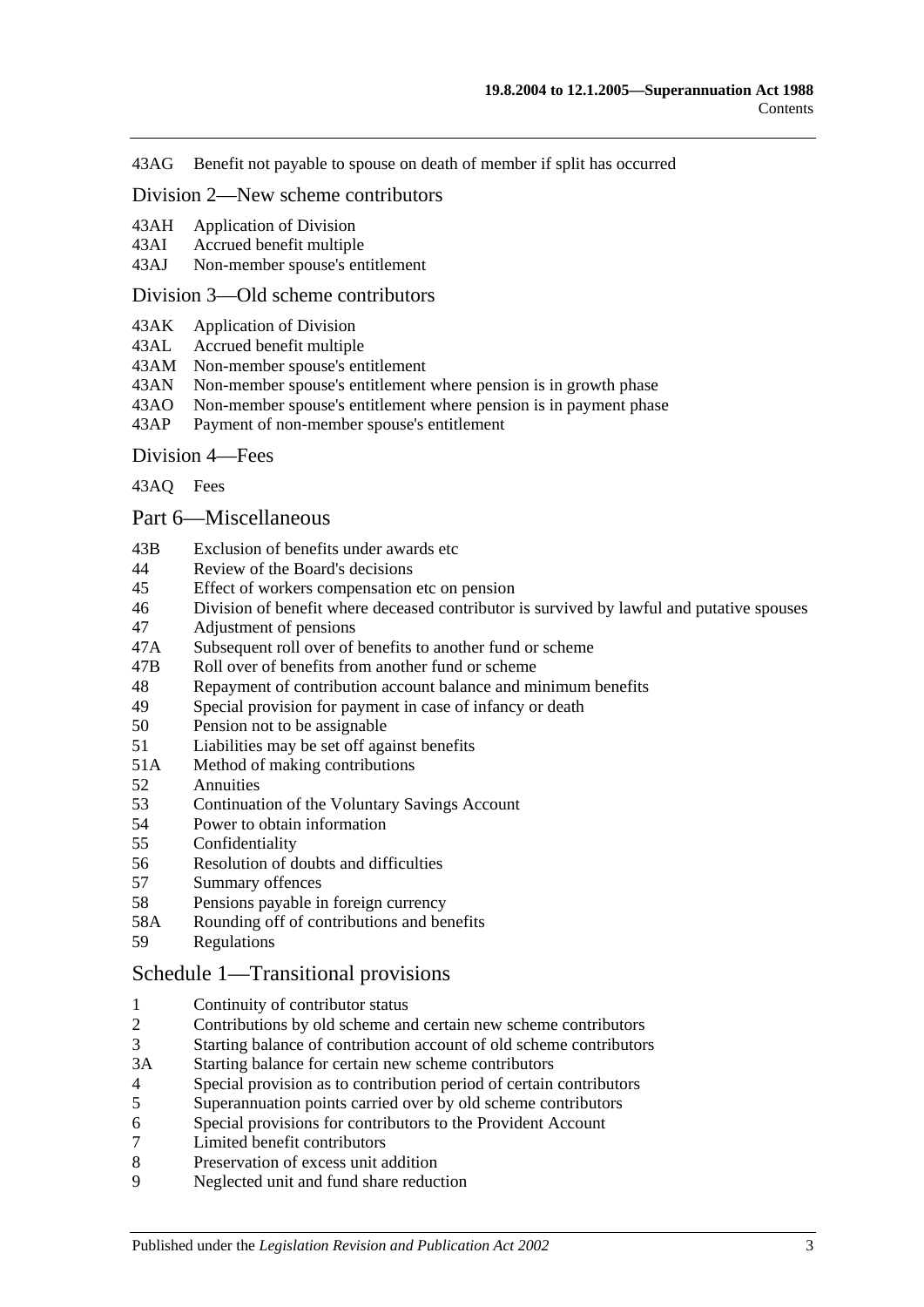43AG Benefit not payable to spouse on death of member if split has occurred

## Division 2—New scheme contributors

43AH Application of Division
43AI Accrued benefit multiple
43AJ Non-member spouse's entitlement

## Division 3—Old scheme contributors

43AK Application of Division
43AL Accrued benefit multiple
43AM Non-member spouse's entitlement
43AN Non-member spouse's entitlement where pension is in growth phase
43AO Non-member spouse's entitlement where pension is in payment phase
43AP Payment of non-member spouse's entitlement

## Division 4—Fees

43AQ Fees

## Part 6—Miscellaneous

43B Exclusion of benefits under awards etc
44 Review of the Board's decisions
45 Effect of workers compensation etc on pension
46 Division of benefit where deceased contributor is survived by lawful and putative spouses
47 Adjustment of pensions
47A Subsequent roll over of benefits to another fund or scheme
47B Roll over of benefits from another fund or scheme
48 Repayment of contribution account balance and minimum benefits
49 Special provision for payment in case of infancy or death
50 Pension not to be assignable
51 Liabilities may be set off against benefits
51A Method of making contributions
52 Annuities
53 Continuation of the Voluntary Savings Account
54 Power to obtain information
55 Confidentiality
56 Resolution of doubts and difficulties
57 Summary offences
58 Pensions payable in foreign currency
58A Rounding off of contributions and benefits
59 Regulations

## Schedule 1—Transitional provisions

1 Continuity of contributor status
2 Contributions by old scheme and certain new scheme contributors
3 Starting balance of contribution account of old scheme contributors
3A Starting balance for certain new scheme contributors
4 Special provision as to contribution period of certain contributors
5 Superannuation points carried over by old scheme contributors
6 Special provisions for contributors to the Provident Account
7 Limited benefit contributors
8 Preservation of excess unit addition
9 Neglected unit and fund share reduction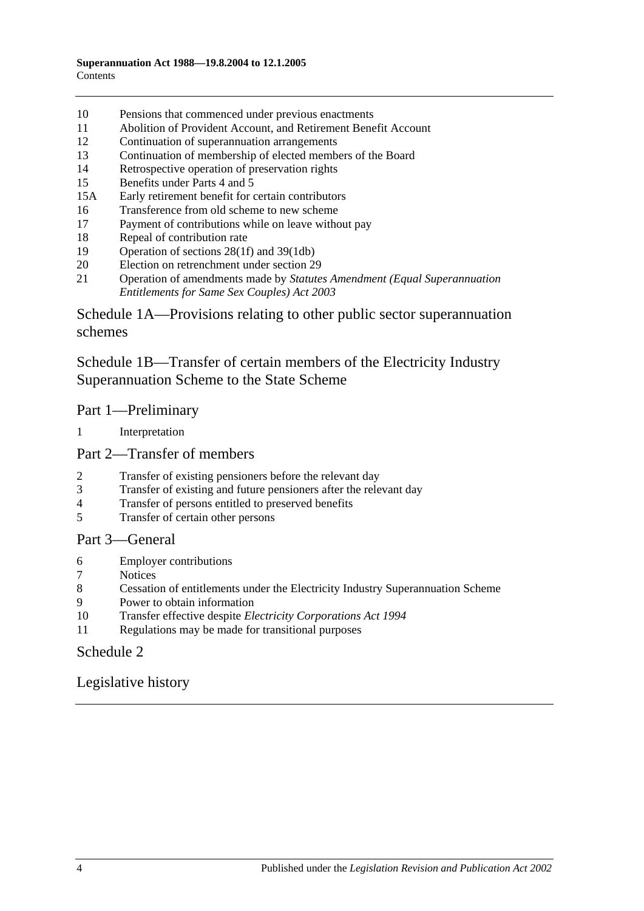10 Pensions that commenced under previous enactments
11 Abolition of Provident Account, and Retirement Benefit Account
12 Continuation of superannuation arrangements
13 Continuation of membership of elected members of the Board
14 Retrospective operation of preservation rights
15 Benefits under Parts 4 and 5
15A Early retirement benefit for certain contributors
16 Transference from old scheme to new scheme
17 Payment of contributions while on leave without pay
18 Repeal of contribution rate
19 Operation of sections 28(1f) and 39(1db)
20 Election on retrenchment under section 29
21 Operation of amendments made by *Statutes Amendment (Equal Superannuation Entitlements for Same Sex Couples) Act 2003*

## Schedule 1A—Provisions relating to other public sector superannuation schemes

## Schedule 1B—Transfer of certain members of the Electricity Industry Superannuation Scheme to the State Scheme

### Part 1—Preliminary

1 Interpretation

### Part 2—Transfer of members

2 Transfer of existing pensioners before the relevant day
3 Transfer of existing and future pensioners after the relevant day
4 Transfer of persons entitled to preserved benefits
5 Transfer of certain other persons

### Part 3—General

6 Employer contributions
7 Notices
8 Cessation of entitlements under the Electricity Industry Superannuation Scheme
9 Power to obtain information
10 Transfer effective despite *Electricity Corporations Act 1994*
11 Regulations may be made for transitional purposes

## Schedule 2

## Legislative history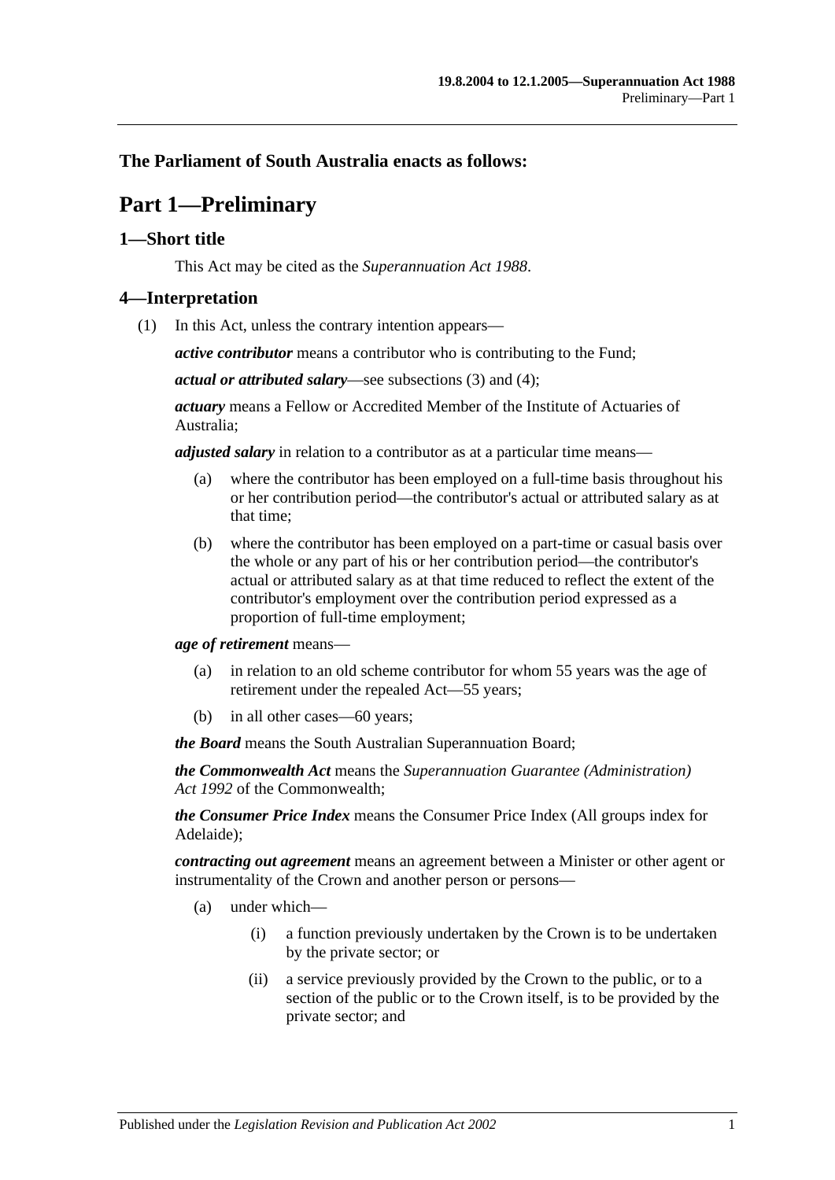**The Parliament of South Australia enacts as follows:**

# Part 1—Preliminary

## 1—Short title

This Act may be cited as the *Superannuation Act 1988*.

## 4—Interpretation

(1) In this Act, unless the contrary intention appears—

***active contributor*** means a contributor who is contributing to the Fund;

***actual or attributed salary***—see subsections (3) and (4);

***actuary*** means a Fellow or Accredited Member of the Institute of Actuaries of Australia;

***adjusted salary*** in relation to a contributor as at a particular time means—

- (a) where the contributor has been employed on a full-time basis throughout his or her contribution period—the contributor's actual or attributed salary as at that time;
- (b) where the contributor has been employed on a part-time or casual basis over the whole or any part of his or her contribution period—the contributor's actual or attributed salary as at that time reduced to reflect the extent of the contributor's employment over the contribution period expressed as a proportion of full-time employment;

***age of retirement*** means—

- (a) in relation to an old scheme contributor for whom 55 years was the age of retirement under the repealed Act—55 years;
- (b) in all other cases—60 years;

***the Board*** means the South Australian Superannuation Board;

***the Commonwealth Act*** means the *Superannuation Guarantee (Administration) Act 1992* of the Commonwealth;

***the Consumer Price Index*** means the Consumer Price Index (All groups index for Adelaide);

***contracting out agreement*** means an agreement between a Minister or other agent or instrumentality of the Crown and another person or persons—

- (a) under which—
  - (i) a function previously undertaken by the Crown is to be undertaken by the private sector; or
  - (ii) a service previously provided by the Crown to the public, or to a section of the public or to the Crown itself, is to be provided by the private sector; and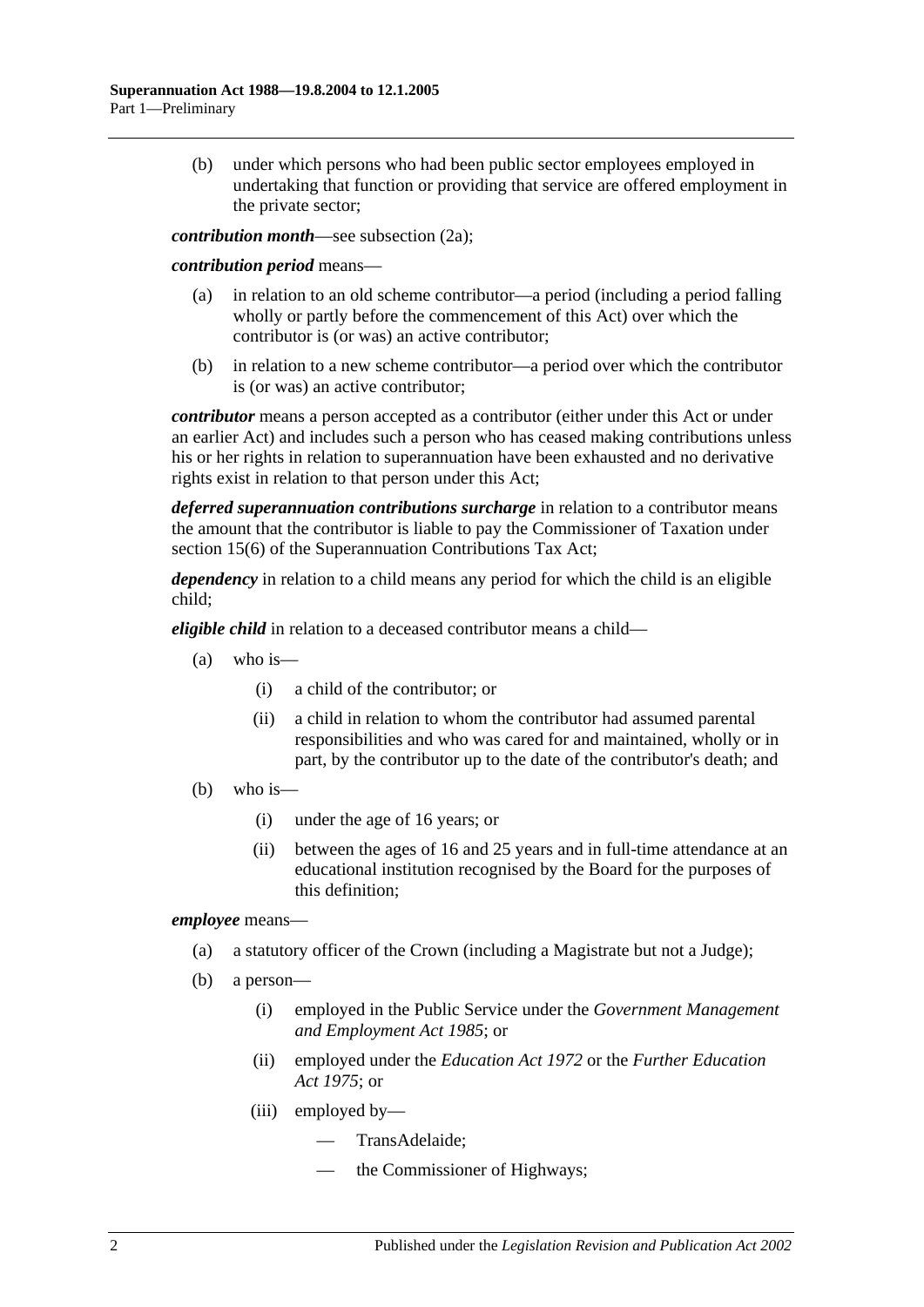(b) under which persons who had been public sector employees employed in undertaking that function or providing that service are offered employment in the private sector;

***contribution month***—see subsection (2a);

***contribution period*** means—

(a) in relation to an old scheme contributor—a period (including a period falling wholly or partly before the commencement of this Act) over which the contributor is (or was) an active contributor;

(b) in relation to a new scheme contributor—a period over which the contributor is (or was) an active contributor;

***contributor*** means a person accepted as a contributor (either under this Act or under an earlier Act) and includes such a person who has ceased making contributions unless his or her rights in relation to superannuation have been exhausted and no derivative rights exist in relation to that person under this Act;

***deferred superannuation contributions surcharge*** in relation to a contributor means the amount that the contributor is liable to pay the Commissioner of Taxation under section 15(6) of the Superannuation Contributions Tax Act;

***dependency*** in relation to a child means any period for which the child is an eligible child;

***eligible child*** in relation to a deceased contributor means a child—

(a) who is—

(i) a child of the contributor; or

(ii) a child in relation to whom the contributor had assumed parental responsibilities and who was cared for and maintained, wholly or in part, by the contributor up to the date of the contributor's death; and

(b) who is—

(i) under the age of 16 years; or

(ii) between the ages of 16 and 25 years and in full-time attendance at an educational institution recognised by the Board for the purposes of this definition;

***employee*** means—

(a) a statutory officer of the Crown (including a Magistrate but not a Judge);

(b) a person—

(i) employed in the Public Service under the *Government Management and Employment Act 1985*; or

(ii) employed under the *Education Act 1972* or the *Further Education Act 1975*; or

(iii) employed by—

— TransAdelaide;

— the Commissioner of Highways;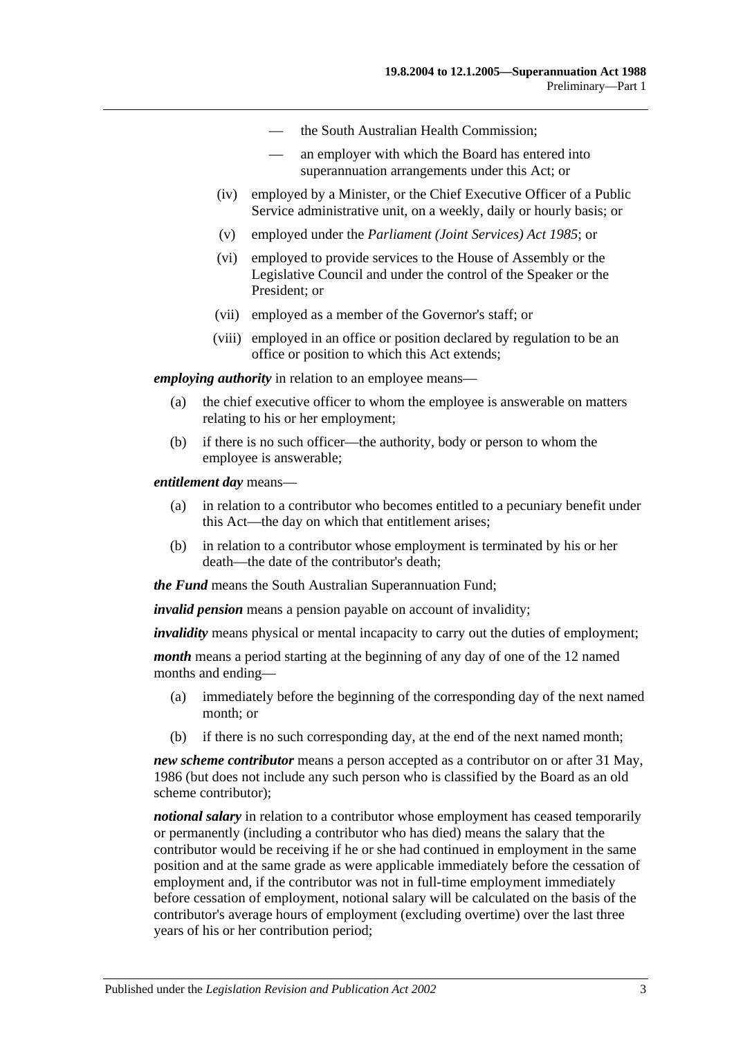— the South Australian Health Commission;

— an employer with which the Board has entered into superannuation arrangements under this Act; or

(iv) employed by a Minister, or the Chief Executive Officer of a Public Service administrative unit, on a weekly, daily or hourly basis; or

(v) employed under the *Parliament (Joint Services) Act 1985*; or

(vi) employed to provide services to the House of Assembly or the Legislative Council and under the control of the Speaker or the President; or

(vii) employed as a member of the Governor's staff; or

(viii) employed in an office or position declared by regulation to be an office or position to which this Act extends;

***employing authority*** in relation to an employee means—

(a) the chief executive officer to whom the employee is answerable on matters relating to his or her employment;

(b) if there is no such officer—the authority, body or person to whom the employee is answerable;

***entitlement day*** means—

(a) in relation to a contributor who becomes entitled to a pecuniary benefit under this Act—the day on which that entitlement arises;

(b) in relation to a contributor whose employment is terminated by his or her death—the date of the contributor's death;

***the Fund*** means the South Australian Superannuation Fund;

***invalid pension*** means a pension payable on account of invalidity;

***invalidity*** means physical or mental incapacity to carry out the duties of employment;

***month*** means a period starting at the beginning of any day of one of the 12 named months and ending—

(a) immediately before the beginning of the corresponding day of the next named month; or

(b) if there is no such corresponding day, at the end of the next named month;

***new scheme contributor*** means a person accepted as a contributor on or after 31 May, 1986 (but does not include any such person who is classified by the Board as an old scheme contributor);

***notional salary*** in relation to a contributor whose employment has ceased temporarily or permanently (including a contributor who has died) means the salary that the contributor would be receiving if he or she had continued in employment in the same position and at the same grade as were applicable immediately before the cessation of employment and, if the contributor was not in full-time employment immediately before cessation of employment, notional salary will be calculated on the basis of the contributor's average hours of employment (excluding overtime) over the last three years of his or her contribution period;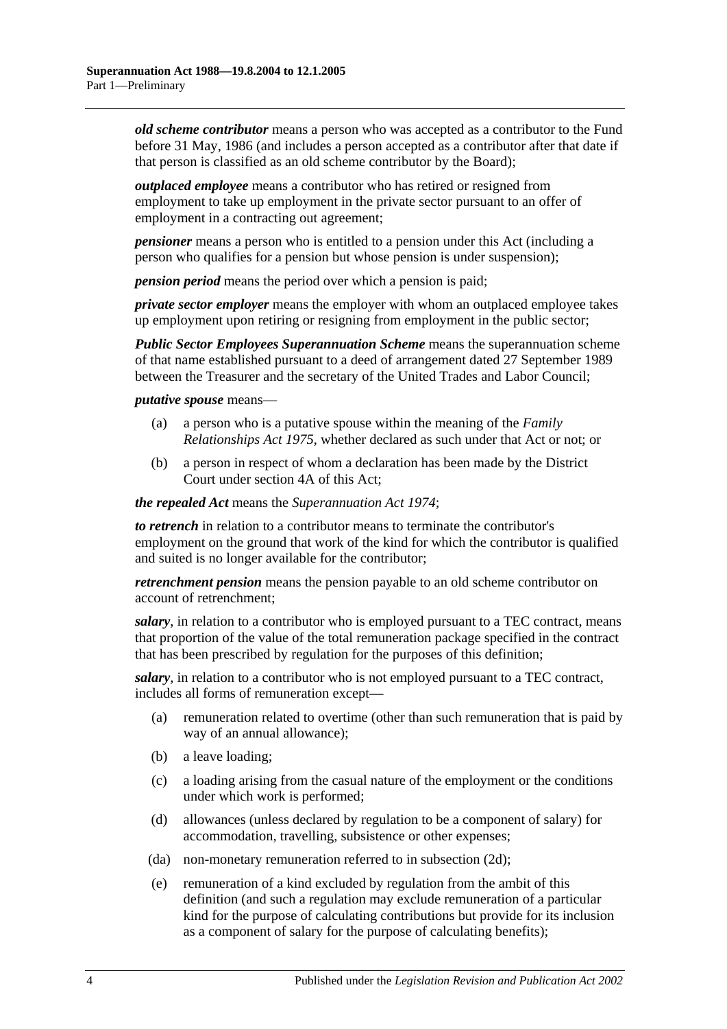***old scheme contributor*** means a person who was accepted as a contributor to the Fund before 31 May, 1986 (and includes a person accepted as a contributor after that date if that person is classified as an old scheme contributor by the Board);

***outplaced employee*** means a contributor who has retired or resigned from employment to take up employment in the private sector pursuant to an offer of employment in a contracting out agreement;

***pensioner*** means a person who is entitled to a pension under this Act (including a person who qualifies for a pension but whose pension is under suspension);

***pension period*** means the period over which a pension is paid;

***private sector employer*** means the employer with whom an outplaced employee takes up employment upon retiring or resigning from employment in the public sector;

***Public Sector Employees Superannuation Scheme*** means the superannuation scheme of that name established pursuant to a deed of arrangement dated 27 September 1989 between the Treasurer and the secretary of the United Trades and Labor Council;

***putative spouse*** means—

(a) a person who is a putative spouse within the meaning of the *Family Relationships Act 1975*, whether declared as such under that Act or not; or

(b) a person in respect of whom a declaration has been made by the District Court under section 4A of this Act;

***the repealed Act*** means the *Superannuation Act 1974*;

***to retrench*** in relation to a contributor means to terminate the contributor's employment on the ground that work of the kind for which the contributor is qualified and suited is no longer available for the contributor;

***retrenchment pension*** means the pension payable to an old scheme contributor on account of retrenchment;

***salary***, in relation to a contributor who is employed pursuant to a TEC contract, means that proportion of the value of the total remuneration package specified in the contract that has been prescribed by regulation for the purposes of this definition;

***salary***, in relation to a contributor who is not employed pursuant to a TEC contract, includes all forms of remuneration except—

(a) remuneration related to overtime (other than such remuneration that is paid by way of an annual allowance);

(b) a leave loading;

(c) a loading arising from the casual nature of the employment or the conditions under which work is performed;

(d) allowances (unless declared by regulation to be a component of salary) for accommodation, travelling, subsistence or other expenses;

(da) non-monetary remuneration referred to in subsection (2d);

(e) remuneration of a kind excluded by regulation from the ambit of this definition (and such a regulation may exclude remuneration of a particular kind for the purpose of calculating contributions but provide for its inclusion as a component of salary for the purpose of calculating benefits);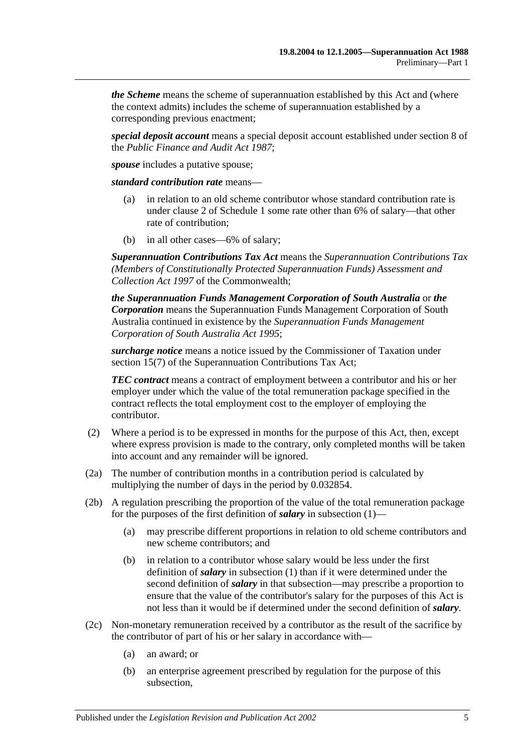***the Scheme*** means the scheme of superannuation established by this Act and (where the context admits) includes the scheme of superannuation established by a corresponding previous enactment;

***special deposit account*** means a special deposit account established under section 8 of the *Public Finance and Audit Act 1987*;

***spouse*** includes a putative spouse;

***standard contribution rate*** means—

(a) in relation to an old scheme contributor whose standard contribution rate is under clause 2 of Schedule 1 some rate other than 6% of salary—that other rate of contribution;

(b) in all other cases—6% of salary;

***Superannuation Contributions Tax Act*** means the *Superannuation Contributions Tax (Members of Constitutionally Protected Superannuation Funds) Assessment and Collection Act 1997* of the Commonwealth;

***the Superannuation Funds Management Corporation of South Australia*** or ***the Corporation*** means the Superannuation Funds Management Corporation of South Australia continued in existence by the *Superannuation Funds Management Corporation of South Australia Act 1995*;

***surcharge notice*** means a notice issued by the Commissioner of Taxation under section 15(7) of the Superannuation Contributions Tax Act;

***TEC contract*** means a contract of employment between a contributor and his or her employer under which the value of the total remuneration package specified in the contract reflects the total employment cost to the employer of employing the contributor.

(2) Where a period is to be expressed in months for the purpose of this Act, then, except where express provision is made to the contrary, only completed months will be taken into account and any remainder will be ignored.

(2a) The number of contribution months in a contribution period is calculated by multiplying the number of days in the period by 0.032854.

(2b) A regulation prescribing the proportion of the value of the total remuneration package for the purposes of the first definition of ***salary*** in subsection (1)—

(a) may prescribe different proportions in relation to old scheme contributors and new scheme contributors; and

(b) in relation to a contributor whose salary would be less under the first definition of ***salary*** in subsection (1) than if it were determined under the second definition of ***salary*** in that subsection—may prescribe a proportion to ensure that the value of the contributor's salary for the purposes of this Act is not less than it would be if determined under the second definition of ***salary***.

(2c) Non-monetary remuneration received by a contributor as the result of the sacrifice by the contributor of part of his or her salary in accordance with—

(a) an award; or

(b) an enterprise agreement prescribed by regulation for the purpose of this subsection,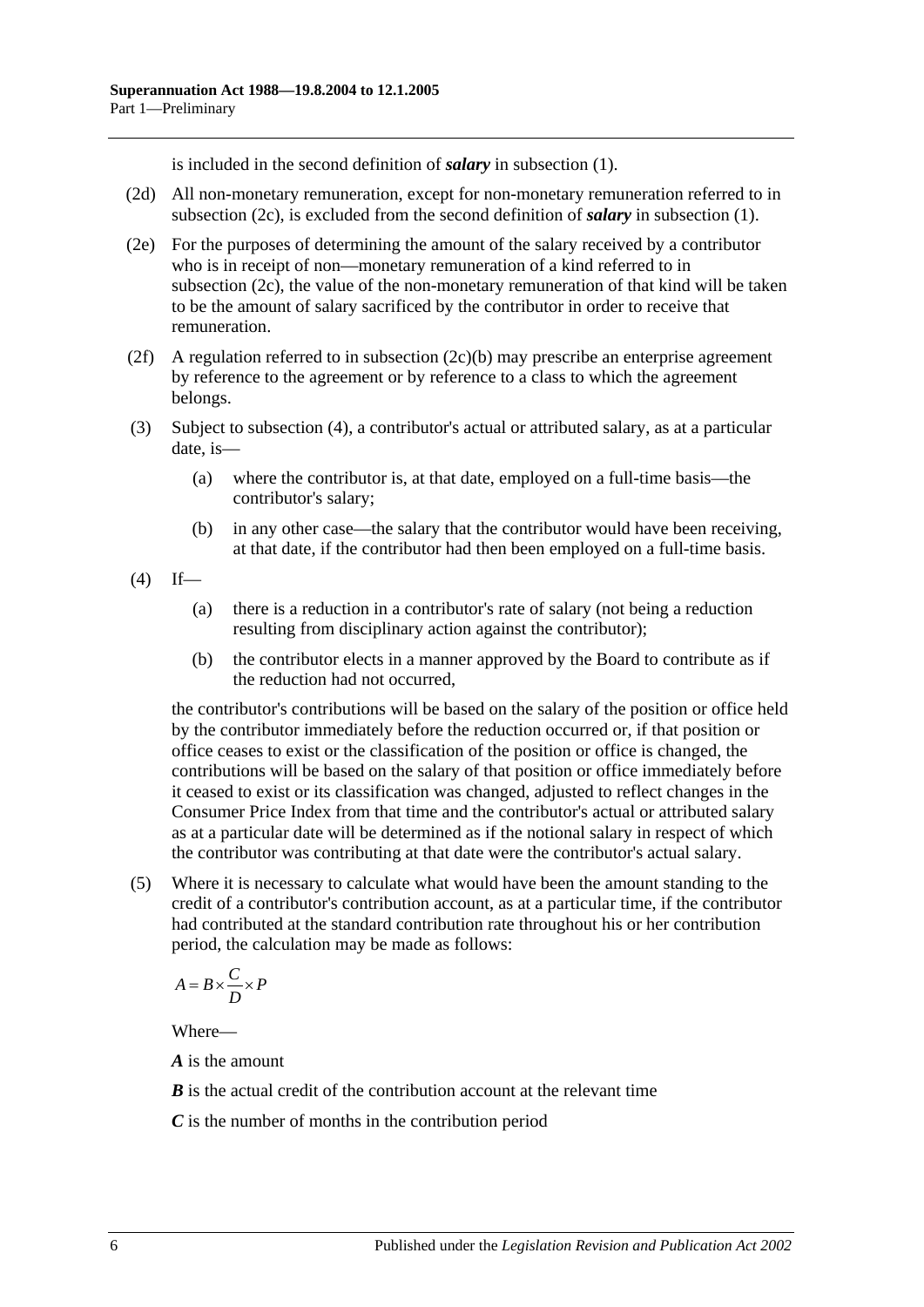is included in the second definition of ***salary*** in subsection (1).

(2d) All non-monetary remuneration, except for non-monetary remuneration referred to in subsection (2c), is excluded from the second definition of ***salary*** in subsection (1).

(2e) For the purposes of determining the amount of the salary received by a contributor who is in receipt of non—monetary remuneration of a kind referred to in subsection (2c), the value of the non-monetary remuneration of that kind will be taken to be the amount of salary sacrificed by the contributor in order to receive that remuneration.

(2f) A regulation referred to in subsection (2c)(b) may prescribe an enterprise agreement by reference to the agreement or by reference to a class to which the agreement belongs.

(3) Subject to subsection (4), a contributor's actual or attributed salary, as at a particular date, is—

(a) where the contributor is, at that date, employed on a full-time basis—the contributor's salary;

(b) in any other case—the salary that the contributor would have been receiving, at that date, if the contributor had then been employed on a full-time basis.

(4) If—

(a) there is a reduction in a contributor's rate of salary (not being a reduction resulting from disciplinary action against the contributor);

(b) the contributor elects in a manner approved by the Board to contribute as if the reduction had not occurred,

the contributor's contributions will be based on the salary of the position or office held by the contributor immediately before the reduction occurred or, if that position or office ceases to exist or the classification of the position or office is changed, the contributions will be based on the salary of that position or office immediately before it ceased to exist or its classification was changed, adjusted to reflect changes in the Consumer Price Index from that time and the contributor's actual or attributed salary as at a particular date will be determined as if the notional salary in respect of which the contributor was contributing at that date were the contributor's actual salary.

(5) Where it is necessary to calculate what would have been the amount standing to the credit of a contributor's contribution account, as at a particular time, if the contributor had contributed at the standard contribution rate throughout his or her contribution period, the calculation may be made as follows:

$$A = B \times \frac{C}{D} \times P$$

Where—

***A*** is the amount

***B*** is the actual credit of the contribution account at the relevant time

***C*** is the number of months in the contribution period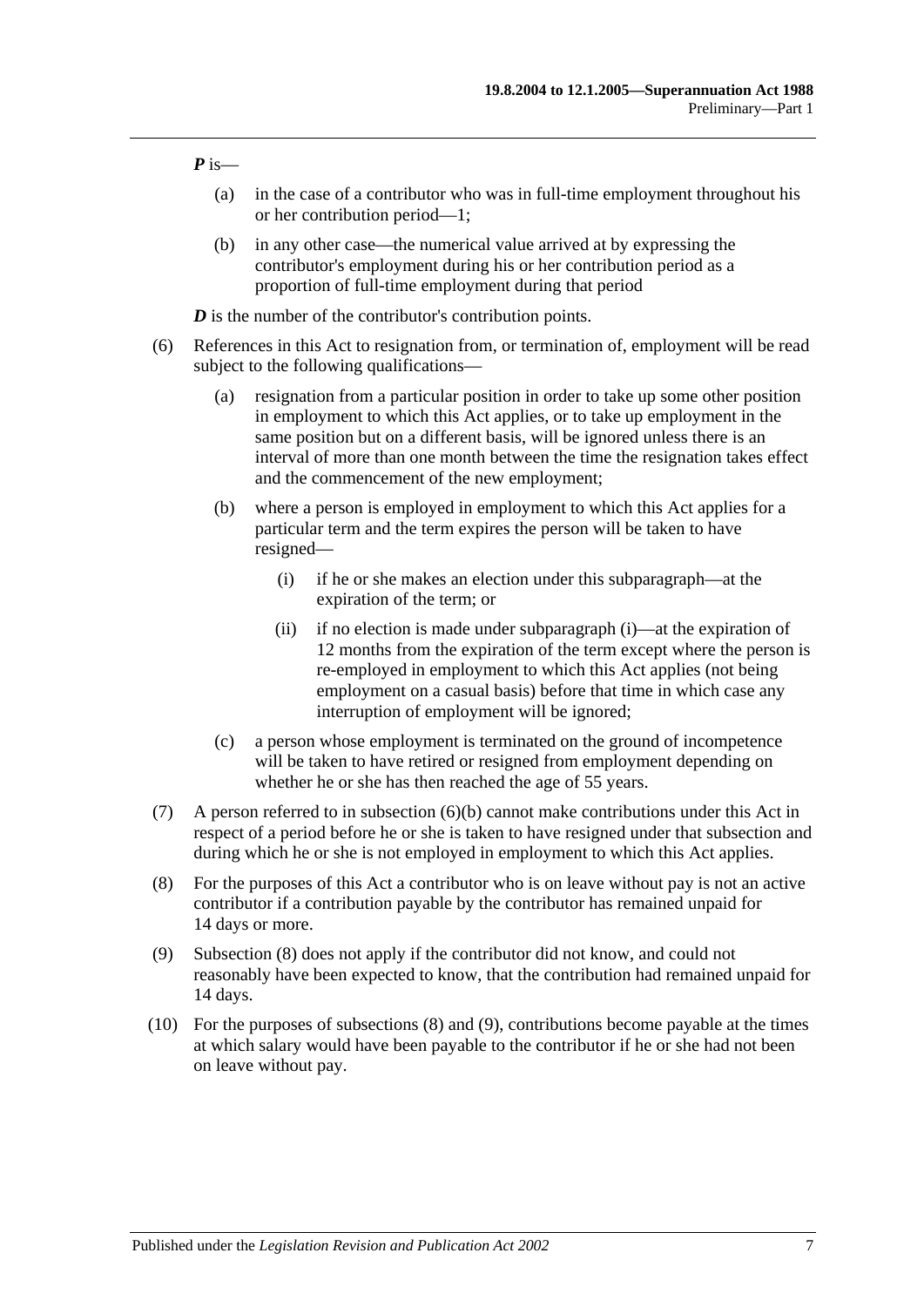***P*** is—

(a) in the case of a contributor who was in full-time employment throughout his or her contribution period—1;

(b) in any other case—the numerical value arrived at by expressing the contributor's employment during his or her contribution period as a proportion of full-time employment during that period

***D*** is the number of the contributor's contribution points.

(6) References in this Act to resignation from, or termination of, employment will be read subject to the following qualifications—

(a) resignation from a particular position in order to take up some other position in employment to which this Act applies, or to take up employment in the same position but on a different basis, will be ignored unless there is an interval of more than one month between the time the resignation takes effect and the commencement of the new employment;

(b) where a person is employed in employment to which this Act applies for a particular term and the term expires the person will be taken to have resigned—

(i) if he or she makes an election under this subparagraph—at the expiration of the term; or

(ii) if no election is made under subparagraph (i)—at the expiration of 12 months from the expiration of the term except where the person is re-employed in employment to which this Act applies (not being employment on a casual basis) before that time in which case any interruption of employment will be ignored;

(c) a person whose employment is terminated on the ground of incompetence will be taken to have retired or resigned from employment depending on whether he or she has then reached the age of 55 years.

(7) A person referred to in subsection (6)(b) cannot make contributions under this Act in respect of a period before he or she is taken to have resigned under that subsection and during which he or she is not employed in employment to which this Act applies.

(8) For the purposes of this Act a contributor who is on leave without pay is not an active contributor if a contribution payable by the contributor has remained unpaid for 14 days or more.

(9) Subsection (8) does not apply if the contributor did not know, and could not reasonably have been expected to know, that the contribution had remained unpaid for 14 days.

(10) For the purposes of subsections (8) and (9), contributions become payable at the times at which salary would have been payable to the contributor if he or she had not been on leave without pay.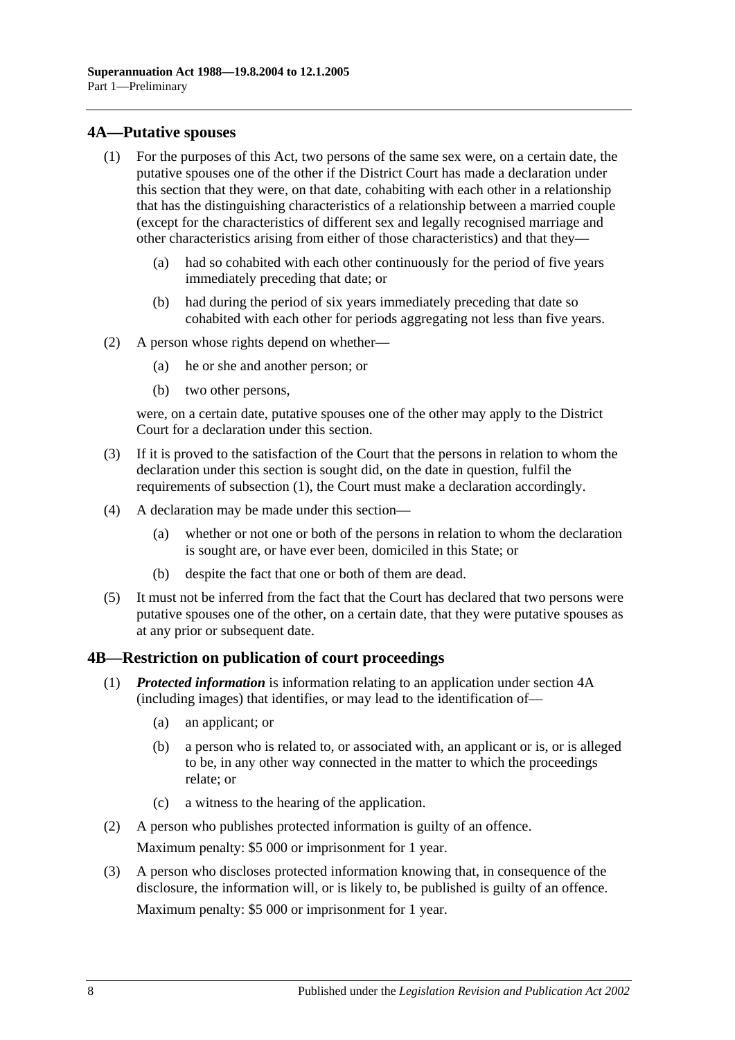## 4A—Putative spouses

(1) For the purposes of this Act, two persons of the same sex were, on a certain date, the putative spouses one of the other if the District Court has made a declaration under this section that they were, on that date, cohabiting with each other in a relationship that has the distinguishing characteristics of a relationship between a married couple (except for the characteristics of different sex and legally recognised marriage and other characteristics arising from either of those characteristics) and that they—

- (a) had so cohabited with each other continuously for the period of five years immediately preceding that date; or
- (b) had during the period of six years immediately preceding that date so cohabited with each other for periods aggregating not less than five years.

(2) A person whose rights depend on whether—

- (a) he or she and another person; or
- (b) two other persons,

were, on a certain date, putative spouses one of the other may apply to the District Court for a declaration under this section.

(3) If it is proved to the satisfaction of the Court that the persons in relation to whom the declaration under this section is sought did, on the date in question, fulfil the requirements of subsection (1), the Court must make a declaration accordingly.

(4) A declaration may be made under this section—

- (a) whether or not one or both of the persons in relation to whom the declaration is sought are, or have ever been, domiciled in this State; or
- (b) despite the fact that one or both of them are dead.

(5) It must not be inferred from the fact that the Court has declared that two persons were putative spouses one of the other, on a certain date, that they were putative spouses as at any prior or subsequent date.

## 4B—Restriction on publication of court proceedings

(1) ***Protected information*** is information relating to an application under section 4A (including images) that identifies, or may lead to the identification of—

- (a) an applicant; or
- (b) a person who is related to, or associated with, an applicant or is, or is alleged to be, in any other way connected in the matter to which the proceedings relate; or
- (c) a witness to the hearing of the application.

(2) A person who publishes protected information is guilty of an offence.

Maximum penalty: $5 000 or imprisonment for 1 year.

(3) A person who discloses protected information knowing that, in consequence of the disclosure, the information will, or is likely to, be published is guilty of an offence.

Maximum penalty: $5 000 or imprisonment for 1 year.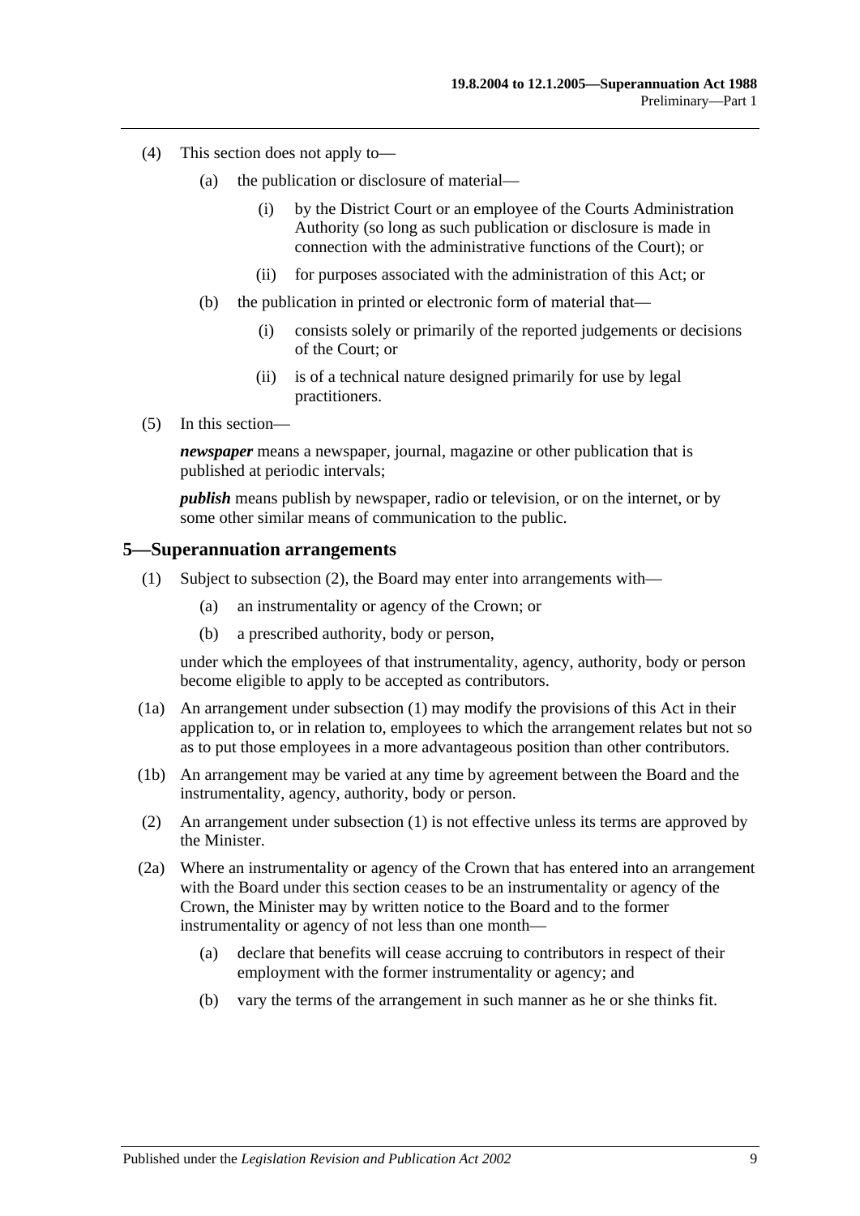(4) This section does not apply to—

(a) the publication or disclosure of material—

(i) by the District Court or an employee of the Courts Administration Authority (so long as such publication or disclosure is made in connection with the administrative functions of the Court); or

(ii) for purposes associated with the administration of this Act; or

(b) the publication in printed or electronic form of material that—

(i) consists solely or primarily of the reported judgements or decisions of the Court; or

(ii) is of a technical nature designed primarily for use by legal practitioners.

(5) In this section—

***newspaper*** means a newspaper, journal, magazine or other publication that is published at periodic intervals;

***publish*** means publish by newspaper, radio or television, or on the internet, or by some other similar means of communication to the public.

## 5—Superannuation arrangements

(1) Subject to subsection (2), the Board may enter into arrangements with—

(a) an instrumentality or agency of the Crown; or

(b) a prescribed authority, body or person,

under which the employees of that instrumentality, agency, authority, body or person become eligible to apply to be accepted as contributors.

(1a) An arrangement under subsection (1) may modify the provisions of this Act in their application to, or in relation to, employees to which the arrangement relates but not so as to put those employees in a more advantageous position than other contributors.

(1b) An arrangement may be varied at any time by agreement between the Board and the instrumentality, agency, authority, body or person.

(2) An arrangement under subsection (1) is not effective unless its terms are approved by the Minister.

(2a) Where an instrumentality or agency of the Crown that has entered into an arrangement with the Board under this section ceases to be an instrumentality or agency of the Crown, the Minister may by written notice to the Board and to the former instrumentality or agency of not less than one month—

(a) declare that benefits will cease accruing to contributors in respect of their employment with the former instrumentality or agency; and

(b) vary the terms of the arrangement in such manner as he or she thinks fit.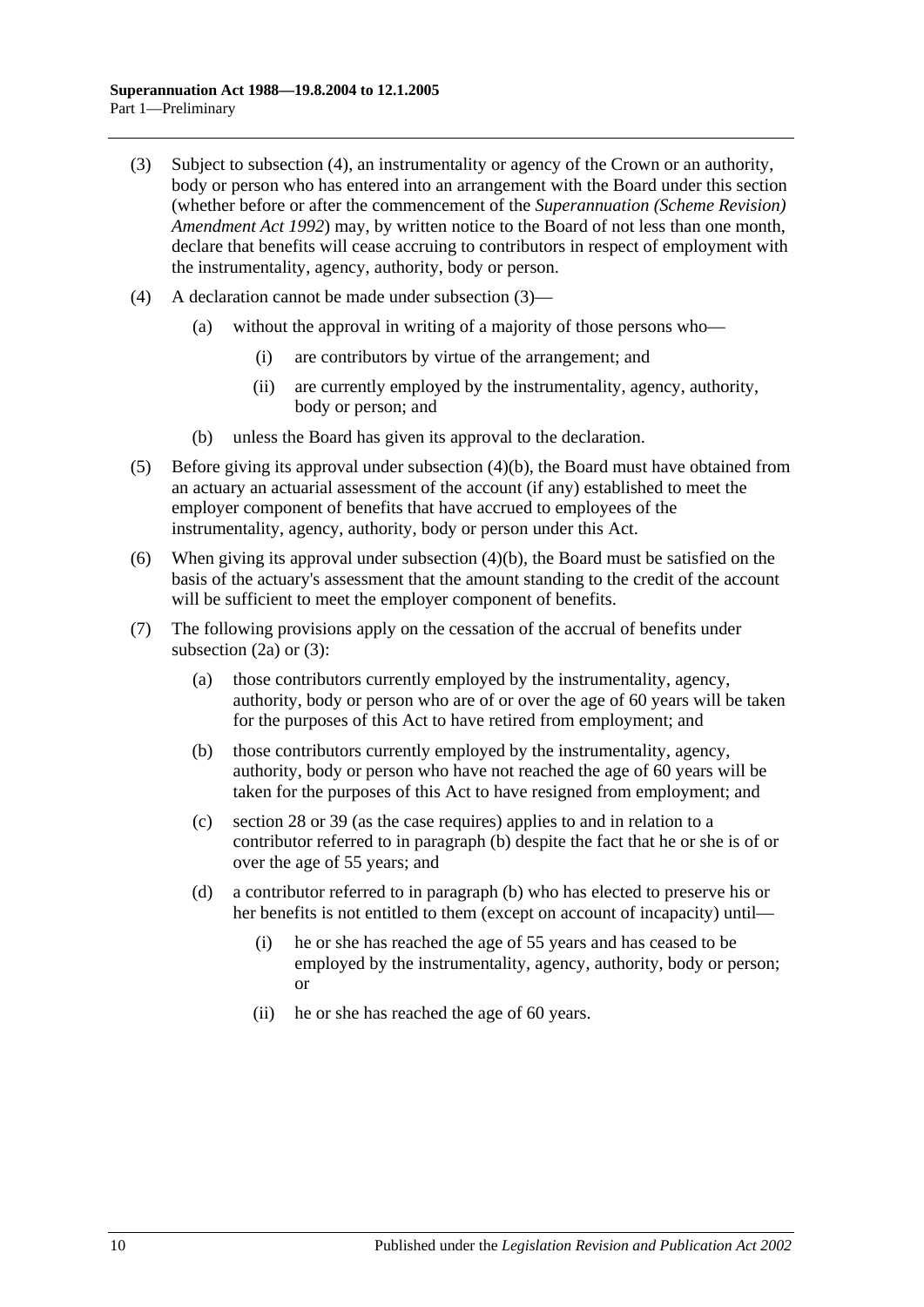(3) Subject to subsection (4), an instrumentality or agency of the Crown or an authority, body or person who has entered into an arrangement with the Board under this section (whether before or after the commencement of the *Superannuation (Scheme Revision) Amendment Act 1992*) may, by written notice to the Board of not less than one month, declare that benefits will cease accruing to contributors in respect of employment with the instrumentality, agency, authority, body or person.

(4) A declaration cannot be made under subsection (3)—

(a) without the approval in writing of a majority of those persons who—

(i) are contributors by virtue of the arrangement; and

(ii) are currently employed by the instrumentality, agency, authority, body or person; and

(b) unless the Board has given its approval to the declaration.

(5) Before giving its approval under subsection (4)(b), the Board must have obtained from an actuary an actuarial assessment of the account (if any) established to meet the employer component of benefits that have accrued to employees of the instrumentality, agency, authority, body or person under this Act.

(6) When giving its approval under subsection (4)(b), the Board must be satisfied on the basis of the actuary's assessment that the amount standing to the credit of the account will be sufficient to meet the employer component of benefits.

(7) The following provisions apply on the cessation of the accrual of benefits under subsection (2a) or (3):

(a) those contributors currently employed by the instrumentality, agency, authority, body or person who are of or over the age of 60 years will be taken for the purposes of this Act to have retired from employment; and

(b) those contributors currently employed by the instrumentality, agency, authority, body or person who have not reached the age of 60 years will be taken for the purposes of this Act to have resigned from employment; and

(c) section 28 or 39 (as the case requires) applies to and in relation to a contributor referred to in paragraph (b) despite the fact that he or she is of or over the age of 55 years; and

(d) a contributor referred to in paragraph (b) who has elected to preserve his or her benefits is not entitled to them (except on account of incapacity) until—

(i) he or she has reached the age of 55 years and has ceased to be employed by the instrumentality, agency, authority, body or person; or

(ii) he or she has reached the age of 60 years.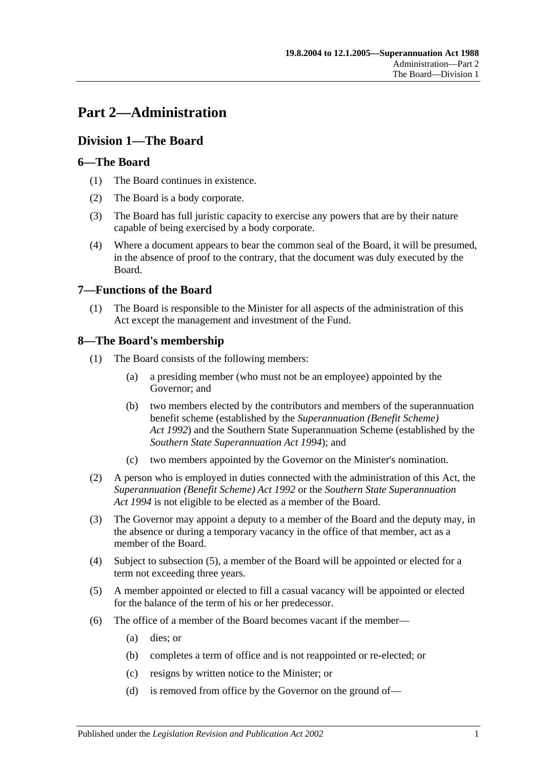# Part 2—Administration

## Division 1—The Board

### 6—The Board

(1) The Board continues in existence.

(2) The Board is a body corporate.

(3) The Board has full juristic capacity to exercise any powers that are by their nature capable of being exercised by a body corporate.

(4) Where a document appears to bear the common seal of the Board, it will be presumed, in the absence of proof to the contrary, that the document was duly executed by the Board.

### 7—Functions of the Board

(1) The Board is responsible to the Minister for all aspects of the administration of this Act except the management and investment of the Fund.

### 8—The Board's membership

(1) The Board consists of the following members:

(a) a presiding member (who must not be an employee) appointed by the Governor; and

(b) two members elected by the contributors and members of the superannuation benefit scheme (established by the *Superannuation (Benefit Scheme) Act 1992*) and the Southern State Superannuation Scheme (established by the *Southern State Superannuation Act 1994*); and

(c) two members appointed by the Governor on the Minister's nomination.

(2) A person who is employed in duties connected with the administration of this Act, the *Superannuation (Benefit Scheme) Act 1992* or the *Southern State Superannuation Act 1994* is not eligible to be elected as a member of the Board.

(3) The Governor may appoint a deputy to a member of the Board and the deputy may, in the absence or during a temporary vacancy in the office of that member, act as a member of the Board.

(4) Subject to subsection (5), a member of the Board will be appointed or elected for a term not exceeding three years.

(5) A member appointed or elected to fill a casual vacancy will be appointed or elected for the balance of the term of his or her predecessor.

(6) The office of a member of the Board becomes vacant if the member—

(a) dies; or

(b) completes a term of office and is not reappointed or re-elected; or

(c) resigns by written notice to the Minister; or

(d) is removed from office by the Governor on the ground of—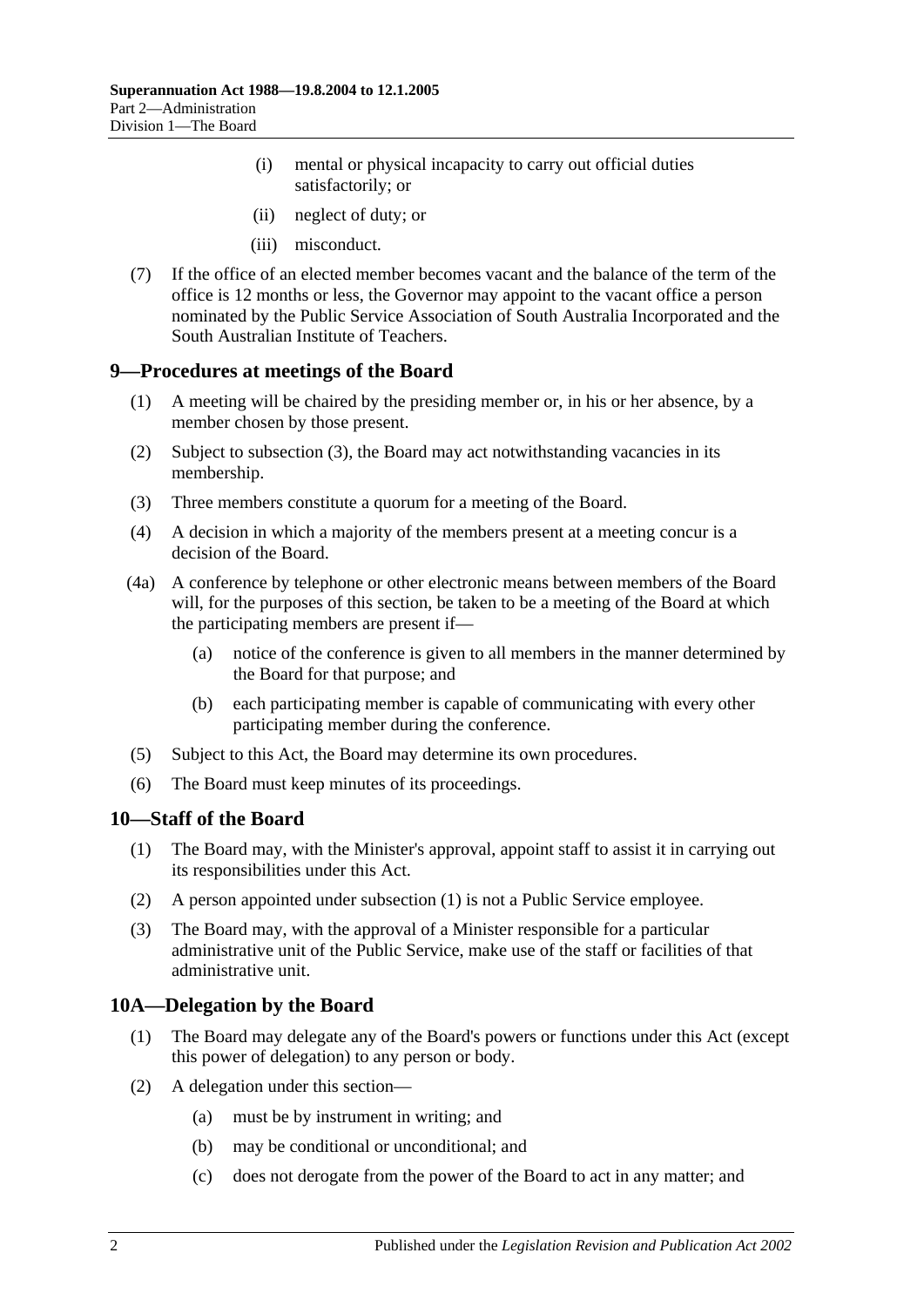(i) mental or physical incapacity to carry out official duties satisfactorily; or

(ii) neglect of duty; or

(iii) misconduct.

(7) If the office of an elected member becomes vacant and the balance of the term of the office is 12 months or less, the Governor may appoint to the vacant office a person nominated by the Public Service Association of South Australia Incorporated and the South Australian Institute of Teachers.

## 9—Procedures at meetings of the Board

(1) A meeting will be chaired by the presiding member or, in his or her absence, by a member chosen by those present.

(2) Subject to subsection (3), the Board may act notwithstanding vacancies in its membership.

(3) Three members constitute a quorum for a meeting of the Board.

(4) A decision in which a majority of the members present at a meeting concur is a decision of the Board.

(4a) A conference by telephone or other electronic means between members of the Board will, for the purposes of this section, be taken to be a meeting of the Board at which the participating members are present if—

(a) notice of the conference is given to all members in the manner determined by the Board for that purpose; and

(b) each participating member is capable of communicating with every other participating member during the conference.

(5) Subject to this Act, the Board may determine its own procedures.

(6) The Board must keep minutes of its proceedings.

## 10—Staff of the Board

(1) The Board may, with the Minister's approval, appoint staff to assist it in carrying out its responsibilities under this Act.

(2) A person appointed under subsection (1) is not a Public Service employee.

(3) The Board may, with the approval of a Minister responsible for a particular administrative unit of the Public Service, make use of the staff or facilities of that administrative unit.

## 10A—Delegation by the Board

(1) The Board may delegate any of the Board's powers or functions under this Act (except this power of delegation) to any person or body.

(2) A delegation under this section—

(a) must be by instrument in writing; and

(b) may be conditional or unconditional; and

(c) does not derogate from the power of the Board to act in any matter; and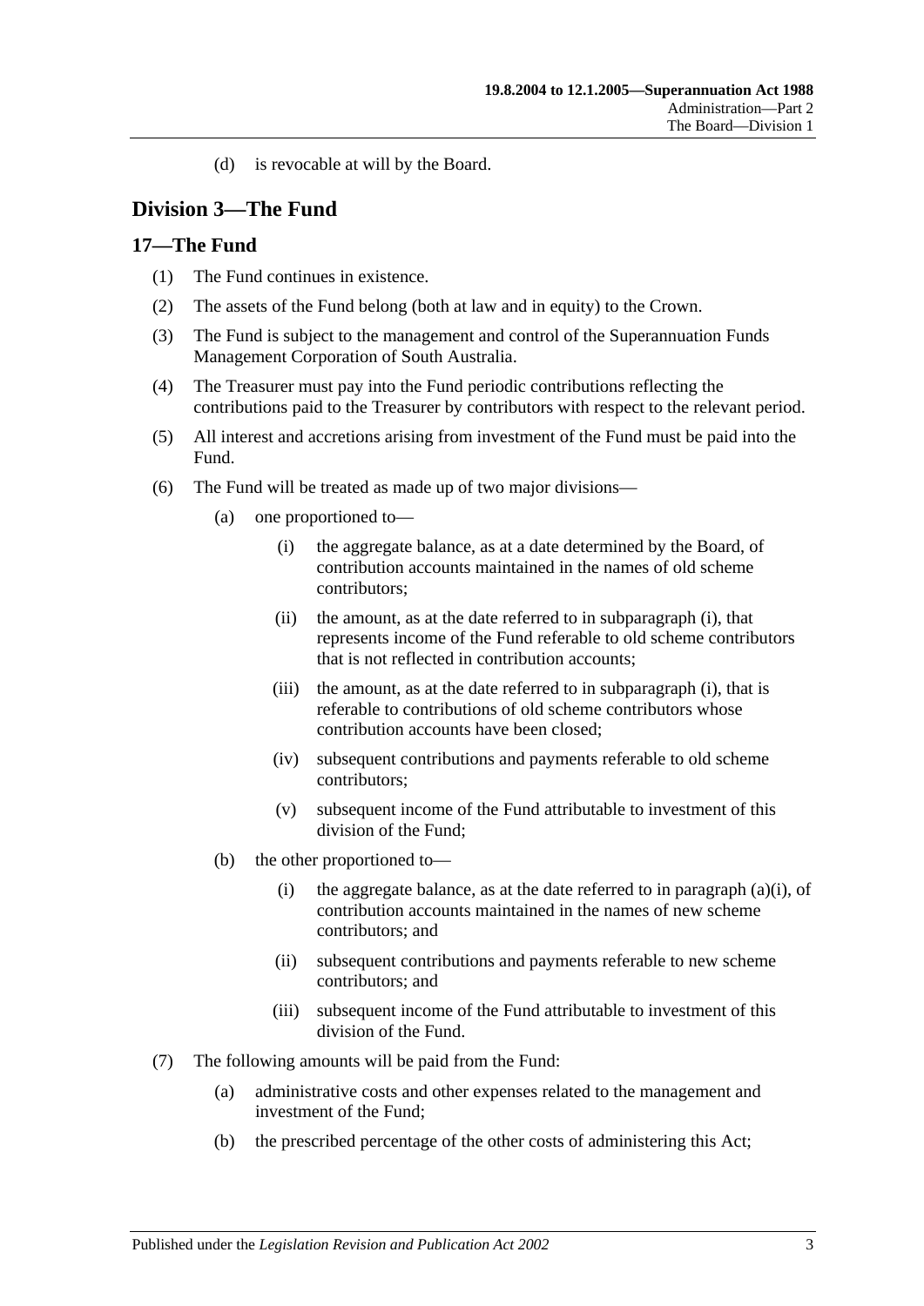(d) is revocable at will by the Board.

## Division 3—The Fund

### 17—The Fund

(1) The Fund continues in existence.

(2) The assets of the Fund belong (both at law and in equity) to the Crown.

(3) The Fund is subject to the management and control of the Superannuation Funds Management Corporation of South Australia.

(4) The Treasurer must pay into the Fund periodic contributions reflecting the contributions paid to the Treasurer by contributors with respect to the relevant period.

(5) All interest and accretions arising from investment of the Fund must be paid into the Fund.

(6) The Fund will be treated as made up of two major divisions—

(a) one proportioned to—

(i) the aggregate balance, as at a date determined by the Board, of contribution accounts maintained in the names of old scheme contributors;

(ii) the amount, as at the date referred to in subparagraph (i), that represents income of the Fund referable to old scheme contributors that is not reflected in contribution accounts;

(iii) the amount, as at the date referred to in subparagraph (i), that is referable to contributions of old scheme contributors whose contribution accounts have been closed;

(iv) subsequent contributions and payments referable to old scheme contributors;

(v) subsequent income of the Fund attributable to investment of this division of the Fund;

(b) the other proportioned to—

(i) the aggregate balance, as at the date referred to in paragraph (a)(i), of contribution accounts maintained in the names of new scheme contributors; and

(ii) subsequent contributions and payments referable to new scheme contributors; and

(iii) subsequent income of the Fund attributable to investment of this division of the Fund.

(7) The following amounts will be paid from the Fund:

(a) administrative costs and other expenses related to the management and investment of the Fund;

(b) the prescribed percentage of the other costs of administering this Act;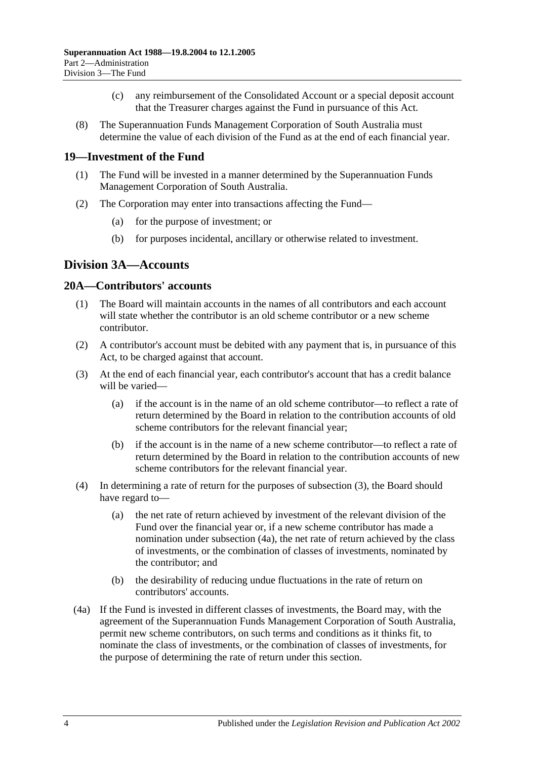(c) any reimbursement of the Consolidated Account or a special deposit account that the Treasurer charges against the Fund in pursuance of this Act.

(8) The Superannuation Funds Management Corporation of South Australia must determine the value of each division of the Fund as at the end of each financial year.

### 19—Investment of the Fund

(1) The Fund will be invested in a manner determined by the Superannuation Funds Management Corporation of South Australia.

(2) The Corporation may enter into transactions affecting the Fund—

(a) for the purpose of investment; or

(b) for purposes incidental, ancillary or otherwise related to investment.

## Division 3A—Accounts

### 20A—Contributors' accounts

(1) The Board will maintain accounts in the names of all contributors and each account will state whether the contributor is an old scheme contributor or a new scheme contributor.

(2) A contributor's account must be debited with any payment that is, in pursuance of this Act, to be charged against that account.

(3) At the end of each financial year, each contributor's account that has a credit balance will be varied—

(a) if the account is in the name of an old scheme contributor—to reflect a rate of return determined by the Board in relation to the contribution accounts of old scheme contributors for the relevant financial year;

(b) if the account is in the name of a new scheme contributor—to reflect a rate of return determined by the Board in relation to the contribution accounts of new scheme contributors for the relevant financial year.

(4) In determining a rate of return for the purposes of subsection (3), the Board should have regard to—

(a) the net rate of return achieved by investment of the relevant division of the Fund over the financial year or, if a new scheme contributor has made a nomination under subsection (4a), the net rate of return achieved by the class of investments, or the combination of classes of investments, nominated by the contributor; and

(b) the desirability of reducing undue fluctuations in the rate of return on contributors' accounts.

(4a) If the Fund is invested in different classes of investments, the Board may, with the agreement of the Superannuation Funds Management Corporation of South Australia, permit new scheme contributors, on such terms and conditions as it thinks fit, to nominate the class of investments, or the combination of classes of investments, for the purpose of determining the rate of return under this section.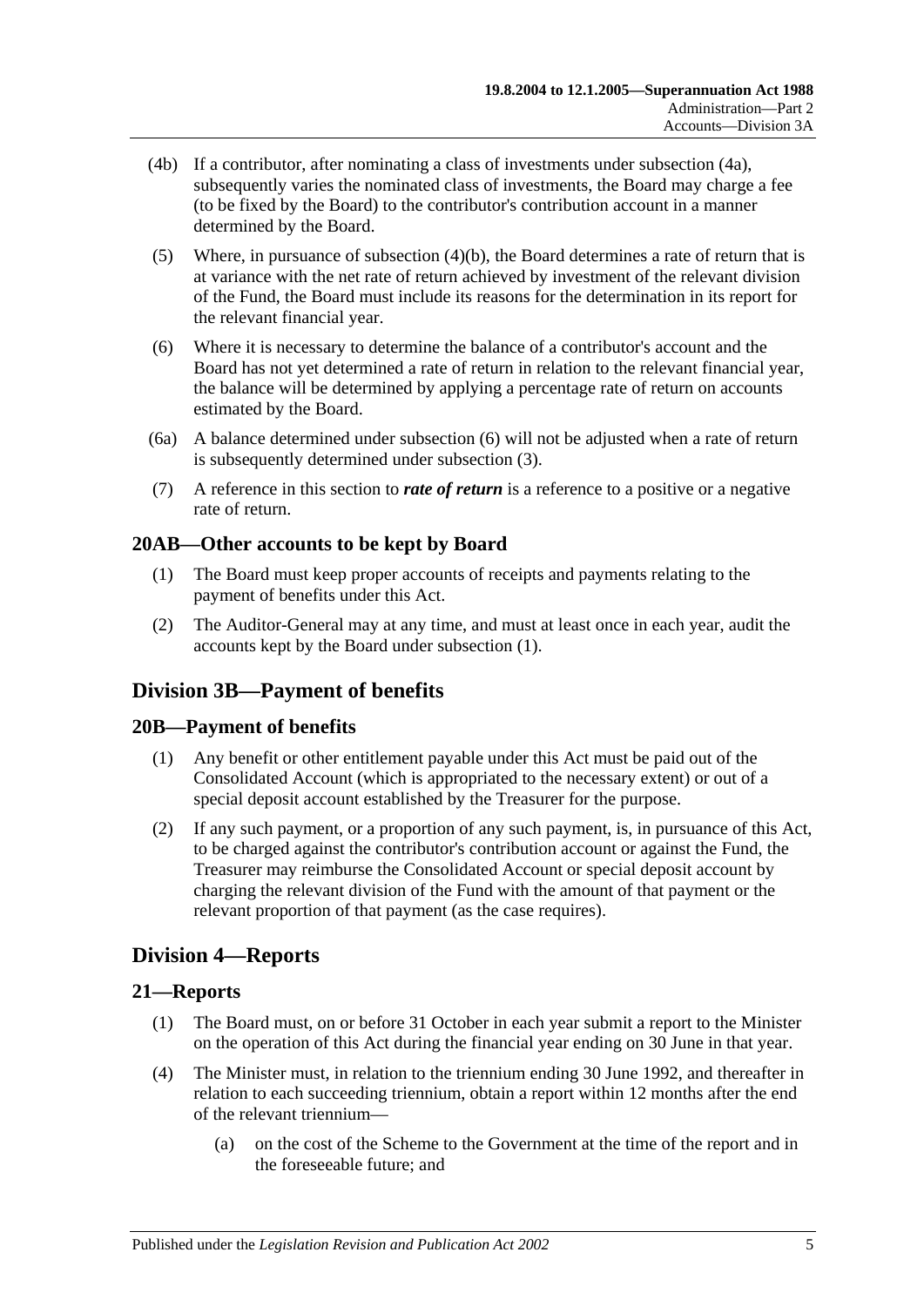(4b) If a contributor, after nominating a class of investments under subsection (4a), subsequently varies the nominated class of investments, the Board may charge a fee (to be fixed by the Board) to the contributor's contribution account in a manner determined by the Board.

(5) Where, in pursuance of subsection (4)(b), the Board determines a rate of return that is at variance with the net rate of return achieved by investment of the relevant division of the Fund, the Board must include its reasons for the determination in its report for the relevant financial year.

(6) Where it is necessary to determine the balance of a contributor's account and the Board has not yet determined a rate of return in relation to the relevant financial year, the balance will be determined by applying a percentage rate of return on accounts estimated by the Board.

(6a) A balance determined under subsection (6) will not be adjusted when a rate of return is subsequently determined under subsection (3).

(7) A reference in this section to ***rate of return*** is a reference to a positive or a negative rate of return.

### 20AB—Other accounts to be kept by Board

(1) The Board must keep proper accounts of receipts and payments relating to the payment of benefits under this Act.

(2) The Auditor-General may at any time, and must at least once in each year, audit the accounts kept by the Board under subsection (1).

## Division 3B—Payment of benefits

### 20B—Payment of benefits

(1) Any benefit or other entitlement payable under this Act must be paid out of the Consolidated Account (which is appropriated to the necessary extent) or out of a special deposit account established by the Treasurer for the purpose.

(2) If any such payment, or a proportion of any such payment, is, in pursuance of this Act, to be charged against the contributor's contribution account or against the Fund, the Treasurer may reimburse the Consolidated Account or special deposit account by charging the relevant division of the Fund with the amount of that payment or the relevant proportion of that payment (as the case requires).

## Division 4—Reports

### 21—Reports

(1) The Board must, on or before 31 October in each year submit a report to the Minister on the operation of this Act during the financial year ending on 30 June in that year.

(4) The Minister must, in relation to the triennium ending 30 June 1992, and thereafter in relation to each succeeding triennium, obtain a report within 12 months after the end of the relevant triennium—

(a) on the cost of the Scheme to the Government at the time of the report and in the foreseeable future; and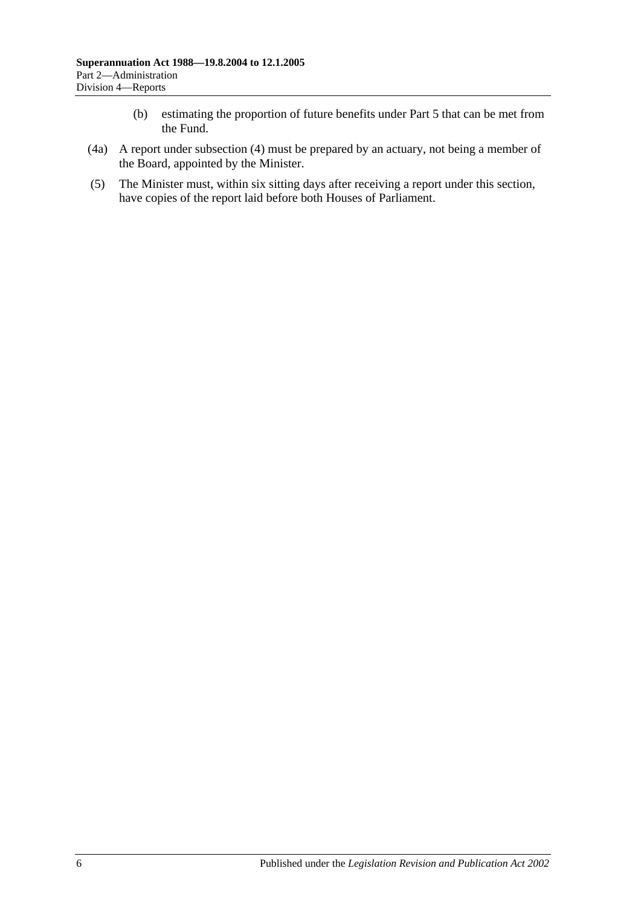(b) estimating the proportion of future benefits under Part 5 that can be met from the Fund.

(4a) A report under subsection (4) must be prepared by an actuary, not being a member of the Board, appointed by the Minister.

(5) The Minister must, within six sitting days after receiving a report under this section, have copies of the report laid before both Houses of Parliament.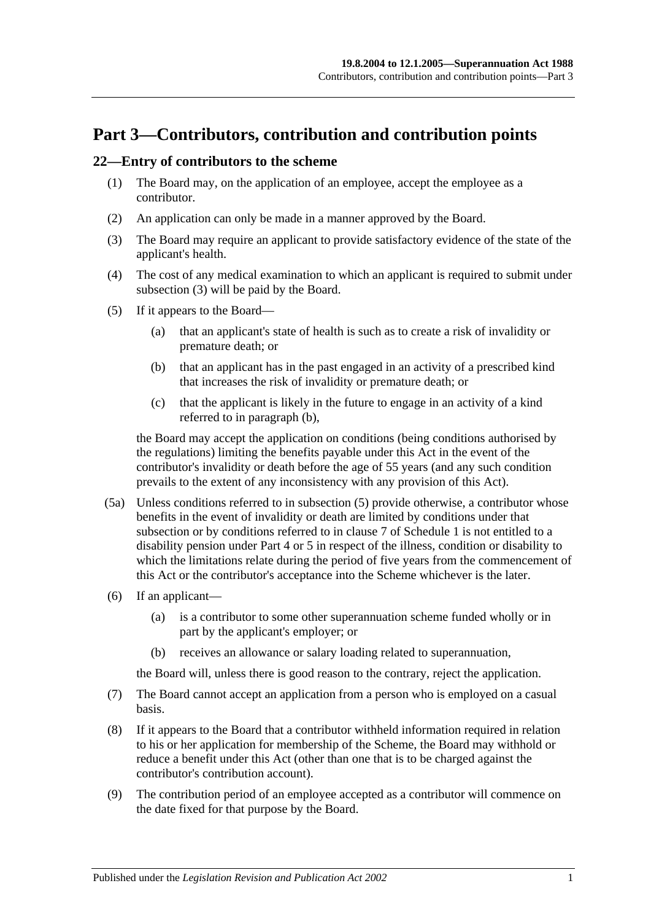# Part 3—Contributors, contribution and contribution points

## 22—Entry of contributors to the scheme

(1) The Board may, on the application of an employee, accept the employee as a contributor.

(2) An application can only be made in a manner approved by the Board.

(3) The Board may require an applicant to provide satisfactory evidence of the state of the applicant's health.

(4) The cost of any medical examination to which an applicant is required to submit under subsection (3) will be paid by the Board.

(5) If it appears to the Board—

(a) that an applicant's state of health is such as to create a risk of invalidity or premature death; or

(b) that an applicant has in the past engaged in an activity of a prescribed kind that increases the risk of invalidity or premature death; or

(c) that the applicant is likely in the future to engage in an activity of a kind referred to in paragraph (b),

the Board may accept the application on conditions (being conditions authorised by the regulations) limiting the benefits payable under this Act in the event of the contributor's invalidity or death before the age of 55 years (and any such condition prevails to the extent of any inconsistency with any provision of this Act).

(5a) Unless conditions referred to in subsection (5) provide otherwise, a contributor whose benefits in the event of invalidity or death are limited by conditions under that subsection or by conditions referred to in clause 7 of Schedule 1 is not entitled to a disability pension under Part 4 or 5 in respect of the illness, condition or disability to which the limitations relate during the period of five years from the commencement of this Act or the contributor's acceptance into the Scheme whichever is the later.

(6) If an applicant—

(a) is a contributor to some other superannuation scheme funded wholly or in part by the applicant's employer; or

(b) receives an allowance or salary loading related to superannuation,

the Board will, unless there is good reason to the contrary, reject the application.

(7) The Board cannot accept an application from a person who is employed on a casual basis.

(8) If it appears to the Board that a contributor withheld information required in relation to his or her application for membership of the Scheme, the Board may withhold or reduce a benefit under this Act (other than one that is to be charged against the contributor's contribution account).

(9) The contribution period of an employee accepted as a contributor will commence on the date fixed for that purpose by the Board.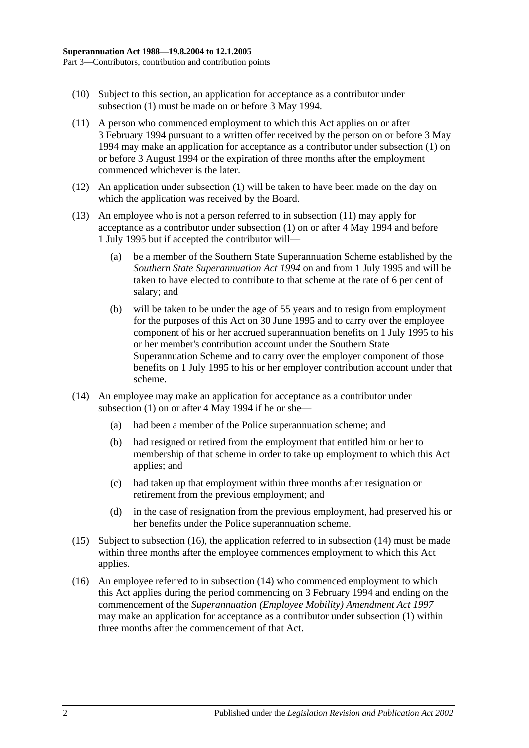(10) Subject to this section, an application for acceptance as a contributor under subsection (1) must be made on or before 3 May 1994.

(11) A person who commenced employment to which this Act applies on or after 3 February 1994 pursuant to a written offer received by the person on or before 3 May 1994 may make an application for acceptance as a contributor under subsection (1) on or before 3 August 1994 or the expiration of three months after the employment commenced whichever is the later.

(12) An application under subsection (1) will be taken to have been made on the day on which the application was received by the Board.

(13) An employee who is not a person referred to in subsection (11) may apply for acceptance as a contributor under subsection (1) on or after 4 May 1994 and before 1 July 1995 but if accepted the contributor will—

(a) be a member of the Southern State Superannuation Scheme established by the *Southern State Superannuation Act 1994* on and from 1 July 1995 and will be taken to have elected to contribute to that scheme at the rate of 6 per cent of salary; and

(b) will be taken to be under the age of 55 years and to resign from employment for the purposes of this Act on 30 June 1995 and to carry over the employee component of his or her accrued superannuation benefits on 1 July 1995 to his or her member's contribution account under the Southern State Superannuation Scheme and to carry over the employer component of those benefits on 1 July 1995 to his or her employer contribution account under that scheme.

(14) An employee may make an application for acceptance as a contributor under subsection (1) on or after 4 May 1994 if he or she—

(a) had been a member of the Police superannuation scheme; and

(b) had resigned or retired from the employment that entitled him or her to membership of that scheme in order to take up employment to which this Act applies; and

(c) had taken up that employment within three months after resignation or retirement from the previous employment; and

(d) in the case of resignation from the previous employment, had preserved his or her benefits under the Police superannuation scheme.

(15) Subject to subsection (16), the application referred to in subsection (14) must be made within three months after the employee commences employment to which this Act applies.

(16) An employee referred to in subsection (14) who commenced employment to which this Act applies during the period commencing on 3 February 1994 and ending on the commencement of the *Superannuation (Employee Mobility) Amendment Act 1997* may make an application for acceptance as a contributor under subsection (1) within three months after the commencement of that Act.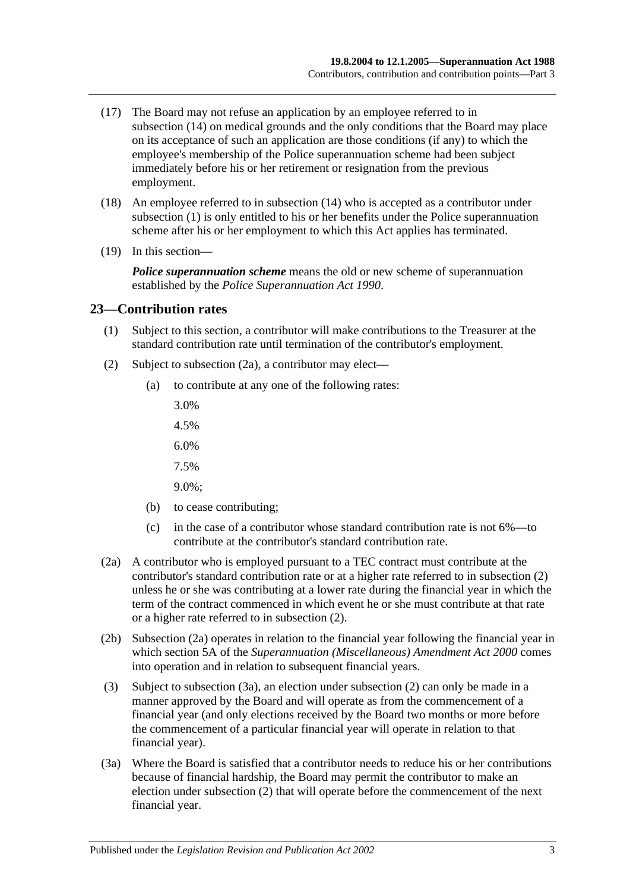(17) The Board may not refuse an application by an employee referred to in subsection (14) on medical grounds and the only conditions that the Board may place on its acceptance of such an application are those conditions (if any) to which the employee's membership of the Police superannuation scheme had been subject immediately before his or her retirement or resignation from the previous employment.

(18) An employee referred to in subsection (14) who is accepted as a contributor under subsection (1) is only entitled to his or her benefits under the Police superannuation scheme after his or her employment to which this Act applies has terminated.

(19) In this section—

***Police superannuation scheme*** means the old or new scheme of superannuation established by the *Police Superannuation Act 1990*.

## 23—Contribution rates

(1) Subject to this section, a contributor will make contributions to the Treasurer at the standard contribution rate until termination of the contributor's employment.

(2) Subject to subsection (2a), a contributor may elect—

(a) to contribute at any one of the following rates:

3.0%

4.5%

6.0%

7.5%

9.0%;

(b) to cease contributing;

(c) in the case of a contributor whose standard contribution rate is not 6%—to contribute at the contributor's standard contribution rate.

(2a) A contributor who is employed pursuant to a TEC contract must contribute at the contributor's standard contribution rate or at a higher rate referred to in subsection (2) unless he or she was contributing at a lower rate during the financial year in which the term of the contract commenced in which event he or she must contribute at that rate or a higher rate referred to in subsection (2).

(2b) Subsection (2a) operates in relation to the financial year following the financial year in which section 5A of the *Superannuation (Miscellaneous) Amendment Act 2000* comes into operation and in relation to subsequent financial years.

(3) Subject to subsection (3a), an election under subsection (2) can only be made in a manner approved by the Board and will operate as from the commencement of a financial year (and only elections received by the Board two months or more before the commencement of a particular financial year will operate in relation to that financial year).

(3a) Where the Board is satisfied that a contributor needs to reduce his or her contributions because of financial hardship, the Board may permit the contributor to make an election under subsection (2) that will operate before the commencement of the next financial year.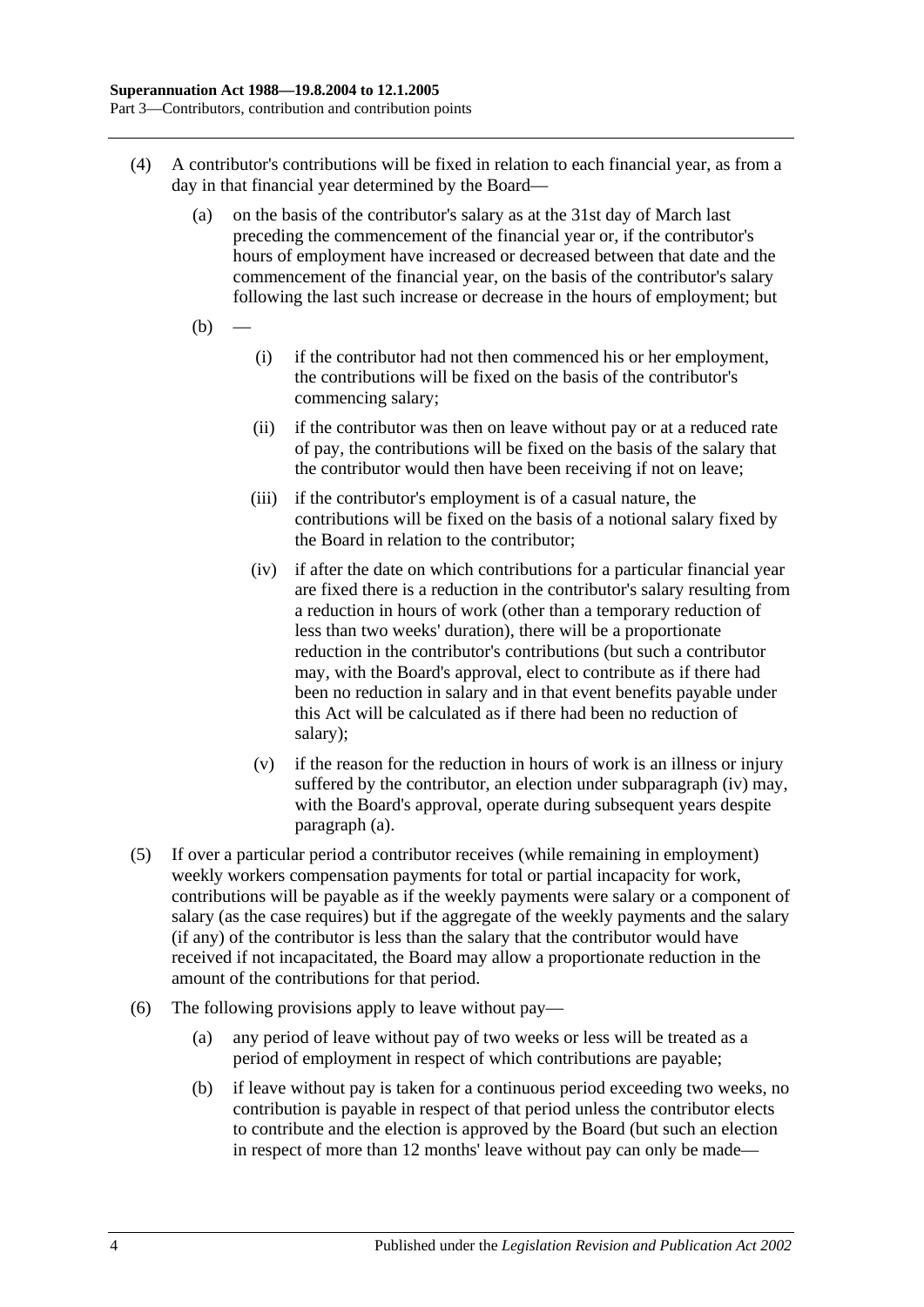(4) A contributor's contributions will be fixed in relation to each financial year, as from a day in that financial year determined by the Board—

(a) on the basis of the contributor's salary as at the 31st day of March last preceding the commencement of the financial year or, if the contributor's hours of employment have increased or decreased between that date and the commencement of the financial year, on the basis of the contributor's salary following the last such increase or decrease in the hours of employment; but

(b) —

(i) if the contributor had not then commenced his or her employment, the contributions will be fixed on the basis of the contributor's commencing salary;

(ii) if the contributor was then on leave without pay or at a reduced rate of pay, the contributions will be fixed on the basis of the salary that the contributor would then have been receiving if not on leave;

(iii) if the contributor's employment is of a casual nature, the contributions will be fixed on the basis of a notional salary fixed by the Board in relation to the contributor;

(iv) if after the date on which contributions for a particular financial year are fixed there is a reduction in the contributor's salary resulting from a reduction in hours of work (other than a temporary reduction of less than two weeks' duration), there will be a proportionate reduction in the contributor's contributions (but such a contributor may, with the Board's approval, elect to contribute as if there had been no reduction in salary and in that event benefits payable under this Act will be calculated as if there had been no reduction of salary);

(v) if the reason for the reduction in hours of work is an illness or injury suffered by the contributor, an election under subparagraph (iv) may, with the Board's approval, operate during subsequent years despite paragraph (a).

(5) If over a particular period a contributor receives (while remaining in employment) weekly workers compensation payments for total or partial incapacity for work, contributions will be payable as if the weekly payments were salary or a component of salary (as the case requires) but if the aggregate of the weekly payments and the salary (if any) of the contributor is less than the salary that the contributor would have received if not incapacitated, the Board may allow a proportionate reduction in the amount of the contributions for that period.

(6) The following provisions apply to leave without pay—

(a) any period of leave without pay of two weeks or less will be treated as a period of employment in respect of which contributions are payable;

(b) if leave without pay is taken for a continuous period exceeding two weeks, no contribution is payable in respect of that period unless the contributor elects to contribute and the election is approved by the Board (but such an election in respect of more than 12 months' leave without pay can only be made—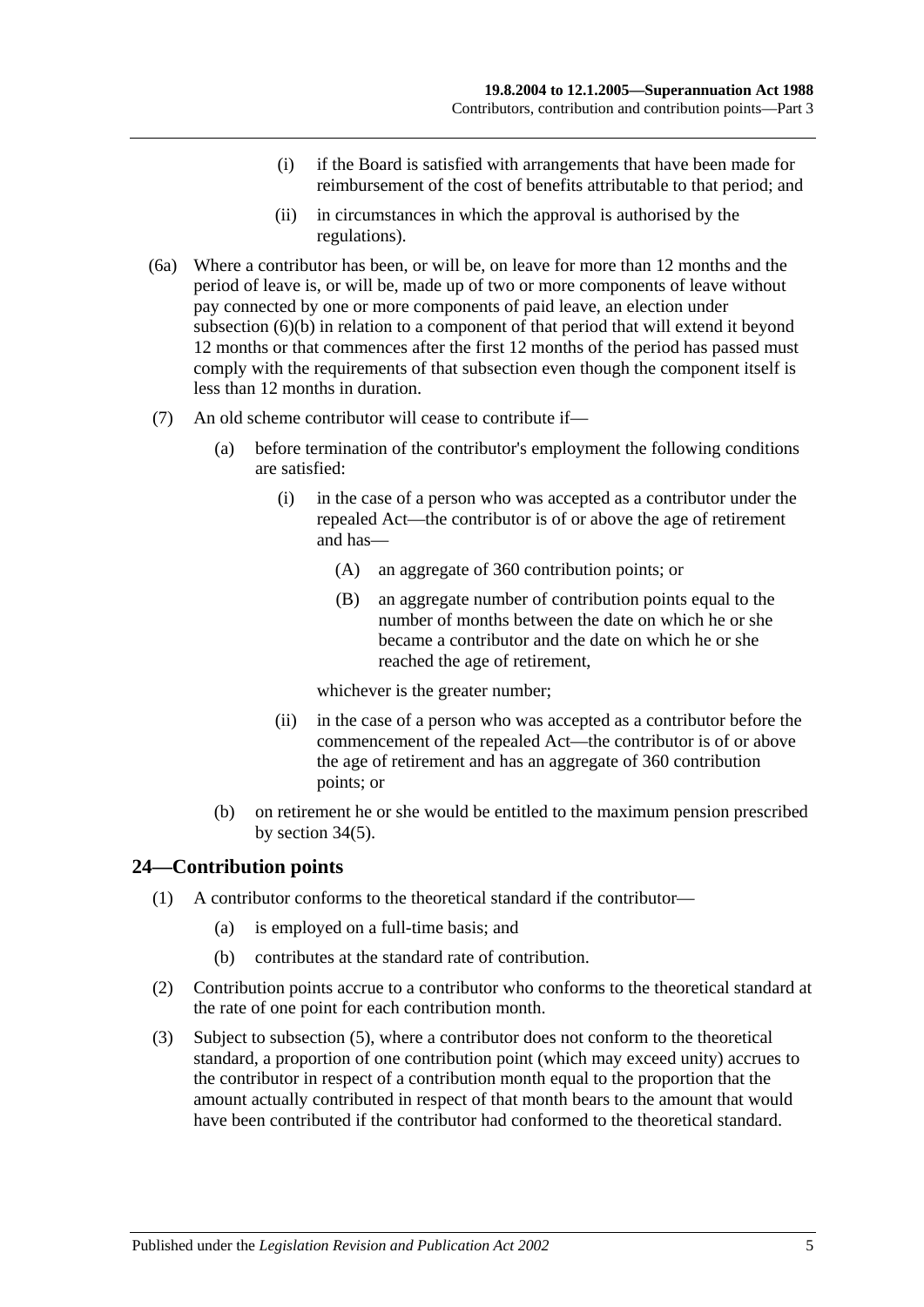(i) if the Board is satisfied with arrangements that have been made for reimbursement of the cost of benefits attributable to that period; and

(ii) in circumstances in which the approval is authorised by the regulations).

(6a) Where a contributor has been, or will be, on leave for more than 12 months and the period of leave is, or will be, made up of two or more components of leave without pay connected by one or more components of paid leave, an election under subsection (6)(b) in relation to a component of that period that will extend it beyond 12 months or that commences after the first 12 months of the period has passed must comply with the requirements of that subsection even though the component itself is less than 12 months in duration.

(7) An old scheme contributor will cease to contribute if—

(a) before termination of the contributor's employment the following conditions are satisfied:

(i) in the case of a person who was accepted as a contributor under the repealed Act—the contributor is of or above the age of retirement and has—

(A) an aggregate of 360 contribution points; or

(B) an aggregate number of contribution points equal to the number of months between the date on which he or she became a contributor and the date on which he or she reached the age of retirement,

whichever is the greater number;

(ii) in the case of a person who was accepted as a contributor before the commencement of the repealed Act—the contributor is of or above the age of retirement and has an aggregate of 360 contribution points; or

(b) on retirement he or she would be entitled to the maximum pension prescribed by section 34(5).

## 24—Contribution points

(1) A contributor conforms to the theoretical standard if the contributor—

(a) is employed on a full-time basis; and

(b) contributes at the standard rate of contribution.

(2) Contribution points accrue to a contributor who conforms to the theoretical standard at the rate of one point for each contribution month.

(3) Subject to subsection (5), where a contributor does not conform to the theoretical standard, a proportion of one contribution point (which may exceed unity) accrues to the contributor in respect of a contribution month equal to the proportion that the amount actually contributed in respect of that month bears to the amount that would have been contributed if the contributor had conformed to the theoretical standard.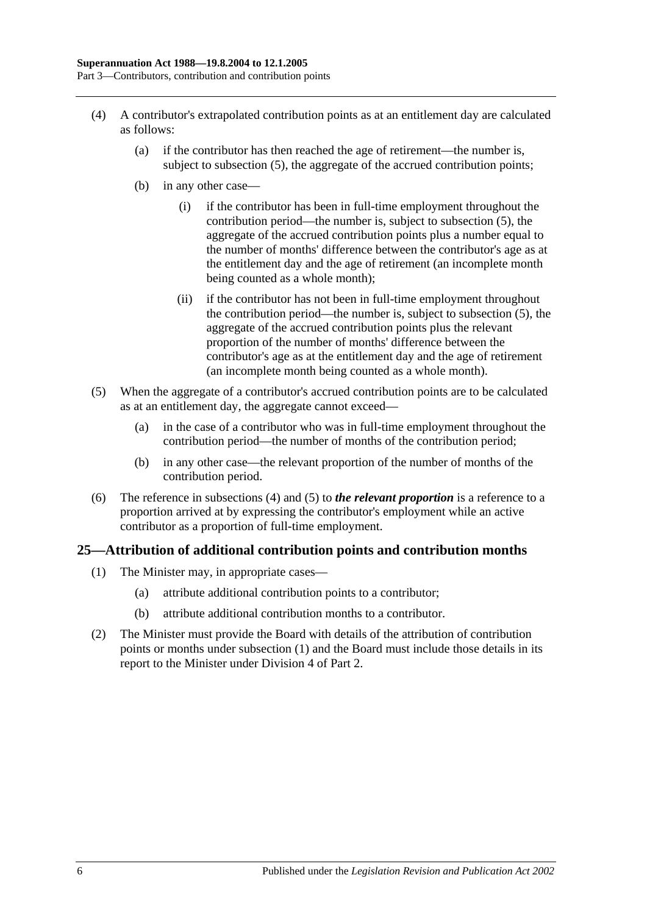(4) A contributor's extrapolated contribution points as at an entitlement day are calculated as follows:

(a) if the contributor has then reached the age of retirement—the number is, subject to subsection (5), the aggregate of the accrued contribution points;

(b) in any other case—

(i) if the contributor has been in full-time employment throughout the contribution period—the number is, subject to subsection (5), the aggregate of the accrued contribution points plus a number equal to the number of months' difference between the contributor's age as at the entitlement day and the age of retirement (an incomplete month being counted as a whole month);

(ii) if the contributor has not been in full-time employment throughout the contribution period—the number is, subject to subsection (5), the aggregate of the accrued contribution points plus the relevant proportion of the number of months' difference between the contributor's age as at the entitlement day and the age of retirement (an incomplete month being counted as a whole month).

(5) When the aggregate of a contributor's accrued contribution points are to be calculated as at an entitlement day, the aggregate cannot exceed—

(a) in the case of a contributor who was in full-time employment throughout the contribution period—the number of months of the contribution period;

(b) in any other case—the relevant proportion of the number of months of the contribution period.

(6) The reference in subsections (4) and (5) to ***the relevant proportion*** is a reference to a proportion arrived at by expressing the contributor's employment while an active contributor as a proportion of full-time employment.

## 25—Attribution of additional contribution points and contribution months

(1) The Minister may, in appropriate cases—

(a) attribute additional contribution points to a contributor;

(b) attribute additional contribution months to a contributor.

(2) The Minister must provide the Board with details of the attribution of contribution points or months under subsection (1) and the Board must include those details in its report to the Minister under Division 4 of Part 2.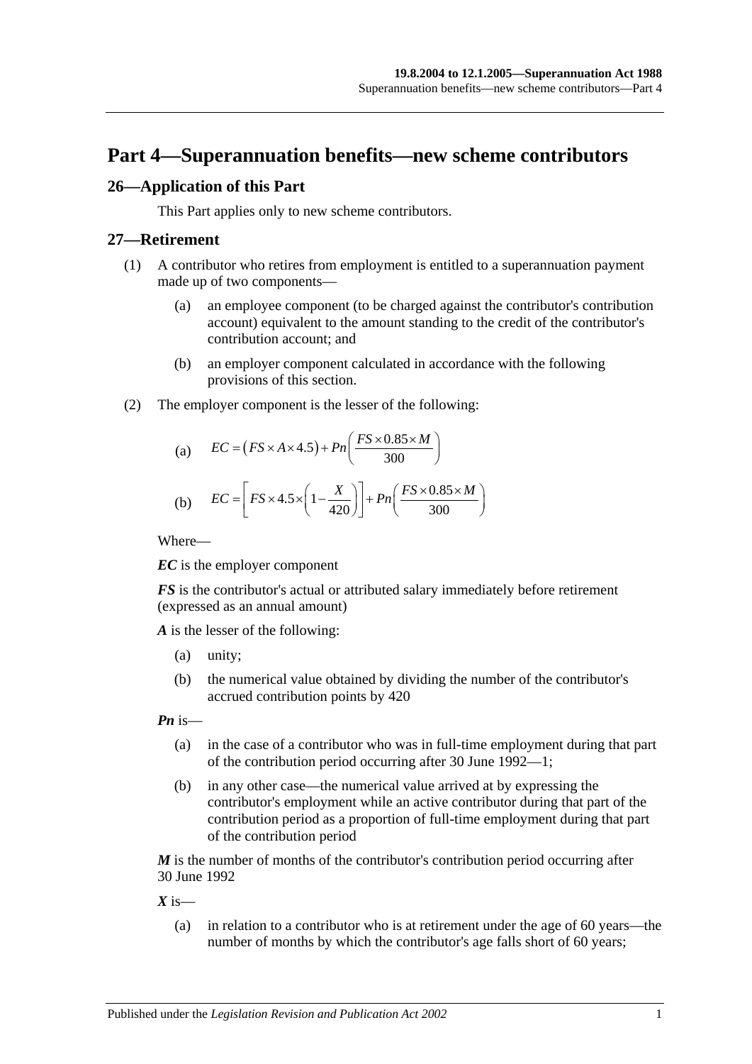# Part 4—Superannuation benefits—new scheme contributors

## 26—Application of this Part

This Part applies only to new scheme contributors.

## 27—Retirement

(1) A contributor who retires from employment is entitled to a superannuation payment made up of two components—

(a) an employee component (to be charged against the contributor's contribution account) equivalent to the amount standing to the credit of the contributor's contribution account; and

(b) an employer component calculated in accordance with the following provisions of this section.

(2) The employer component is the lesser of the following:

(a) $$EC = (FS \times A \times 4.5) + Pn\left(\frac{FS \times 0.85 \times M}{300}\right)$$

(b) $$EC = \left[FS \times 4.5 \times \left(1 - \frac{X}{420}\right)\right] + Pn\left(\frac{FS \times 0.85 \times M}{300}\right)$$

Where—

***EC*** is the employer component

***FS*** is the contributor's actual or attributed salary immediately before retirement (expressed as an annual amount)

***A*** is the lesser of the following:

(a) unity;

(b) the numerical value obtained by dividing the number of the contributor's accrued contribution points by 420

***Pn*** is—

(a) in the case of a contributor who was in full-time employment during that part of the contribution period occurring after 30 June 1992—1;

(b) in any other case—the numerical value arrived at by expressing the contributor's employment while an active contributor during that part of the contribution period as a proportion of full-time employment during that part of the contribution period

***M*** is the number of months of the contributor's contribution period occurring after 30 June 1992

***X*** is—

(a) in relation to a contributor who is at retirement under the age of 60 years—the number of months by which the contributor's age falls short of 60 years;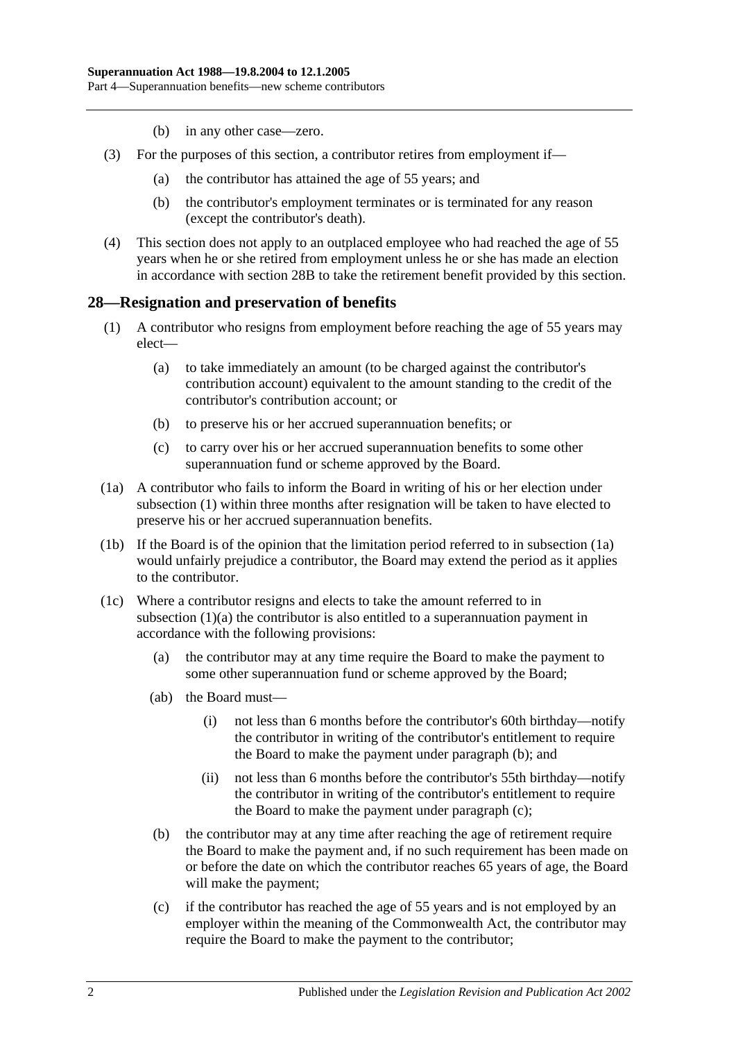(b) in any other case—zero.

(3) For the purposes of this section, a contributor retires from employment if—

(a) the contributor has attained the age of 55 years; and

(b) the contributor's employment terminates or is terminated for any reason (except the contributor's death).

(4) This section does not apply to an outplaced employee who had reached the age of 55 years when he or she retired from employment unless he or she has made an election in accordance with section 28B to take the retirement benefit provided by this section.

## 28—Resignation and preservation of benefits

(1) A contributor who resigns from employment before reaching the age of 55 years may elect—

(a) to take immediately an amount (to be charged against the contributor's contribution account) equivalent to the amount standing to the credit of the contributor's contribution account; or

(b) to preserve his or her accrued superannuation benefits; or

(c) to carry over his or her accrued superannuation benefits to some other superannuation fund or scheme approved by the Board.

(1a) A contributor who fails to inform the Board in writing of his or her election under subsection (1) within three months after resignation will be taken to have elected to preserve his or her accrued superannuation benefits.

(1b) If the Board is of the opinion that the limitation period referred to in subsection (1a) would unfairly prejudice a contributor, the Board may extend the period as it applies to the contributor.

(1c) Where a contributor resigns and elects to take the amount referred to in subsection (1)(a) the contributor is also entitled to a superannuation payment in accordance with the following provisions:

(a) the contributor may at any time require the Board to make the payment to some other superannuation fund or scheme approved by the Board;

(ab) the Board must—

(i) not less than 6 months before the contributor's 60th birthday—notify the contributor in writing of the contributor's entitlement to require the Board to make the payment under paragraph (b); and

(ii) not less than 6 months before the contributor's 55th birthday—notify the contributor in writing of the contributor's entitlement to require the Board to make the payment under paragraph (c);

(b) the contributor may at any time after reaching the age of retirement require the Board to make the payment and, if no such requirement has been made on or before the date on which the contributor reaches 65 years of age, the Board will make the payment;

(c) if the contributor has reached the age of 55 years and is not employed by an employer within the meaning of the Commonwealth Act, the contributor may require the Board to make the payment to the contributor;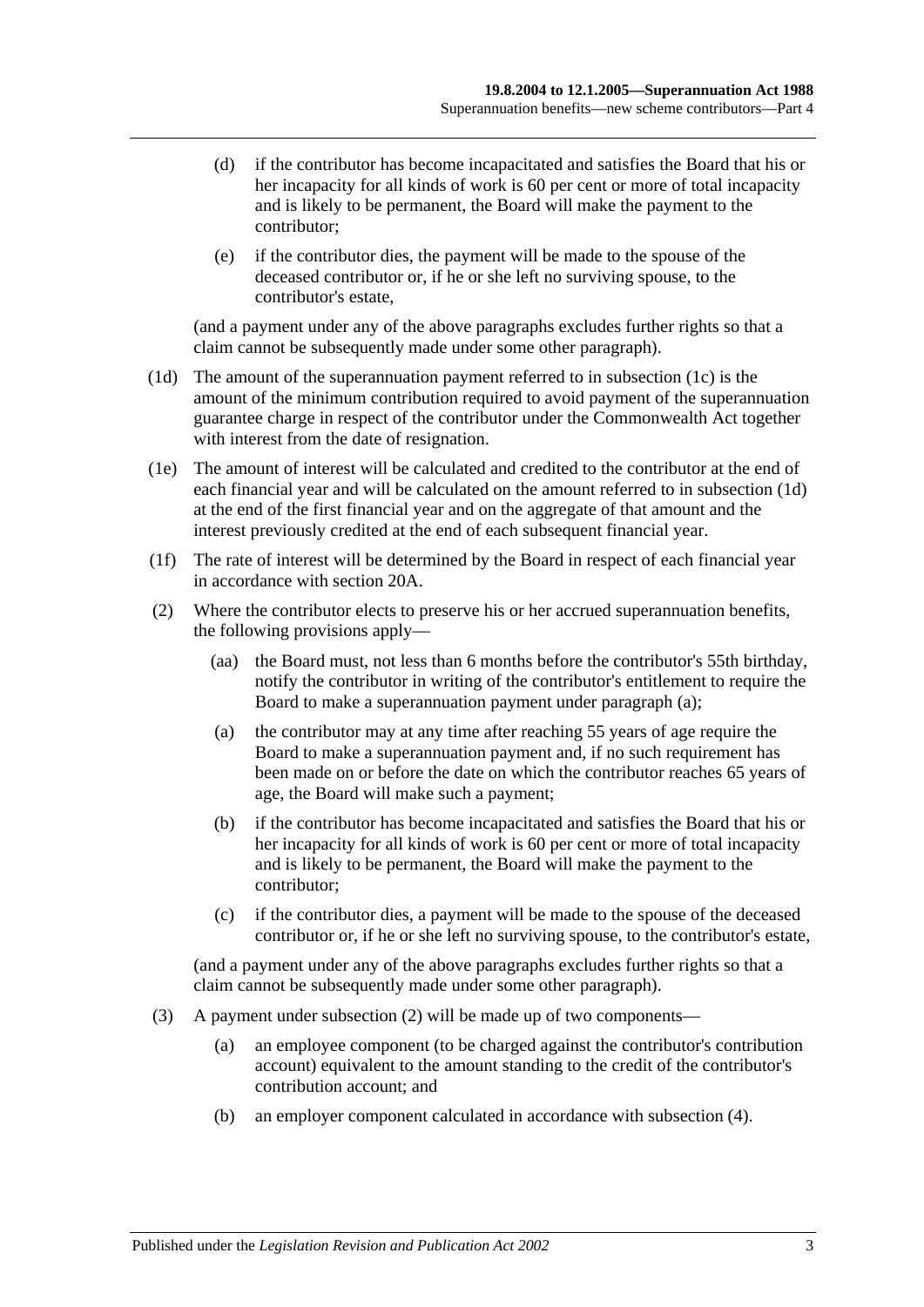(d) if the contributor has become incapacitated and satisfies the Board that his or her incapacity for all kinds of work is 60 per cent or more of total incapacity and is likely to be permanent, the Board will make the payment to the contributor;

(e) if the contributor dies, the payment will be made to the spouse of the deceased contributor or, if he or she left no surviving spouse, to the contributor's estate,

(and a payment under any of the above paragraphs excludes further rights so that a claim cannot be subsequently made under some other paragraph).

(1d) The amount of the superannuation payment referred to in subsection (1c) is the amount of the minimum contribution required to avoid payment of the superannuation guarantee charge in respect of the contributor under the Commonwealth Act together with interest from the date of resignation.

(1e) The amount of interest will be calculated and credited to the contributor at the end of each financial year and will be calculated on the amount referred to in subsection (1d) at the end of the first financial year and on the aggregate of that amount and the interest previously credited at the end of each subsequent financial year.

(1f) The rate of interest will be determined by the Board in respect of each financial year in accordance with section 20A.

(2) Where the contributor elects to preserve his or her accrued superannuation benefits, the following provisions apply—

(aa) the Board must, not less than 6 months before the contributor's 55th birthday, notify the contributor in writing of the contributor's entitlement to require the Board to make a superannuation payment under paragraph (a);

(a) the contributor may at any time after reaching 55 years of age require the Board to make a superannuation payment and, if no such requirement has been made on or before the date on which the contributor reaches 65 years of age, the Board will make such a payment;

(b) if the contributor has become incapacitated and satisfies the Board that his or her incapacity for all kinds of work is 60 per cent or more of total incapacity and is likely to be permanent, the Board will make the payment to the contributor;

(c) if the contributor dies, a payment will be made to the spouse of the deceased contributor or, if he or she left no surviving spouse, to the contributor's estate,

(and a payment under any of the above paragraphs excludes further rights so that a claim cannot be subsequently made under some other paragraph).

(3) A payment under subsection (2) will be made up of two components—

(a) an employee component (to be charged against the contributor's contribution account) equivalent to the amount standing to the credit of the contributor's contribution account; and

(b) an employer component calculated in accordance with subsection (4).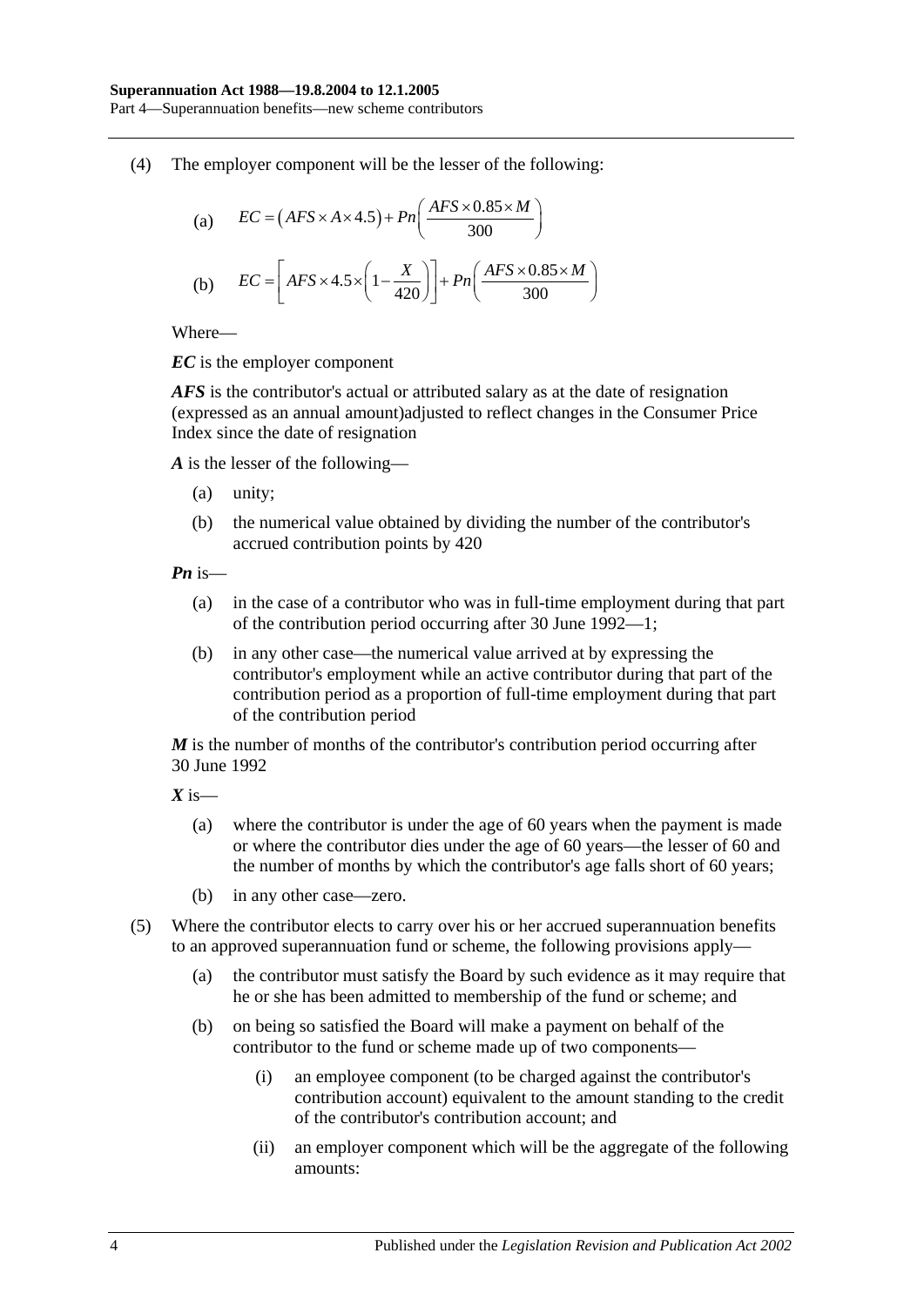(4) The employer component will be the lesser of the following:

(a) $$EC = \left(AFS \times A \times 4.5\right) + Pn\left(\frac{AFS \times 0.85 \times M}{300}\right)$$

(b) $$EC = \left[AFS \times 4.5 \times \left(1 - \frac{X}{420}\right)\right] + Pn\left(\frac{AFS \times 0.85 \times M}{300}\right)$$

Where—

***EC*** is the employer component

***AFS*** is the contributor's actual or attributed salary as at the date of resignation (expressed as an annual amount)adjusted to reflect changes in the Consumer Price Index since the date of resignation

***A*** is the lesser of the following—

- (a) unity;
- (b) the numerical value obtained by dividing the number of the contributor's accrued contribution points by 420

***Pn*** is—

- (a) in the case of a contributor who was in full-time employment during that part of the contribution period occurring after 30 June 1992—1;
- (b) in any other case—the numerical value arrived at by expressing the contributor's employment while an active contributor during that part of the contribution period as a proportion of full-time employment during that part of the contribution period

***M*** is the number of months of the contributor's contribution period occurring after 30 June 1992

***X*** is—

- (a) where the contributor is under the age of 60 years when the payment is made or where the contributor dies under the age of 60 years—the lesser of 60 and the number of months by which the contributor's age falls short of 60 years;
- (b) in any other case—zero.

(5) Where the contributor elects to carry over his or her accrued superannuation benefits to an approved superannuation fund or scheme, the following provisions apply—

- (a) the contributor must satisfy the Board by such evidence as it may require that he or she has been admitted to membership of the fund or scheme; and
- (b) on being so satisfied the Board will make a payment on behalf of the contributor to the fund or scheme made up of two components—
  - (i) an employee component (to be charged against the contributor's contribution account) equivalent to the amount standing to the credit of the contributor's contribution account; and
  - (ii) an employer component which will be the aggregate of the following amounts: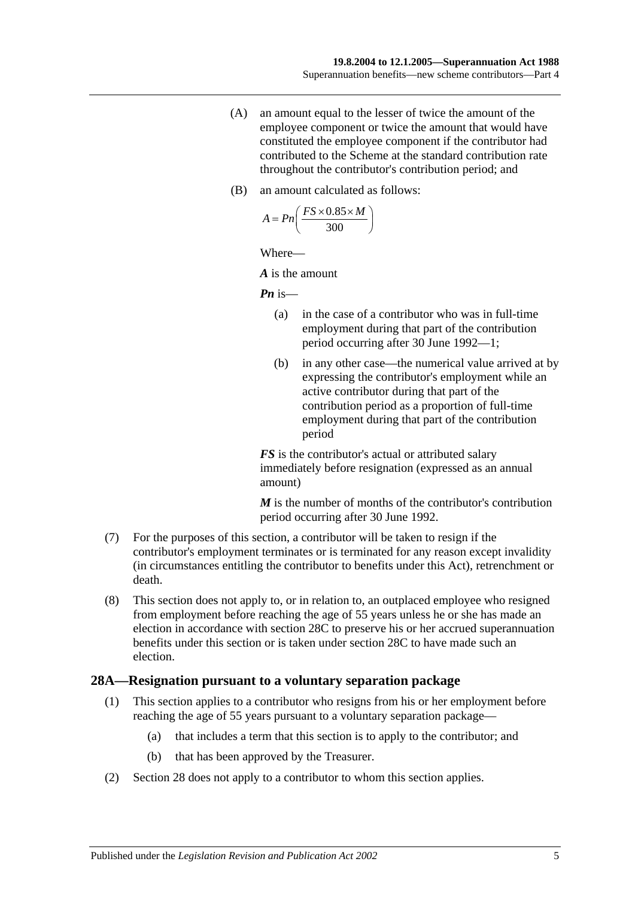(A) an amount equal to the lesser of twice the amount of the employee component or twice the amount that would have constituted the employee component if the contributor had contributed to the Scheme at the standard contribution rate throughout the contributor's contribution period; and

(B) an amount calculated as follows:

$$A = Pn\left(\frac{FS \times 0.85 \times M}{300}\right)$$

Where—

***A*** is the amount

***Pn*** is—

(a) in the case of a contributor who was in full-time employment during that part of the contribution period occurring after 30 June 1992—1;

(b) in any other case—the numerical value arrived at by expressing the contributor's employment while an active contributor during that part of the contribution period as a proportion of full-time employment during that part of the contribution period

***FS*** is the contributor's actual or attributed salary immediately before resignation (expressed as an annual amount)

***M*** is the number of months of the contributor's contribution period occurring after 30 June 1992.

(7) For the purposes of this section, a contributor will be taken to resign if the contributor's employment terminates or is terminated for any reason except invalidity (in circumstances entitling the contributor to benefits under this Act), retrenchment or death.

(8) This section does not apply to, or in relation to, an outplaced employee who resigned from employment before reaching the age of 55 years unless he or she has made an election in accordance with section 28C to preserve his or her accrued superannuation benefits under this section or is taken under section 28C to have made such an election.

## 28A—Resignation pursuant to a voluntary separation package

(1) This section applies to a contributor who resigns from his or her employment before reaching the age of 55 years pursuant to a voluntary separation package—

(a) that includes a term that this section is to apply to the contributor; and

(b) that has been approved by the Treasurer.

(2) Section 28 does not apply to a contributor to whom this section applies.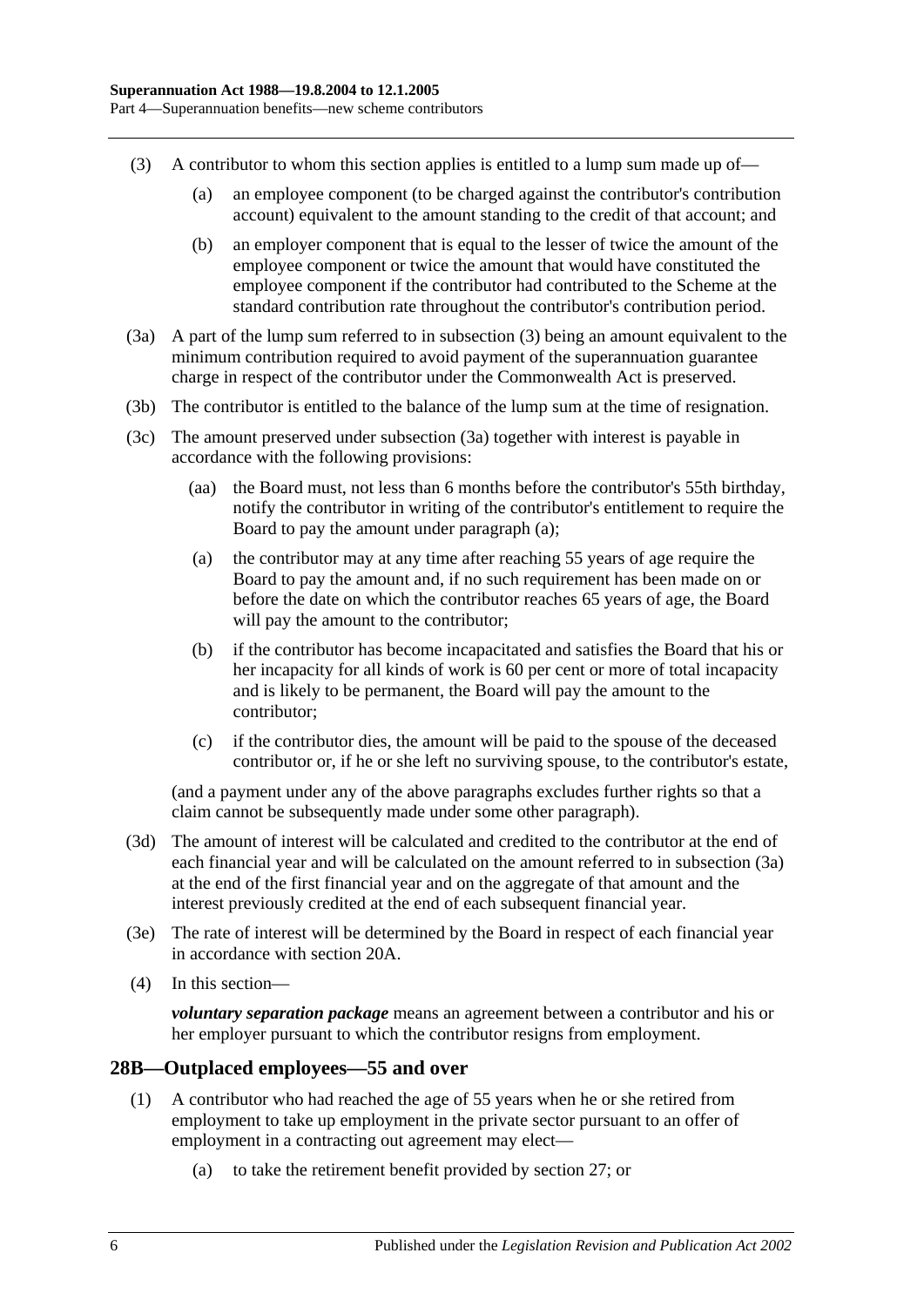(3) A contributor to whom this section applies is entitled to a lump sum made up of—

(a) an employee component (to be charged against the contributor's contribution account) equivalent to the amount standing to the credit of that account; and

(b) an employer component that is equal to the lesser of twice the amount of the employee component or twice the amount that would have constituted the employee component if the contributor had contributed to the Scheme at the standard contribution rate throughout the contributor's contribution period.

(3a) A part of the lump sum referred to in subsection (3) being an amount equivalent to the minimum contribution required to avoid payment of the superannuation guarantee charge in respect of the contributor under the Commonwealth Act is preserved.

(3b) The contributor is entitled to the balance of the lump sum at the time of resignation.

(3c) The amount preserved under subsection (3a) together with interest is payable in accordance with the following provisions:

(aa) the Board must, not less than 6 months before the contributor's 55th birthday, notify the contributor in writing of the contributor's entitlement to require the Board to pay the amount under paragraph (a);

(a) the contributor may at any time after reaching 55 years of age require the Board to pay the amount and, if no such requirement has been made on or before the date on which the contributor reaches 65 years of age, the Board will pay the amount to the contributor;

(b) if the contributor has become incapacitated and satisfies the Board that his or her incapacity for all kinds of work is 60 per cent or more of total incapacity and is likely to be permanent, the Board will pay the amount to the contributor;

(c) if the contributor dies, the amount will be paid to the spouse of the deceased contributor or, if he or she left no surviving spouse, to the contributor's estate,

(and a payment under any of the above paragraphs excludes further rights so that a claim cannot be subsequently made under some other paragraph).

(3d) The amount of interest will be calculated and credited to the contributor at the end of each financial year and will be calculated on the amount referred to in subsection (3a) at the end of the first financial year and on the aggregate of that amount and the interest previously credited at the end of each subsequent financial year.

(3e) The rate of interest will be determined by the Board in respect of each financial year in accordance with section 20A.

(4) In this section—

***voluntary separation package*** means an agreement between a contributor and his or her employer pursuant to which the contributor resigns from employment.

## 28B—Outplaced employees—55 and over

(1) A contributor who had reached the age of 55 years when he or she retired from employment to take up employment in the private sector pursuant to an offer of employment in a contracting out agreement may elect—

(a) to take the retirement benefit provided by section 27; or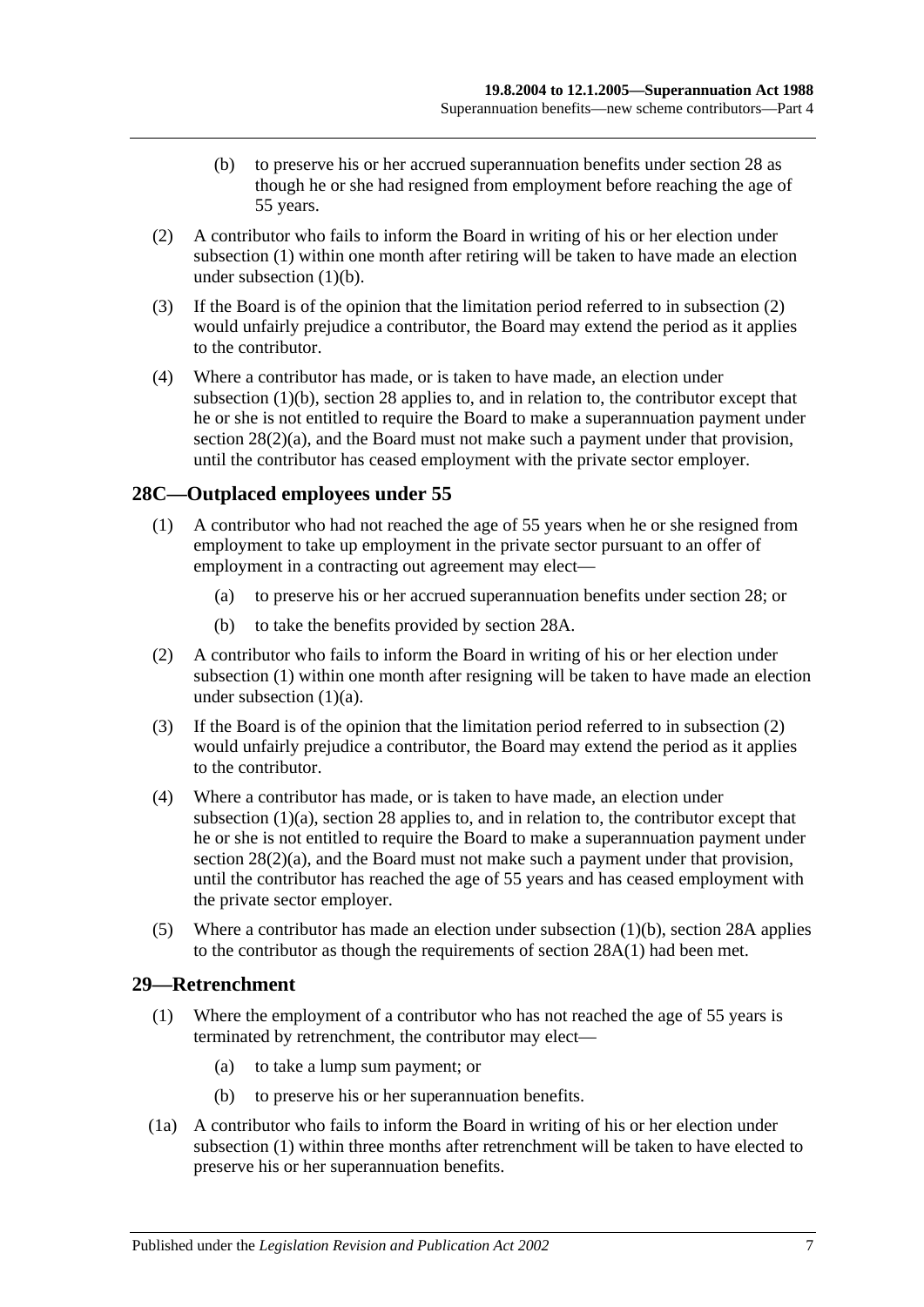(b) to preserve his or her accrued superannuation benefits under section 28 as though he or she had resigned from employment before reaching the age of 55 years.

(2) A contributor who fails to inform the Board in writing of his or her election under subsection (1) within one month after retiring will be taken to have made an election under subsection (1)(b).

(3) If the Board is of the opinion that the limitation period referred to in subsection (2) would unfairly prejudice a contributor, the Board may extend the period as it applies to the contributor.

(4) Where a contributor has made, or is taken to have made, an election under subsection (1)(b), section 28 applies to, and in relation to, the contributor except that he or she is not entitled to require the Board to make a superannuation payment under section 28(2)(a), and the Board must not make such a payment under that provision, until the contributor has ceased employment with the private sector employer.

## 28C—Outplaced employees under 55

(1) A contributor who had not reached the age of 55 years when he or she resigned from employment to take up employment in the private sector pursuant to an offer of employment in a contracting out agreement may elect—

(a) to preserve his or her accrued superannuation benefits under section 28; or

(b) to take the benefits provided by section 28A.

(2) A contributor who fails to inform the Board in writing of his or her election under subsection (1) within one month after resigning will be taken to have made an election under subsection (1)(a).

(3) If the Board is of the opinion that the limitation period referred to in subsection (2) would unfairly prejudice a contributor, the Board may extend the period as it applies to the contributor.

(4) Where a contributor has made, or is taken to have made, an election under subsection (1)(a), section 28 applies to, and in relation to, the contributor except that he or she is not entitled to require the Board to make a superannuation payment under section 28(2)(a), and the Board must not make such a payment under that provision, until the contributor has reached the age of 55 years and has ceased employment with the private sector employer.

(5) Where a contributor has made an election under subsection (1)(b), section 28A applies to the contributor as though the requirements of section 28A(1) had been met.

## 29—Retrenchment

(1) Where the employment of a contributor who has not reached the age of 55 years is terminated by retrenchment, the contributor may elect—

(a) to take a lump sum payment; or

(b) to preserve his or her superannuation benefits.

(1a) A contributor who fails to inform the Board in writing of his or her election under subsection (1) within three months after retrenchment will be taken to have elected to preserve his or her superannuation benefits.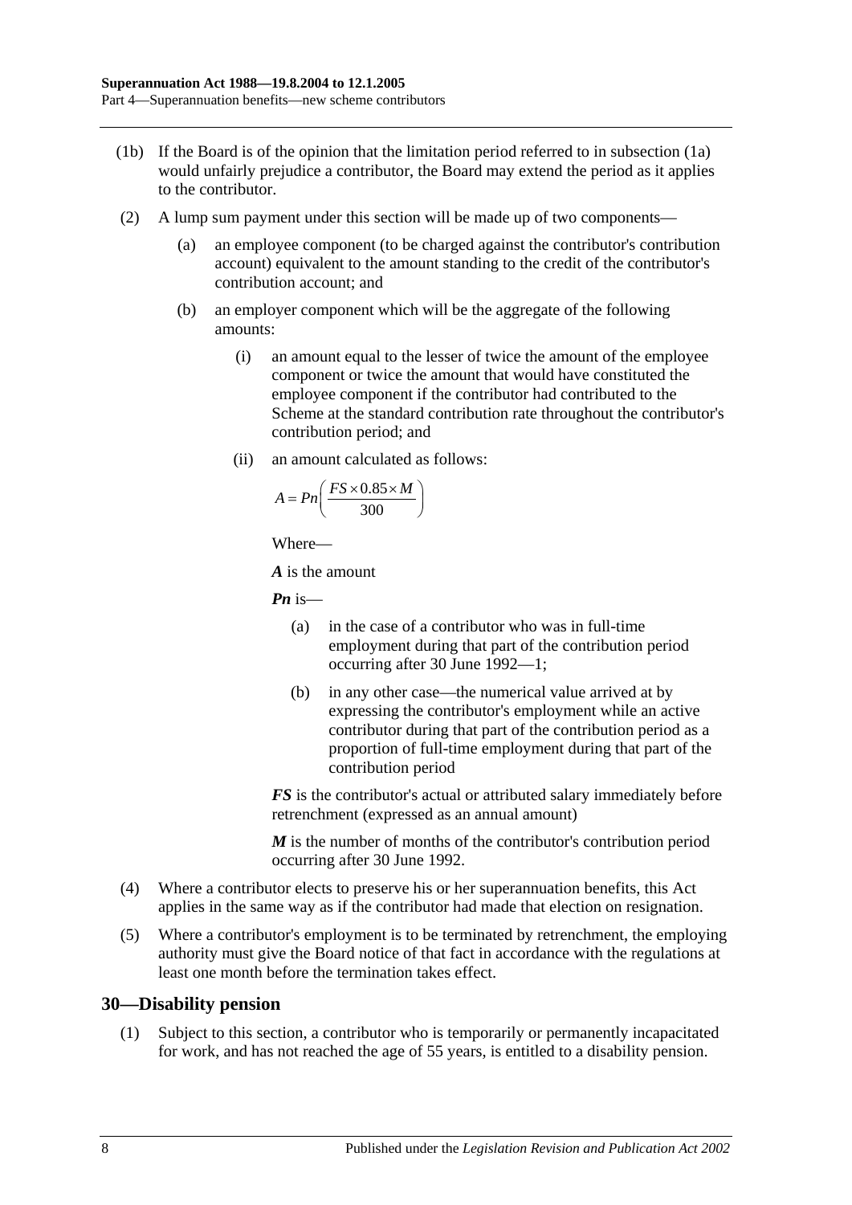(1b) If the Board is of the opinion that the limitation period referred to in subsection (1a) would unfairly prejudice a contributor, the Board may extend the period as it applies to the contributor.

(2) A lump sum payment under this section will be made up of two components—

(a) an employee component (to be charged against the contributor's contribution account) equivalent to the amount standing to the credit of the contributor's contribution account; and

(b) an employer component which will be the aggregate of the following amounts:

(i) an amount equal to the lesser of twice the amount of the employee component or twice the amount that would have constituted the employee component if the contributor had contributed to the Scheme at the standard contribution rate throughout the contributor's contribution period; and

(ii) an amount calculated as follows:

$$A = Pn\left(\frac{FS \times 0.85 \times M}{300}\right)$$

Where—

***A*** is the amount

***Pn*** is—

(a) in the case of a contributor who was in full-time employment during that part of the contribution period occurring after 30 June 1992—1;

(b) in any other case—the numerical value arrived at by expressing the contributor's employment while an active contributor during that part of the contribution period as a proportion of full-time employment during that part of the contribution period

***FS*** is the contributor's actual or attributed salary immediately before retrenchment (expressed as an annual amount)

***M*** is the number of months of the contributor's contribution period occurring after 30 June 1992.

(4) Where a contributor elects to preserve his or her superannuation benefits, this Act applies in the same way as if the contributor had made that election on resignation.

(5) Where a contributor's employment is to be terminated by retrenchment, the employing authority must give the Board notice of that fact in accordance with the regulations at least one month before the termination takes effect.

## 30—Disability pension

(1) Subject to this section, a contributor who is temporarily or permanently incapacitated for work, and has not reached the age of 55 years, is entitled to a disability pension.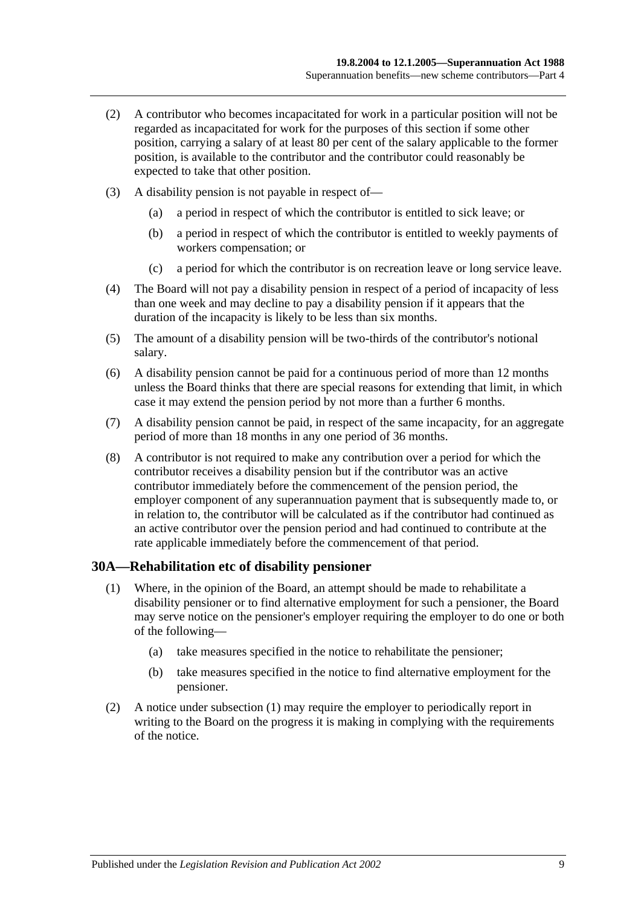(2) A contributor who becomes incapacitated for work in a particular position will not be regarded as incapacitated for work for the purposes of this section if some other position, carrying a salary of at least 80 per cent of the salary applicable to the former position, is available to the contributor and the contributor could reasonably be expected to take that other position.

(3) A disability pension is not payable in respect of—

   (a) a period in respect of which the contributor is entitled to sick leave; or

   (b) a period in respect of which the contributor is entitled to weekly payments of workers compensation; or

   (c) a period for which the contributor is on recreation leave or long service leave.

(4) The Board will not pay a disability pension in respect of a period of incapacity of less than one week and may decline to pay a disability pension if it appears that the duration of the incapacity is likely to be less than six months.

(5) The amount of a disability pension will be two-thirds of the contributor's notional salary.

(6) A disability pension cannot be paid for a continuous period of more than 12 months unless the Board thinks that there are special reasons for extending that limit, in which case it may extend the pension period by not more than a further 6 months.

(7) A disability pension cannot be paid, in respect of the same incapacity, for an aggregate period of more than 18 months in any one period of 36 months.

(8) A contributor is not required to make any contribution over a period for which the contributor receives a disability pension but if the contributor was an active contributor immediately before the commencement of the pension period, the employer component of any superannuation payment that is subsequently made to, or in relation to, the contributor will be calculated as if the contributor had continued as an active contributor over the pension period and had continued to contribute at the rate applicable immediately before the commencement of that period.

## 30A—Rehabilitation etc of disability pensioner

(1) Where, in the opinion of the Board, an attempt should be made to rehabilitate a disability pensioner or to find alternative employment for such a pensioner, the Board may serve notice on the pensioner's employer requiring the employer to do one or both of the following—

   (a) take measures specified in the notice to rehabilitate the pensioner;

   (b) take measures specified in the notice to find alternative employment for the pensioner.

(2) A notice under subsection (1) may require the employer to periodically report in writing to the Board on the progress it is making in complying with the requirements of the notice.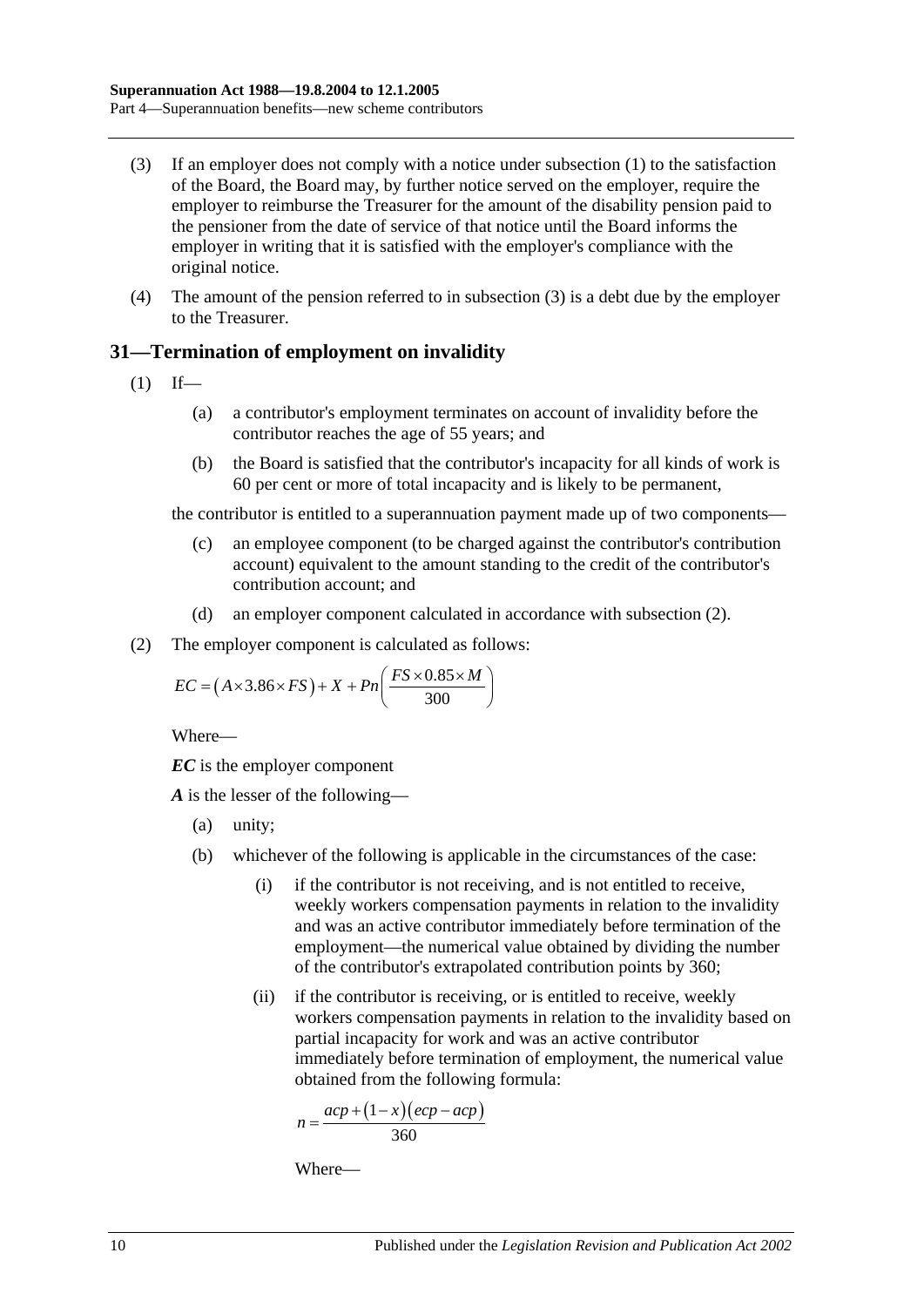(3) If an employer does not comply with a notice under subsection (1) to the satisfaction of the Board, the Board may, by further notice served on the employer, require the employer to reimburse the Treasurer for the amount of the disability pension paid to the pensioner from the date of service of that notice until the Board informs the employer in writing that it is satisfied with the employer's compliance with the original notice.

(4) The amount of the pension referred to in subsection (3) is a debt due by the employer to the Treasurer.

## 31—Termination of employment on invalidity

(1) If—

(a) a contributor's employment terminates on account of invalidity before the contributor reaches the age of 55 years; and

(b) the Board is satisfied that the contributor's incapacity for all kinds of work is 60 per cent or more of total incapacity and is likely to be permanent,

the contributor is entitled to a superannuation payment made up of two components—

(c) an employee component (to be charged against the contributor's contribution account) equivalent to the amount standing to the credit of the contributor's contribution account; and

(d) an employer component calculated in accordance with subsection (2).

(2) The employer component is calculated as follows:

$$EC = \left(A \times 3.86 \times FS\right) + X + Pn\left(\frac{FS \times 0.85 \times M}{300}\right)$$

Where—

***EC*** is the employer component

***A*** is the lesser of the following—

(a) unity;

(b) whichever of the following is applicable in the circumstances of the case:

(i) if the contributor is not receiving, and is not entitled to receive, weekly workers compensation payments in relation to the invalidity and was an active contributor immediately before termination of the employment—the numerical value obtained by dividing the number of the contributor's extrapolated contribution points by 360;

(ii) if the contributor is receiving, or is entitled to receive, weekly workers compensation payments in relation to the invalidity based on partial incapacity for work and was an active contributor immediately before termination of employment, the numerical value obtained from the following formula:

$$n = \frac{acp + \left(1 - x\right)\left(ecp - acp\right)}{360}$$

Where—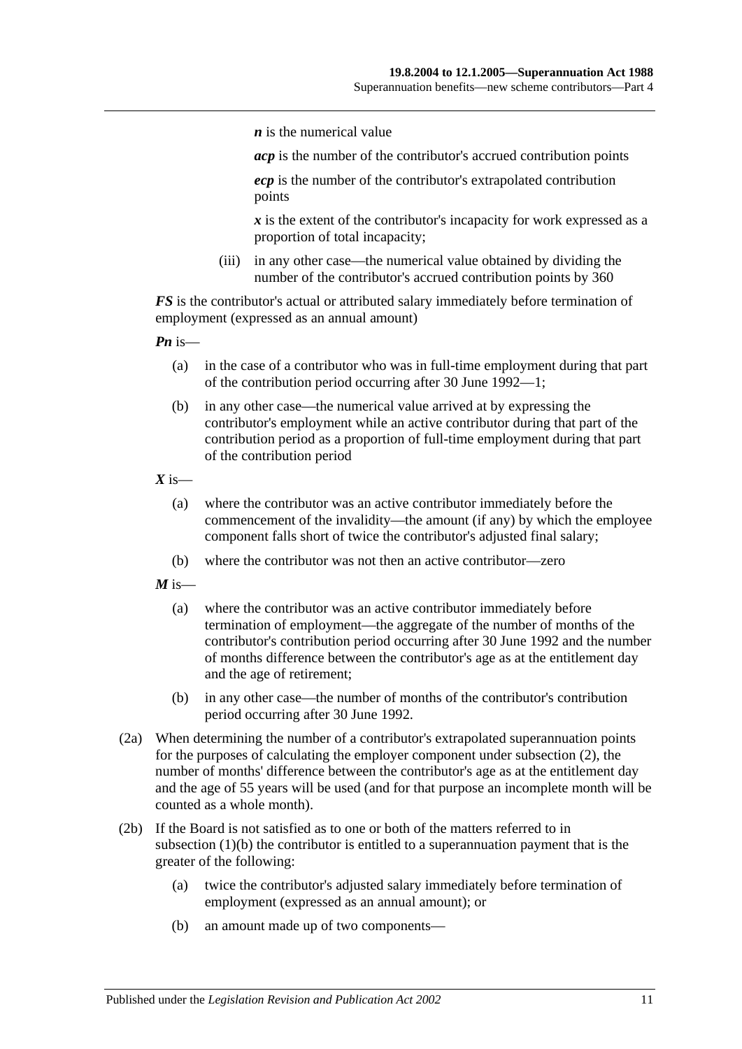*n* is the numerical value

*acp* is the number of the contributor's accrued contribution points

*ecp* is the number of the contributor's extrapolated contribution points

*x* is the extent of the contributor's incapacity for work expressed as a proportion of total incapacity;

(iii) in any other case—the numerical value obtained by dividing the number of the contributor's accrued contribution points by 360

***FS*** is the contributor's actual or attributed salary immediately before termination of employment (expressed as an annual amount)

***Pn*** is—

(a) in the case of a contributor who was in full-time employment during that part of the contribution period occurring after 30 June 1992—1;

(b) in any other case—the numerical value arrived at by expressing the contributor's employment while an active contributor during that part of the contribution period as a proportion of full-time employment during that part of the contribution period

***X*** is—

(a) where the contributor was an active contributor immediately before the commencement of the invalidity—the amount (if any) by which the employee component falls short of twice the contributor's adjusted final salary;

(b) where the contributor was not then an active contributor—zero

***M*** is—

(a) where the contributor was an active contributor immediately before termination of employment—the aggregate of the number of months of the contributor's contribution period occurring after 30 June 1992 and the number of months difference between the contributor's age as at the entitlement day and the age of retirement;

(b) in any other case—the number of months of the contributor's contribution period occurring after 30 June 1992.

(2a) When determining the number of a contributor's extrapolated superannuation points for the purposes of calculating the employer component under subsection (2), the number of months' difference between the contributor's age as at the entitlement day and the age of 55 years will be used (and for that purpose an incomplete month will be counted as a whole month).

(2b) If the Board is not satisfied as to one or both of the matters referred to in subsection (1)(b) the contributor is entitled to a superannuation payment that is the greater of the following:

(a) twice the contributor's adjusted salary immediately before termination of employment (expressed as an annual amount); or

(b) an amount made up of two components—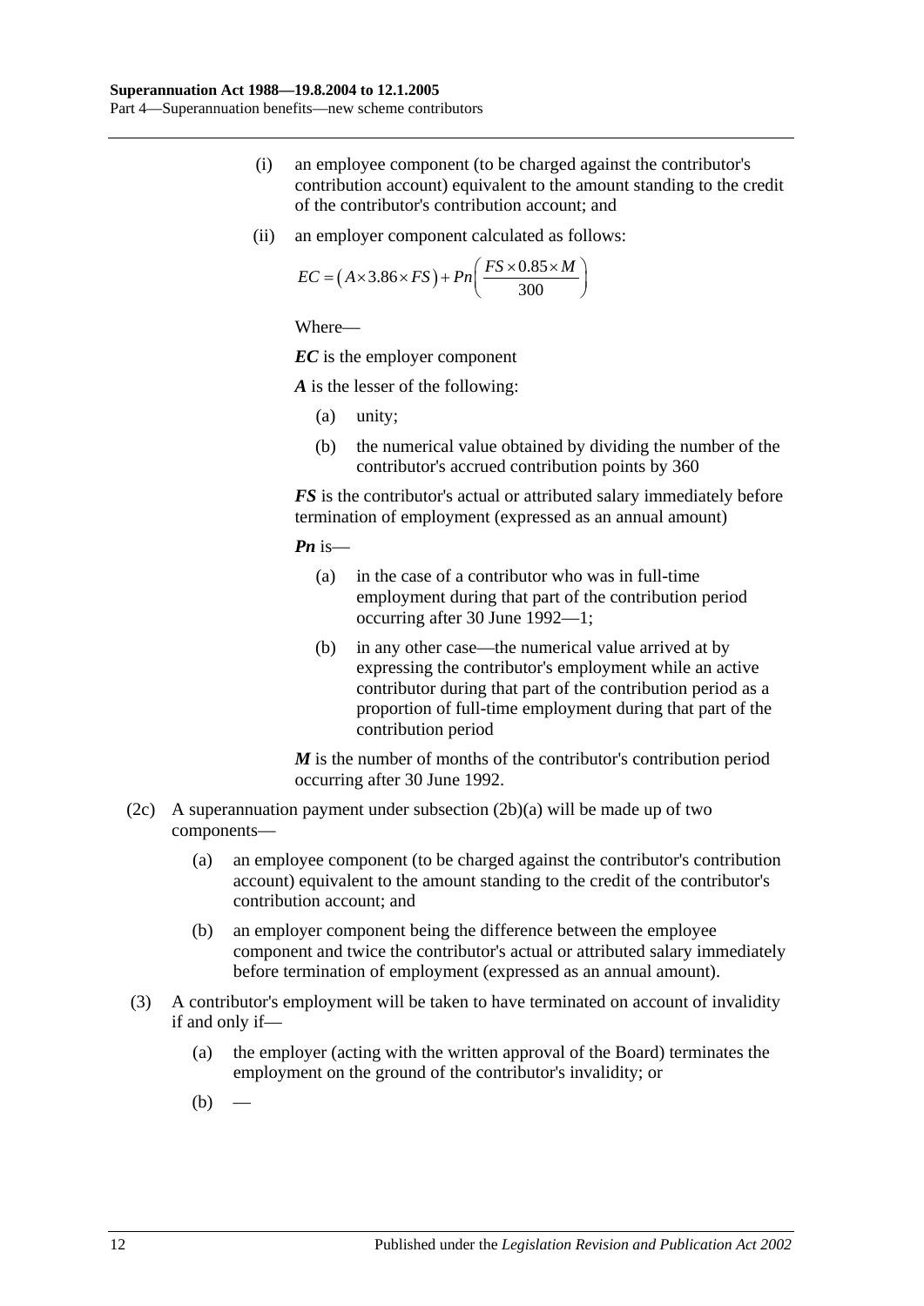(i) an employee component (to be charged against the contributor's contribution account) equivalent to the amount standing to the credit of the contributor's contribution account; and

(ii) an employer component calculated as follows:

$$EC = \left(A \times 3.86 \times FS\right) + Pn\left(\frac{FS \times 0.85 \times M}{300}\right)$$

Where—

***EC*** is the employer component

***A*** is the lesser of the following:

(a) unity;

(b) the numerical value obtained by dividing the number of the contributor's accrued contribution points by 360

***FS*** is the contributor's actual or attributed salary immediately before termination of employment (expressed as an annual amount)

***Pn*** is—

(a) in the case of a contributor who was in full-time employment during that part of the contribution period occurring after 30 June 1992—1;

(b) in any other case—the numerical value arrived at by expressing the contributor's employment while an active contributor during that part of the contribution period as a proportion of full-time employment during that part of the contribution period

***M*** is the number of months of the contributor's contribution period occurring after 30 June 1992.

(2c) A superannuation payment under subsection (2b)(a) will be made up of two components—

(a) an employee component (to be charged against the contributor's contribution account) equivalent to the amount standing to the credit of the contributor's contribution account; and

(b) an employer component being the difference between the employee component and twice the contributor's actual or attributed salary immediately before termination of employment (expressed as an annual amount).

(3) A contributor's employment will be taken to have terminated on account of invalidity if and only if—

(a) the employer (acting with the written approval of the Board) terminates the employment on the ground of the contributor's invalidity; or

(b) —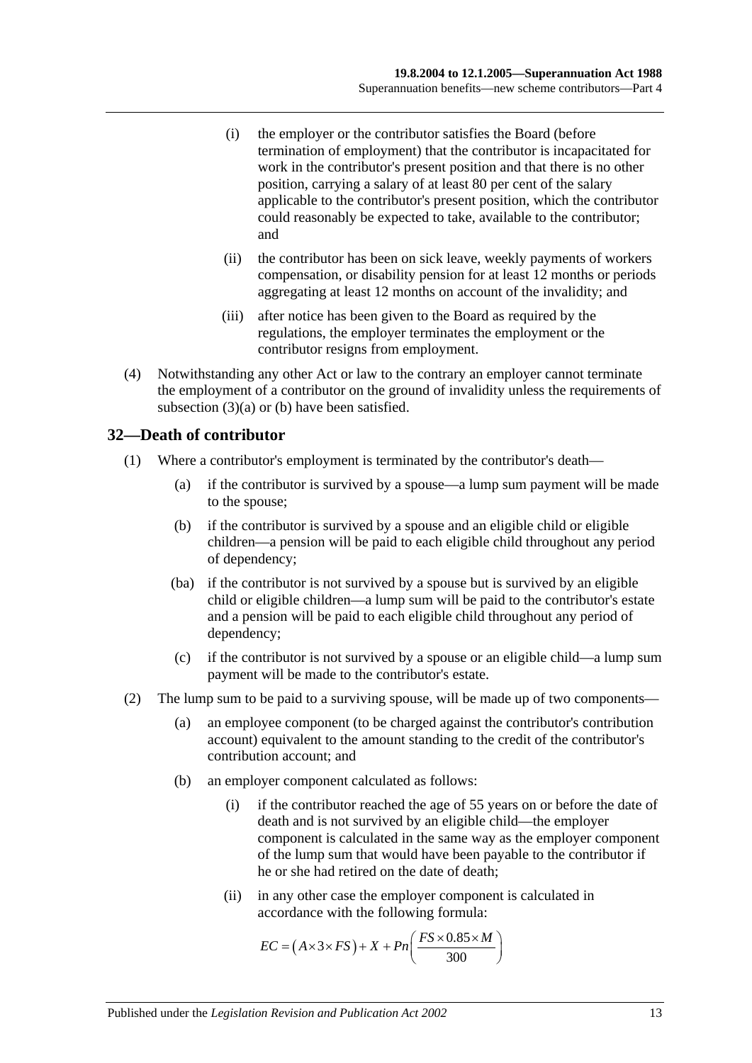(i) the employer or the contributor satisfies the Board (before termination of employment) that the contributor is incapacitated for work in the contributor's present position and that there is no other position, carrying a salary of at least 80 per cent of the salary applicable to the contributor's present position, which the contributor could reasonably be expected to take, available to the contributor; and

(ii) the contributor has been on sick leave, weekly payments of workers compensation, or disability pension for at least 12 months or periods aggregating at least 12 months on account of the invalidity; and

(iii) after notice has been given to the Board as required by the regulations, the employer terminates the employment or the contributor resigns from employment.

(4) Notwithstanding any other Act or law to the contrary an employer cannot terminate the employment of a contributor on the ground of invalidity unless the requirements of subsection (3)(a) or (b) have been satisfied.

## 32—Death of contributor

(1) Where a contributor's employment is terminated by the contributor's death—

(a) if the contributor is survived by a spouse—a lump sum payment will be made to the spouse;

(b) if the contributor is survived by a spouse and an eligible child or eligible children—a pension will be paid to each eligible child throughout any period of dependency;

(ba) if the contributor is not survived by a spouse but is survived by an eligible child or eligible children—a lump sum will be paid to the contributor's estate and a pension will be paid to each eligible child throughout any period of dependency;

(c) if the contributor is not survived by a spouse or an eligible child—a lump sum payment will be made to the contributor's estate.

(2) The lump sum to be paid to a surviving spouse, will be made up of two components—

(a) an employee component (to be charged against the contributor's contribution account) equivalent to the amount standing to the credit of the contributor's contribution account; and

(b) an employer component calculated as follows:

(i) if the contributor reached the age of 55 years on or before the date of death and is not survived by an eligible child—the employer component is calculated in the same way as the employer component of the lump sum that would have been payable to the contributor if he or she had retired on the date of death;

(ii) in any other case the employer component is calculated in accordance with the following formula:

$$EC = \left(A \times 3 \times FS\right) + X + Pn\left(\frac{FS \times 0.85 \times M}{300}\right)$$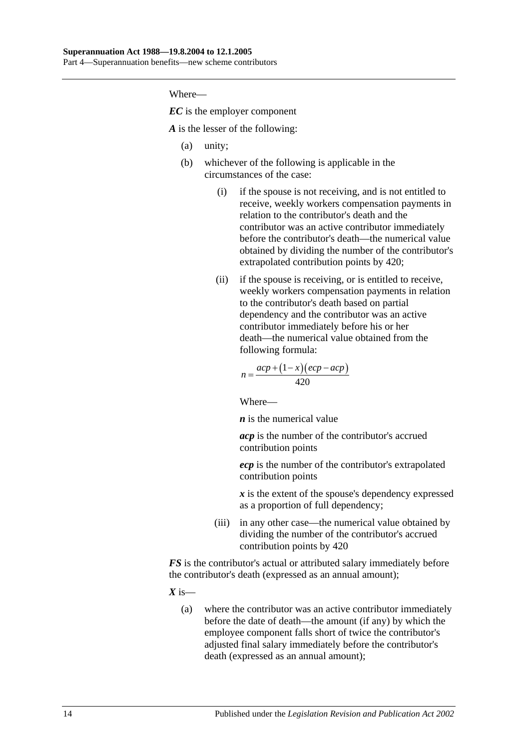Where—

***EC*** is the employer component

***A*** is the lesser of the following:

(a) unity;

(b) whichever of the following is applicable in the circumstances of the case:

(i) if the spouse is not receiving, and is not entitled to receive, weekly workers compensation payments in relation to the contributor's death and the contributor was an active contributor immediately before the contributor's death—the numerical value obtained by dividing the number of the contributor's extrapolated contribution points by 420;

(ii) if the spouse is receiving, or is entitled to receive, weekly workers compensation payments in relation to the contributor's death based on partial dependency and the contributor was an active contributor immediately before his or her death—the numerical value obtained from the following formula:

$$n = \frac{acp + (1 - x)(ecp - acp)}{420}$$

Where—

***n*** is the numerical value

***acp*** is the number of the contributor's accrued contribution points

***ecp*** is the number of the contributor's extrapolated contribution points

***x*** is the extent of the spouse's dependency expressed as a proportion of full dependency;

(iii) in any other case—the numerical value obtained by dividing the number of the contributor's accrued contribution points by 420

***FS*** is the contributor's actual or attributed salary immediately before the contributor's death (expressed as an annual amount);

***X*** is—

(a) where the contributor was an active contributor immediately before the date of death—the amount (if any) by which the employee component falls short of twice the contributor's adjusted final salary immediately before the contributor's death (expressed as an annual amount);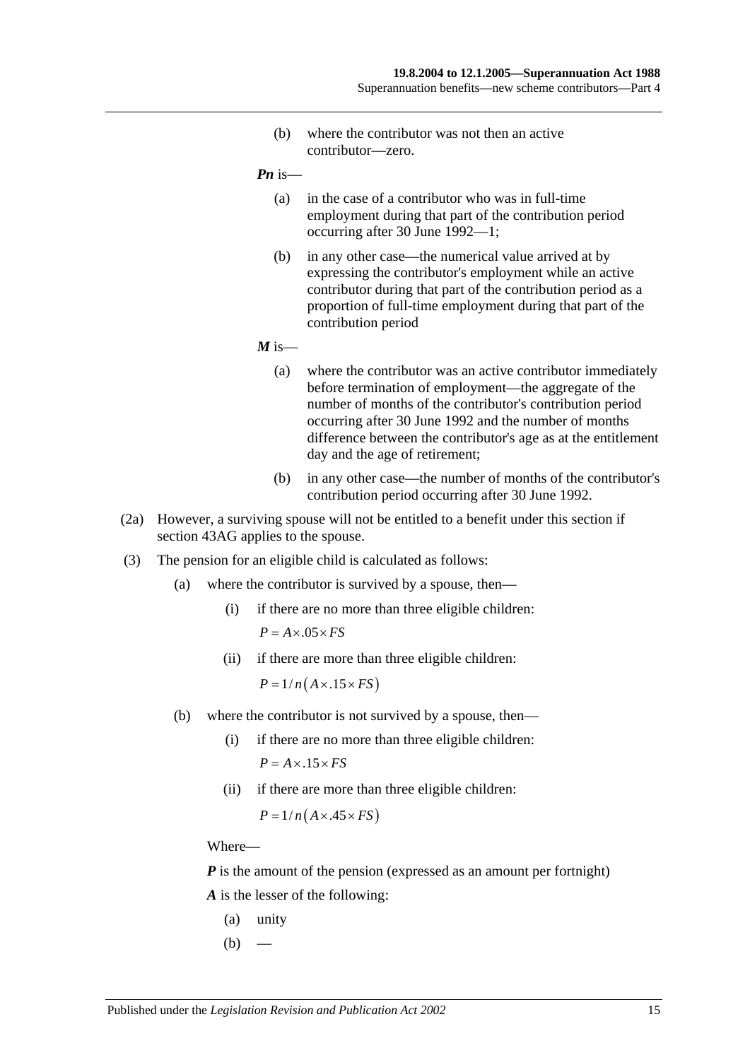(b) where the contributor was not then an active contributor—zero.

***Pn*** is—

(a) in the case of a contributor who was in full-time employment during that part of the contribution period occurring after 30 June 1992—1;

(b) in any other case—the numerical value arrived at by expressing the contributor's employment while an active contributor during that part of the contribution period as a proportion of full-time employment during that part of the contribution period

***M*** is—

(a) where the contributor was an active contributor immediately before termination of employment—the aggregate of the number of months of the contributor's contribution period occurring after 30 June 1992 and the number of months difference between the contributor's age as at the entitlement day and the age of retirement;

(b) in any other case—the number of months of the contributor's contribution period occurring after 30 June 1992.

(2a) However, a surviving spouse will not be entitled to a benefit under this section if section 43AG applies to the spouse.

(3) The pension for an eligible child is calculated as follows:

(a) where the contributor is survived by a spouse, then—

(i) if there are no more than three eligible children:

$$P = A \times .05 \times FS$$

(ii) if there are more than three eligible children:

$$P = 1/n\left(A \times .15 \times FS\right)$$

(b) where the contributor is not survived by a spouse, then—

(i) if there are no more than three eligible children:

$$P = A \times .15 \times FS$$

(ii) if there are more than three eligible children:

$$P = 1/n\left(A \times .45 \times FS\right)$$

Where—

***P*** is the amount of the pension (expressed as an amount per fortnight)

***A*** is the lesser of the following:

(a) unity

(b) —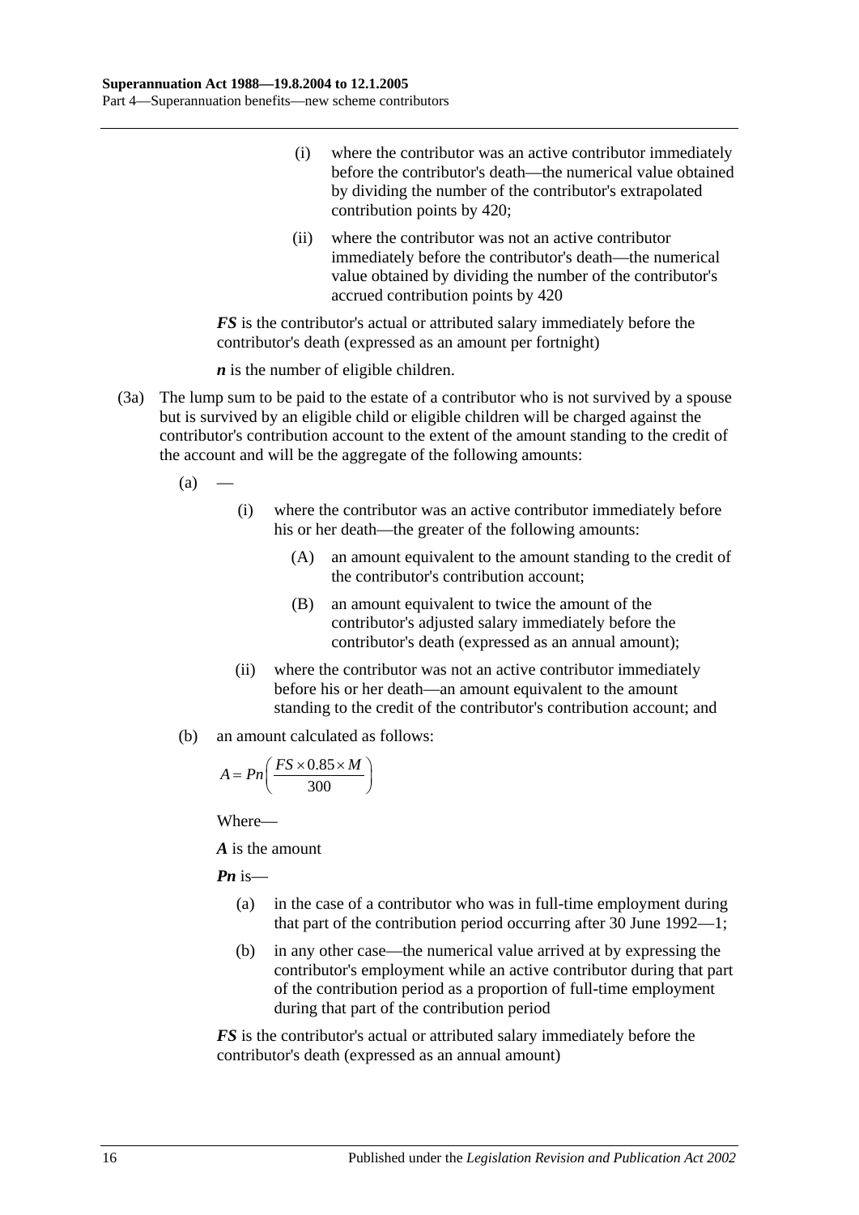(i) where the contributor was an active contributor immediately before the contributor's death—the numerical value obtained by dividing the number of the contributor's extrapolated contribution points by 420;

(ii) where the contributor was not an active contributor immediately before the contributor's death—the numerical value obtained by dividing the number of the contributor's accrued contribution points by 420

***FS*** is the contributor's actual or attributed salary immediately before the contributor's death (expressed as an amount per fortnight)

***n*** is the number of eligible children.

(3a) The lump sum to be paid to the estate of a contributor who is not survived by a spouse but is survived by an eligible child or eligible children will be charged against the contributor's contribution account to the extent of the amount standing to the credit of the account and will be the aggregate of the following amounts:

(a) —

(i) where the contributor was an active contributor immediately before his or her death—the greater of the following amounts:

(A) an amount equivalent to the amount standing to the credit of the contributor's contribution account;

(B) an amount equivalent to twice the amount of the contributor's adjusted salary immediately before the contributor's death (expressed as an annual amount);

(ii) where the contributor was not an active contributor immediately before his or her death—an amount equivalent to the amount standing to the credit of the contributor's contribution account; and

(b) an amount calculated as follows:

$$A = Pn\left(\frac{FS \times 0.85 \times M}{300}\right)$$

Where—

***A*** is the amount

***Pn*** is—

(a) in the case of a contributor who was in full-time employment during that part of the contribution period occurring after 30 June 1992—1;

(b) in any other case—the numerical value arrived at by expressing the contributor's employment while an active contributor during that part of the contribution period as a proportion of full-time employment during that part of the contribution period

***FS*** is the contributor's actual or attributed salary immediately before the contributor's death (expressed as an annual amount)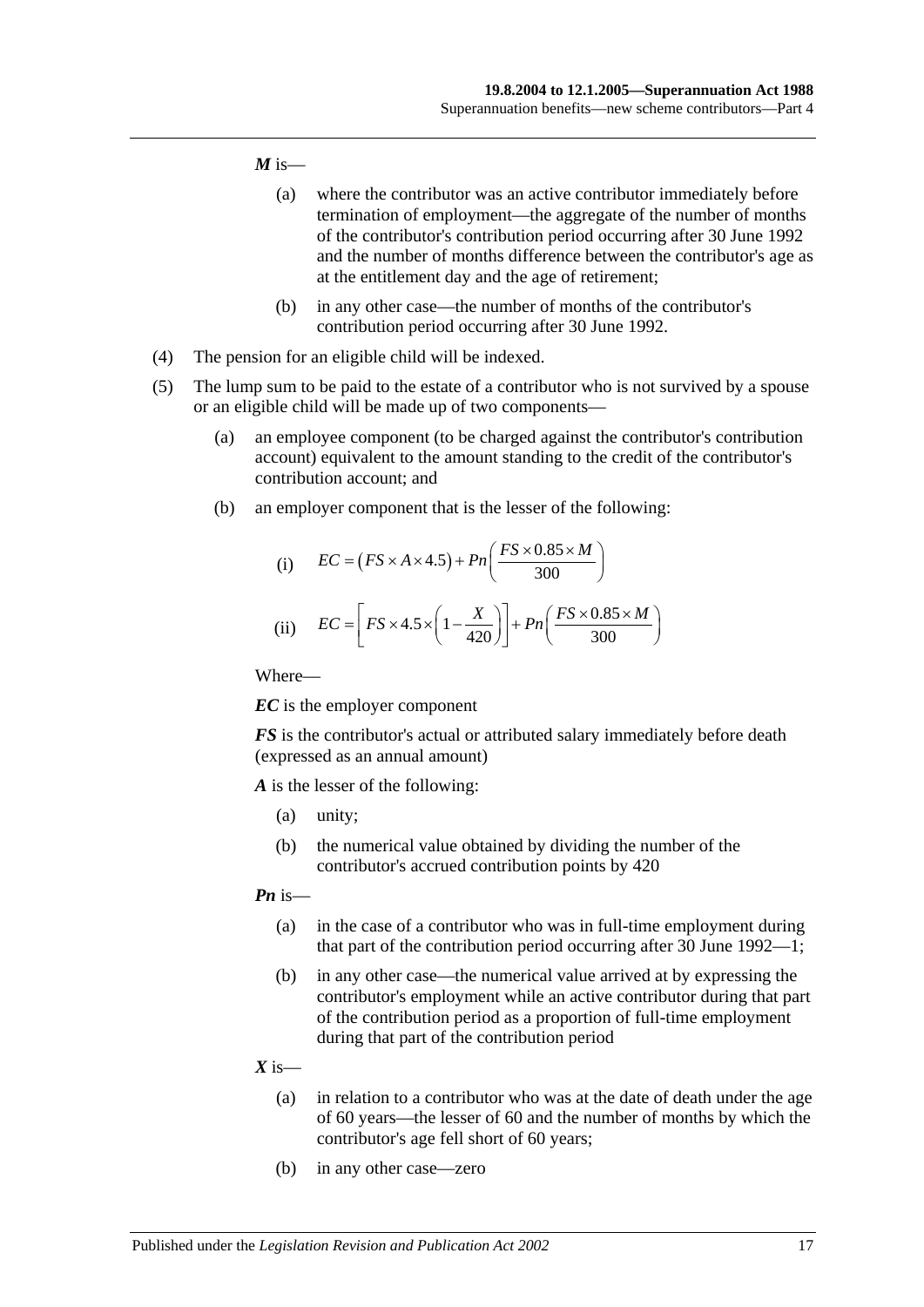***M*** is—

(a) where the contributor was an active contributor immediately before termination of employment—the aggregate of the number of months of the contributor's contribution period occurring after 30 June 1992 and the number of months difference between the contributor's age as at the entitlement day and the age of retirement;

(b) in any other case—the number of months of the contributor's contribution period occurring after 30 June 1992.

(4) The pension for an eligible child will be indexed.

(5) The lump sum to be paid to the estate of a contributor who is not survived by a spouse or an eligible child will be made up of two components—

(a) an employee component (to be charged against the contributor's contribution account) equivalent to the amount standing to the credit of the contributor's contribution account; and

(b) an employer component that is the lesser of the following:

(i) $$EC = \left(FS \times A \times 4.5\right) + Pn\left(\frac{FS \times 0.85 \times M}{300}\right)$$

(ii) $$EC = \left[FS \times 4.5 \times \left(1 - \frac{X}{420}\right)\right] + Pn\left(\frac{FS \times 0.85 \times M}{300}\right)$$

Where—

***EC*** is the employer component

***FS*** is the contributor's actual or attributed salary immediately before death (expressed as an annual amount)

***A*** is the lesser of the following:

(a) unity;

(b) the numerical value obtained by dividing the number of the contributor's accrued contribution points by 420

***Pn*** is—

(a) in the case of a contributor who was in full-time employment during that part of the contribution period occurring after 30 June 1992—1;

(b) in any other case—the numerical value arrived at by expressing the contributor's employment while an active contributor during that part of the contribution period as a proportion of full-time employment during that part of the contribution period

***X*** is—

(a) in relation to a contributor who was at the date of death under the age of 60 years—the lesser of 60 and the number of months by which the contributor's age fell short of 60 years;

(b) in any other case—zero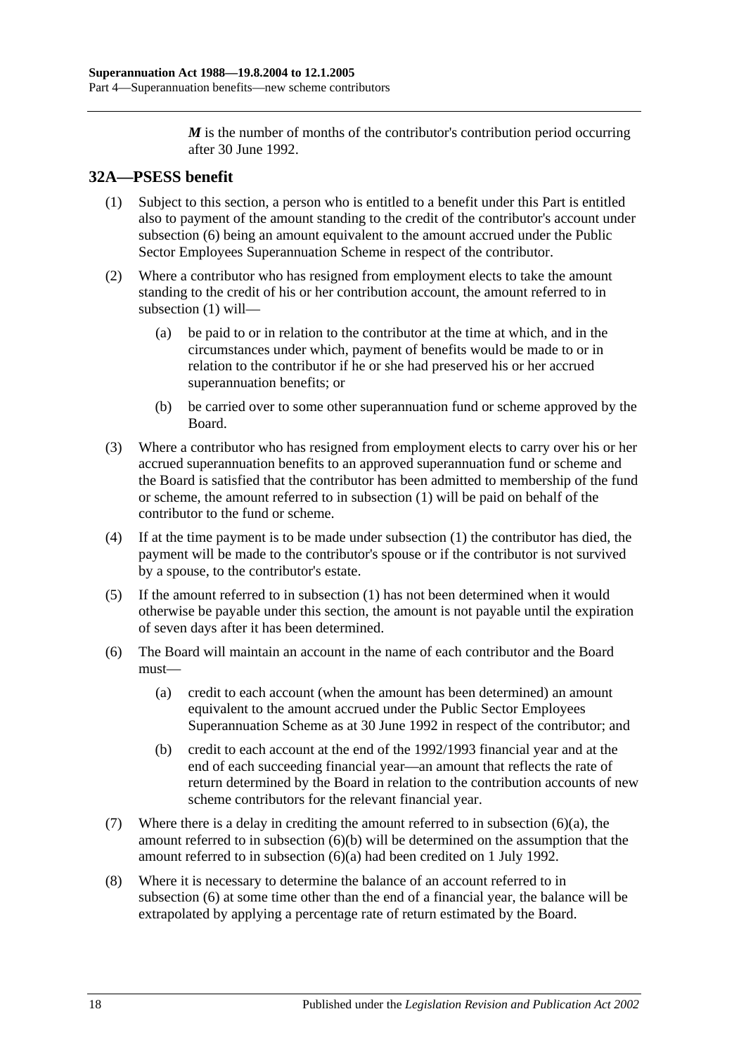***M*** is the number of months of the contributor's contribution period occurring after 30 June 1992.

## 32A—PSESS benefit

(1) Subject to this section, a person who is entitled to a benefit under this Part is entitled also to payment of the amount standing to the credit of the contributor's account under subsection (6) being an amount equivalent to the amount accrued under the Public Sector Employees Superannuation Scheme in respect of the contributor.

(2) Where a contributor who has resigned from employment elects to take the amount standing to the credit of his or her contribution account, the amount referred to in subsection (1) will—

(a) be paid to or in relation to the contributor at the time at which, and in the circumstances under which, payment of benefits would be made to or in relation to the contributor if he or she had preserved his or her accrued superannuation benefits; or

(b) be carried over to some other superannuation fund or scheme approved by the Board.

(3) Where a contributor who has resigned from employment elects to carry over his or her accrued superannuation benefits to an approved superannuation fund or scheme and the Board is satisfied that the contributor has been admitted to membership of the fund or scheme, the amount referred to in subsection (1) will be paid on behalf of the contributor to the fund or scheme.

(4) If at the time payment is to be made under subsection (1) the contributor has died, the payment will be made to the contributor's spouse or if the contributor is not survived by a spouse, to the contributor's estate.

(5) If the amount referred to in subsection (1) has not been determined when it would otherwise be payable under this section, the amount is not payable until the expiration of seven days after it has been determined.

(6) The Board will maintain an account in the name of each contributor and the Board must—

(a) credit to each account (when the amount has been determined) an amount equivalent to the amount accrued under the Public Sector Employees Superannuation Scheme as at 30 June 1992 in respect of the contributor; and

(b) credit to each account at the end of the 1992/1993 financial year and at the end of each succeeding financial year—an amount that reflects the rate of return determined by the Board in relation to the contribution accounts of new scheme contributors for the relevant financial year.

(7) Where there is a delay in crediting the amount referred to in subsection (6)(a), the amount referred to in subsection (6)(b) will be determined on the assumption that the amount referred to in subsection (6)(a) had been credited on 1 July 1992.

(8) Where it is necessary to determine the balance of an account referred to in subsection (6) at some time other than the end of a financial year, the balance will be extrapolated by applying a percentage rate of return estimated by the Board.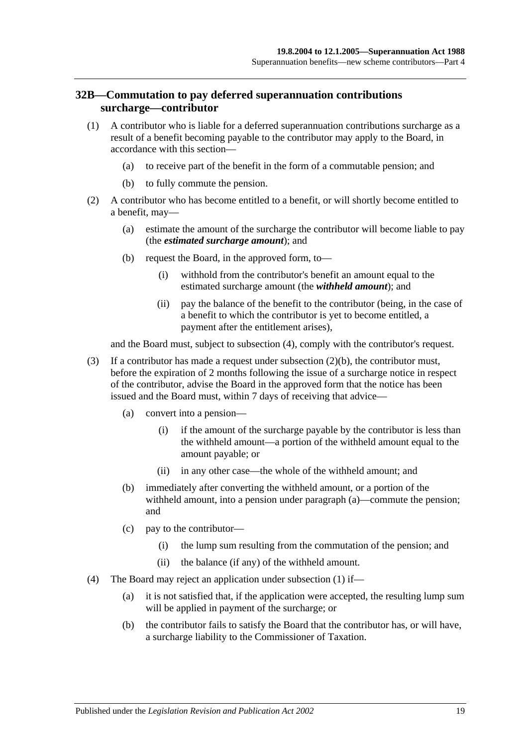## 32B—Commutation to pay deferred superannuation contributions surcharge—contributor

(1) A contributor who is liable for a deferred superannuation contributions surcharge as a result of a benefit becoming payable to the contributor may apply to the Board, in accordance with this section—

(a) to receive part of the benefit in the form of a commutable pension; and

(b) to fully commute the pension.

(2) A contributor who has become entitled to a benefit, or will shortly become entitled to a benefit, may—

(a) estimate the amount of the surcharge the contributor will become liable to pay (the ***estimated surcharge amount***); and

(b) request the Board, in the approved form, to—

(i) withhold from the contributor's benefit an amount equal to the estimated surcharge amount (the ***withheld amount***); and

(ii) pay the balance of the benefit to the contributor (being, in the case of a benefit to which the contributor is yet to become entitled, a payment after the entitlement arises),

and the Board must, subject to subsection (4), comply with the contributor's request.

(3) If a contributor has made a request under subsection (2)(b), the contributor must, before the expiration of 2 months following the issue of a surcharge notice in respect of the contributor, advise the Board in the approved form that the notice has been issued and the Board must, within 7 days of receiving that advice—

(a) convert into a pension—

(i) if the amount of the surcharge payable by the contributor is less than the withheld amount—a portion of the withheld amount equal to the amount payable; or

(ii) in any other case—the whole of the withheld amount; and

(b) immediately after converting the withheld amount, or a portion of the withheld amount, into a pension under paragraph (a)—commute the pension; and

(c) pay to the contributor—

(i) the lump sum resulting from the commutation of the pension; and

(ii) the balance (if any) of the withheld amount.

(4) The Board may reject an application under subsection (1) if—

(a) it is not satisfied that, if the application were accepted, the resulting lump sum will be applied in payment of the surcharge; or

(b) the contributor fails to satisfy the Board that the contributor has, or will have, a surcharge liability to the Commissioner of Taxation.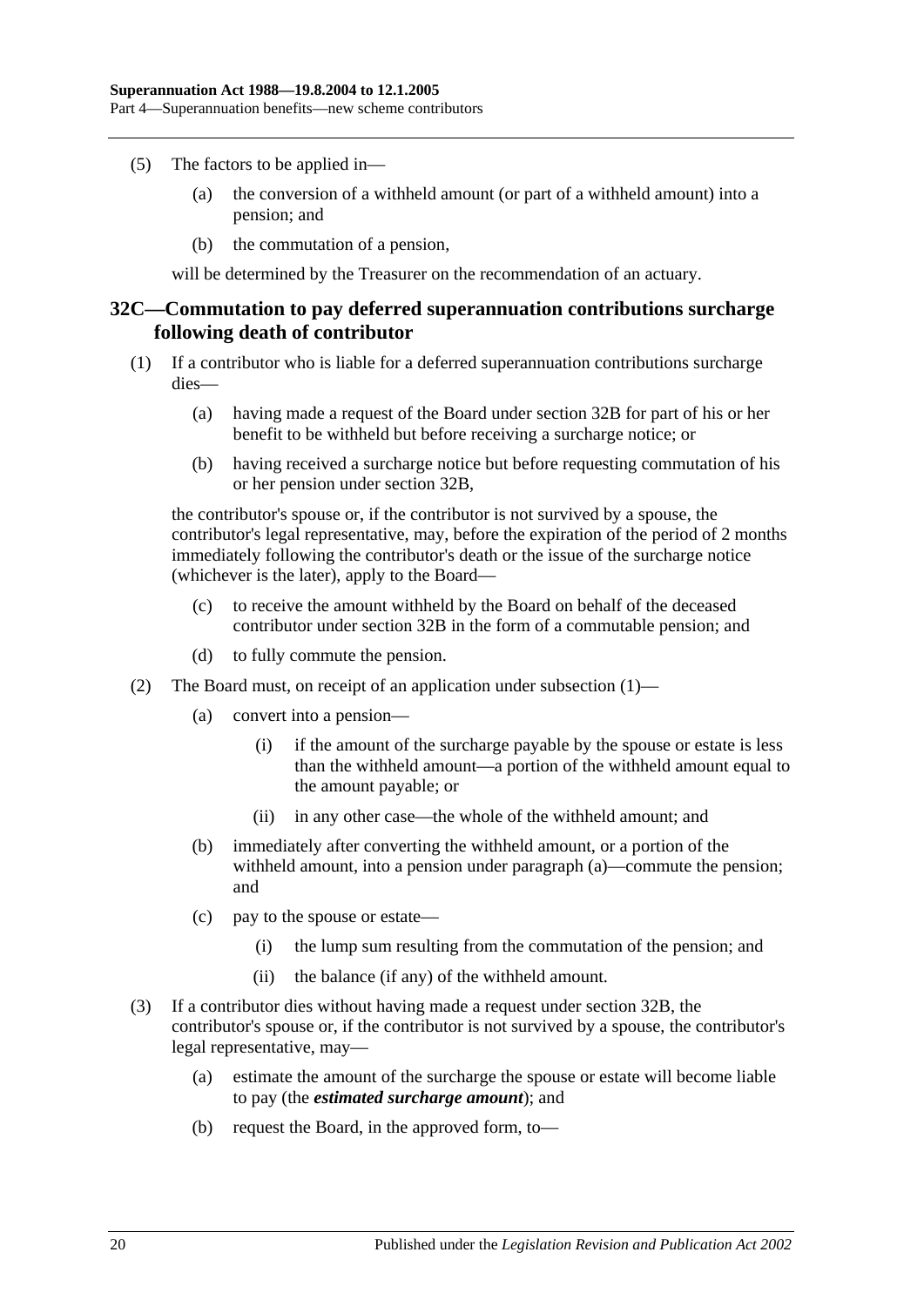(5) The factors to be applied in—

(a) the conversion of a withheld amount (or part of a withheld amount) into a pension; and

(b) the commutation of a pension,

will be determined by the Treasurer on the recommendation of an actuary.

## 32C—Commutation to pay deferred superannuation contributions surcharge following death of contributor

(1) If a contributor who is liable for a deferred superannuation contributions surcharge dies—

(a) having made a request of the Board under section 32B for part of his or her benefit to be withheld but before receiving a surcharge notice; or

(b) having received a surcharge notice but before requesting commutation of his or her pension under section 32B,

the contributor's spouse or, if the contributor is not survived by a spouse, the contributor's legal representative, may, before the expiration of the period of 2 months immediately following the contributor's death or the issue of the surcharge notice (whichever is the later), apply to the Board—

(c) to receive the amount withheld by the Board on behalf of the deceased contributor under section 32B in the form of a commutable pension; and

(d) to fully commute the pension.

(2) The Board must, on receipt of an application under subsection (1)—

(a) convert into a pension—

(i) if the amount of the surcharge payable by the spouse or estate is less than the withheld amount—a portion of the withheld amount equal to the amount payable; or

(ii) in any other case—the whole of the withheld amount; and

(b) immediately after converting the withheld amount, or a portion of the withheld amount, into a pension under paragraph (a)—commute the pension; and

(c) pay to the spouse or estate—

(i) the lump sum resulting from the commutation of the pension; and

(ii) the balance (if any) of the withheld amount.

(3) If a contributor dies without having made a request under section 32B, the contributor's spouse or, if the contributor is not survived by a spouse, the contributor's legal representative, may—

(a) estimate the amount of the surcharge the spouse or estate will become liable to pay (the ***estimated surcharge amount***); and

(b) request the Board, in the approved form, to—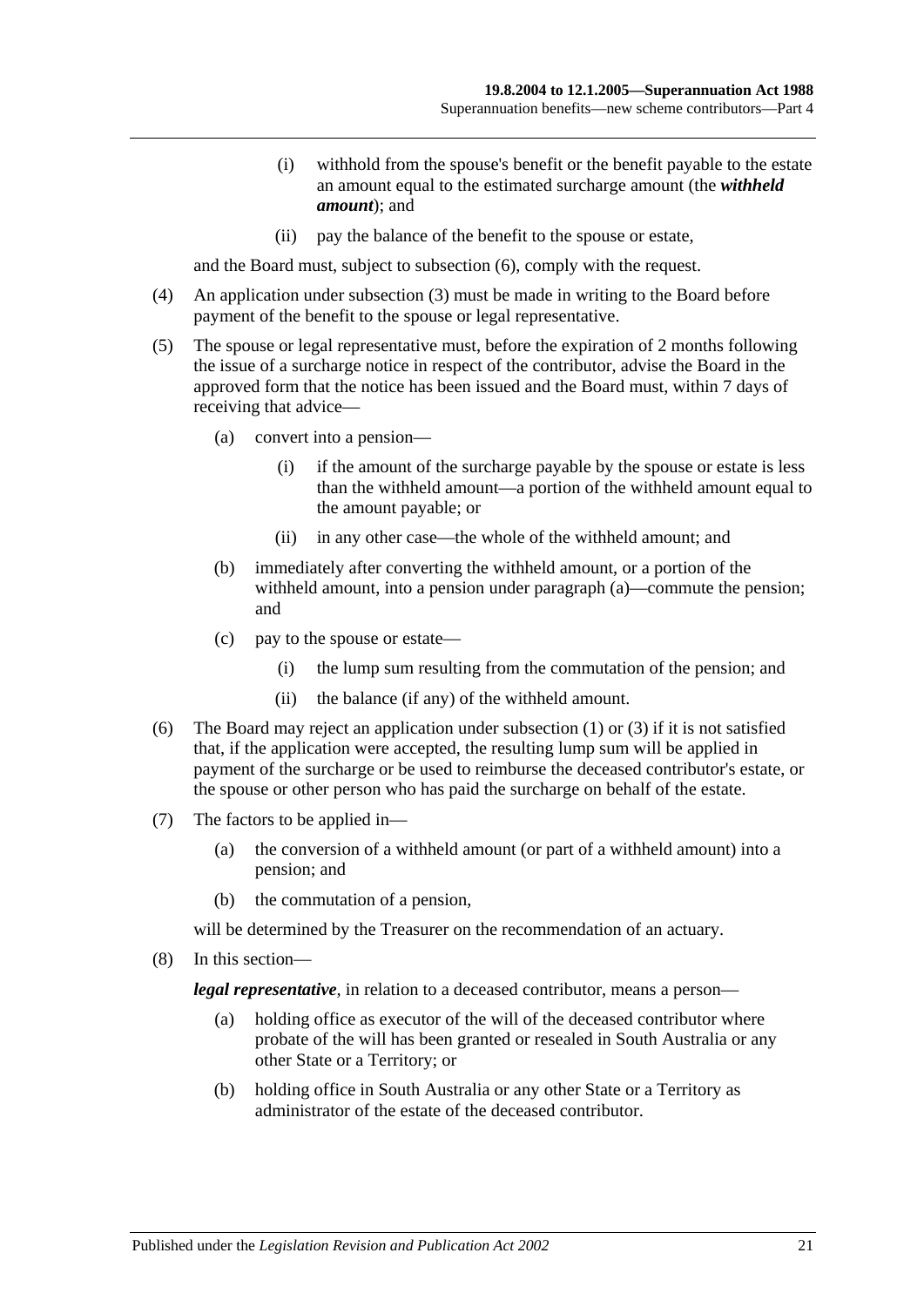(i) withhold from the spouse's benefit or the benefit payable to the estate an amount equal to the estimated surcharge amount (the ***withheld amount***); and

(ii) pay the balance of the benefit to the spouse or estate,

and the Board must, subject to subsection (6), comply with the request.

(4) An application under subsection (3) must be made in writing to the Board before payment of the benefit to the spouse or legal representative.

(5) The spouse or legal representative must, before the expiration of 2 months following the issue of a surcharge notice in respect of the contributor, advise the Board in the approved form that the notice has been issued and the Board must, within 7 days of receiving that advice—

(a) convert into a pension—

(i) if the amount of the surcharge payable by the spouse or estate is less than the withheld amount—a portion of the withheld amount equal to the amount payable; or

(ii) in any other case—the whole of the withheld amount; and

(b) immediately after converting the withheld amount, or a portion of the withheld amount, into a pension under paragraph (a)—commute the pension; and

(c) pay to the spouse or estate—

(i) the lump sum resulting from the commutation of the pension; and

(ii) the balance (if any) of the withheld amount.

(6) The Board may reject an application under subsection (1) or (3) if it is not satisfied that, if the application were accepted, the resulting lump sum will be applied in payment of the surcharge or be used to reimburse the deceased contributor's estate, or the spouse or other person who has paid the surcharge on behalf of the estate.

(7) The factors to be applied in—

(a) the conversion of a withheld amount (or part of a withheld amount) into a pension; and

(b) the commutation of a pension,

will be determined by the Treasurer on the recommendation of an actuary.

(8) In this section—

***legal representative***, in relation to a deceased contributor, means a person—

(a) holding office as executor of the will of the deceased contributor where probate of the will has been granted or resealed in South Australia or any other State or a Territory; or

(b) holding office in South Australia or any other State or a Territory as administrator of the estate of the deceased contributor.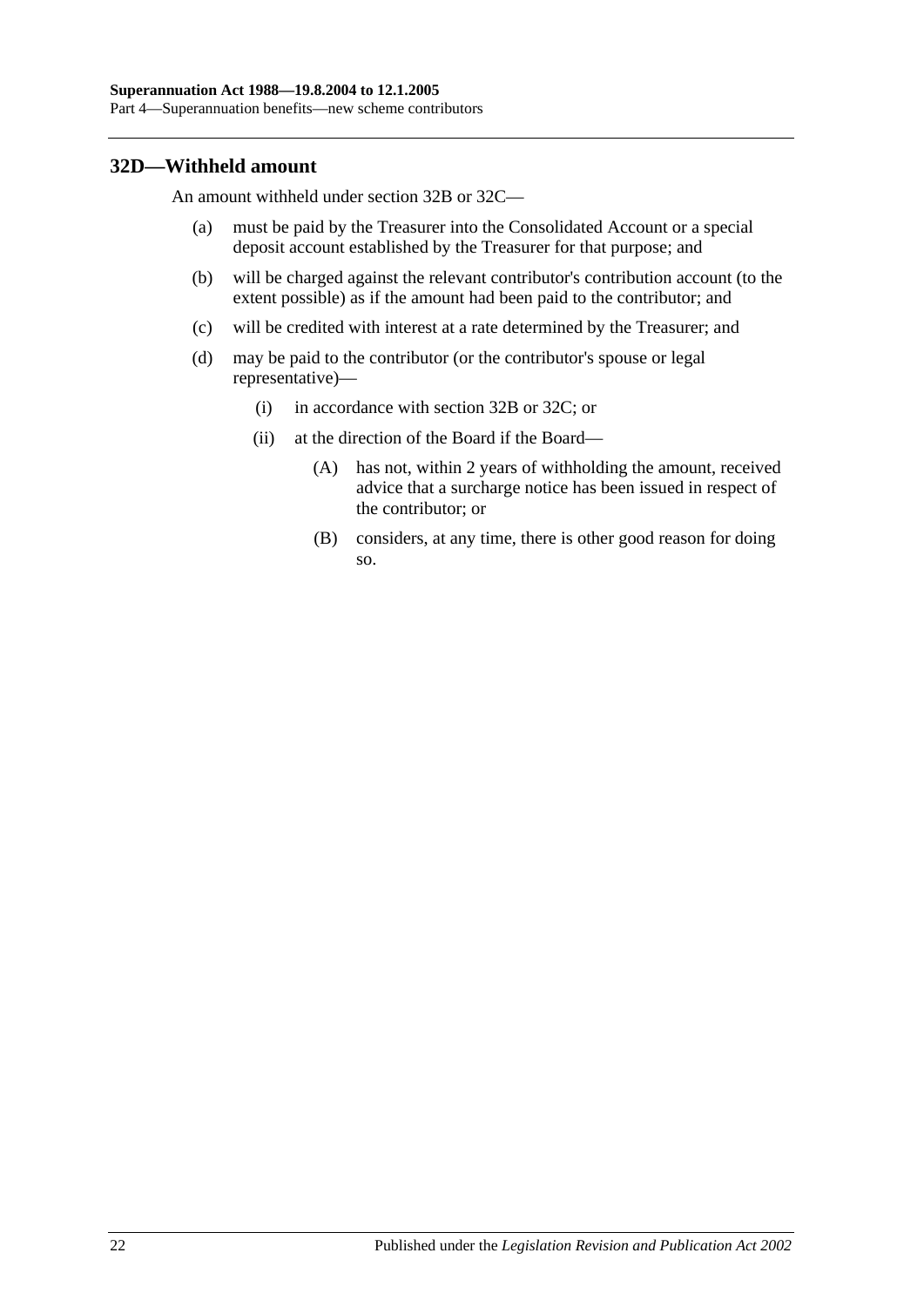## 32D—Withheld amount

An amount withheld under section 32B or 32C—

(a) must be paid by the Treasurer into the Consolidated Account or a special deposit account established by the Treasurer for that purpose; and

(b) will be charged against the relevant contributor's contribution account (to the extent possible) as if the amount had been paid to the contributor; and

(c) will be credited with interest at a rate determined by the Treasurer; and

(d) may be paid to the contributor (or the contributor's spouse or legal representative)—

(i) in accordance with section 32B or 32C; or

(ii) at the direction of the Board if the Board—

(A) has not, within 2 years of withholding the amount, received advice that a surcharge notice has been issued in respect of the contributor; or

(B) considers, at any time, there is other good reason for doing so.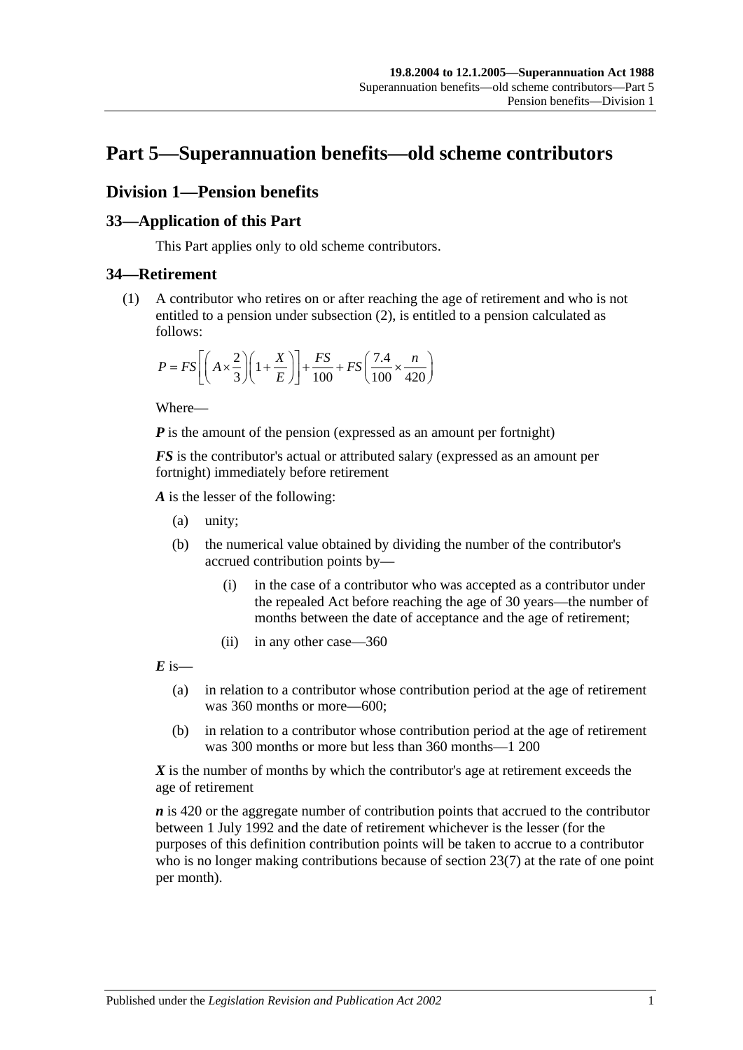# Part 5—Superannuation benefits—old scheme contributors

## Division 1—Pension benefits

### 33—Application of this Part

This Part applies only to old scheme contributors.

### 34—Retirement

(1) A contributor who retires on or after reaching the age of retirement and who is not entitled to a pension under subsection (2), is entitled to a pension calculated as follows:

$$P = FS\left[\left(A \times \frac{2}{3}\right)\left(1 + \frac{X}{E}\right)\right] + \frac{FS}{100} + FS\left(\frac{7.4}{100} \times \frac{n}{420}\right)$$

Where—

***P*** is the amount of the pension (expressed as an amount per fortnight)

***FS*** is the contributor's actual or attributed salary (expressed as an amount per fortnight) immediately before retirement

***A*** is the lesser of the following:

(a) unity;

(b) the numerical value obtained by dividing the number of the contributor's accrued contribution points by—

(i) in the case of a contributor who was accepted as a contributor under the repealed Act before reaching the age of 30 years—the number of months between the date of acceptance and the age of retirement;

(ii) in any other case—360

***E*** is—

(a) in relation to a contributor whose contribution period at the age of retirement was 360 months or more—600;

(b) in relation to a contributor whose contribution period at the age of retirement was 300 months or more but less than 360 months—1 200

***X*** is the number of months by which the contributor's age at retirement exceeds the age of retirement

***n*** is 420 or the aggregate number of contribution points that accrued to the contributor between 1 July 1992 and the date of retirement whichever is the lesser (for the purposes of this definition contribution points will be taken to accrue to a contributor who is no longer making contributions because of section 23(7) at the rate of one point per month).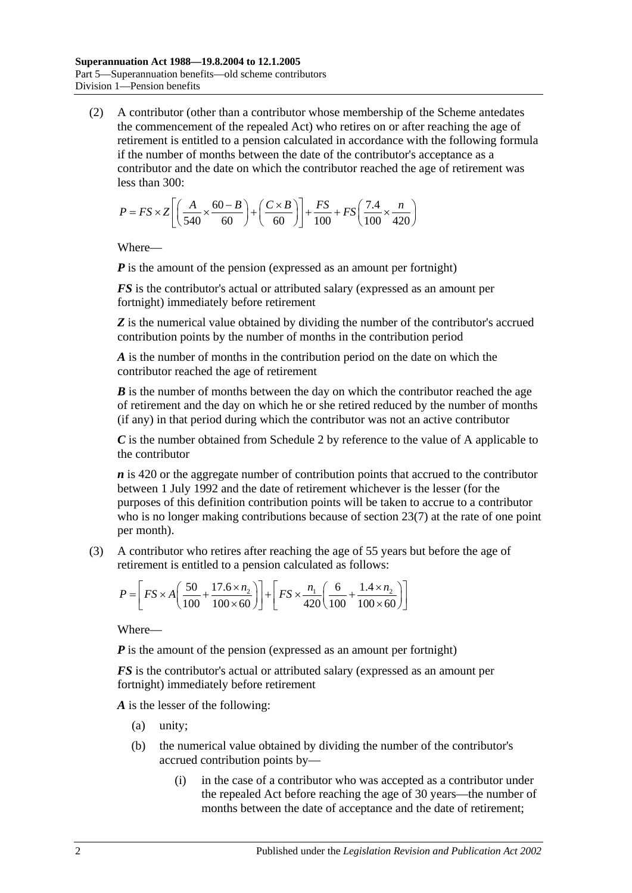(2) A contributor (other than a contributor whose membership of the Scheme antedates the commencement of the repealed Act) who retires on or after reaching the age of retirement is entitled to a pension calculated in accordance with the following formula if the number of months between the date of the contributor's acceptance as a contributor and the date on which the contributor reached the age of retirement was less than 300:

$$P = FS \times Z\left[\left(\frac{A}{540} \times \frac{60-B}{60}\right) + \left(\frac{C \times B}{60}\right)\right] + \frac{FS}{100} + FS\left(\frac{7.4}{100} \times \frac{n}{420}\right)$$

Where—

***P*** is the amount of the pension (expressed as an amount per fortnight)

***FS*** is the contributor's actual or attributed salary (expressed as an amount per fortnight) immediately before retirement

***Z*** is the numerical value obtained by dividing the number of the contributor's accrued contribution points by the number of months in the contribution period

***A*** is the number of months in the contribution period on the date on which the contributor reached the age of retirement

***B*** is the number of months between the day on which the contributor reached the age of retirement and the day on which he or she retired reduced by the number of months (if any) in that period during which the contributor was not an active contributor

***C*** is the number obtained from Schedule 2 by reference to the value of A applicable to the contributor

***n*** is 420 or the aggregate number of contribution points that accrued to the contributor between 1 July 1992 and the date of retirement whichever is the lesser (for the purposes of this definition contribution points will be taken to accrue to a contributor who is no longer making contributions because of section 23(7) at the rate of one point per month).

(3) A contributor who retires after reaching the age of 55 years but before the age of retirement is entitled to a pension calculated as follows:

$$P = \left[FS \times A\left(\frac{50}{100} + \frac{17.6 \times n_2}{100 \times 60}\right)\right] + \left[FS \times \frac{n_1}{420}\left(\frac{6}{100} + \frac{1.4 \times n_2}{100 \times 60}\right)\right]$$

Where—

***P*** is the amount of the pension (expressed as an amount per fortnight)

***FS*** is the contributor's actual or attributed salary (expressed as an amount per fortnight) immediately before retirement

***A*** is the lesser of the following:

(a) unity;

(b) the numerical value obtained by dividing the number of the contributor's accrued contribution points by—

(i) in the case of a contributor who was accepted as a contributor under the repealed Act before reaching the age of 30 years—the number of months between the date of acceptance and the date of retirement;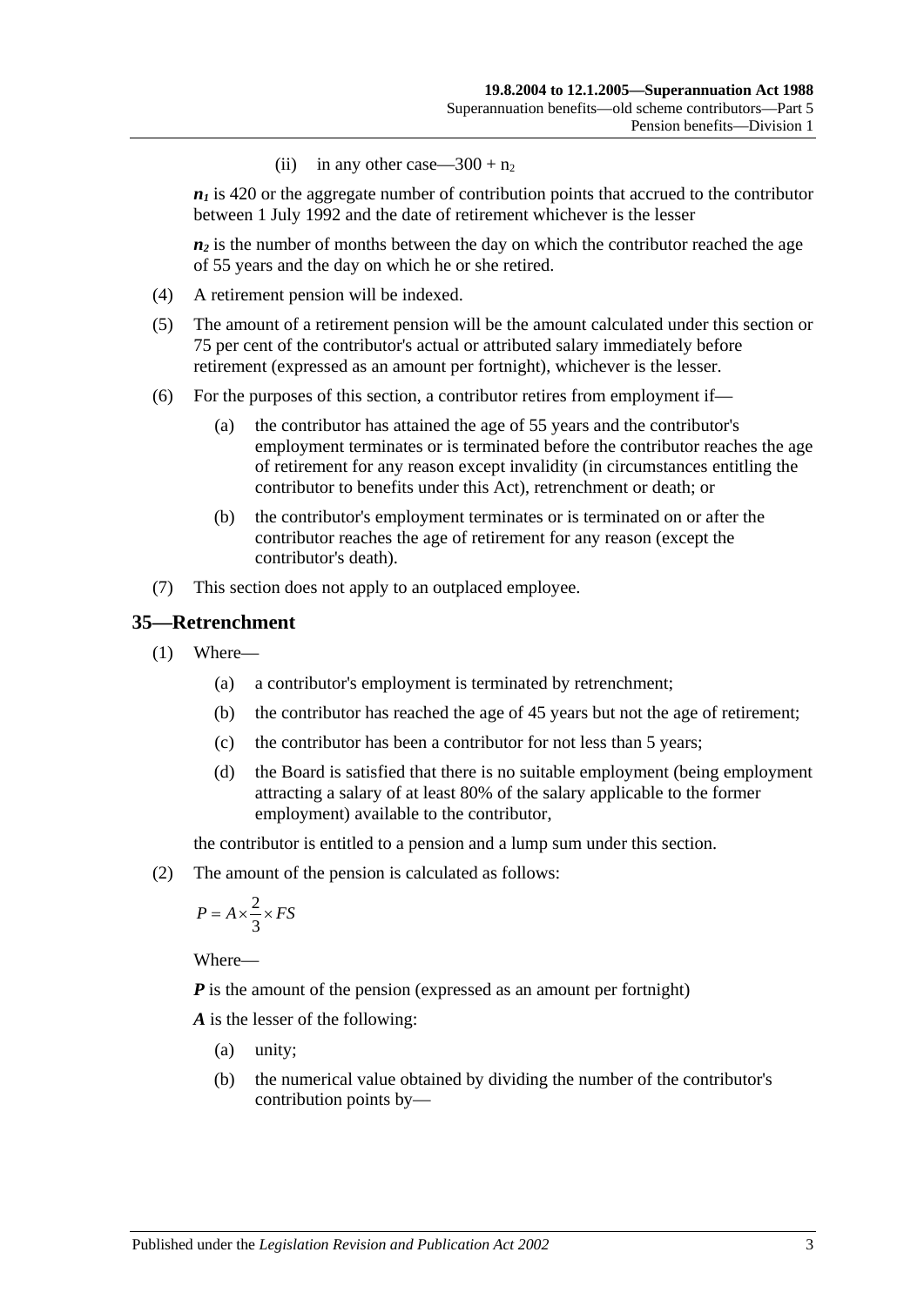(ii) in any other case—$300 + n_2$

$n_1$ is 420 or the aggregate number of contribution points that accrued to the contributor between 1 July 1992 and the date of retirement whichever is the lesser

$n_2$ is the number of months between the day on which the contributor reached the age of 55 years and the day on which he or she retired.

(4) A retirement pension will be indexed.

(5) The amount of a retirement pension will be the amount calculated under this section or 75 per cent of the contributor's actual or attributed salary immediately before retirement (expressed as an amount per fortnight), whichever is the lesser.

(6) For the purposes of this section, a contributor retires from employment if—

(a) the contributor has attained the age of 55 years and the contributor's employment terminates or is terminated before the contributor reaches the age of retirement for any reason except invalidity (in circumstances entitling the contributor to benefits under this Act), retrenchment or death; or

(b) the contributor's employment terminates or is terminated on or after the contributor reaches the age of retirement for any reason (except the contributor's death).

(7) This section does not apply to an outplaced employee.

## 35—Retrenchment

(1) Where—

(a) a contributor's employment is terminated by retrenchment;

(b) the contributor has reached the age of 45 years but not the age of retirement;

(c) the contributor has been a contributor for not less than 5 years;

(d) the Board is satisfied that there is no suitable employment (being employment attracting a salary of at least 80% of the salary applicable to the former employment) available to the contributor,

the contributor is entitled to a pension and a lump sum under this section.

(2) The amount of the pension is calculated as follows:

$$P = A \times \frac{2}{3} \times FS$$

Where—

$P$ is the amount of the pension (expressed as an amount per fortnight)

$A$ is the lesser of the following:

(a) unity;

(b) the numerical value obtained by dividing the number of the contributor's contribution points by—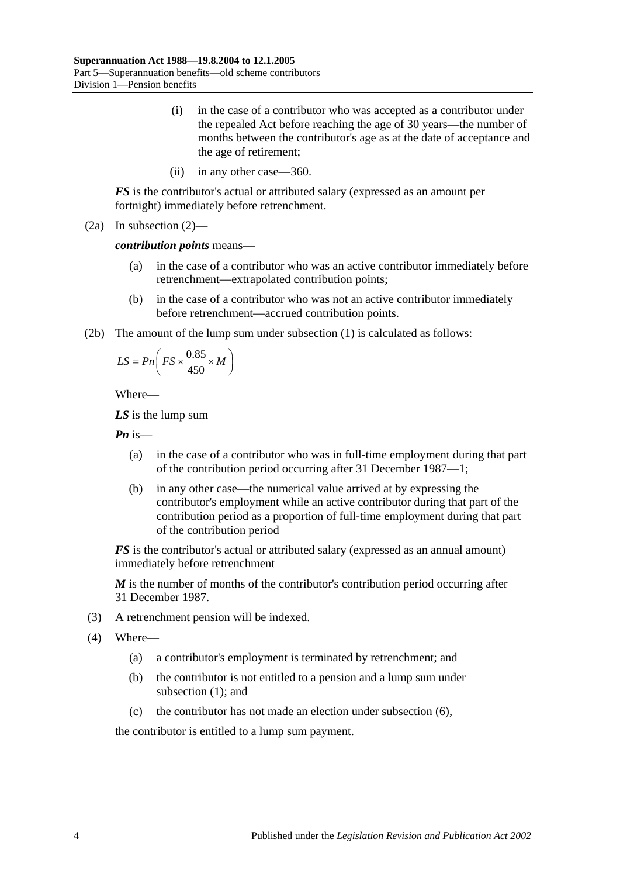(i) in the case of a contributor who was accepted as a contributor under the repealed Act before reaching the age of 30 years—the number of months between the contributor's age as at the date of acceptance and the age of retirement;

(ii) in any other case—360.

***FS*** is the contributor's actual or attributed salary (expressed as an amount per fortnight) immediately before retrenchment.

(2a) In subsection (2)—

***contribution points*** means—

(a) in the case of a contributor who was an active contributor immediately before retrenchment—extrapolated contribution points;

(b) in the case of a contributor who was not an active contributor immediately before retrenchment—accrued contribution points.

(2b) The amount of the lump sum under subsection (1) is calculated as follows:

$$LS = Pn\left(FS \times \frac{0.85}{450} \times M\right)$$

Where—

***LS*** is the lump sum

***Pn*** is—

(a) in the case of a contributor who was in full-time employment during that part of the contribution period occurring after 31 December 1987—1;

(b) in any other case—the numerical value arrived at by expressing the contributor's employment while an active contributor during that part of the contribution period as a proportion of full-time employment during that part of the contribution period

***FS*** is the contributor's actual or attributed salary (expressed as an annual amount) immediately before retrenchment

***M*** is the number of months of the contributor's contribution period occurring after 31 December 1987.

(3) A retrenchment pension will be indexed.

(4) Where—

(a) a contributor's employment is terminated by retrenchment; and

(b) the contributor is not entitled to a pension and a lump sum under subsection (1); and

(c) the contributor has not made an election under subsection (6),

the contributor is entitled to a lump sum payment.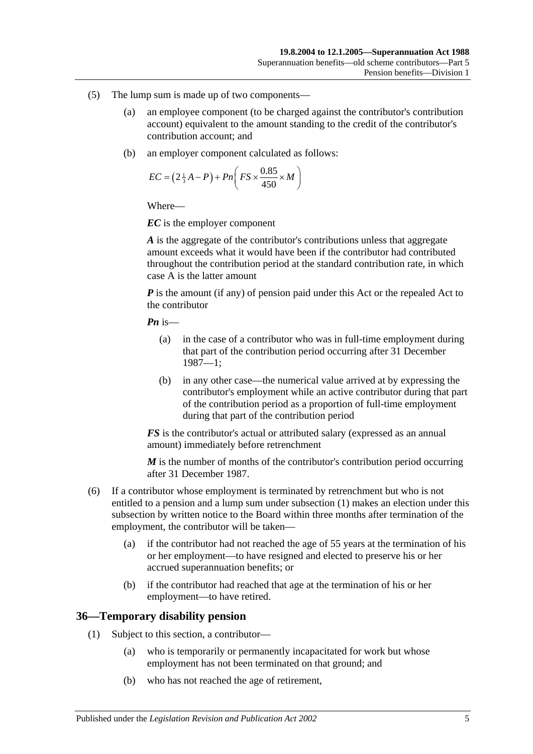(5) The lump sum is made up of two components—

(a) an employee component (to be charged against the contributor's contribution account) equivalent to the amount standing to the credit of the contributor's contribution account; and

(b) an employer component calculated as follows:

$$EC = \left(2\tfrac{1}{3}A - P\right) + Pn\left(FS \times \frac{0.85}{450} \times M\right)$$

Where—

***EC*** is the employer component

***A*** is the aggregate of the contributor's contributions unless that aggregate amount exceeds what it would have been if the contributor had contributed throughout the contribution period at the standard contribution rate, in which case A is the latter amount

***P*** is the amount (if any) of pension paid under this Act or the repealed Act to the contributor

***Pn*** is—

(a) in the case of a contributor who was in full-time employment during that part of the contribution period occurring after 31 December 1987—1;

(b) in any other case—the numerical value arrived at by expressing the contributor's employment while an active contributor during that part of the contribution period as a proportion of full-time employment during that part of the contribution period

***FS*** is the contributor's actual or attributed salary (expressed as an annual amount) immediately before retrenchment

***M*** is the number of months of the contributor's contribution period occurring after 31 December 1987.

(6) If a contributor whose employment is terminated by retrenchment but who is not entitled to a pension and a lump sum under subsection (1) makes an election under this subsection by written notice to the Board within three months after termination of the employment, the contributor will be taken—

(a) if the contributor had not reached the age of 55 years at the termination of his or her employment—to have resigned and elected to preserve his or her accrued superannuation benefits; or

(b) if the contributor had reached that age at the termination of his or her employment—to have retired.

## 36—Temporary disability pension

(1) Subject to this section, a contributor—

(a) who is temporarily or permanently incapacitated for work but whose employment has not been terminated on that ground; and

(b) who has not reached the age of retirement,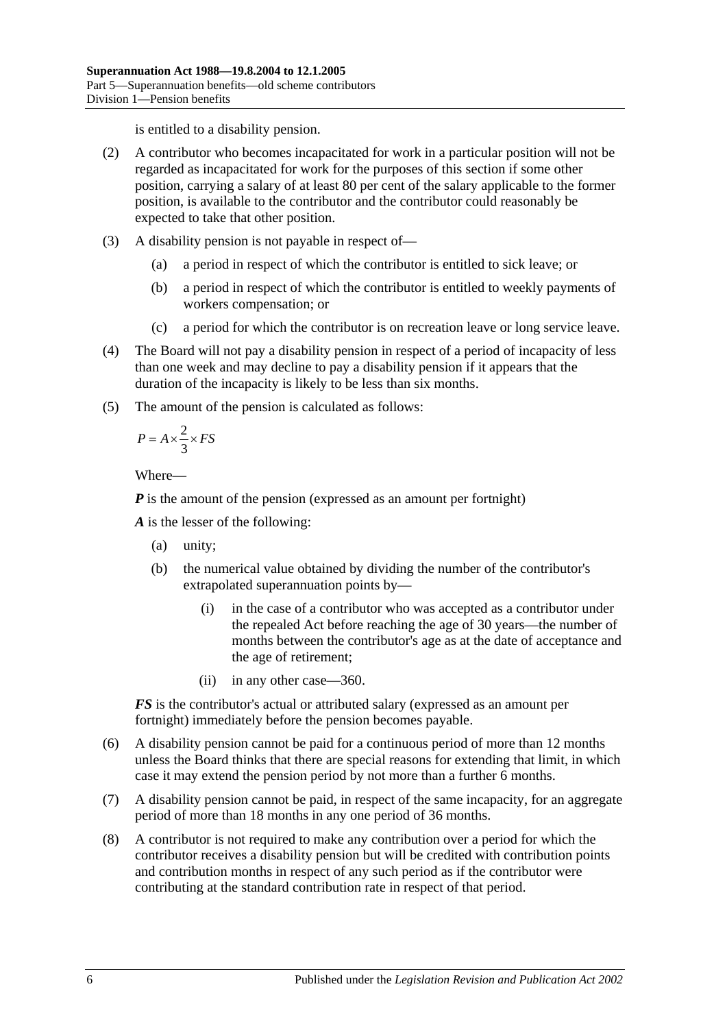is entitled to a disability pension.

(2) A contributor who becomes incapacitated for work in a particular position will not be regarded as incapacitated for work for the purposes of this section if some other position, carrying a salary of at least 80 per cent of the salary applicable to the former position, is available to the contributor and the contributor could reasonably be expected to take that other position.

(3) A disability pension is not payable in respect of—

(a) a period in respect of which the contributor is entitled to sick leave; or

(b) a period in respect of which the contributor is entitled to weekly payments of workers compensation; or

(c) a period for which the contributor is on recreation leave or long service leave.

(4) The Board will not pay a disability pension in respect of a period of incapacity of less than one week and may decline to pay a disability pension if it appears that the duration of the incapacity is likely to be less than six months.

(5) The amount of the pension is calculated as follows:

$$P = A \times \frac{2}{3} \times FS$$

Where—

***P*** is the amount of the pension (expressed as an amount per fortnight)

***A*** is the lesser of the following:

(a) unity;

(b) the numerical value obtained by dividing the number of the contributor's extrapolated superannuation points by—

(i) in the case of a contributor who was accepted as a contributor under the repealed Act before reaching the age of 30 years—the number of months between the contributor's age as at the date of acceptance and the age of retirement;

(ii) in any other case—360.

***FS*** is the contributor's actual or attributed salary (expressed as an amount per fortnight) immediately before the pension becomes payable.

(6) A disability pension cannot be paid for a continuous period of more than 12 months unless the Board thinks that there are special reasons for extending that limit, in which case it may extend the pension period by not more than a further 6 months.

(7) A disability pension cannot be paid, in respect of the same incapacity, for an aggregate period of more than 18 months in any one period of 36 months.

(8) A contributor is not required to make any contribution over a period for which the contributor receives a disability pension but will be credited with contribution points and contribution months in respect of any such period as if the contributor were contributing at the standard contribution rate in respect of that period.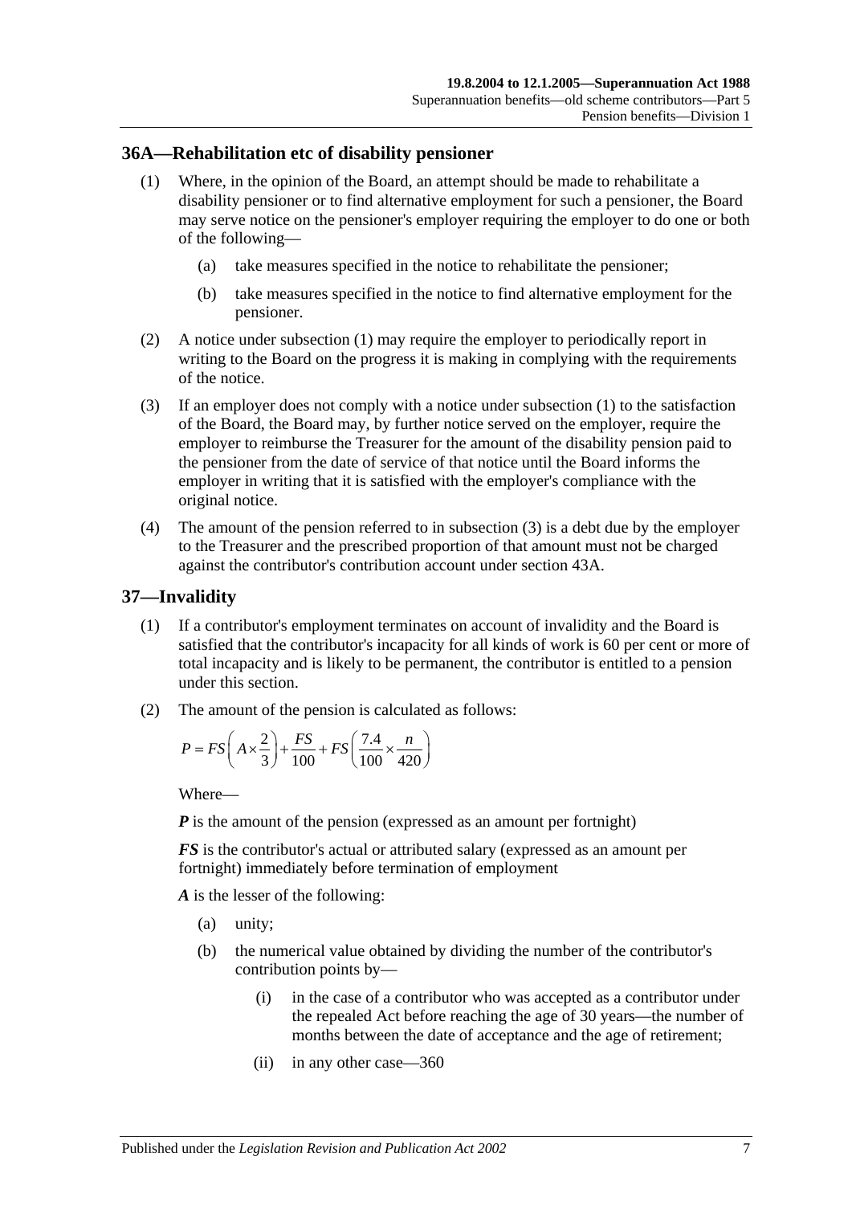## 36A—Rehabilitation etc of disability pensioner

(1) Where, in the opinion of the Board, an attempt should be made to rehabilitate a disability pensioner or to find alternative employment for such a pensioner, the Board may serve notice on the pensioner's employer requiring the employer to do one or both of the following—

- (a) take measures specified in the notice to rehabilitate the pensioner;
- (b) take measures specified in the notice to find alternative employment for the pensioner.

(2) A notice under subsection (1) may require the employer to periodically report in writing to the Board on the progress it is making in complying with the requirements of the notice.

(3) If an employer does not comply with a notice under subsection (1) to the satisfaction of the Board, the Board may, by further notice served on the employer, require the employer to reimburse the Treasurer for the amount of the disability pension paid to the pensioner from the date of service of that notice until the Board informs the employer in writing that it is satisfied with the employer's compliance with the original notice.

(4) The amount of the pension referred to in subsection (3) is a debt due by the employer to the Treasurer and the prescribed proportion of that amount must not be charged against the contributor's contribution account under section 43A.

## 37—Invalidity

(1) If a contributor's employment terminates on account of invalidity and the Board is satisfied that the contributor's incapacity for all kinds of work is 60 per cent or more of total incapacity and is likely to be permanent, the contributor is entitled to a pension under this section.

(2) The amount of the pension is calculated as follows:

$$P = FS\left(A \times \frac{2}{3}\right) + \frac{FS}{100} + FS\left(\frac{7.4}{100} \times \frac{n}{420}\right)$$

Where—

***P*** is the amount of the pension (expressed as an amount per fortnight)

***FS*** is the contributor's actual or attributed salary (expressed as an amount per fortnight) immediately before termination of employment

***A*** is the lesser of the following:

- (a) unity;
- (b) the numerical value obtained by dividing the number of the contributor's contribution points by—
  - (i) in the case of a contributor who was accepted as a contributor under the repealed Act before reaching the age of 30 years—the number of months between the date of acceptance and the age of retirement;
  - (ii) in any other case—360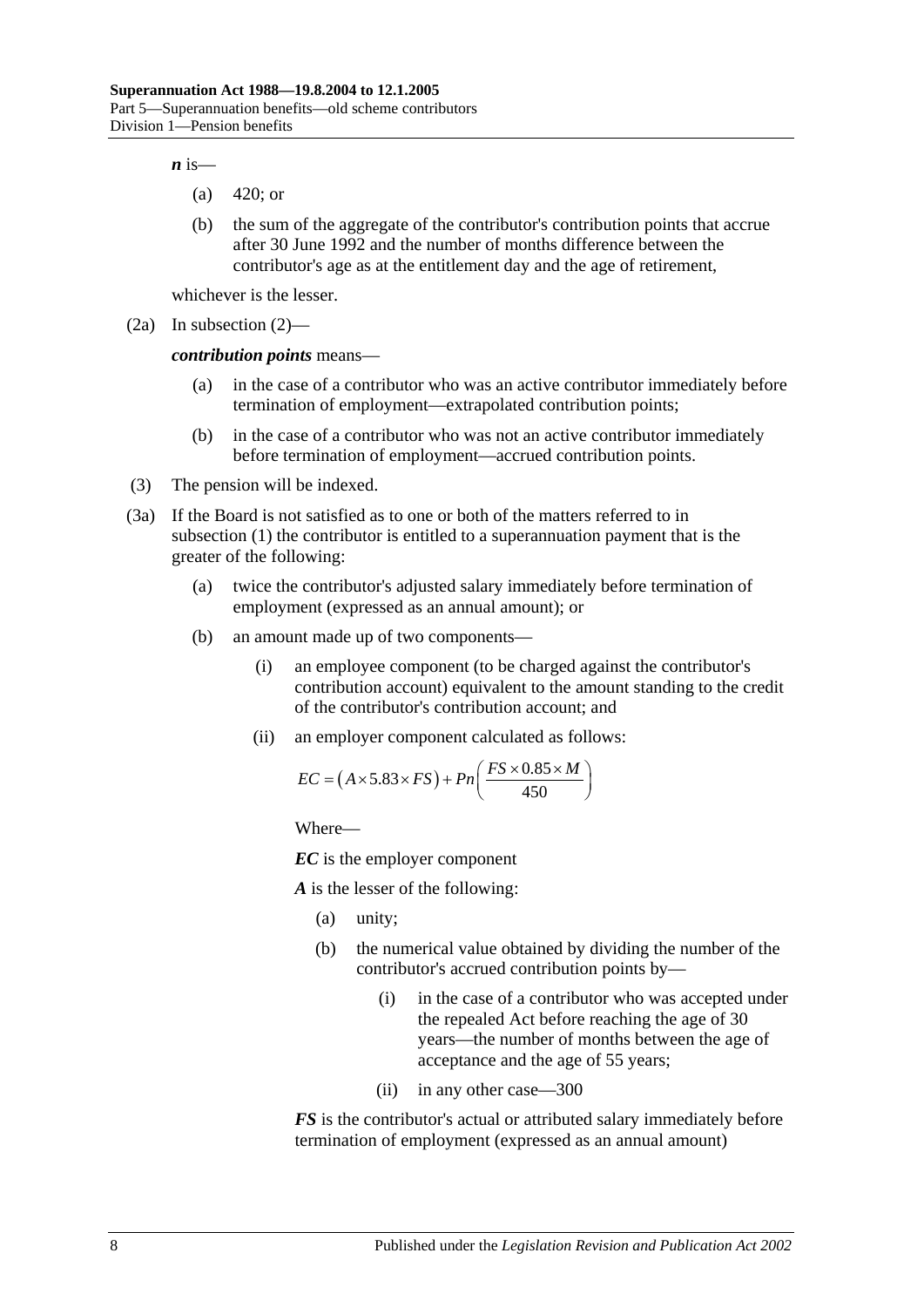***n*** is—

(a) 420; or

(b) the sum of the aggregate of the contributor's contribution points that accrue after 30 June 1992 and the number of months difference between the contributor's age as at the entitlement day and the age of retirement,

whichever is the lesser.

(2a) In subsection (2)—

***contribution points*** means—

(a) in the case of a contributor who was an active contributor immediately before termination of employment—extrapolated contribution points;

(b) in the case of a contributor who was not an active contributor immediately before termination of employment—accrued contribution points.

(3) The pension will be indexed.

(3a) If the Board is not satisfied as to one or both of the matters referred to in subsection (1) the contributor is entitled to a superannuation payment that is the greater of the following:

(a) twice the contributor's adjusted salary immediately before termination of employment (expressed as an annual amount); or

(b) an amount made up of two components—

(i) an employee component (to be charged against the contributor's contribution account) equivalent to the amount standing to the credit of the contributor's contribution account; and

(ii) an employer component calculated as follows:

$$EC = \left(A \times 5.83 \times FS\right) + Pn\left(\frac{FS \times 0.85 \times M}{450}\right)$$

Where—

***EC*** is the employer component

***A*** is the lesser of the following:

(a) unity;

(b) the numerical value obtained by dividing the number of the contributor's accrued contribution points by—

(i) in the case of a contributor who was accepted under the repealed Act before reaching the age of 30 years—the number of months between the age of acceptance and the age of 55 years;

(ii) in any other case—300

***FS*** is the contributor's actual or attributed salary immediately before termination of employment (expressed as an annual amount)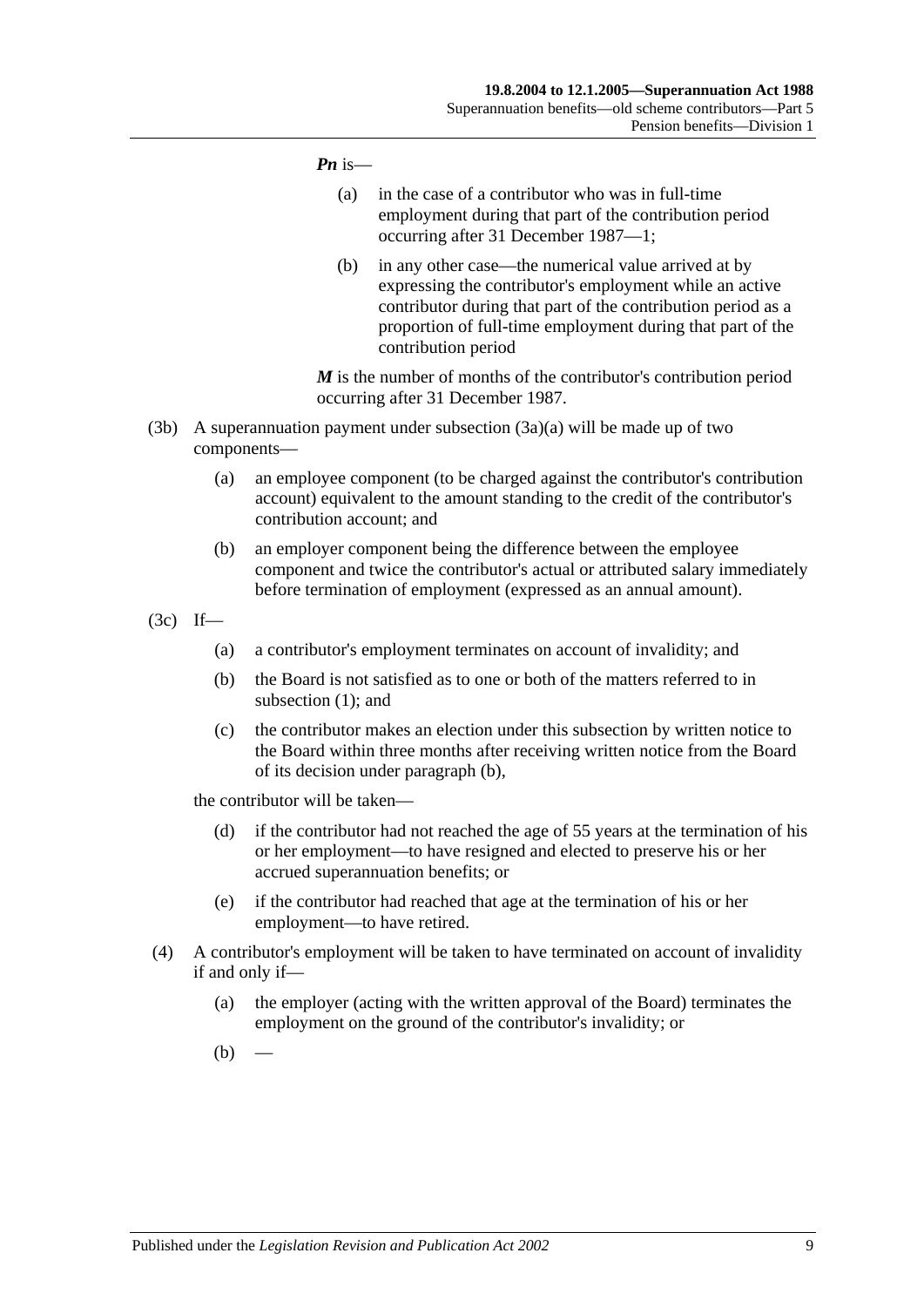***Pn*** is—

- (a) in the case of a contributor who was in full-time employment during that part of the contribution period occurring after 31 December 1987—1;
- (b) in any other case—the numerical value arrived at by expressing the contributor's employment while an active contributor during that part of the contribution period as a proportion of full-time employment during that part of the contribution period

***M*** is the number of months of the contributor's contribution period occurring after 31 December 1987.

(3b) A superannuation payment under subsection (3a)(a) will be made up of two components—

- (a) an employee component (to be charged against the contributor's contribution account) equivalent to the amount standing to the credit of the contributor's contribution account; and
- (b) an employer component being the difference between the employee component and twice the contributor's actual or attributed salary immediately before termination of employment (expressed as an annual amount).

(3c) If—

- (a) a contributor's employment terminates on account of invalidity; and
- (b) the Board is not satisfied as to one or both of the matters referred to in subsection (1); and
- (c) the contributor makes an election under this subsection by written notice to the Board within three months after receiving written notice from the Board of its decision under paragraph (b),

the contributor will be taken—

- (d) if the contributor had not reached the age of 55 years at the termination of his or her employment—to have resigned and elected to preserve his or her accrued superannuation benefits; or
- (e) if the contributor had reached that age at the termination of his or her employment—to have retired.

(4) A contributor's employment will be taken to have terminated on account of invalidity if and only if—

- (a) the employer (acting with the written approval of the Board) terminates the employment on the ground of the contributor's invalidity; or
- (b) —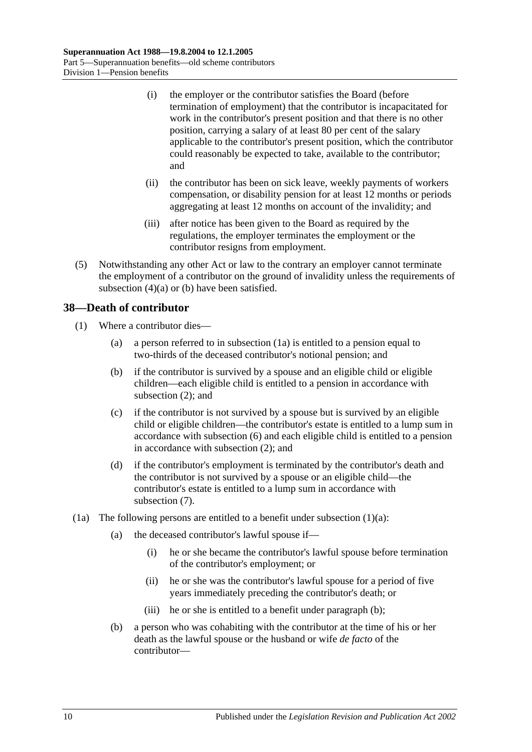(i) the employer or the contributor satisfies the Board (before termination of employment) that the contributor is incapacitated for work in the contributor's present position and that there is no other position, carrying a salary of at least 80 per cent of the salary applicable to the contributor's present position, which the contributor could reasonably be expected to take, available to the contributor; and

(ii) the contributor has been on sick leave, weekly payments of workers compensation, or disability pension for at least 12 months or periods aggregating at least 12 months on account of the invalidity; and

(iii) after notice has been given to the Board as required by the regulations, the employer terminates the employment or the contributor resigns from employment.

(5) Notwithstanding any other Act or law to the contrary an employer cannot terminate the employment of a contributor on the ground of invalidity unless the requirements of subsection (4)(a) or (b) have been satisfied.

## 38—Death of contributor

(1) Where a contributor dies—

(a) a person referred to in subsection (1a) is entitled to a pension equal to two-thirds of the deceased contributor's notional pension; and

(b) if the contributor is survived by a spouse and an eligible child or eligible children—each eligible child is entitled to a pension in accordance with subsection (2); and

(c) if the contributor is not survived by a spouse but is survived by an eligible child or eligible children—the contributor's estate is entitled to a lump sum in accordance with subsection (6) and each eligible child is entitled to a pension in accordance with subsection (2); and

(d) if the contributor's employment is terminated by the contributor's death and the contributor is not survived by a spouse or an eligible child—the contributor's estate is entitled to a lump sum in accordance with subsection (7).

(1a) The following persons are entitled to a benefit under subsection (1)(a):

(a) the deceased contributor's lawful spouse if—

(i) he or she became the contributor's lawful spouse before termination of the contributor's employment; or

(ii) he or she was the contributor's lawful spouse for a period of five years immediately preceding the contributor's death; or

(iii) he or she is entitled to a benefit under paragraph (b);

(b) a person who was cohabiting with the contributor at the time of his or her death as the lawful spouse or the husband or wife *de facto* of the contributor—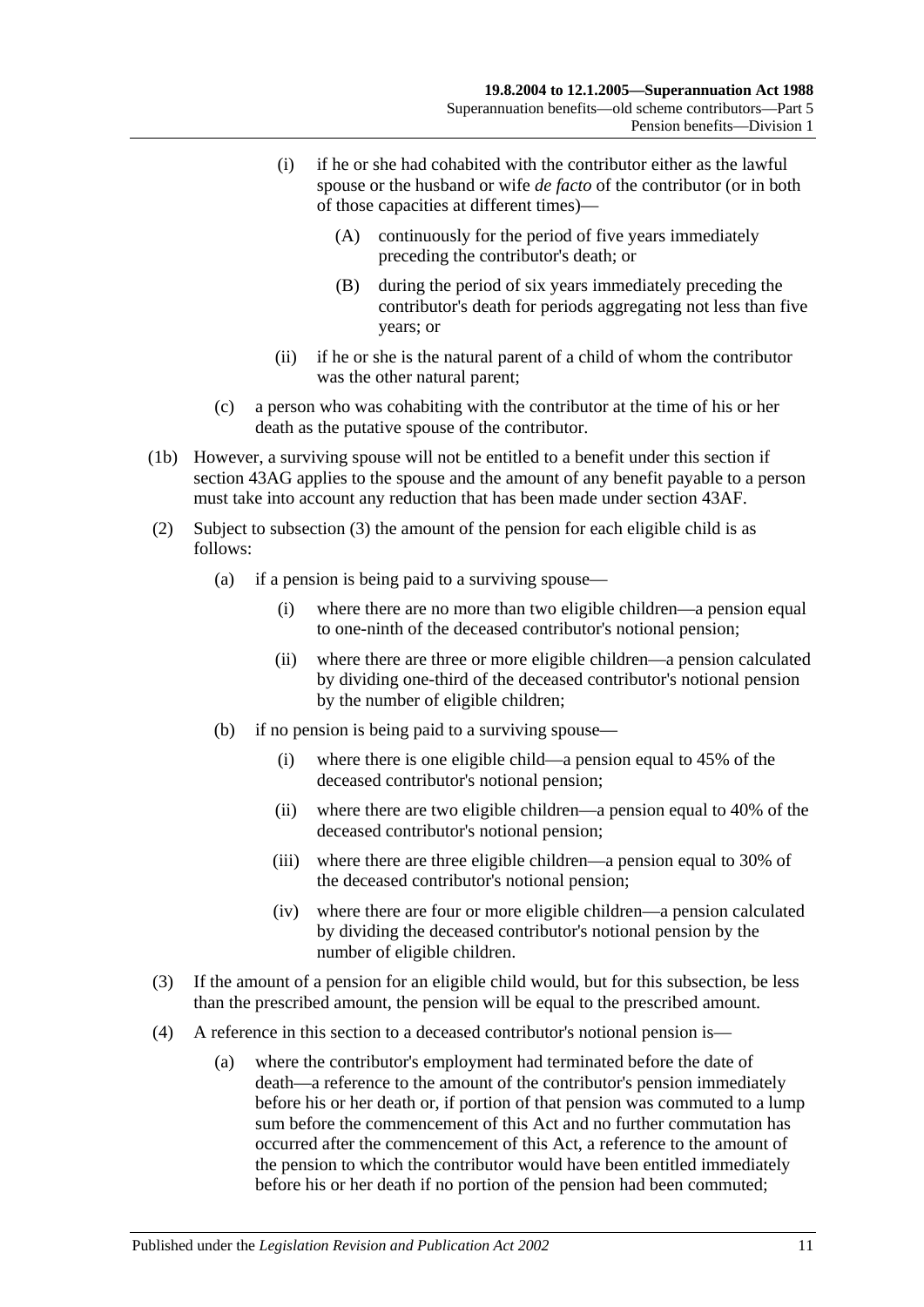(i) if he or she had cohabited with the contributor either as the lawful spouse or the husband or wife *de facto* of the contributor (or in both of those capacities at different times)—

(A) continuously for the period of five years immediately preceding the contributor's death; or

(B) during the period of six years immediately preceding the contributor's death for periods aggregating not less than five years; or

(ii) if he or she is the natural parent of a child of whom the contributor was the other natural parent;

(c) a person who was cohabiting with the contributor at the time of his or her death as the putative spouse of the contributor.

(1b) However, a surviving spouse will not be entitled to a benefit under this section if section 43AG applies to the spouse and the amount of any benefit payable to a person must take into account any reduction that has been made under section 43AF.

(2) Subject to subsection (3) the amount of the pension for each eligible child is as follows:

(a) if a pension is being paid to a surviving spouse—

(i) where there are no more than two eligible children—a pension equal to one-ninth of the deceased contributor's notional pension;

(ii) where there are three or more eligible children—a pension calculated by dividing one-third of the deceased contributor's notional pension by the number of eligible children;

(b) if no pension is being paid to a surviving spouse—

(i) where there is one eligible child—a pension equal to 45% of the deceased contributor's notional pension;

(ii) where there are two eligible children—a pension equal to 40% of the deceased contributor's notional pension;

(iii) where there are three eligible children—a pension equal to 30% of the deceased contributor's notional pension;

(iv) where there are four or more eligible children—a pension calculated by dividing the deceased contributor's notional pension by the number of eligible children.

(3) If the amount of a pension for an eligible child would, but for this subsection, be less than the prescribed amount, the pension will be equal to the prescribed amount.

(4) A reference in this section to a deceased contributor's notional pension is—

(a) where the contributor's employment had terminated before the date of death—a reference to the amount of the contributor's pension immediately before his or her death or, if portion of that pension was commuted to a lump sum before the commencement of this Act and no further commutation has occurred after the commencement of this Act, a reference to the amount of the pension to which the contributor would have been entitled immediately before his or her death if no portion of the pension had been commuted;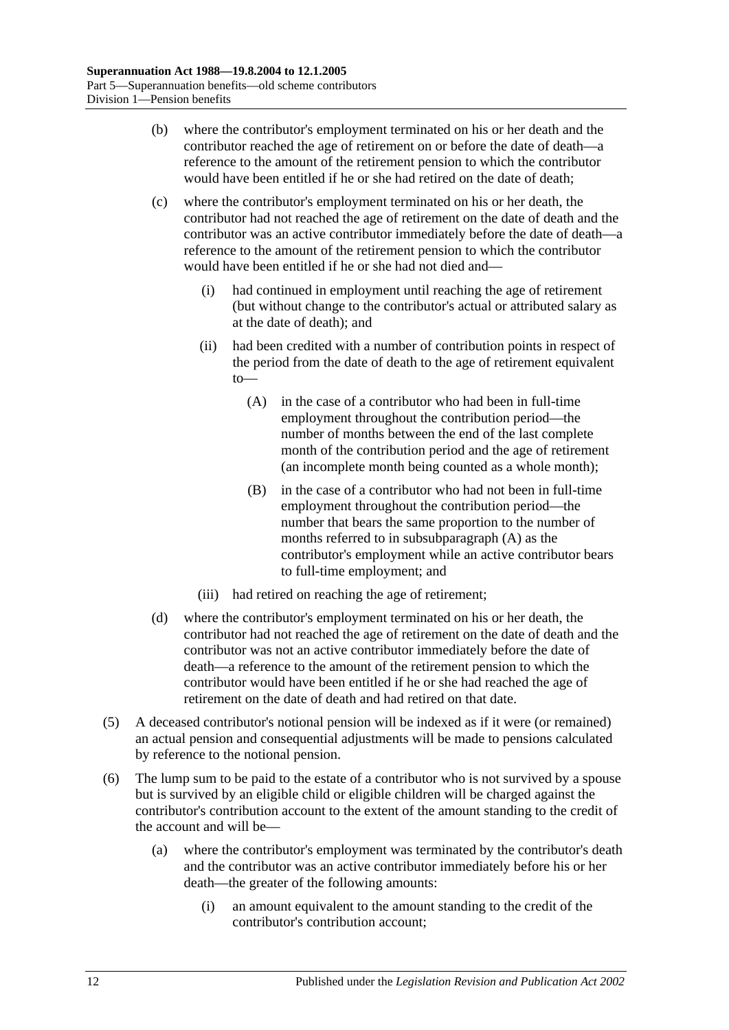(b) where the contributor's employment terminated on his or her death and the contributor reached the age of retirement on or before the date of death—a reference to the amount of the retirement pension to which the contributor would have been entitled if he or she had retired on the date of death;

(c) where the contributor's employment terminated on his or her death, the contributor had not reached the age of retirement on the date of death and the contributor was an active contributor immediately before the date of death—a reference to the amount of the retirement pension to which the contributor would have been entitled if he or she had not died and—

(i) had continued in employment until reaching the age of retirement (but without change to the contributor's actual or attributed salary as at the date of death); and

(ii) had been credited with a number of contribution points in respect of the period from the date of death to the age of retirement equivalent to—

(A) in the case of a contributor who had been in full-time employment throughout the contribution period—the number of months between the end of the last complete month of the contribution period and the age of retirement (an incomplete month being counted as a whole month);

(B) in the case of a contributor who had not been in full-time employment throughout the contribution period—the number that bears the same proportion to the number of months referred to in subsubparagraph (A) as the contributor's employment while an active contributor bears to full-time employment; and

(iii) had retired on reaching the age of retirement;

(d) where the contributor's employment terminated on his or her death, the contributor had not reached the age of retirement on the date of death and the contributor was not an active contributor immediately before the date of death—a reference to the amount of the retirement pension to which the contributor would have been entitled if he or she had reached the age of retirement on the date of death and had retired on that date.

(5) A deceased contributor's notional pension will be indexed as if it were (or remained) an actual pension and consequential adjustments will be made to pensions calculated by reference to the notional pension.

(6) The lump sum to be paid to the estate of a contributor who is not survived by a spouse but is survived by an eligible child or eligible children will be charged against the contributor's contribution account to the extent of the amount standing to the credit of the account and will be—

(a) where the contributor's employment was terminated by the contributor's death and the contributor was an active contributor immediately before his or her death—the greater of the following amounts:

(i) an amount equivalent to the amount standing to the credit of the contributor's contribution account;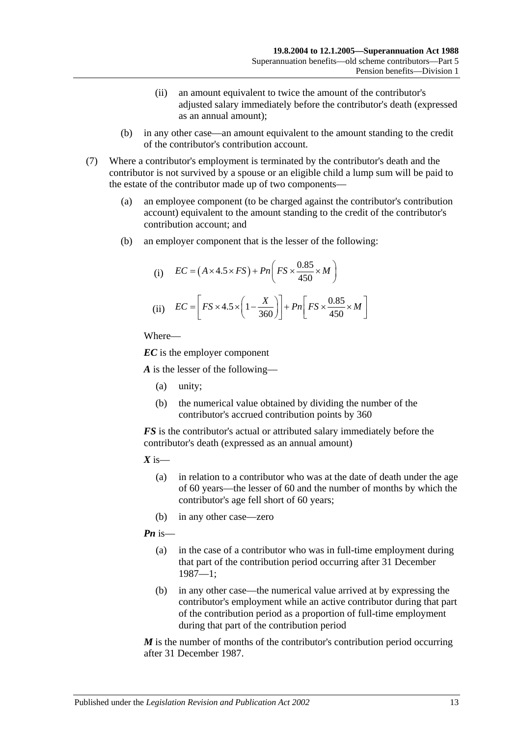(ii) an amount equivalent to twice the amount of the contributor's adjusted salary immediately before the contributor's death (expressed as an annual amount);

(b) in any other case—an amount equivalent to the amount standing to the credit of the contributor's contribution account.

(7) Where a contributor's employment is terminated by the contributor's death and the contributor is not survived by a spouse or an eligible child a lump sum will be paid to the estate of the contributor made up of two components—

(a) an employee component (to be charged against the contributor's contribution account) equivalent to the amount standing to the credit of the contributor's contribution account; and

(b) an employer component that is the lesser of the following:

(i) $$EC = \left(A \times 4.5 \times FS\right) + Pn\left(FS \times \frac{0.85}{450} \times M\right)$$

(ii) $$EC = \left[FS \times 4.5 \times \left(1 - \frac{X}{360}\right)\right] + Pn\left[FS \times \frac{0.85}{450} \times M\right]$$

Where—

***EC*** is the employer component

***A*** is the lesser of the following—

(a) unity;

(b) the numerical value obtained by dividing the number of the contributor's accrued contribution points by 360

***FS*** is the contributor's actual or attributed salary immediately before the contributor's death (expressed as an annual amount)

***X*** is—

(a) in relation to a contributor who was at the date of death under the age of 60 years—the lesser of 60 and the number of months by which the contributor's age fell short of 60 years;

(b) in any other case—zero

***Pn*** is—

(a) in the case of a contributor who was in full-time employment during that part of the contribution period occurring after 31 December 1987—1;

(b) in any other case—the numerical value arrived at by expressing the contributor's employment while an active contributor during that part of the contribution period as a proportion of full-time employment during that part of the contribution period

***M*** is the number of months of the contributor's contribution period occurring after 31 December 1987.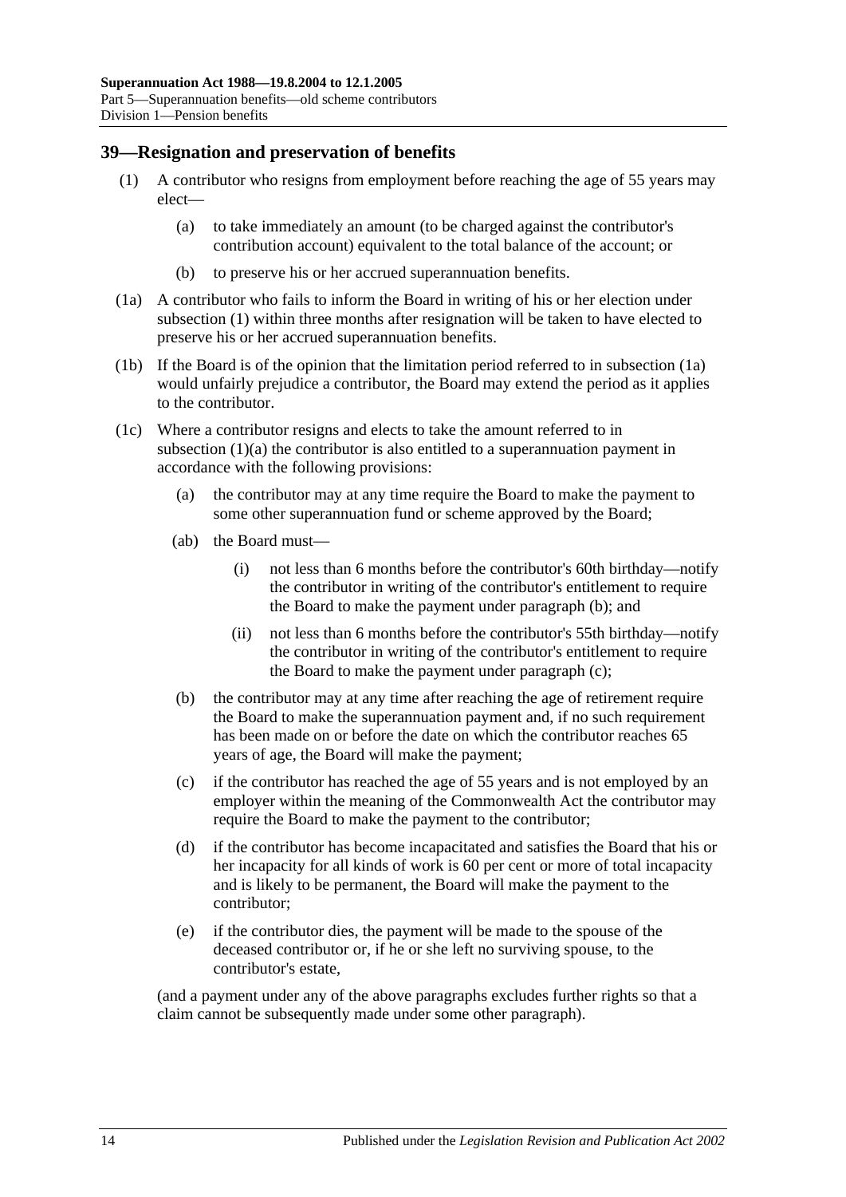## 39—Resignation and preservation of benefits

(1) A contributor who resigns from employment before reaching the age of 55 years may elect—

(a) to take immediately an amount (to be charged against the contributor's contribution account) equivalent to the total balance of the account; or

(b) to preserve his or her accrued superannuation benefits.

(1a) A contributor who fails to inform the Board in writing of his or her election under subsection (1) within three months after resignation will be taken to have elected to preserve his or her accrued superannuation benefits.

(1b) If the Board is of the opinion that the limitation period referred to in subsection (1a) would unfairly prejudice a contributor, the Board may extend the period as it applies to the contributor.

(1c) Where a contributor resigns and elects to take the amount referred to in subsection (1)(a) the contributor is also entitled to a superannuation payment in accordance with the following provisions:

(a) the contributor may at any time require the Board to make the payment to some other superannuation fund or scheme approved by the Board;

(ab) the Board must—

(i) not less than 6 months before the contributor's 60th birthday—notify the contributor in writing of the contributor's entitlement to require the Board to make the payment under paragraph (b); and

(ii) not less than 6 months before the contributor's 55th birthday—notify the contributor in writing of the contributor's entitlement to require the Board to make the payment under paragraph (c);

(b) the contributor may at any time after reaching the age of retirement require the Board to make the superannuation payment and, if no such requirement has been made on or before the date on which the contributor reaches 65 years of age, the Board will make the payment;

(c) if the contributor has reached the age of 55 years and is not employed by an employer within the meaning of the Commonwealth Act the contributor may require the Board to make the payment to the contributor;

(d) if the contributor has become incapacitated and satisfies the Board that his or her incapacity for all kinds of work is 60 per cent or more of total incapacity and is likely to be permanent, the Board will make the payment to the contributor;

(e) if the contributor dies, the payment will be made to the spouse of the deceased contributor or, if he or she left no surviving spouse, to the contributor's estate,

(and a payment under any of the above paragraphs excludes further rights so that a claim cannot be subsequently made under some other paragraph).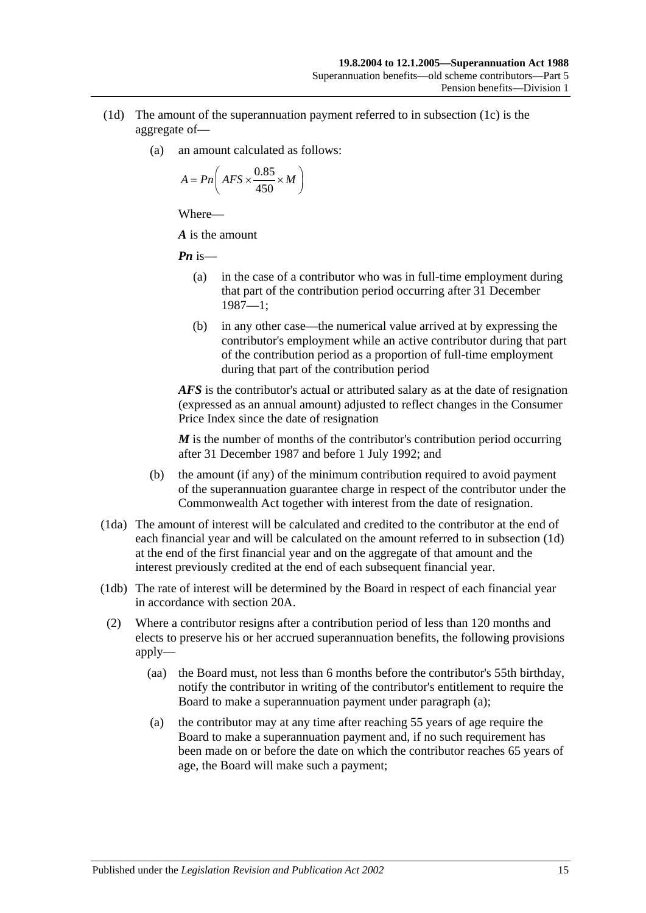(1d) The amount of the superannuation payment referred to in subsection (1c) is the aggregate of—

(a) an amount calculated as follows:

$$A = Pn\left(AFS \times \frac{0.85}{450} \times M\right)$$

Where—

***A*** is the amount

***Pn*** is—

(a) in the case of a contributor who was in full-time employment during that part of the contribution period occurring after 31 December 1987—1;

(b) in any other case—the numerical value arrived at by expressing the contributor's employment while an active contributor during that part of the contribution period as a proportion of full-time employment during that part of the contribution period

***AFS*** is the contributor's actual or attributed salary as at the date of resignation (expressed as an annual amount) adjusted to reflect changes in the Consumer Price Index since the date of resignation

***M*** is the number of months of the contributor's contribution period occurring after 31 December 1987 and before 1 July 1992; and

(b) the amount (if any) of the minimum contribution required to avoid payment of the superannuation guarantee charge in respect of the contributor under the Commonwealth Act together with interest from the date of resignation.

(1da) The amount of interest will be calculated and credited to the contributor at the end of each financial year and will be calculated on the amount referred to in subsection (1d) at the end of the first financial year and on the aggregate of that amount and the interest previously credited at the end of each subsequent financial year.

(1db) The rate of interest will be determined by the Board in respect of each financial year in accordance with section 20A.

(2) Where a contributor resigns after a contribution period of less than 120 months and elects to preserve his or her accrued superannuation benefits, the following provisions apply—

(aa) the Board must, not less than 6 months before the contributor's 55th birthday, notify the contributor in writing of the contributor's entitlement to require the Board to make a superannuation payment under paragraph (a);

(a) the contributor may at any time after reaching 55 years of age require the Board to make a superannuation payment and, if no such requirement has been made on or before the date on which the contributor reaches 65 years of age, the Board will make such a payment;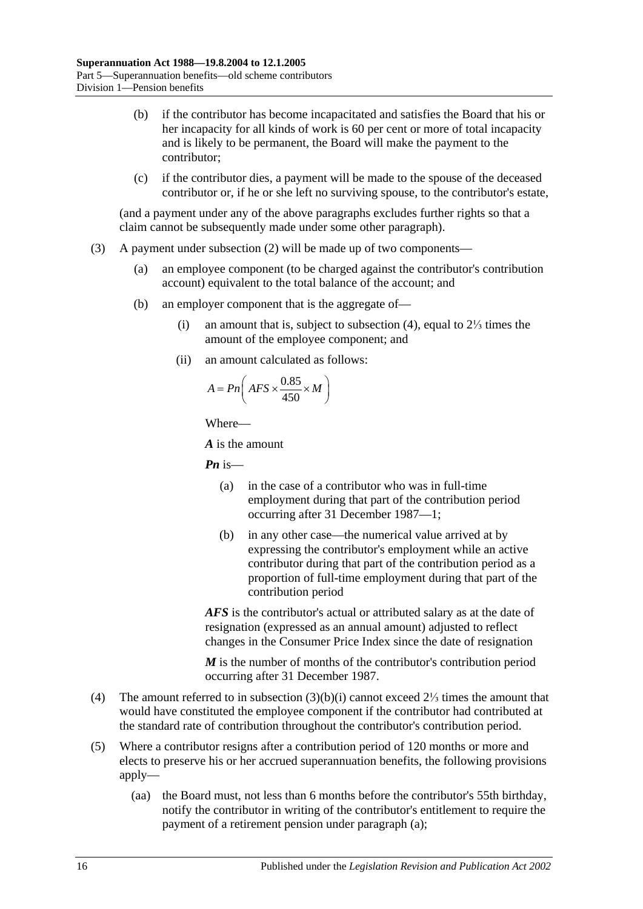(b) if the contributor has become incapacitated and satisfies the Board that his or her incapacity for all kinds of work is 60 per cent or more of total incapacity and is likely to be permanent, the Board will make the payment to the contributor;

(c) if the contributor dies, a payment will be made to the spouse of the deceased contributor or, if he or she left no surviving spouse, to the contributor's estate,

(and a payment under any of the above paragraphs excludes further rights so that a claim cannot be subsequently made under some other paragraph).

(3) A payment under subsection (2) will be made up of two components—

(a) an employee component (to be charged against the contributor's contribution account) equivalent to the total balance of the account; and

(b) an employer component that is the aggregate of—

(i) an amount that is, subject to subsection (4), equal to 2⅓ times the amount of the employee component; and

(ii) an amount calculated as follows:

$$A = Pn\left( AFS \times \frac{0.85}{450} \times M \right)$$

Where—

***A*** is the amount

***Pn*** is—

(a) in the case of a contributor who was in full-time employment during that part of the contribution period occurring after 31 December 1987—1;

(b) in any other case—the numerical value arrived at by expressing the contributor's employment while an active contributor during that part of the contribution period as a proportion of full-time employment during that part of the contribution period

***AFS*** is the contributor's actual or attributed salary as at the date of resignation (expressed as an annual amount) adjusted to reflect changes in the Consumer Price Index since the date of resignation

***M*** is the number of months of the contributor's contribution period occurring after 31 December 1987.

(4) The amount referred to in subsection (3)(b)(i) cannot exceed 2⅓ times the amount that would have constituted the employee component if the contributor had contributed at the standard rate of contribution throughout the contributor's contribution period.

(5) Where a contributor resigns after a contribution period of 120 months or more and elects to preserve his or her accrued superannuation benefits, the following provisions apply—

(aa) the Board must, not less than 6 months before the contributor's 55th birthday, notify the contributor in writing of the contributor's entitlement to require the payment of a retirement pension under paragraph (a);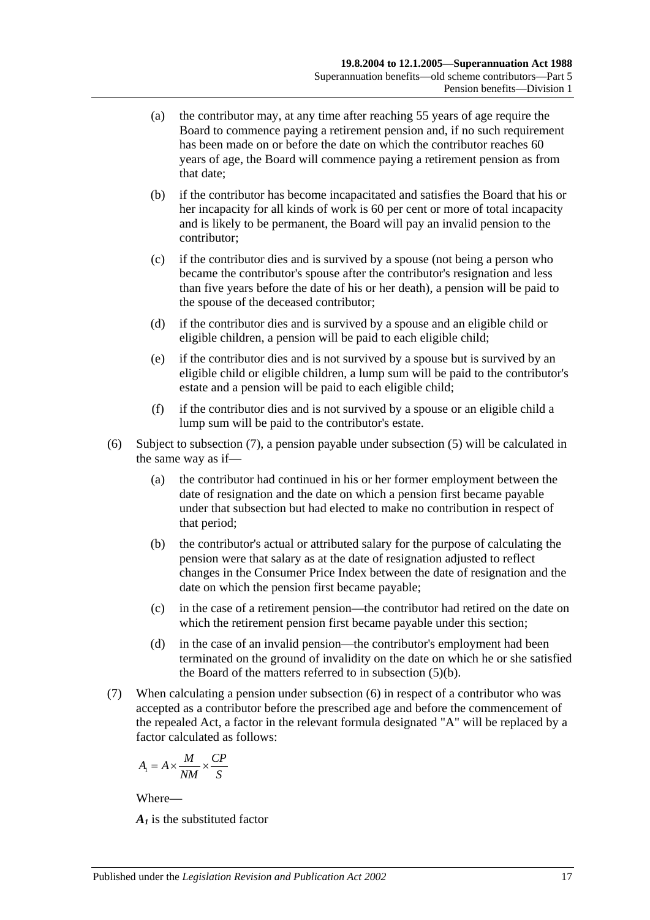(a) the contributor may, at any time after reaching 55 years of age require the Board to commence paying a retirement pension and, if no such requirement has been made on or before the date on which the contributor reaches 60 years of age, the Board will commence paying a retirement pension as from that date;

(b) if the contributor has become incapacitated and satisfies the Board that his or her incapacity for all kinds of work is 60 per cent or more of total incapacity and is likely to be permanent, the Board will pay an invalid pension to the contributor;

(c) if the contributor dies and is survived by a spouse (not being a person who became the contributor's spouse after the contributor's resignation and less than five years before the date of his or her death), a pension will be paid to the spouse of the deceased contributor;

(d) if the contributor dies and is survived by a spouse and an eligible child or eligible children, a pension will be paid to each eligible child;

(e) if the contributor dies and is not survived by a spouse but is survived by an eligible child or eligible children, a lump sum will be paid to the contributor's estate and a pension will be paid to each eligible child;

(f) if the contributor dies and is not survived by a spouse or an eligible child a lump sum will be paid to the contributor's estate.

(6) Subject to subsection (7), a pension payable under subsection (5) will be calculated in the same way as if—

(a) the contributor had continued in his or her former employment between the date of resignation and the date on which a pension first became payable under that subsection but had elected to make no contribution in respect of that period;

(b) the contributor's actual or attributed salary for the purpose of calculating the pension were that salary as at the date of resignation adjusted to reflect changes in the Consumer Price Index between the date of resignation and the date on which the pension first became payable;

(c) in the case of a retirement pension—the contributor had retired on the date on which the retirement pension first became payable under this section;

(d) in the case of an invalid pension—the contributor's employment had been terminated on the ground of invalidity on the date on which he or she satisfied the Board of the matters referred to in subsection (5)(b).

(7) When calculating a pension under subsection (6) in respect of a contributor who was accepted as a contributor before the prescribed age and before the commencement of the repealed Act, a factor in the relevant formula designated "A" will be replaced by a factor calculated as follows:

$$A_1 = A \times \frac{M}{NM} \times \frac{CP}{S}$$

Where—

$A_1$ is the substituted factor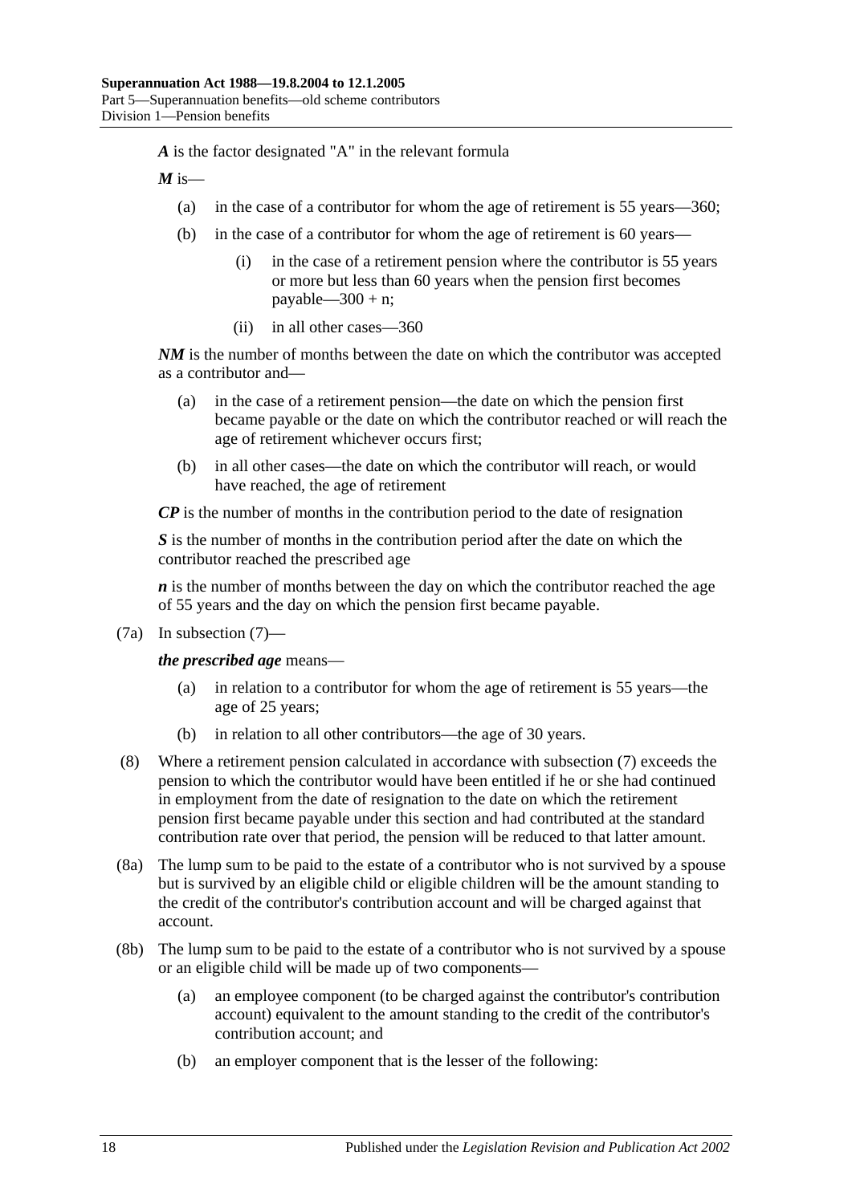***A*** is the factor designated "A" in the relevant formula

***M*** is—

- (a) in the case of a contributor for whom the age of retirement is 55 years—360;
- (b) in the case of a contributor for whom the age of retirement is 60 years—
  - (i) in the case of a retirement pension where the contributor is 55 years or more but less than 60 years when the pension first becomes payable—300 + n;
  - (ii) in all other cases—360

***NM*** is the number of months between the date on which the contributor was accepted as a contributor and—

- (a) in the case of a retirement pension—the date on which the pension first became payable or the date on which the contributor reached or will reach the age of retirement whichever occurs first;
- (b) in all other cases—the date on which the contributor will reach, or would have reached, the age of retirement

***CP*** is the number of months in the contribution period to the date of resignation

***S*** is the number of months in the contribution period after the date on which the contributor reached the prescribed age

***n*** is the number of months between the day on which the contributor reached the age of 55 years and the day on which the pension first became payable.

(7a) In subsection (7)—

***the prescribed age*** means—

- (a) in relation to a contributor for whom the age of retirement is 55 years—the age of 25 years;
- (b) in relation to all other contributors—the age of 30 years.

(8) Where a retirement pension calculated in accordance with subsection (7) exceeds the pension to which the contributor would have been entitled if he or she had continued in employment from the date of resignation to the date on which the retirement pension first became payable under this section and had contributed at the standard contribution rate over that period, the pension will be reduced to that latter amount.

(8a) The lump sum to be paid to the estate of a contributor who is not survived by a spouse but is survived by an eligible child or eligible children will be the amount standing to the credit of the contributor's contribution account and will be charged against that account.

(8b) The lump sum to be paid to the estate of a contributor who is not survived by a spouse or an eligible child will be made up of two components—

- (a) an employee component (to be charged against the contributor's contribution account) equivalent to the amount standing to the credit of the contributor's contribution account; and
- (b) an employer component that is the lesser of the following: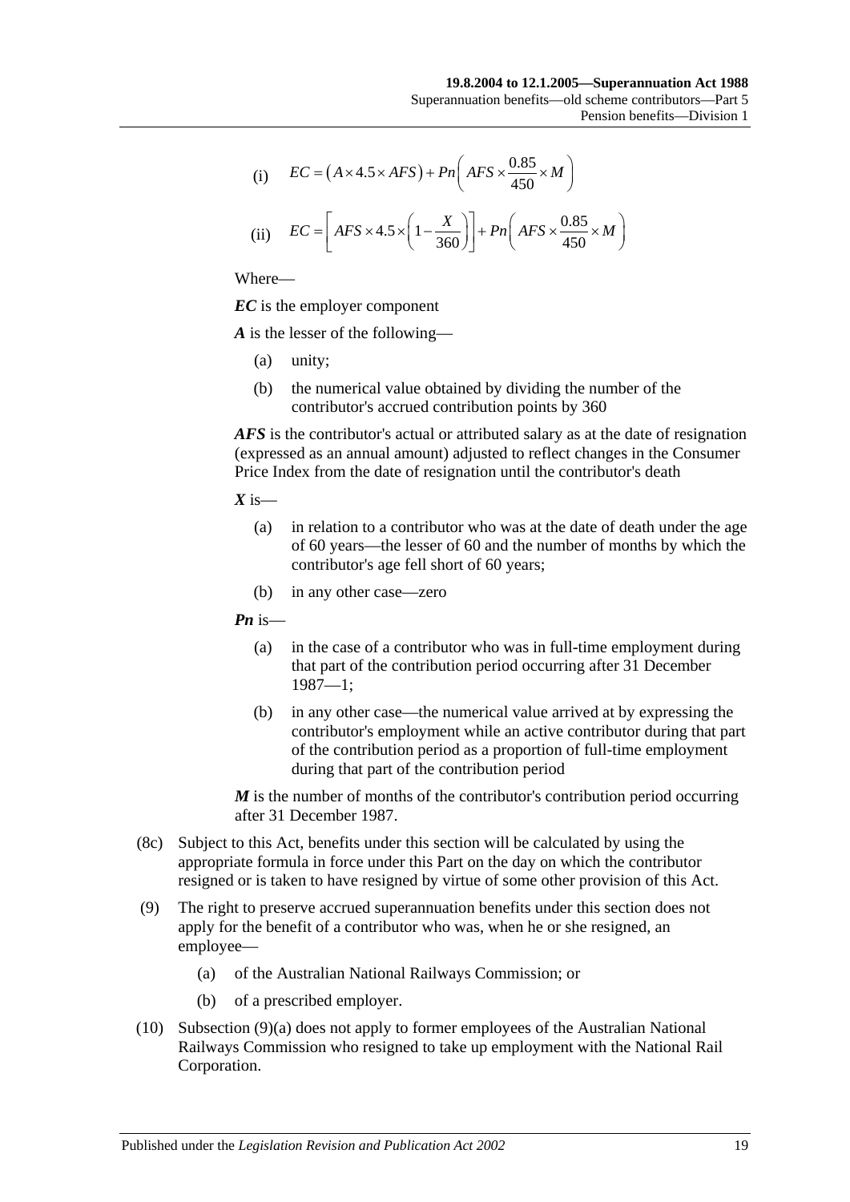(i) $$EC = (A \times 4.5 \times AFS) + Pn\left(AFS \times \frac{0.85}{450} \times M\right)$$

(ii) $$EC = \left[AFS \times 4.5 \times \left(1 - \frac{X}{360}\right)\right] + Pn\left(AFS \times \frac{0.85}{450} \times M\right)$$

Where—

***EC*** is the employer component

***A*** is the lesser of the following—

- (a) unity;
- (b) the numerical value obtained by dividing the number of the contributor's accrued contribution points by 360

***AFS*** is the contributor's actual or attributed salary as at the date of resignation (expressed as an annual amount) adjusted to reflect changes in the Consumer Price Index from the date of resignation until the contributor's death

***X*** is—

- (a) in relation to a contributor who was at the date of death under the age of 60 years—the lesser of 60 and the number of months by which the contributor's age fell short of 60 years;
- (b) in any other case—zero

***Pn*** is—

- (a) in the case of a contributor who was in full-time employment during that part of the contribution period occurring after 31 December 1987—1;
- (b) in any other case—the numerical value arrived at by expressing the contributor's employment while an active contributor during that part of the contribution period as a proportion of full-time employment during that part of the contribution period

***M*** is the number of months of the contributor's contribution period occurring after 31 December 1987.

(8c) Subject to this Act, benefits under this section will be calculated by using the appropriate formula in force under this Part on the day on which the contributor resigned or is taken to have resigned by virtue of some other provision of this Act.

(9) The right to preserve accrued superannuation benefits under this section does not apply for the benefit of a contributor who was, when he or she resigned, an employee—

- (a) of the Australian National Railways Commission; or
- (b) of a prescribed employer.

(10) Subsection (9)(a) does not apply to former employees of the Australian National Railways Commission who resigned to take up employment with the National Rail Corporation.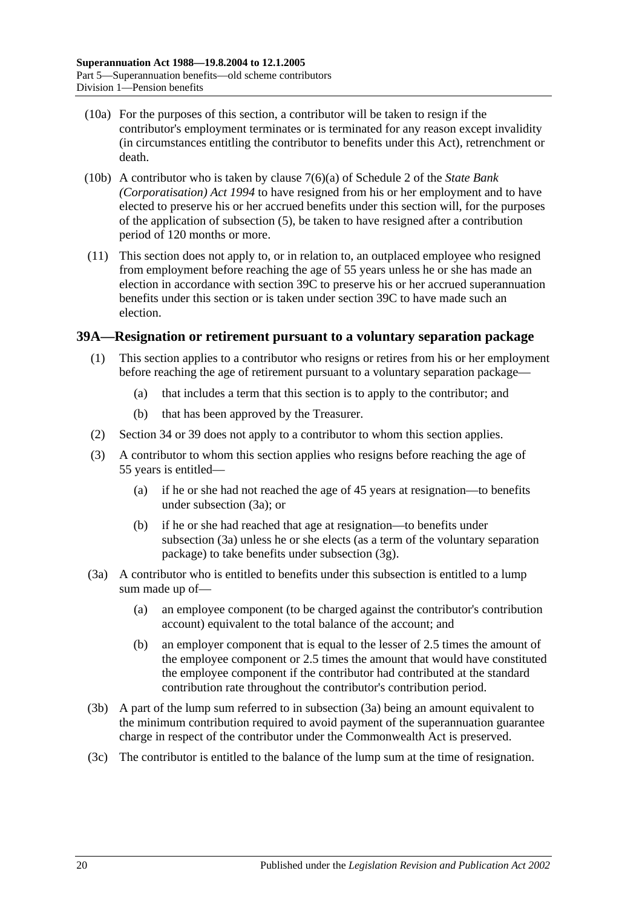(10a) For the purposes of this section, a contributor will be taken to resign if the contributor's employment terminates or is terminated for any reason except invalidity (in circumstances entitling the contributor to benefits under this Act), retrenchment or death.

(10b) A contributor who is taken by clause 7(6)(a) of Schedule 2 of the *State Bank (Corporatisation) Act 1994* to have resigned from his or her employment and to have elected to preserve his or her accrued benefits under this section will, for the purposes of the application of subsection (5), be taken to have resigned after a contribution period of 120 months or more.

(11) This section does not apply to, or in relation to, an outplaced employee who resigned from employment before reaching the age of 55 years unless he or she has made an election in accordance with section 39C to preserve his or her accrued superannuation benefits under this section or is taken under section 39C to have made such an election.

## 39A—Resignation or retirement pursuant to a voluntary separation package

(1) This section applies to a contributor who resigns or retires from his or her employment before reaching the age of retirement pursuant to a voluntary separation package—

- (a) that includes a term that this section is to apply to the contributor; and
- (b) that has been approved by the Treasurer.

(2) Section 34 or 39 does not apply to a contributor to whom this section applies.

(3) A contributor to whom this section applies who resigns before reaching the age of 55 years is entitled—

- (a) if he or she had not reached the age of 45 years at resignation—to benefits under subsection (3a); or
- (b) if he or she had reached that age at resignation—to benefits under subsection (3a) unless he or she elects (as a term of the voluntary separation package) to take benefits under subsection (3g).

(3a) A contributor who is entitled to benefits under this subsection is entitled to a lump sum made up of—

- (a) an employee component (to be charged against the contributor's contribution account) equivalent to the total balance of the account; and
- (b) an employer component that is equal to the lesser of 2.5 times the amount of the employee component or 2.5 times the amount that would have constituted the employee component if the contributor had contributed at the standard contribution rate throughout the contributor's contribution period.

(3b) A part of the lump sum referred to in subsection (3a) being an amount equivalent to the minimum contribution required to avoid payment of the superannuation guarantee charge in respect of the contributor under the Commonwealth Act is preserved.

(3c) The contributor is entitled to the balance of the lump sum at the time of resignation.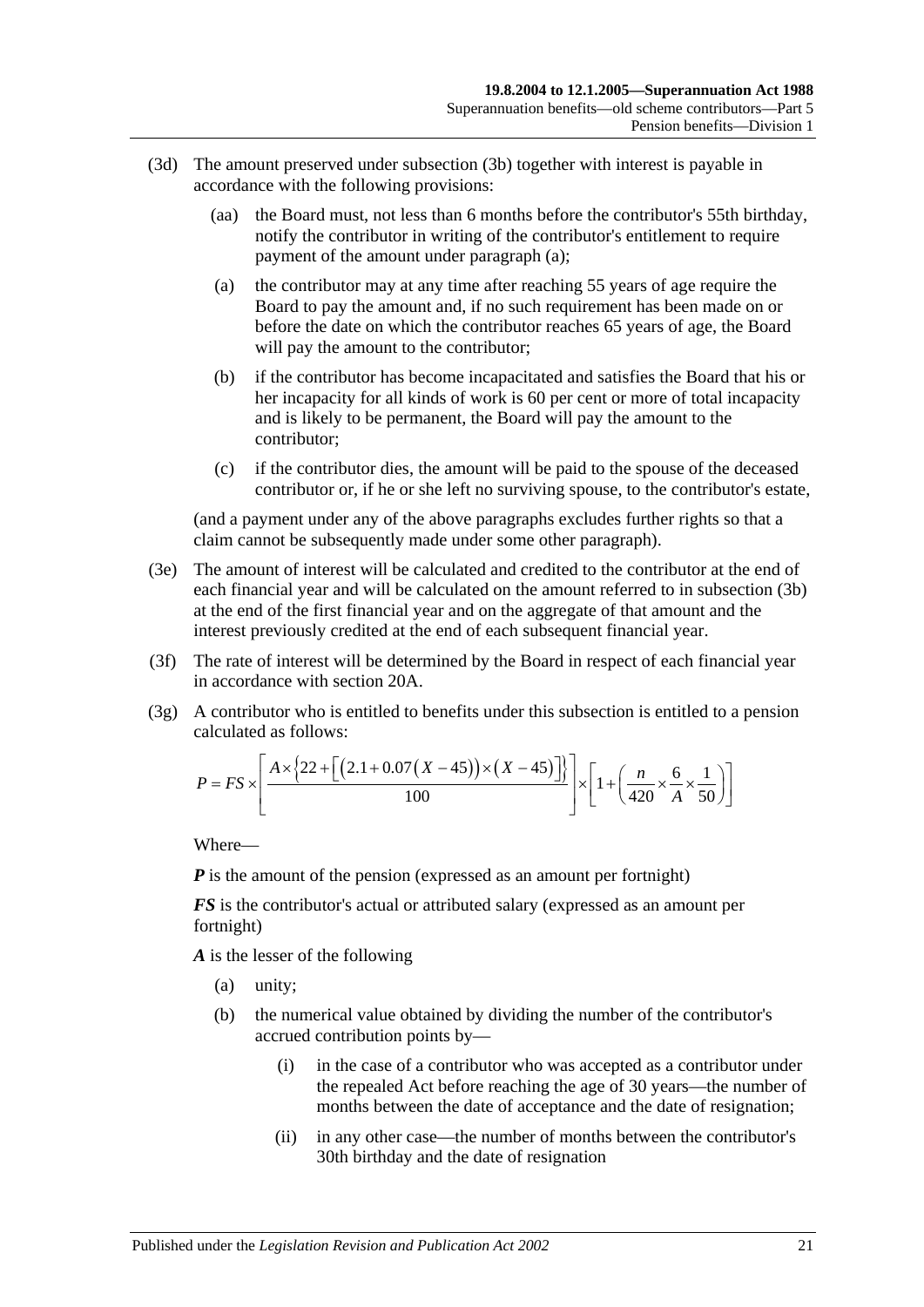(3d) The amount preserved under subsection (3b) together with interest is payable in accordance with the following provisions:

  (aa) the Board must, not less than 6 months before the contributor's 55th birthday, notify the contributor in writing of the contributor's entitlement to require payment of the amount under paragraph (a);

  (a) the contributor may at any time after reaching 55 years of age require the Board to pay the amount and, if no such requirement has been made on or before the date on which the contributor reaches 65 years of age, the Board will pay the amount to the contributor;

  (b) if the contributor has become incapacitated and satisfies the Board that his or her incapacity for all kinds of work is 60 per cent or more of total incapacity and is likely to be permanent, the Board will pay the amount to the contributor;

  (c) if the contributor dies, the amount will be paid to the spouse of the deceased contributor or, if he or she left no surviving spouse, to the contributor's estate,

(and a payment under any of the above paragraphs excludes further rights so that a claim cannot be subsequently made under some other paragraph).

(3e) The amount of interest will be calculated and credited to the contributor at the end of each financial year and will be calculated on the amount referred to in subsection (3b) at the end of the first financial year and on the aggregate of that amount and the interest previously credited at the end of each subsequent financial year.

(3f) The rate of interest will be determined by the Board in respect of each financial year in accordance with section 20A.

(3g) A contributor who is entitled to benefits under this subsection is entitled to a pension calculated as follows:

$$P = FS \times \left[ \frac{A \times \left\{ 22 + \left[ \left( 2.1 + 0.07 \left( X - 45 \right) \right) \times \left( X - 45 \right) \right] \right\}}{100} \right] \times \left[ 1 + \left( \frac{n}{420} \times \frac{6}{A} \times \frac{1}{50} \right) \right]$$

Where—

***P*** is the amount of the pension (expressed as an amount per fortnight)

***FS*** is the contributor's actual or attributed salary (expressed as an amount per fortnight)

***A*** is the lesser of the following

  (a) unity;

  (b) the numerical value obtained by dividing the number of the contributor's accrued contribution points by—

    (i) in the case of a contributor who was accepted as a contributor under the repealed Act before reaching the age of 30 years—the number of months between the date of acceptance and the date of resignation;

    (ii) in any other case—the number of months between the contributor's 30th birthday and the date of resignation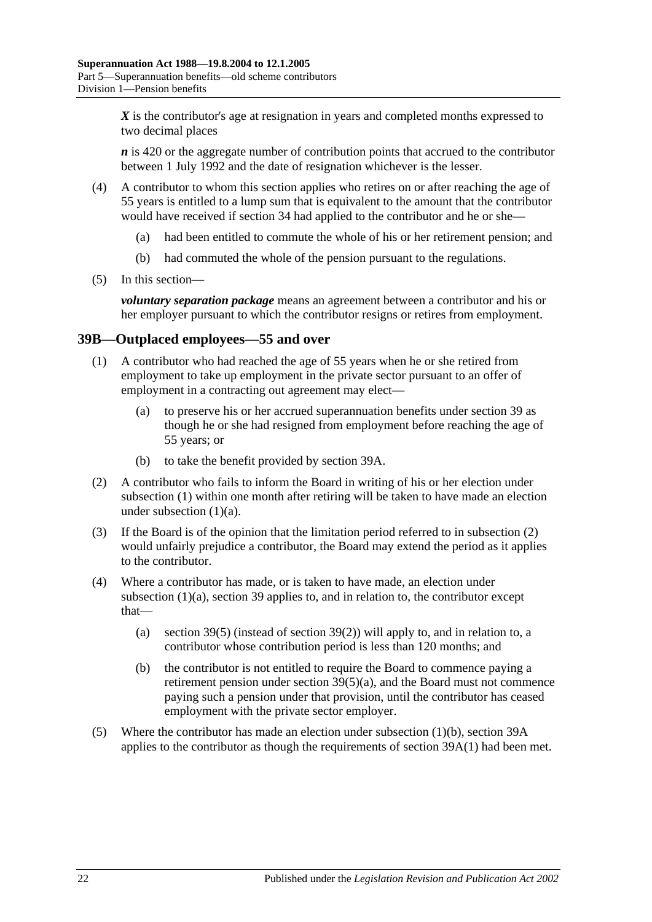***X*** is the contributor's age at resignation in years and completed months expressed to two decimal places

***n*** is 420 or the aggregate number of contribution points that accrued to the contributor between 1 July 1992 and the date of resignation whichever is the lesser.

(4) A contributor to whom this section applies who retires on or after reaching the age of 55 years is entitled to a lump sum that is equivalent to the amount that the contributor would have received if section 34 had applied to the contributor and he or she—

(a) had been entitled to commute the whole of his or her retirement pension; and

(b) had commuted the whole of the pension pursuant to the regulations.

(5) In this section—

***voluntary separation package*** means an agreement between a contributor and his or her employer pursuant to which the contributor resigns or retires from employment.

## 39B—Outplaced employees—55 and over

(1) A contributor who had reached the age of 55 years when he or she retired from employment to take up employment in the private sector pursuant to an offer of employment in a contracting out agreement may elect—

(a) to preserve his or her accrued superannuation benefits under section 39 as though he or she had resigned from employment before reaching the age of 55 years; or

(b) to take the benefit provided by section 39A.

(2) A contributor who fails to inform the Board in writing of his or her election under subsection (1) within one month after retiring will be taken to have made an election under subsection (1)(a).

(3) If the Board is of the opinion that the limitation period referred to in subsection (2) would unfairly prejudice a contributor, the Board may extend the period as it applies to the contributor.

(4) Where a contributor has made, or is taken to have made, an election under subsection (1)(a), section 39 applies to, and in relation to, the contributor except that—

(a) section 39(5) (instead of section 39(2)) will apply to, and in relation to, a contributor whose contribution period is less than 120 months; and

(b) the contributor is not entitled to require the Board to commence paying a retirement pension under section 39(5)(a), and the Board must not commence paying such a pension under that provision, until the contributor has ceased employment with the private sector employer.

(5) Where the contributor has made an election under subsection (1)(b), section 39A applies to the contributor as though the requirements of section 39A(1) had been met.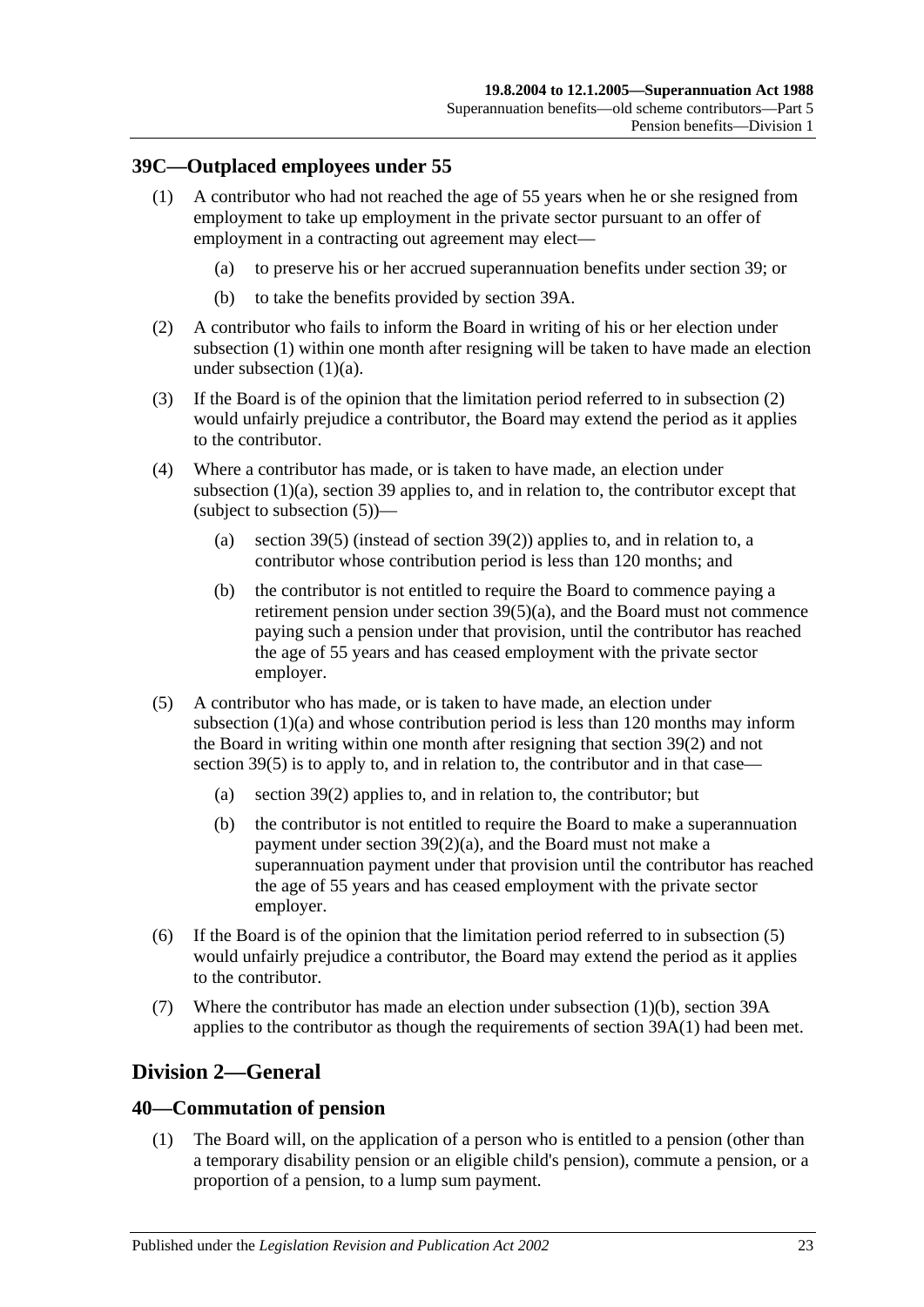## 39C—Outplaced employees under 55

(1) A contributor who had not reached the age of 55 years when he or she resigned from employment to take up employment in the private sector pursuant to an offer of employment in a contracting out agreement may elect—

(a) to preserve his or her accrued superannuation benefits under section 39; or

(b) to take the benefits provided by section 39A.

(2) A contributor who fails to inform the Board in writing of his or her election under subsection (1) within one month after resigning will be taken to have made an election under subsection (1)(a).

(3) If the Board is of the opinion that the limitation period referred to in subsection (2) would unfairly prejudice a contributor, the Board may extend the period as it applies to the contributor.

(4) Where a contributor has made, or is taken to have made, an election under subsection (1)(a), section 39 applies to, and in relation to, the contributor except that (subject to subsection (5))—

(a) section 39(5) (instead of section 39(2)) applies to, and in relation to, a contributor whose contribution period is less than 120 months; and

(b) the contributor is not entitled to require the Board to commence paying a retirement pension under section 39(5)(a), and the Board must not commence paying such a pension under that provision, until the contributor has reached the age of 55 years and has ceased employment with the private sector employer.

(5) A contributor who has made, or is taken to have made, an election under subsection (1)(a) and whose contribution period is less than 120 months may inform the Board in writing within one month after resigning that section 39(2) and not section 39(5) is to apply to, and in relation to, the contributor and in that case—

(a) section 39(2) applies to, and in relation to, the contributor; but

(b) the contributor is not entitled to require the Board to make a superannuation payment under section 39(2)(a), and the Board must not make a superannuation payment under that provision until the contributor has reached the age of 55 years and has ceased employment with the private sector employer.

(6) If the Board is of the opinion that the limitation period referred to in subsection (5) would unfairly prejudice a contributor, the Board may extend the period as it applies to the contributor.

(7) Where the contributor has made an election under subsection (1)(b), section 39A applies to the contributor as though the requirements of section 39A(1) had been met.

# Division 2—General

## 40—Commutation of pension

(1) The Board will, on the application of a person who is entitled to a pension (other than a temporary disability pension or an eligible child's pension), commute a pension, or a proportion of a pension, to a lump sum payment.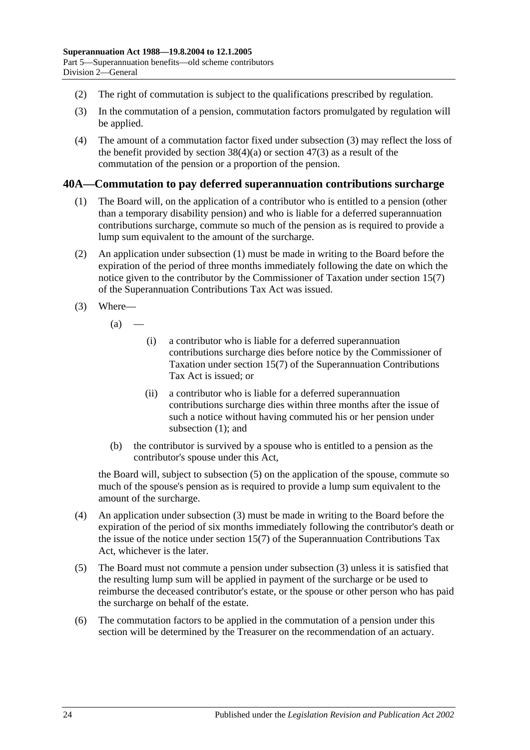(2) The right of commutation is subject to the qualifications prescribed by regulation.

(3) In the commutation of a pension, commutation factors promulgated by regulation will be applied.

(4) The amount of a commutation factor fixed under subsection (3) may reflect the loss of the benefit provided by section 38(4)(a) or section 47(3) as a result of the commutation of the pension or a proportion of the pension.

## 40A—Commutation to pay deferred superannuation contributions surcharge

(1) The Board will, on the application of a contributor who is entitled to a pension (other than a temporary disability pension) and who is liable for a deferred superannuation contributions surcharge, commute so much of the pension as is required to provide a lump sum equivalent to the amount of the surcharge.

(2) An application under subsection (1) must be made in writing to the Board before the expiration of the period of three months immediately following the date on which the notice given to the contributor by the Commissioner of Taxation under section 15(7) of the Superannuation Contributions Tax Act was issued.

(3) Where—

(a) —

(i) a contributor who is liable for a deferred superannuation contributions surcharge dies before notice by the Commissioner of Taxation under section 15(7) of the Superannuation Contributions Tax Act is issued; or

(ii) a contributor who is liable for a deferred superannuation contributions surcharge dies within three months after the issue of such a notice without having commuted his or her pension under subsection (1); and

(b) the contributor is survived by a spouse who is entitled to a pension as the contributor's spouse under this Act,

the Board will, subject to subsection (5) on the application of the spouse, commute so much of the spouse's pension as is required to provide a lump sum equivalent to the amount of the surcharge.

(4) An application under subsection (3) must be made in writing to the Board before the expiration of the period of six months immediately following the contributor's death or the issue of the notice under section 15(7) of the Superannuation Contributions Tax Act, whichever is the later.

(5) The Board must not commute a pension under subsection (3) unless it is satisfied that the resulting lump sum will be applied in payment of the surcharge or be used to reimburse the deceased contributor's estate, or the spouse or other person who has paid the surcharge on behalf of the estate.

(6) The commutation factors to be applied in the commutation of a pension under this section will be determined by the Treasurer on the recommendation of an actuary.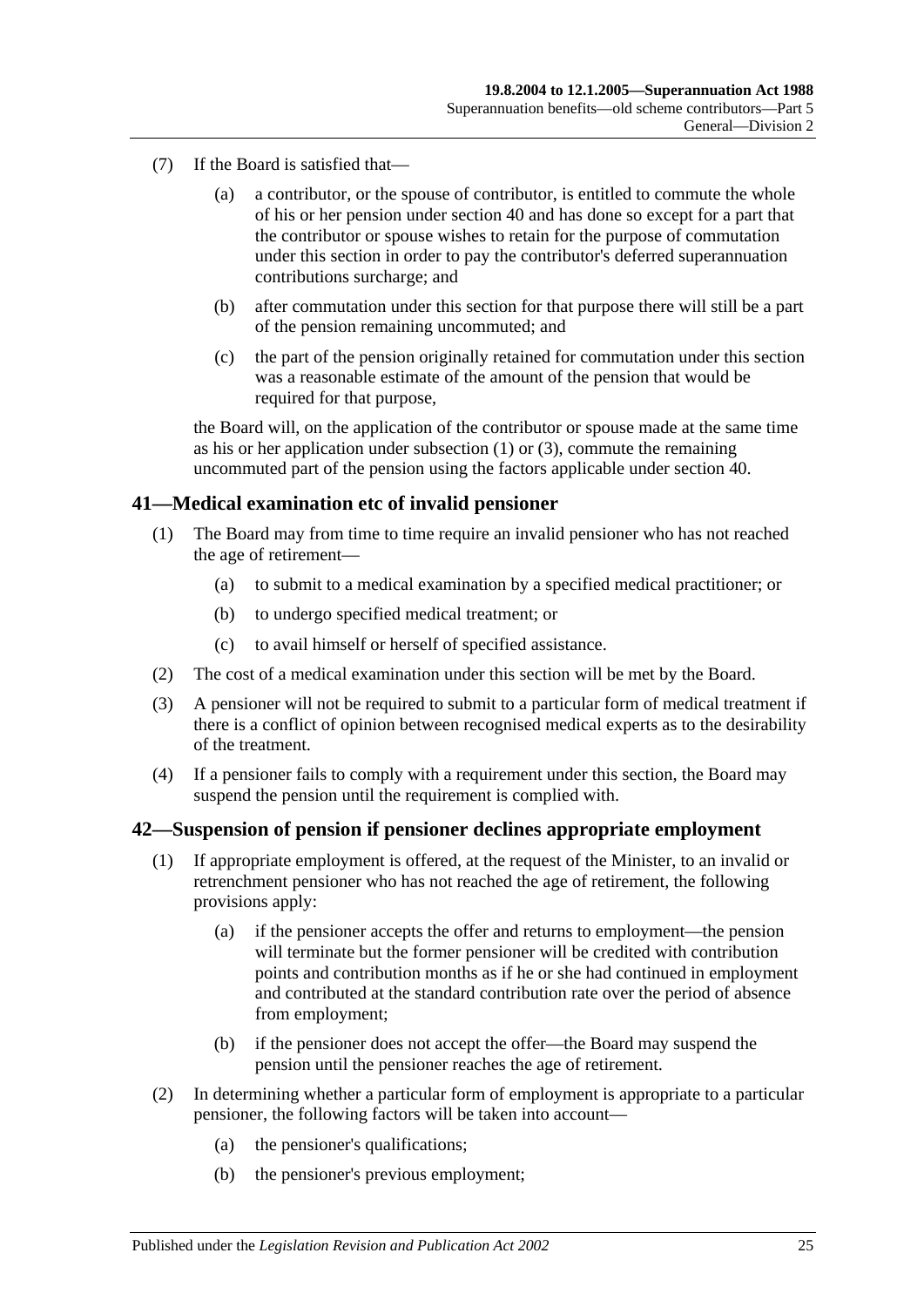(7) If the Board is satisfied that—

(a) a contributor, or the spouse of contributor, is entitled to commute the whole of his or her pension under section 40 and has done so except for a part that the contributor or spouse wishes to retain for the purpose of commutation under this section in order to pay the contributor's deferred superannuation contributions surcharge; and

(b) after commutation under this section for that purpose there will still be a part of the pension remaining uncommuted; and

(c) the part of the pension originally retained for commutation under this section was a reasonable estimate of the amount of the pension that would be required for that purpose,

the Board will, on the application of the contributor or spouse made at the same time as his or her application under subsection (1) or (3), commute the remaining uncommuted part of the pension using the factors applicable under section 40.

## 41—Medical examination etc of invalid pensioner

(1) The Board may from time to time require an invalid pensioner who has not reached the age of retirement—

(a) to submit to a medical examination by a specified medical practitioner; or

(b) to undergo specified medical treatment; or

(c) to avail himself or herself of specified assistance.

(2) The cost of a medical examination under this section will be met by the Board.

(3) A pensioner will not be required to submit to a particular form of medical treatment if there is a conflict of opinion between recognised medical experts as to the desirability of the treatment.

(4) If a pensioner fails to comply with a requirement under this section, the Board may suspend the pension until the requirement is complied with.

## 42—Suspension of pension if pensioner declines appropriate employment

(1) If appropriate employment is offered, at the request of the Minister, to an invalid or retrenchment pensioner who has not reached the age of retirement, the following provisions apply:

(a) if the pensioner accepts the offer and returns to employment—the pension will terminate but the former pensioner will be credited with contribution points and contribution months as if he or she had continued in employment and contributed at the standard contribution rate over the period of absence from employment;

(b) if the pensioner does not accept the offer—the Board may suspend the pension until the pensioner reaches the age of retirement.

(2) In determining whether a particular form of employment is appropriate to a particular pensioner, the following factors will be taken into account—

(a) the pensioner's qualifications;

(b) the pensioner's previous employment;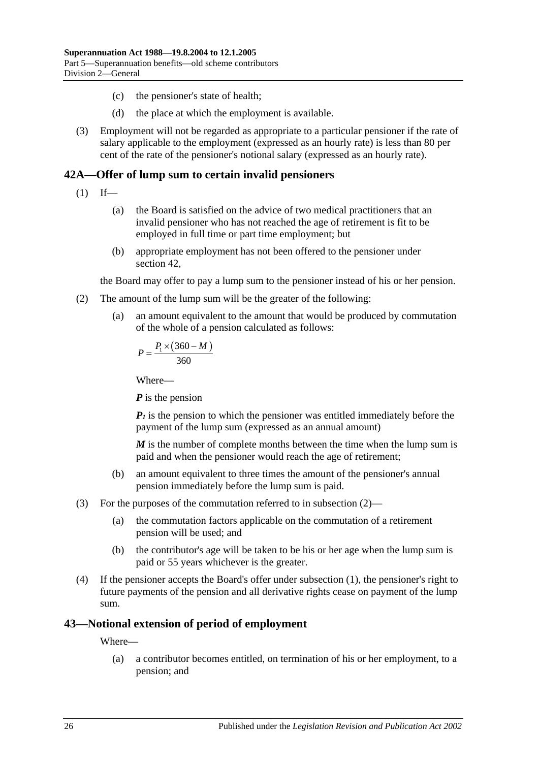(c) the pensioner's state of health;

(d) the place at which the employment is available.

(3) Employment will not be regarded as appropriate to a particular pensioner if the rate of salary applicable to the employment (expressed as an hourly rate) is less than 80 per cent of the rate of the pensioner's notional salary (expressed as an hourly rate).

## 42A—Offer of lump sum to certain invalid pensioners

(1) If—

(a) the Board is satisfied on the advice of two medical practitioners that an invalid pensioner who has not reached the age of retirement is fit to be employed in full time or part time employment; but

(b) appropriate employment has not been offered to the pensioner under section 42,

the Board may offer to pay a lump sum to the pensioner instead of his or her pension.

(2) The amount of the lump sum will be the greater of the following:

(a) an amount equivalent to the amount that would be produced by commutation of the whole of a pension calculated as follows:

$$P = \frac{P_1 \times (360 - M)}{360}$$

Where—

***P*** is the pension

$\boldsymbol{P_1}$ is the pension to which the pensioner was entitled immediately before the payment of the lump sum (expressed as an annual amount)

***M*** is the number of complete months between the time when the lump sum is paid and when the pensioner would reach the age of retirement;

(b) an amount equivalent to three times the amount of the pensioner's annual pension immediately before the lump sum is paid.

(3) For the purposes of the commutation referred to in subsection (2)—

(a) the commutation factors applicable on the commutation of a retirement pension will be used; and

(b) the contributor's age will be taken to be his or her age when the lump sum is paid or 55 years whichever is the greater.

(4) If the pensioner accepts the Board's offer under subsection (1), the pensioner's right to future payments of the pension and all derivative rights cease on payment of the lump sum.

## 43—Notional extension of period of employment

Where—

(a) a contributor becomes entitled, on termination of his or her employment, to a pension; and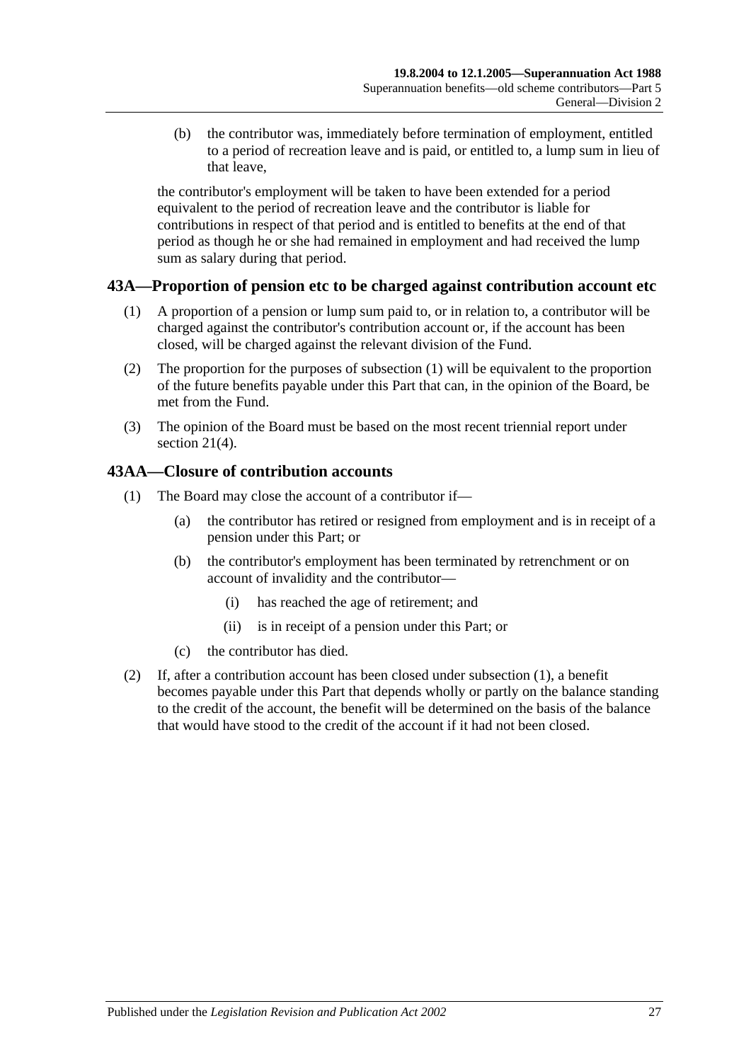(b) the contributor was, immediately before termination of employment, entitled to a period of recreation leave and is paid, or entitled to, a lump sum in lieu of that leave,

the contributor's employment will be taken to have been extended for a period equivalent to the period of recreation leave and the contributor is liable for contributions in respect of that period and is entitled to benefits at the end of that period as though he or she had remained in employment and had received the lump sum as salary during that period.

## 43A—Proportion of pension etc to be charged against contribution account etc

(1) A proportion of a pension or lump sum paid to, or in relation to, a contributor will be charged against the contributor's contribution account or, if the account has been closed, will be charged against the relevant division of the Fund.

(2) The proportion for the purposes of subsection (1) will be equivalent to the proportion of the future benefits payable under this Part that can, in the opinion of the Board, be met from the Fund.

(3) The opinion of the Board must be based on the most recent triennial report under section 21(4).

## 43AA—Closure of contribution accounts

(1) The Board may close the account of a contributor if—

(a) the contributor has retired or resigned from employment and is in receipt of a pension under this Part; or

(b) the contributor's employment has been terminated by retrenchment or on account of invalidity and the contributor—

(i) has reached the age of retirement; and

(ii) is in receipt of a pension under this Part; or

(c) the contributor has died.

(2) If, after a contribution account has been closed under subsection (1), a benefit becomes payable under this Part that depends wholly or partly on the balance standing to the credit of the account, the benefit will be determined on the basis of the balance that would have stood to the credit of the account if it had not been closed.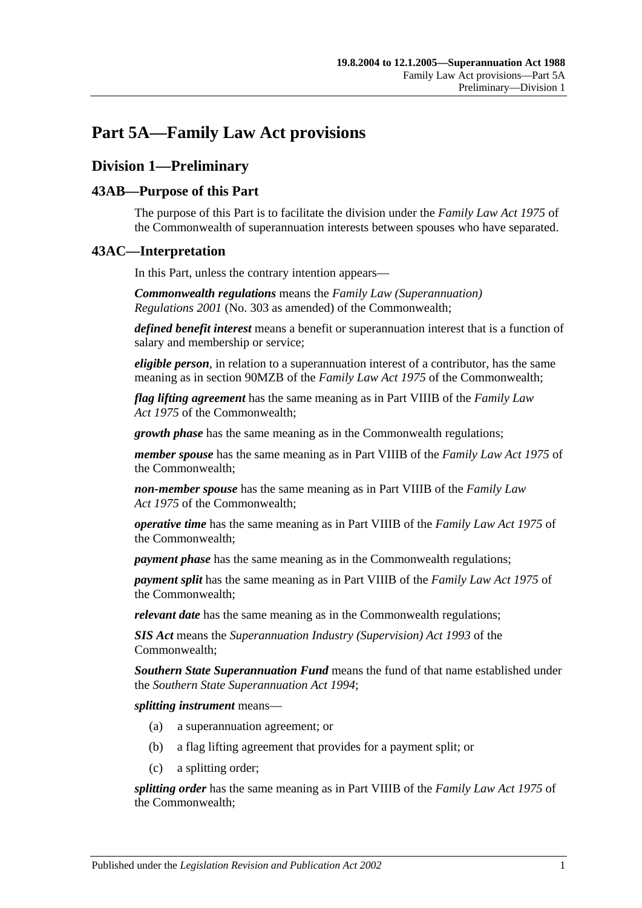# Part 5A—Family Law Act provisions

## Division 1—Preliminary

### 43AB—Purpose of this Part

The purpose of this Part is to facilitate the division under the *Family Law Act 1975* of the Commonwealth of superannuation interests between spouses who have separated.

### 43AC—Interpretation

In this Part, unless the contrary intention appears—

***Commonwealth regulations*** means the *Family Law (Superannuation) Regulations 2001* (No. 303 as amended) of the Commonwealth;

***defined benefit interest*** means a benefit or superannuation interest that is a function of salary and membership or service;

***eligible person***, in relation to a superannuation interest of a contributor, has the same meaning as in section 90MZB of the *Family Law Act 1975* of the Commonwealth;

***flag lifting agreement*** has the same meaning as in Part VIIIB of the *Family Law Act 1975* of the Commonwealth;

***growth phase*** has the same meaning as in the Commonwealth regulations;

***member spouse*** has the same meaning as in Part VIIIB of the *Family Law Act 1975* of the Commonwealth;

***non-member spouse*** has the same meaning as in Part VIIIB of the *Family Law Act 1975* of the Commonwealth;

***operative time*** has the same meaning as in Part VIIIB of the *Family Law Act 1975* of the Commonwealth;

***payment phase*** has the same meaning as in the Commonwealth regulations;

***payment split*** has the same meaning as in Part VIIIB of the *Family Law Act 1975* of the Commonwealth;

***relevant date*** has the same meaning as in the Commonwealth regulations;

***SIS Act*** means the *Superannuation Industry (Supervision) Act 1993* of the Commonwealth;

***Southern State Superannuation Fund*** means the fund of that name established under the *Southern State Superannuation Act 1994*;

***splitting instrument*** means—

(a) a superannuation agreement; or

(b) a flag lifting agreement that provides for a payment split; or

(c) a splitting order;

***splitting order*** has the same meaning as in Part VIIIB of the *Family Law Act 1975* of the Commonwealth;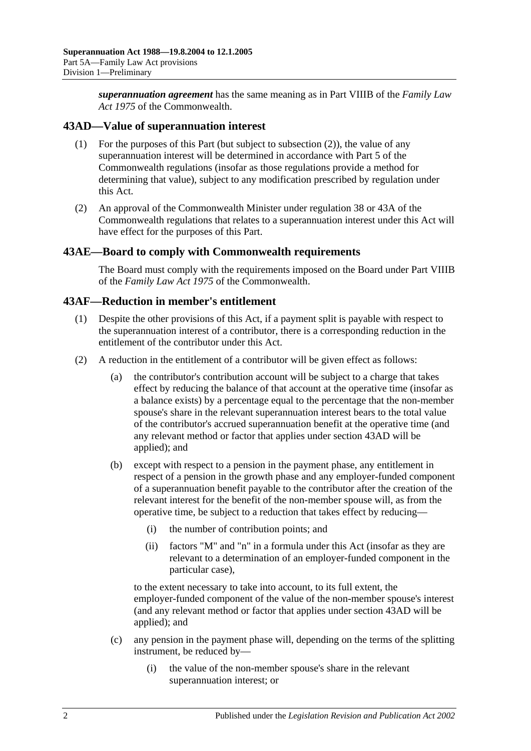***superannuation agreement*** has the same meaning as in Part VIIIB of the *Family Law Act 1975* of the Commonwealth.

## 43AD—Value of superannuation interest

(1) For the purposes of this Part (but subject to subsection (2)), the value of any superannuation interest will be determined in accordance with Part 5 of the Commonwealth regulations (insofar as those regulations provide a method for determining that value), subject to any modification prescribed by regulation under this Act.

(2) An approval of the Commonwealth Minister under regulation 38 or 43A of the Commonwealth regulations that relates to a superannuation interest under this Act will have effect for the purposes of this Part.

## 43AE—Board to comply with Commonwealth requirements

The Board must comply with the requirements imposed on the Board under Part VIIIB of the *Family Law Act 1975* of the Commonwealth.

## 43AF—Reduction in member's entitlement

(1) Despite the other provisions of this Act, if a payment split is payable with respect to the superannuation interest of a contributor, there is a corresponding reduction in the entitlement of the contributor under this Act.

(2) A reduction in the entitlement of a contributor will be given effect as follows:

(a) the contributor's contribution account will be subject to a charge that takes effect by reducing the balance of that account at the operative time (insofar as a balance exists) by a percentage equal to the percentage that the non-member spouse's share in the relevant superannuation interest bears to the total value of the contributor's accrued superannuation benefit at the operative time (and any relevant method or factor that applies under section 43AD will be applied); and

(b) except with respect to a pension in the payment phase, any entitlement in respect of a pension in the growth phase and any employer-funded component of a superannuation benefit payable to the contributor after the creation of the relevant interest for the benefit of the non-member spouse will, as from the operative time, be subject to a reduction that takes effect by reducing—

(i) the number of contribution points; and

(ii) factors "M" and "n" in a formula under this Act (insofar as they are relevant to a determination of an employer-funded component in the particular case),

to the extent necessary to take into account, to its full extent, the employer-funded component of the value of the non-member spouse's interest (and any relevant method or factor that applies under section 43AD will be applied); and

(c) any pension in the payment phase will, depending on the terms of the splitting instrument, be reduced by—

(i) the value of the non-member spouse's share in the relevant superannuation interest; or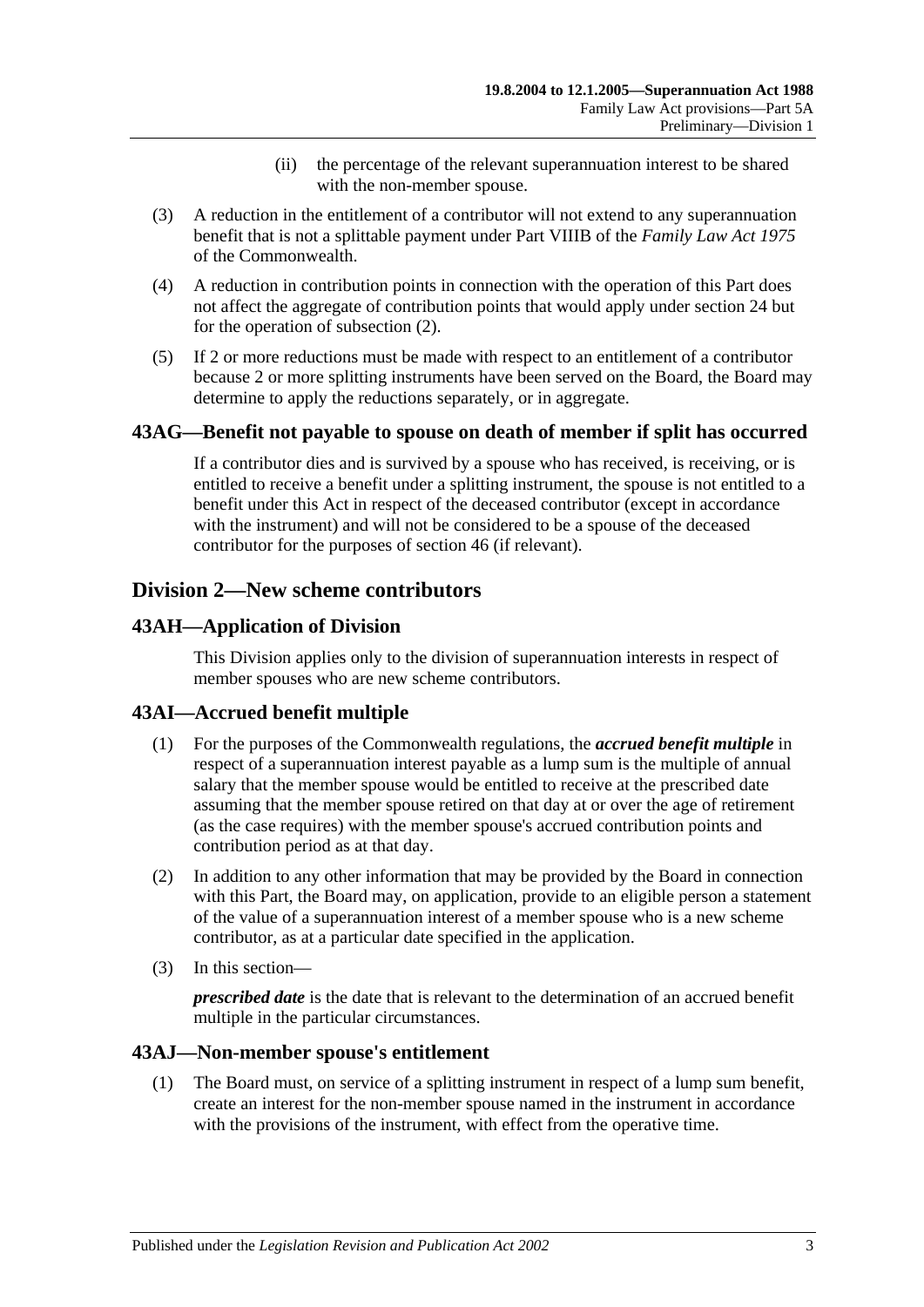(ii) the percentage of the relevant superannuation interest to be shared with the non-member spouse.

(3) A reduction in the entitlement of a contributor will not extend to any superannuation benefit that is not a splittable payment under Part VIIIB of the *Family Law Act 1975* of the Commonwealth.

(4) A reduction in contribution points in connection with the operation of this Part does not affect the aggregate of contribution points that would apply under section 24 but for the operation of subsection (2).

(5) If 2 or more reductions must be made with respect to an entitlement of a contributor because 2 or more splitting instruments have been served on the Board, the Board may determine to apply the reductions separately, or in aggregate.

### 43AG—Benefit not payable to spouse on death of member if split has occurred

If a contributor dies and is survived by a spouse who has received, is receiving, or is entitled to receive a benefit under a splitting instrument, the spouse is not entitled to a benefit under this Act in respect of the deceased contributor (except in accordance with the instrument) and will not be considered to be a spouse of the deceased contributor for the purposes of section 46 (if relevant).

## Division 2—New scheme contributors

### 43AH—Application of Division

This Division applies only to the division of superannuation interests in respect of member spouses who are new scheme contributors.

### 43AI—Accrued benefit multiple

(1) For the purposes of the Commonwealth regulations, the ***accrued benefit multiple*** in respect of a superannuation interest payable as a lump sum is the multiple of annual salary that the member spouse would be entitled to receive at the prescribed date assuming that the member spouse retired on that day at or over the age of retirement (as the case requires) with the member spouse's accrued contribution points and contribution period as at that day.

(2) In addition to any other information that may be provided by the Board in connection with this Part, the Board may, on application, provide to an eligible person a statement of the value of a superannuation interest of a member spouse who is a new scheme contributor, as at a particular date specified in the application.

(3) In this section—

***prescribed date*** is the date that is relevant to the determination of an accrued benefit multiple in the particular circumstances.

### 43AJ—Non-member spouse's entitlement

(1) The Board must, on service of a splitting instrument in respect of a lump sum benefit, create an interest for the non-member spouse named in the instrument in accordance with the provisions of the instrument, with effect from the operative time.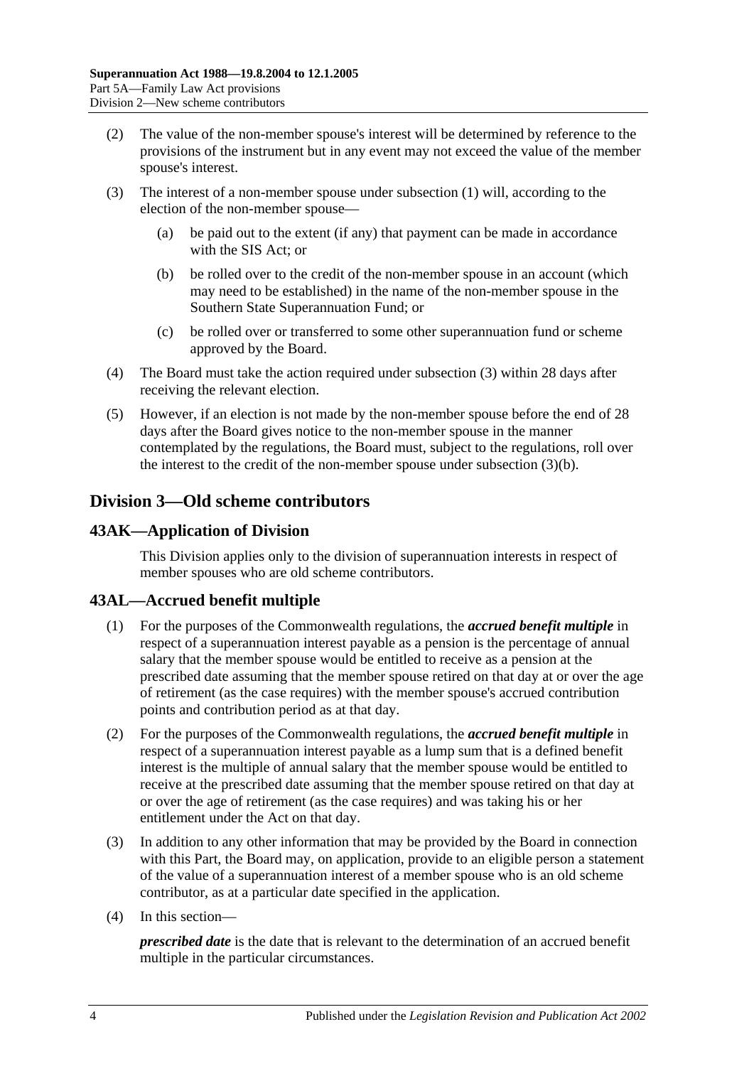(2) The value of the non-member spouse's interest will be determined by reference to the provisions of the instrument but in any event may not exceed the value of the member spouse's interest.

(3) The interest of a non-member spouse under subsection (1) will, according to the election of the non-member spouse—

(a) be paid out to the extent (if any) that payment can be made in accordance with the SIS Act; or

(b) be rolled over to the credit of the non-member spouse in an account (which may need to be established) in the name of the non-member spouse in the Southern State Superannuation Fund; or

(c) be rolled over or transferred to some other superannuation fund or scheme approved by the Board.

(4) The Board must take the action required under subsection (3) within 28 days after receiving the relevant election.

(5) However, if an election is not made by the non-member spouse before the end of 28 days after the Board gives notice to the non-member spouse in the manner contemplated by the regulations, the Board must, subject to the regulations, roll over the interest to the credit of the non-member spouse under subsection (3)(b).

## Division 3—Old scheme contributors

### 43AK—Application of Division

This Division applies only to the division of superannuation interests in respect of member spouses who are old scheme contributors.

### 43AL—Accrued benefit multiple

(1) For the purposes of the Commonwealth regulations, the ***accrued benefit multiple*** in respect of a superannuation interest payable as a pension is the percentage of annual salary that the member spouse would be entitled to receive as a pension at the prescribed date assuming that the member spouse retired on that day at or over the age of retirement (as the case requires) with the member spouse's accrued contribution points and contribution period as at that day.

(2) For the purposes of the Commonwealth regulations, the ***accrued benefit multiple*** in respect of a superannuation interest payable as a lump sum that is a defined benefit interest is the multiple of annual salary that the member spouse would be entitled to receive at the prescribed date assuming that the member spouse retired on that day at or over the age of retirement (as the case requires) and was taking his or her entitlement under the Act on that day.

(3) In addition to any other information that may be provided by the Board in connection with this Part, the Board may, on application, provide to an eligible person a statement of the value of a superannuation interest of a member spouse who is an old scheme contributor, as at a particular date specified in the application.

(4) In this section—

***prescribed date*** is the date that is relevant to the determination of an accrued benefit multiple in the particular circumstances.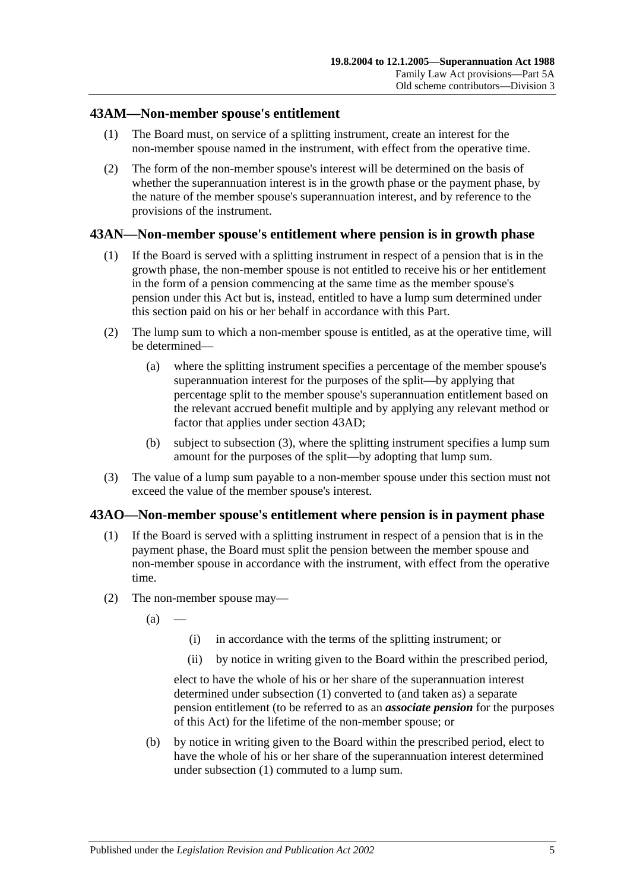## 43AM—Non-member spouse's entitlement

(1) The Board must, on service of a splitting instrument, create an interest for the non-member spouse named in the instrument, with effect from the operative time.

(2) The form of the non-member spouse's interest will be determined on the basis of whether the superannuation interest is in the growth phase or the payment phase, by the nature of the member spouse's superannuation interest, and by reference to the provisions of the instrument.

## 43AN—Non-member spouse's entitlement where pension is in growth phase

(1) If the Board is served with a splitting instrument in respect of a pension that is in the growth phase, the non-member spouse is not entitled to receive his or her entitlement in the form of a pension commencing at the same time as the member spouse's pension under this Act but is, instead, entitled to have a lump sum determined under this section paid on his or her behalf in accordance with this Part.

(2) The lump sum to which a non-member spouse is entitled, as at the operative time, will be determined—

   (a) where the splitting instrument specifies a percentage of the member spouse's superannuation interest for the purposes of the split—by applying that percentage split to the member spouse's superannuation entitlement based on the relevant accrued benefit multiple and by applying any relevant method or factor that applies under section 43AD;

   (b) subject to subsection (3), where the splitting instrument specifies a lump sum amount for the purposes of the split—by adopting that lump sum.

(3) The value of a lump sum payable to a non-member spouse under this section must not exceed the value of the member spouse's interest.

## 43AO—Non-member spouse's entitlement where pension is in payment phase

(1) If the Board is served with a splitting instrument in respect of a pension that is in the payment phase, the Board must split the pension between the member spouse and non-member spouse in accordance with the instrument, with effect from the operative time.

(2) The non-member spouse may—

   (a) —

      (i) in accordance with the terms of the splitting instrument; or

      (ii) by notice in writing given to the Board within the prescribed period,

   elect to have the whole of his or her share of the superannuation interest determined under subsection (1) converted to (and taken as) a separate pension entitlement (to be referred to as an ***associate pension*** for the purposes of this Act) for the lifetime of the non-member spouse; or

   (b) by notice in writing given to the Board within the prescribed period, elect to have the whole of his or her share of the superannuation interest determined under subsection (1) commuted to a lump sum.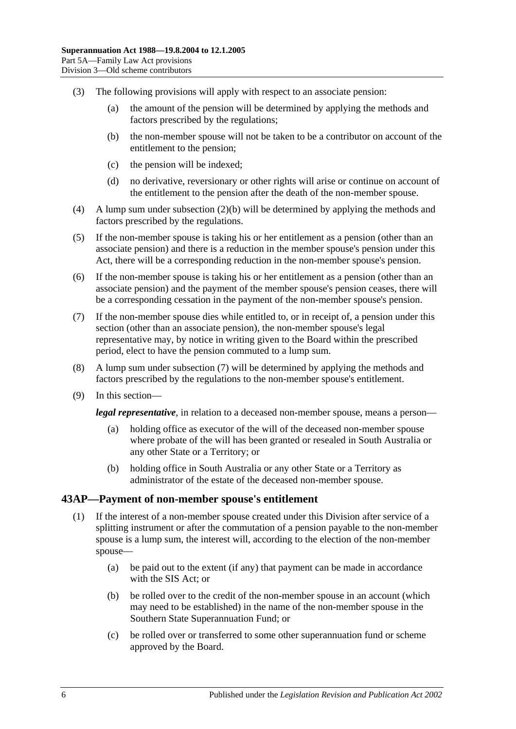(3) The following provisions will apply with respect to an associate pension:

(a) the amount of the pension will be determined by applying the methods and factors prescribed by the regulations;

(b) the non-member spouse will not be taken to be a contributor on account of the entitlement to the pension;

(c) the pension will be indexed;

(d) no derivative, reversionary or other rights will arise or continue on account of the entitlement to the pension after the death of the non-member spouse.

(4) A lump sum under subsection (2)(b) will be determined by applying the methods and factors prescribed by the regulations.

(5) If the non-member spouse is taking his or her entitlement as a pension (other than an associate pension) and there is a reduction in the member spouse's pension under this Act, there will be a corresponding reduction in the non-member spouse's pension.

(6) If the non-member spouse is taking his or her entitlement as a pension (other than an associate pension) and the payment of the member spouse's pension ceases, there will be a corresponding cessation in the payment of the non-member spouse's pension.

(7) If the non-member spouse dies while entitled to, or in receipt of, a pension under this section (other than an associate pension), the non-member spouse's legal representative may, by notice in writing given to the Board within the prescribed period, elect to have the pension commuted to a lump sum.

(8) A lump sum under subsection (7) will be determined by applying the methods and factors prescribed by the regulations to the non-member spouse's entitlement.

(9) In this section—

***legal representative***, in relation to a deceased non-member spouse, means a person—

(a) holding office as executor of the will of the deceased non-member spouse where probate of the will has been granted or resealed in South Australia or any other State or a Territory; or

(b) holding office in South Australia or any other State or a Territory as administrator of the estate of the deceased non-member spouse.

## 43AP—Payment of non-member spouse's entitlement

(1) If the interest of a non-member spouse created under this Division after service of a splitting instrument or after the commutation of a pension payable to the non-member spouse is a lump sum, the interest will, according to the election of the non-member spouse—

(a) be paid out to the extent (if any) that payment can be made in accordance with the SIS Act; or

(b) be rolled over to the credit of the non-member spouse in an account (which may need to be established) in the name of the non-member spouse in the Southern State Superannuation Fund; or

(c) be rolled over or transferred to some other superannuation fund or scheme approved by the Board.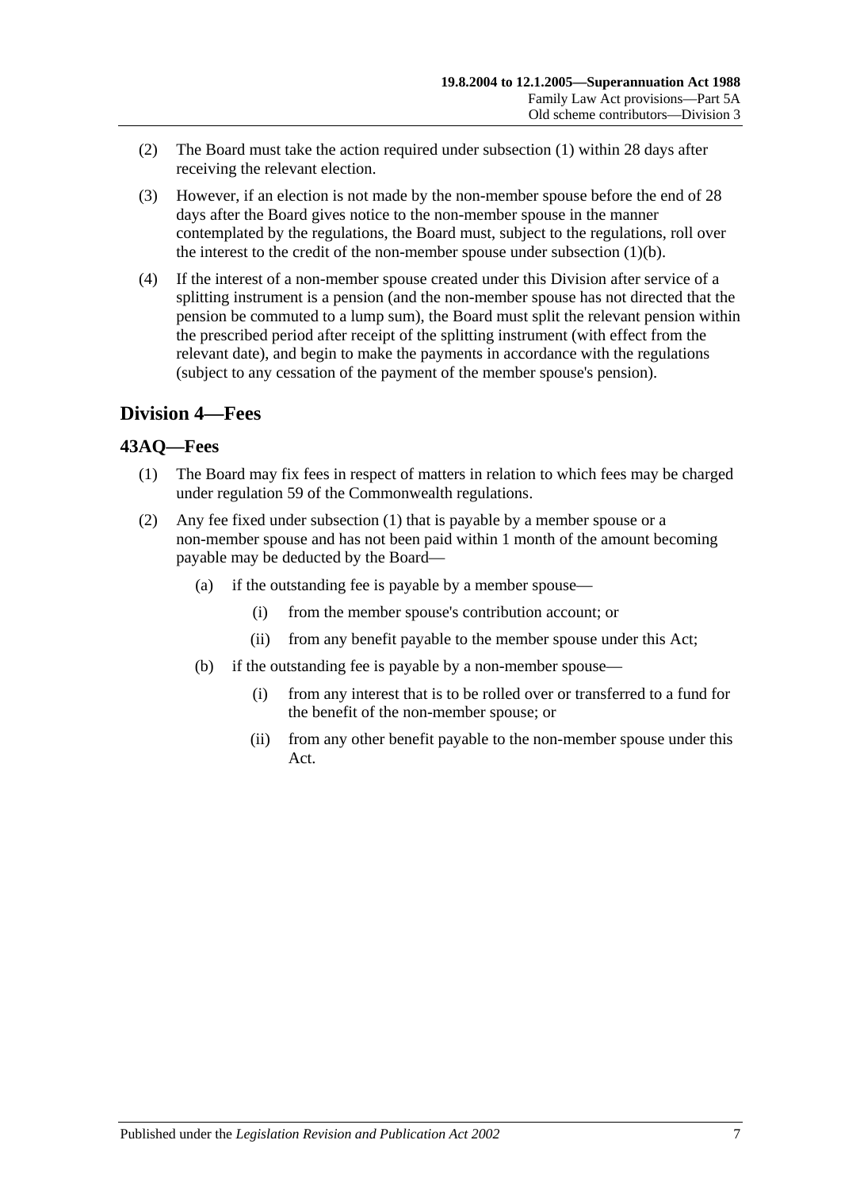(2) The Board must take the action required under subsection (1) within 28 days after receiving the relevant election.

(3) However, if an election is not made by the non-member spouse before the end of 28 days after the Board gives notice to the non-member spouse in the manner contemplated by the regulations, the Board must, subject to the regulations, roll over the interest to the credit of the non-member spouse under subsection (1)(b).

(4) If the interest of a non-member spouse created under this Division after service of a splitting instrument is a pension (and the non-member spouse has not directed that the pension be commuted to a lump sum), the Board must split the relevant pension within the prescribed period after receipt of the splitting instrument (with effect from the relevant date), and begin to make the payments in accordance with the regulations (subject to any cessation of the payment of the member spouse's pension).

## Division 4—Fees

### 43AQ—Fees

(1) The Board may fix fees in respect of matters in relation to which fees may be charged under regulation 59 of the Commonwealth regulations.

(2) Any fee fixed under subsection (1) that is payable by a member spouse or a non-member spouse and has not been paid within 1 month of the amount becoming payable may be deducted by the Board—

- (a) if the outstanding fee is payable by a member spouse—
  - (i) from the member spouse's contribution account; or
  - (ii) from any benefit payable to the member spouse under this Act;
- (b) if the outstanding fee is payable by a non-member spouse—
  - (i) from any interest that is to be rolled over or transferred to a fund for the benefit of the non-member spouse; or
  - (ii) from any other benefit payable to the non-member spouse under this Act.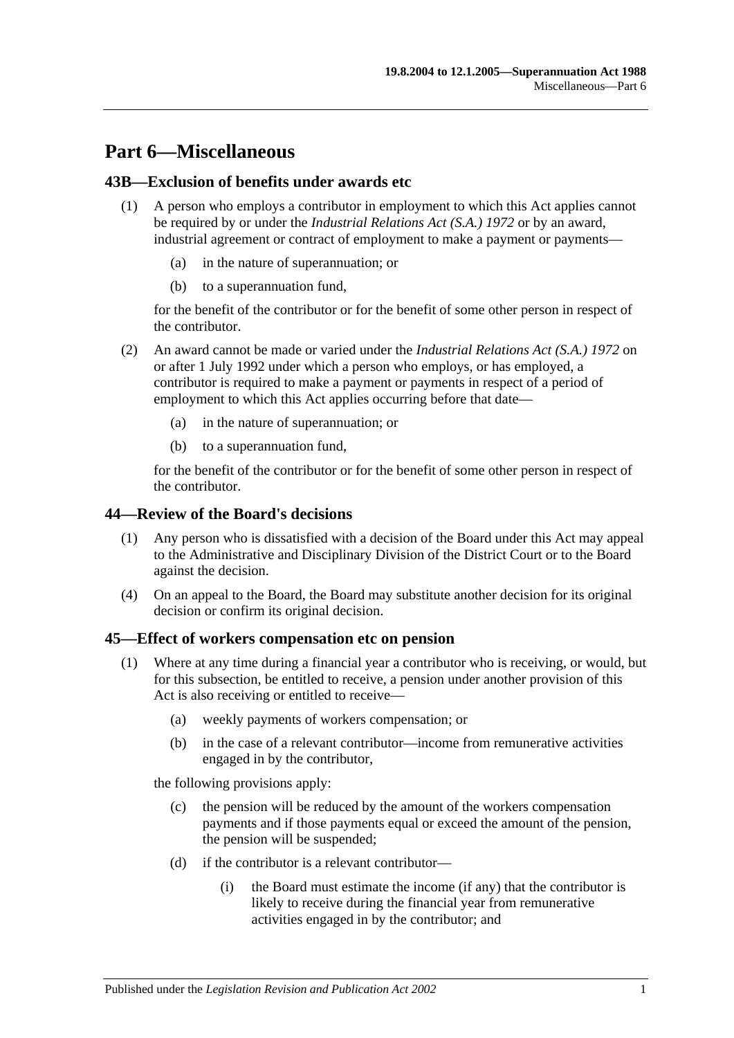# Part 6—Miscellaneous

## 43B—Exclusion of benefits under awards etc

(1) A person who employs a contributor in employment to which this Act applies cannot be required by or under the *Industrial Relations Act (S.A.) 1972* or by an award, industrial agreement or contract of employment to make a payment or payments—

(a) in the nature of superannuation; or

(b) to a superannuation fund,

for the benefit of the contributor or for the benefit of some other person in respect of the contributor.

(2) An award cannot be made or varied under the *Industrial Relations Act (S.A.) 1972* on or after 1 July 1992 under which a person who employs, or has employed, a contributor is required to make a payment or payments in respect of a period of employment to which this Act applies occurring before that date—

(a) in the nature of superannuation; or

(b) to a superannuation fund,

for the benefit of the contributor or for the benefit of some other person in respect of the contributor.

## 44—Review of the Board's decisions

(1) Any person who is dissatisfied with a decision of the Board under this Act may appeal to the Administrative and Disciplinary Division of the District Court or to the Board against the decision.

(4) On an appeal to the Board, the Board may substitute another decision for its original decision or confirm its original decision.

## 45—Effect of workers compensation etc on pension

(1) Where at any time during a financial year a contributor who is receiving, or would, but for this subsection, be entitled to receive, a pension under another provision of this Act is also receiving or entitled to receive—

(a) weekly payments of workers compensation; or

(b) in the case of a relevant contributor—income from remunerative activities engaged in by the contributor,

the following provisions apply:

(c) the pension will be reduced by the amount of the workers compensation payments and if those payments equal or exceed the amount of the pension, the pension will be suspended;

(d) if the contributor is a relevant contributor—

(i) the Board must estimate the income (if any) that the contributor is likely to receive during the financial year from remunerative activities engaged in by the contributor; and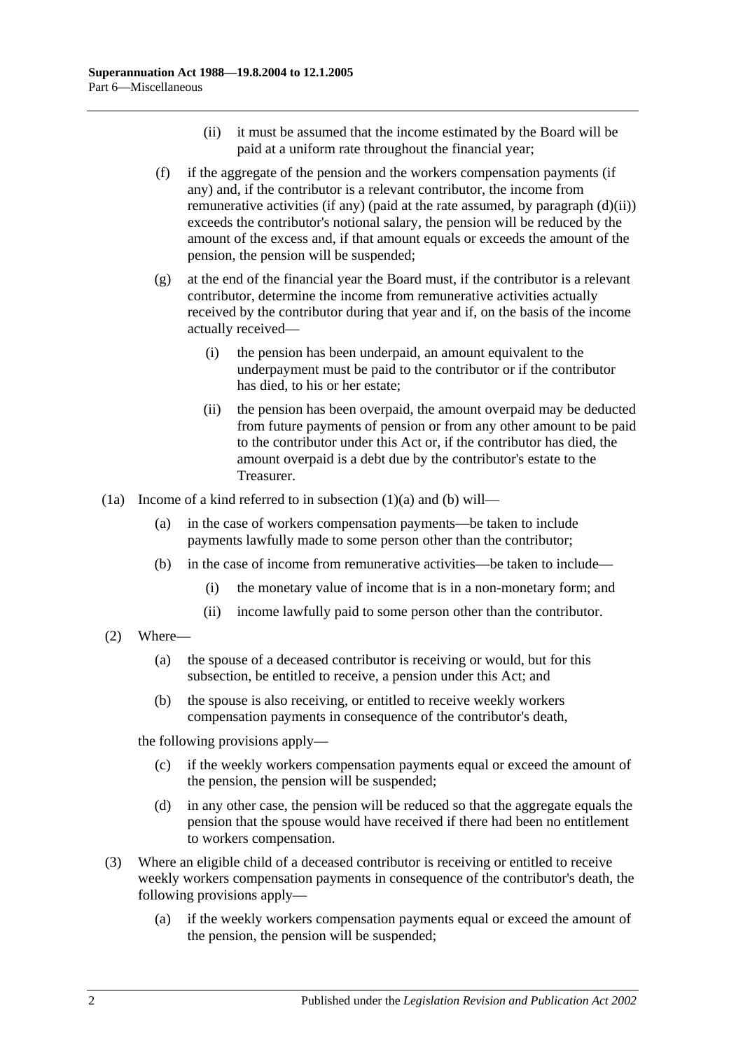(ii) it must be assumed that the income estimated by the Board will be paid at a uniform rate throughout the financial year;

(f) if the aggregate of the pension and the workers compensation payments (if any) and, if the contributor is a relevant contributor, the income from remunerative activities (if any) (paid at the rate assumed, by paragraph (d)(ii)) exceeds the contributor's notional salary, the pension will be reduced by the amount of the excess and, if that amount equals or exceeds the amount of the pension, the pension will be suspended;

(g) at the end of the financial year the Board must, if the contributor is a relevant contributor, determine the income from remunerative activities actually received by the contributor during that year and if, on the basis of the income actually received—

(i) the pension has been underpaid, an amount equivalent to the underpayment must be paid to the contributor or if the contributor has died, to his or her estate;

(ii) the pension has been overpaid, the amount overpaid may be deducted from future payments of pension or from any other amount to be paid to the contributor under this Act or, if the contributor has died, the amount overpaid is a debt due by the contributor's estate to the Treasurer.

(1a) Income of a kind referred to in subsection (1)(a) and (b) will—

(a) in the case of workers compensation payments—be taken to include payments lawfully made to some person other than the contributor;

(b) in the case of income from remunerative activities—be taken to include—

(i) the monetary value of income that is in a non-monetary form; and

(ii) income lawfully paid to some person other than the contributor.

(2) Where—

(a) the spouse of a deceased contributor is receiving or would, but for this subsection, be entitled to receive, a pension under this Act; and

(b) the spouse is also receiving, or entitled to receive weekly workers compensation payments in consequence of the contributor's death,

the following provisions apply—

(c) if the weekly workers compensation payments equal or exceed the amount of the pension, the pension will be suspended;

(d) in any other case, the pension will be reduced so that the aggregate equals the pension that the spouse would have received if there had been no entitlement to workers compensation.

(3) Where an eligible child of a deceased contributor is receiving or entitled to receive weekly workers compensation payments in consequence of the contributor's death, the following provisions apply—

(a) if the weekly workers compensation payments equal or exceed the amount of the pension, the pension will be suspended;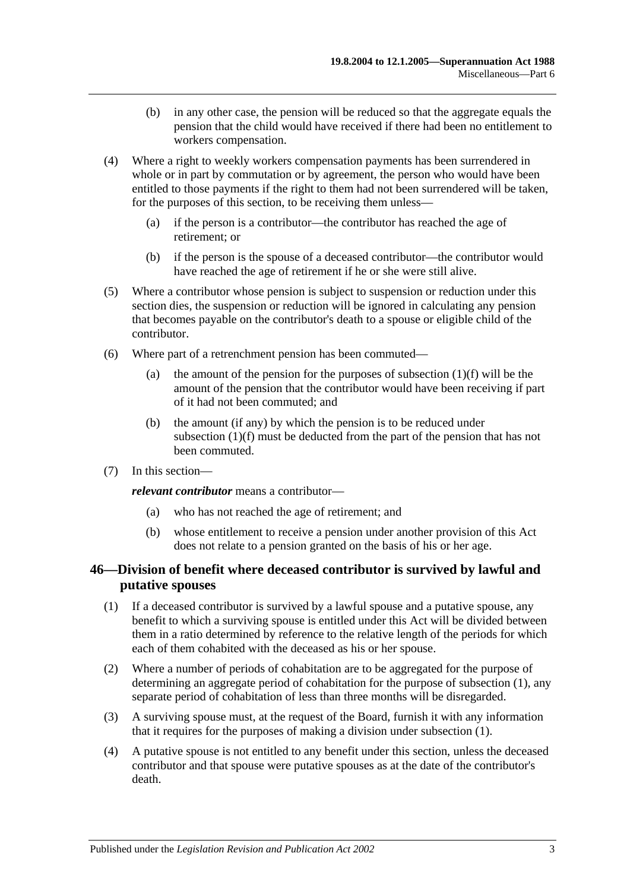(b) in any other case, the pension will be reduced so that the aggregate equals the pension that the child would have received if there had been no entitlement to workers compensation.

(4) Where a right to weekly workers compensation payments has been surrendered in whole or in part by commutation or by agreement, the person who would have been entitled to those payments if the right to them had not been surrendered will be taken, for the purposes of this section, to be receiving them unless—

(a) if the person is a contributor—the contributor has reached the age of retirement; or

(b) if the person is the spouse of a deceased contributor—the contributor would have reached the age of retirement if he or she were still alive.

(5) Where a contributor whose pension is subject to suspension or reduction under this section dies, the suspension or reduction will be ignored in calculating any pension that becomes payable on the contributor's death to a spouse or eligible child of the contributor.

(6) Where part of a retrenchment pension has been commuted—

(a) the amount of the pension for the purposes of subsection (1)(f) will be the amount of the pension that the contributor would have been receiving if part of it had not been commuted; and

(b) the amount (if any) by which the pension is to be reduced under subsection (1)(f) must be deducted from the part of the pension that has not been commuted.

(7) In this section—

***relevant contributor*** means a contributor—

(a) who has not reached the age of retirement; and

(b) whose entitlement to receive a pension under another provision of this Act does not relate to a pension granted on the basis of his or her age.

## 46—Division of benefit where deceased contributor is survived by lawful and putative spouses

(1) If a deceased contributor is survived by a lawful spouse and a putative spouse, any benefit to which a surviving spouse is entitled under this Act will be divided between them in a ratio determined by reference to the relative length of the periods for which each of them cohabited with the deceased as his or her spouse.

(2) Where a number of periods of cohabitation are to be aggregated for the purpose of determining an aggregate period of cohabitation for the purpose of subsection (1), any separate period of cohabitation of less than three months will be disregarded.

(3) A surviving spouse must, at the request of the Board, furnish it with any information that it requires for the purposes of making a division under subsection (1).

(4) A putative spouse is not entitled to any benefit under this section, unless the deceased contributor and that spouse were putative spouses as at the date of the contributor's death.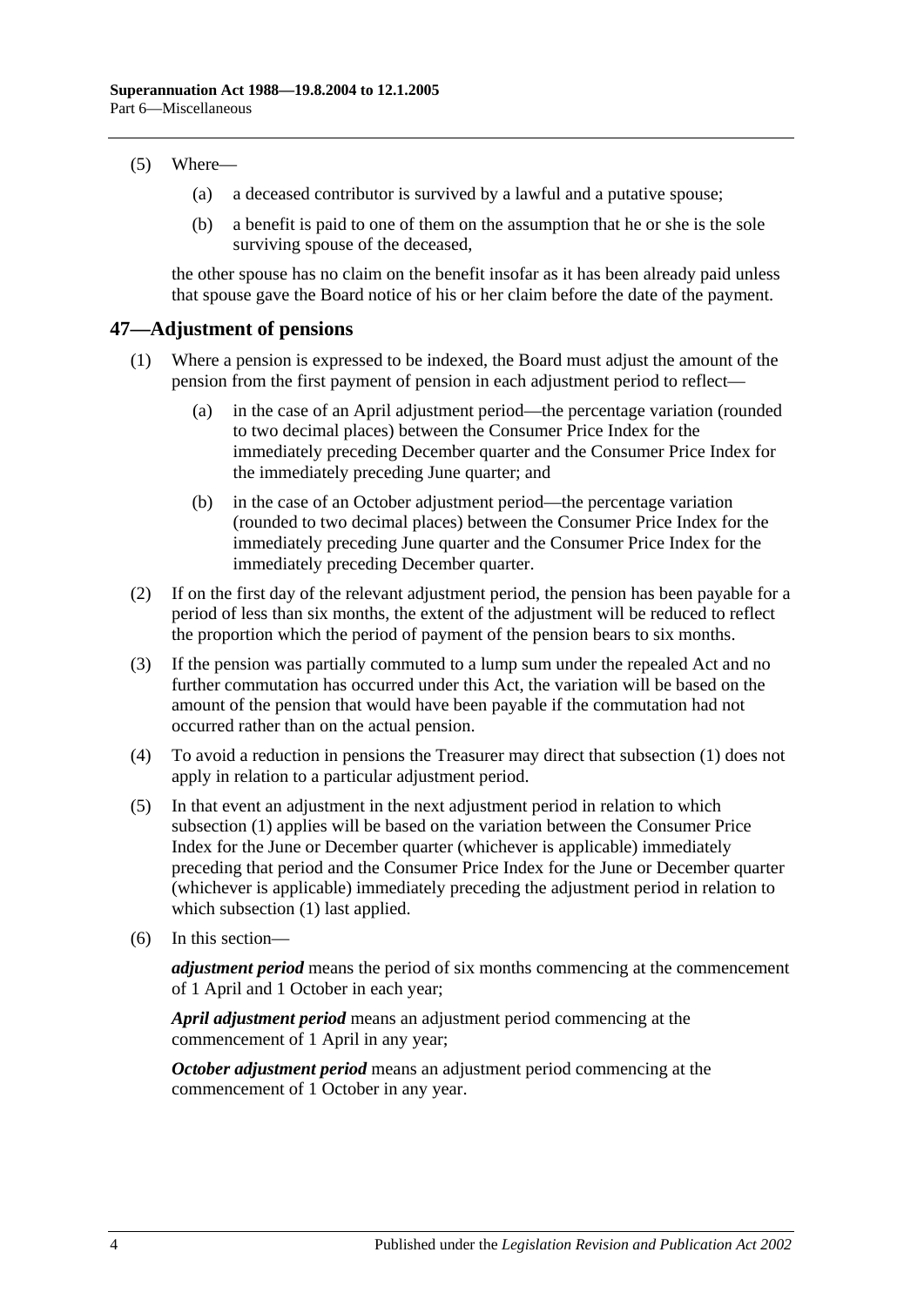(5) Where—

(a) a deceased contributor is survived by a lawful and a putative spouse;

(b) a benefit is paid to one of them on the assumption that he or she is the sole surviving spouse of the deceased,

the other spouse has no claim on the benefit insofar as it has been already paid unless that spouse gave the Board notice of his or her claim before the date of the payment.

## 47—Adjustment of pensions

(1) Where a pension is expressed to be indexed, the Board must adjust the amount of the pension from the first payment of pension in each adjustment period to reflect—

(a) in the case of an April adjustment period—the percentage variation (rounded to two decimal places) between the Consumer Price Index for the immediately preceding December quarter and the Consumer Price Index for the immediately preceding June quarter; and

(b) in the case of an October adjustment period—the percentage variation (rounded to two decimal places) between the Consumer Price Index for the immediately preceding June quarter and the Consumer Price Index for the immediately preceding December quarter.

(2) If on the first day of the relevant adjustment period, the pension has been payable for a period of less than six months, the extent of the adjustment will be reduced to reflect the proportion which the period of payment of the pension bears to six months.

(3) If the pension was partially commuted to a lump sum under the repealed Act and no further commutation has occurred under this Act, the variation will be based on the amount of the pension that would have been payable if the commutation had not occurred rather than on the actual pension.

(4) To avoid a reduction in pensions the Treasurer may direct that subsection (1) does not apply in relation to a particular adjustment period.

(5) In that event an adjustment in the next adjustment period in relation to which subsection (1) applies will be based on the variation between the Consumer Price Index for the June or December quarter (whichever is applicable) immediately preceding that period and the Consumer Price Index for the June or December quarter (whichever is applicable) immediately preceding the adjustment period in relation to which subsection (1) last applied.

(6) In this section—

***adjustment period*** means the period of six months commencing at the commencement of 1 April and 1 October in each year;

***April adjustment period*** means an adjustment period commencing at the commencement of 1 April in any year;

***October adjustment period*** means an adjustment period commencing at the commencement of 1 October in any year.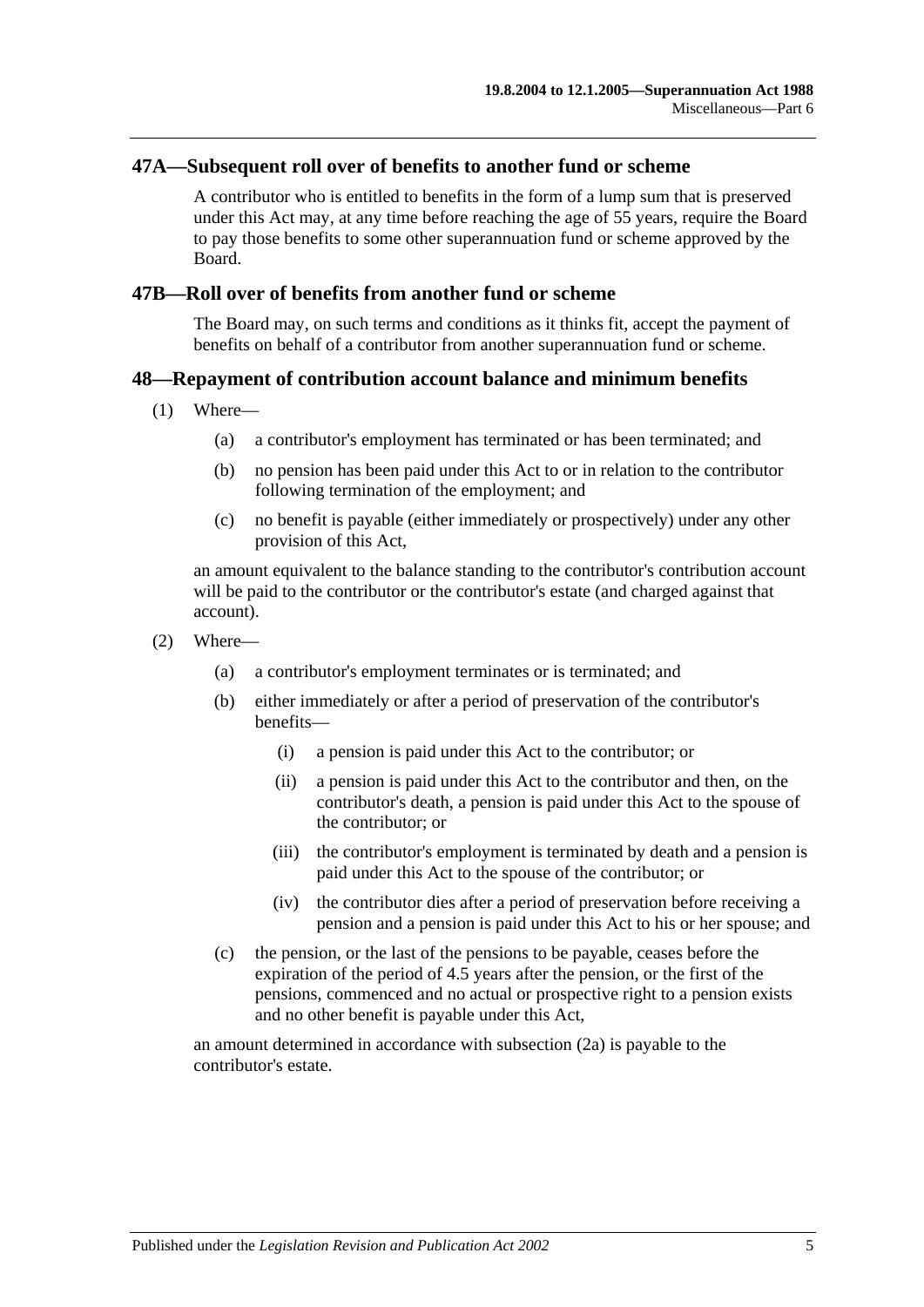## 47A—Subsequent roll over of benefits to another fund or scheme

A contributor who is entitled to benefits in the form of a lump sum that is preserved under this Act may, at any time before reaching the age of 55 years, require the Board to pay those benefits to some other superannuation fund or scheme approved by the Board.

## 47B—Roll over of benefits from another fund or scheme

The Board may, on such terms and conditions as it thinks fit, accept the payment of benefits on behalf of a contributor from another superannuation fund or scheme.

## 48—Repayment of contribution account balance and minimum benefits

(1) Where—

(a) a contributor's employment has terminated or has been terminated; and

(b) no pension has been paid under this Act to or in relation to the contributor following termination of the employment; and

(c) no benefit is payable (either immediately or prospectively) under any other provision of this Act,

an amount equivalent to the balance standing to the contributor's contribution account will be paid to the contributor or the contributor's estate (and charged against that account).

(2) Where—

(a) a contributor's employment terminates or is terminated; and

(b) either immediately or after a period of preservation of the contributor's benefits—

(i) a pension is paid under this Act to the contributor; or

(ii) a pension is paid under this Act to the contributor and then, on the contributor's death, a pension is paid under this Act to the spouse of the contributor; or

(iii) the contributor's employment is terminated by death and a pension is paid under this Act to the spouse of the contributor; or

(iv) the contributor dies after a period of preservation before receiving a pension and a pension is paid under this Act to his or her spouse; and

(c) the pension, or the last of the pensions to be payable, ceases before the expiration of the period of 4.5 years after the pension, or the first of the pensions, commenced and no actual or prospective right to a pension exists and no other benefit is payable under this Act,

an amount determined in accordance with subsection (2a) is payable to the contributor's estate.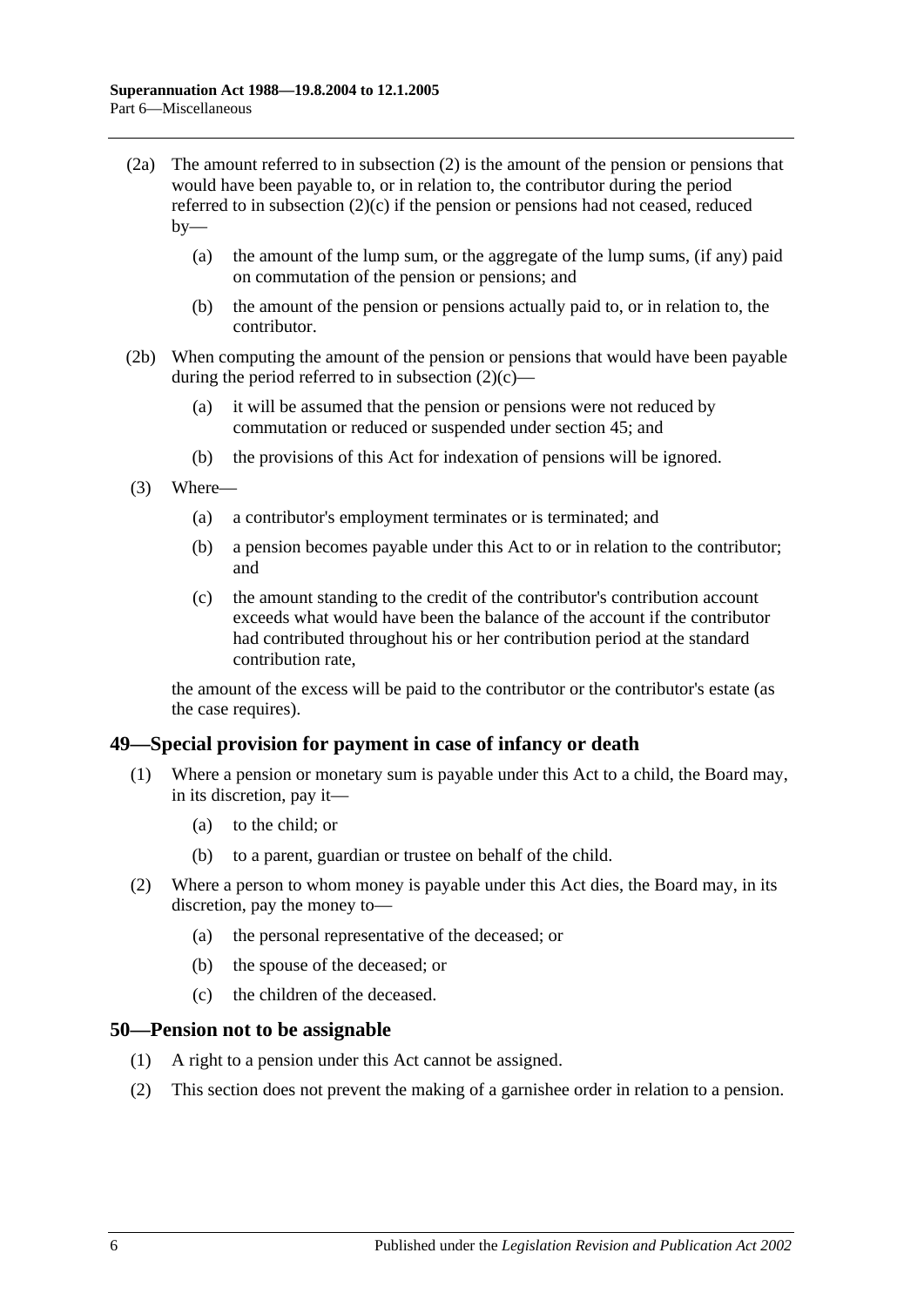(2a) The amount referred to in subsection (2) is the amount of the pension or pensions that would have been payable to, or in relation to, the contributor during the period referred to in subsection (2)(c) if the pension or pensions had not ceased, reduced by—

   (a) the amount of the lump sum, or the aggregate of the lump sums, (if any) paid on commutation of the pension or pensions; and

   (b) the amount of the pension or pensions actually paid to, or in relation to, the contributor.

(2b) When computing the amount of the pension or pensions that would have been payable during the period referred to in subsection (2)(c)—

   (a) it will be assumed that the pension or pensions were not reduced by commutation or reduced or suspended under section 45; and

   (b) the provisions of this Act for indexation of pensions will be ignored.

(3) Where—

   (a) a contributor's employment terminates or is terminated; and

   (b) a pension becomes payable under this Act to or in relation to the contributor; and

   (c) the amount standing to the credit of the contributor's contribution account exceeds what would have been the balance of the account if the contributor had contributed throughout his or her contribution period at the standard contribution rate,

the amount of the excess will be paid to the contributor or the contributor's estate (as the case requires).

## 49—Special provision for payment in case of infancy or death

(1) Where a pension or monetary sum is payable under this Act to a child, the Board may, in its discretion, pay it—

   (a) to the child; or

   (b) to a parent, guardian or trustee on behalf of the child.

(2) Where a person to whom money is payable under this Act dies, the Board may, in its discretion, pay the money to—

   (a) the personal representative of the deceased; or

   (b) the spouse of the deceased; or

   (c) the children of the deceased.

## 50—Pension not to be assignable

(1) A right to a pension under this Act cannot be assigned.

(2) This section does not prevent the making of a garnishee order in relation to a pension.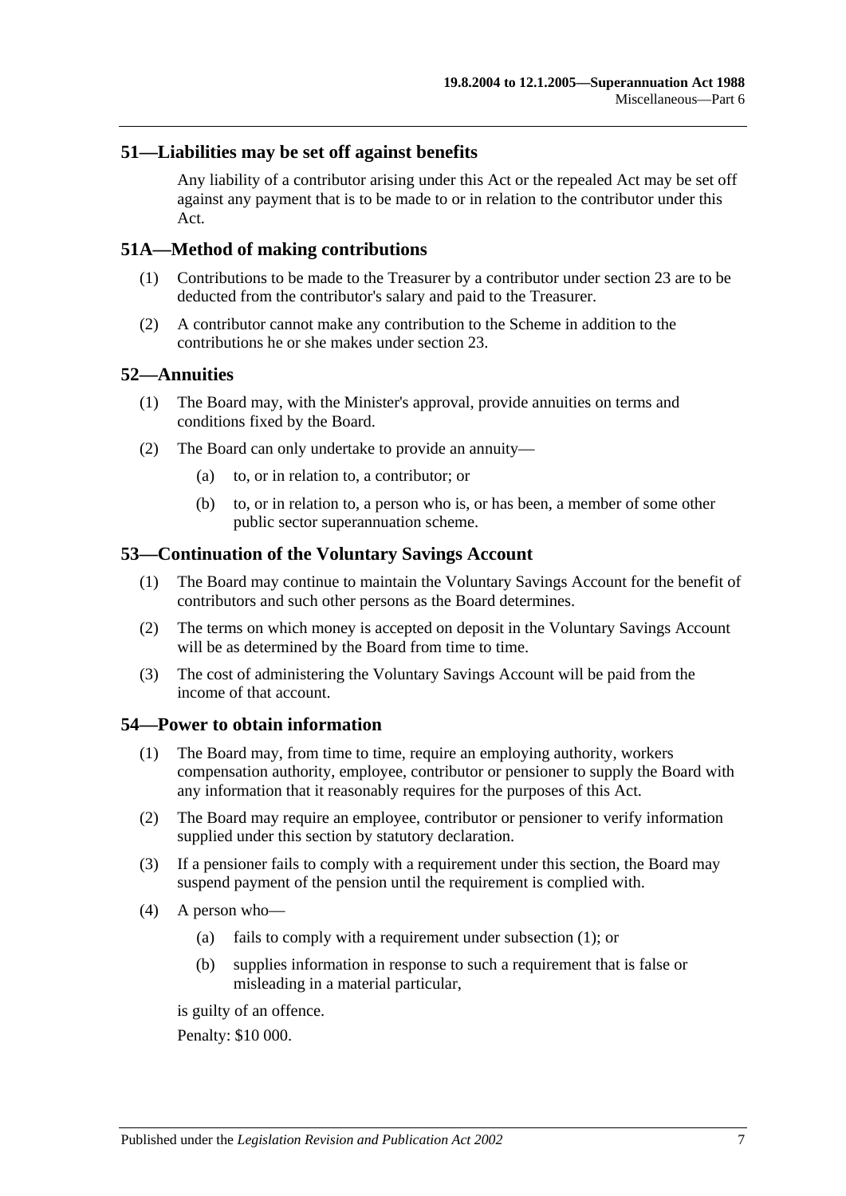## 51—Liabilities may be set off against benefits

Any liability of a contributor arising under this Act or the repealed Act may be set off against any payment that is to be made to or in relation to the contributor under this Act.

## 51A—Method of making contributions

(1) Contributions to be made to the Treasurer by a contributor under section 23 are to be deducted from the contributor's salary and paid to the Treasurer.

(2) A contributor cannot make any contribution to the Scheme in addition to the contributions he or she makes under section 23.

## 52—Annuities

(1) The Board may, with the Minister's approval, provide annuities on terms and conditions fixed by the Board.

(2) The Board can only undertake to provide an annuity—

(a) to, or in relation to, a contributor; or

(b) to, or in relation to, a person who is, or has been, a member of some other public sector superannuation scheme.

## 53—Continuation of the Voluntary Savings Account

(1) The Board may continue to maintain the Voluntary Savings Account for the benefit of contributors and such other persons as the Board determines.

(2) The terms on which money is accepted on deposit in the Voluntary Savings Account will be as determined by the Board from time to time.

(3) The cost of administering the Voluntary Savings Account will be paid from the income of that account.

## 54—Power to obtain information

(1) The Board may, from time to time, require an employing authority, workers compensation authority, employee, contributor or pensioner to supply the Board with any information that it reasonably requires for the purposes of this Act.

(2) The Board may require an employee, contributor or pensioner to verify information supplied under this section by statutory declaration.

(3) If a pensioner fails to comply with a requirement under this section, the Board may suspend payment of the pension until the requirement is complied with.

(4) A person who—

(a) fails to comply with a requirement under subsection (1); or

(b) supplies information in response to such a requirement that is false or misleading in a material particular,

is guilty of an offence.

Penalty: $10 000.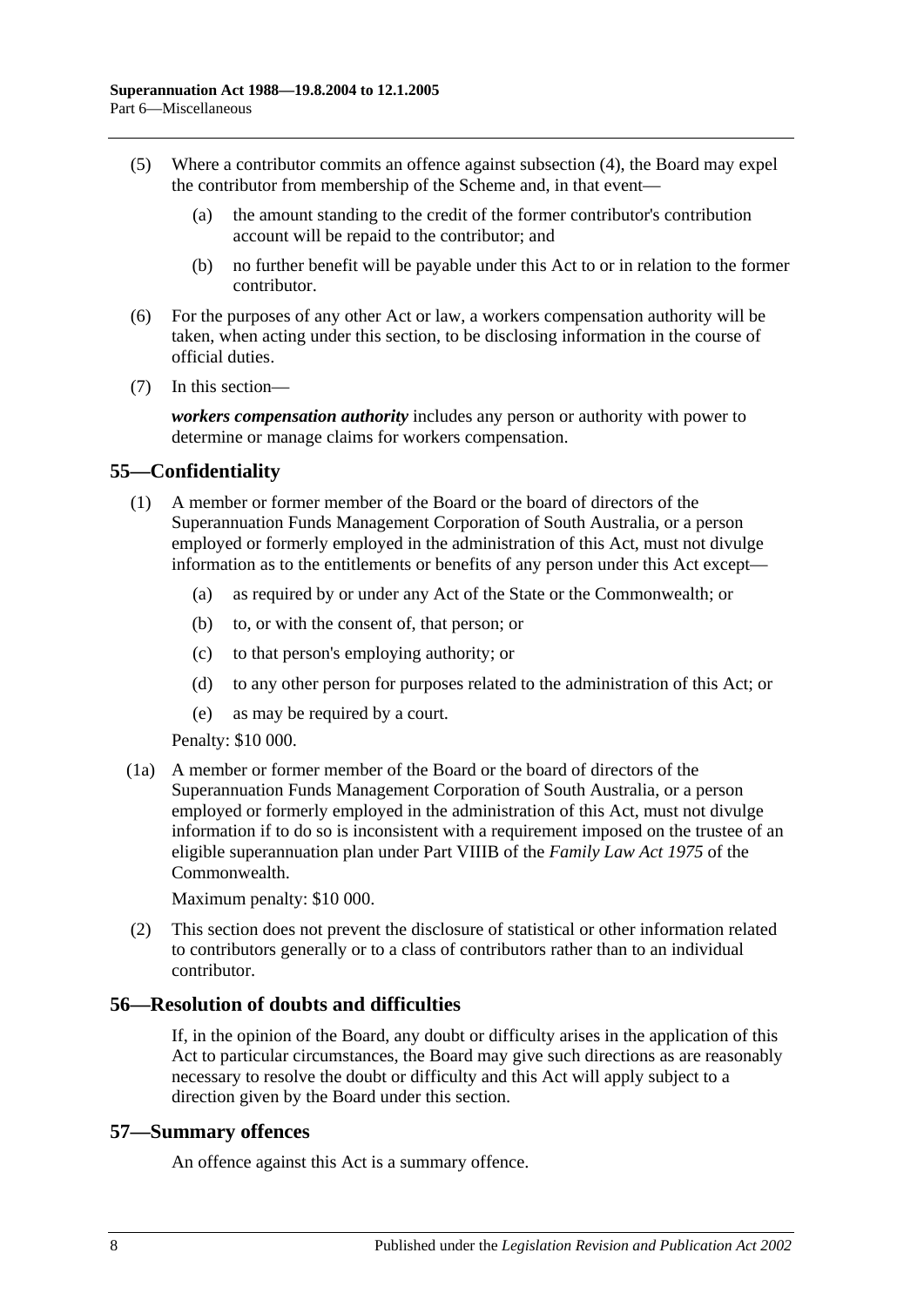(5) Where a contributor commits an offence against subsection (4), the Board may expel the contributor from membership of the Scheme and, in that event—

(a) the amount standing to the credit of the former contributor's contribution account will be repaid to the contributor; and

(b) no further benefit will be payable under this Act to or in relation to the former contributor.

(6) For the purposes of any other Act or law, a workers compensation authority will be taken, when acting under this section, to be disclosing information in the course of official duties.

(7) In this section—

***workers compensation authority*** includes any person or authority with power to determine or manage claims for workers compensation.

## 55—Confidentiality

(1) A member or former member of the Board or the board of directors of the Superannuation Funds Management Corporation of South Australia, or a person employed or formerly employed in the administration of this Act, must not divulge information as to the entitlements or benefits of any person under this Act except—

(a) as required by or under any Act of the State or the Commonwealth; or

(b) to, or with the consent of, that person; or

(c) to that person's employing authority; or

(d) to any other person for purposes related to the administration of this Act; or

(e) as may be required by a court.

Penalty: $10 000.

(1a) A member or former member of the Board or the board of directors of the Superannuation Funds Management Corporation of South Australia, or a person employed or formerly employed in the administration of this Act, must not divulge information if to do so is inconsistent with a requirement imposed on the trustee of an eligible superannuation plan under Part VIIIB of the *Family Law Act 1975* of the Commonwealth.

Maximum penalty: $10 000.

(2) This section does not prevent the disclosure of statistical or other information related to contributors generally or to a class of contributors rather than to an individual contributor.

## 56—Resolution of doubts and difficulties

If, in the opinion of the Board, any doubt or difficulty arises in the application of this Act to particular circumstances, the Board may give such directions as are reasonably necessary to resolve the doubt or difficulty and this Act will apply subject to a direction given by the Board under this section.

## 57—Summary offences

An offence against this Act is a summary offence.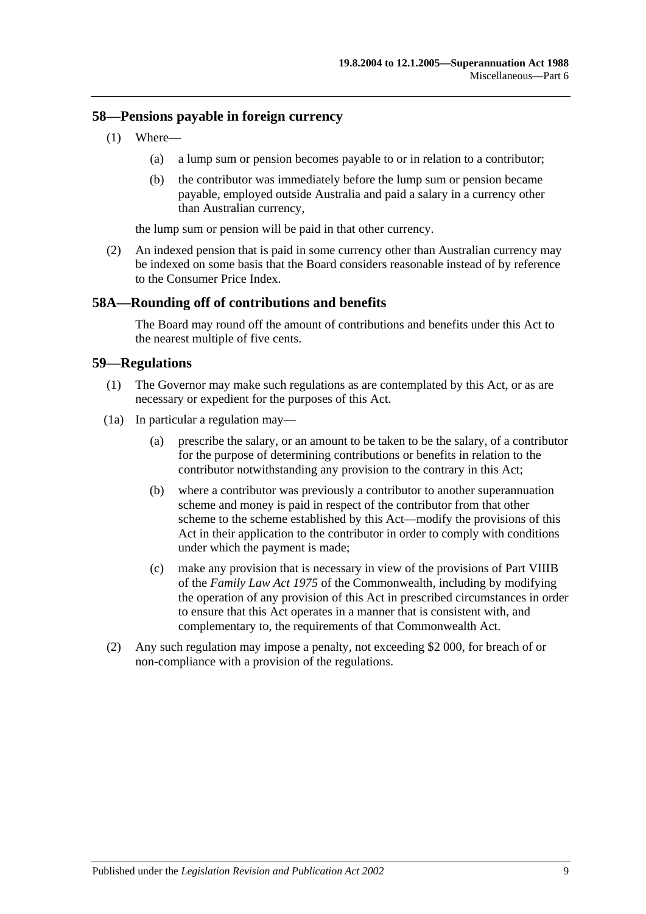## 58—Pensions payable in foreign currency

(1) Where—

(a) a lump sum or pension becomes payable to or in relation to a contributor;

(b) the contributor was immediately before the lump sum or pension became payable, employed outside Australia and paid a salary in a currency other than Australian currency,

the lump sum or pension will be paid in that other currency.

(2) An indexed pension that is paid in some currency other than Australian currency may be indexed on some basis that the Board considers reasonable instead of by reference to the Consumer Price Index.

## 58A—Rounding off of contributions and benefits

The Board may round off the amount of contributions and benefits under this Act to the nearest multiple of five cents.

## 59—Regulations

(1) The Governor may make such regulations as are contemplated by this Act, or as are necessary or expedient for the purposes of this Act.

(1a) In particular a regulation may—

(a) prescribe the salary, or an amount to be taken to be the salary, of a contributor for the purpose of determining contributions or benefits in relation to the contributor notwithstanding any provision to the contrary in this Act;

(b) where a contributor was previously a contributor to another superannuation scheme and money is paid in respect of the contributor from that other scheme to the scheme established by this Act—modify the provisions of this Act in their application to the contributor in order to comply with conditions under which the payment is made;

(c) make any provision that is necessary in view of the provisions of Part VIIIB of the *Family Law Act 1975* of the Commonwealth, including by modifying the operation of any provision of this Act in prescribed circumstances in order to ensure that this Act operates in a manner that is consistent with, and complementary to, the requirements of that Commonwealth Act.

(2) Any such regulation may impose a penalty, not exceeding $2 000, for breach of or non-compliance with a provision of the regulations.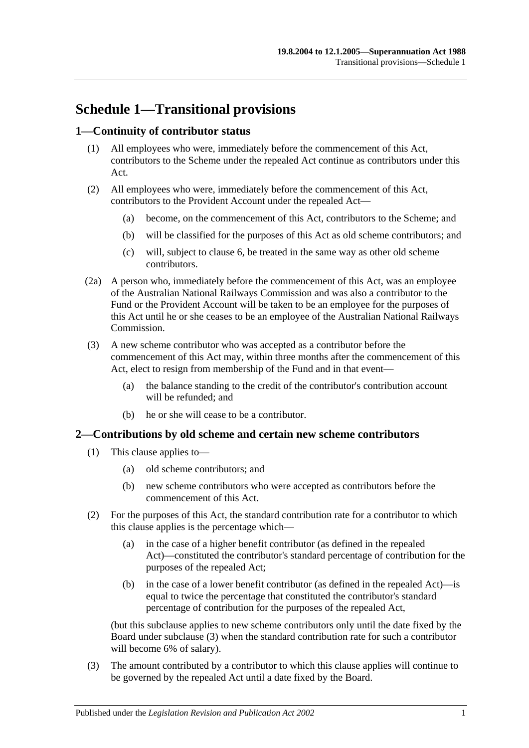# Schedule 1—Transitional provisions

## 1—Continuity of contributor status

(1) All employees who were, immediately before the commencement of this Act, contributors to the Scheme under the repealed Act continue as contributors under this Act.

(2) All employees who were, immediately before the commencement of this Act, contributors to the Provident Account under the repealed Act—

(a) become, on the commencement of this Act, contributors to the Scheme; and

(b) will be classified for the purposes of this Act as old scheme contributors; and

(c) will, subject to clause 6, be treated in the same way as other old scheme contributors.

(2a) A person who, immediately before the commencement of this Act, was an employee of the Australian National Railways Commission and was also a contributor to the Fund or the Provident Account will be taken to be an employee for the purposes of this Act until he or she ceases to be an employee of the Australian National Railways Commission.

(3) A new scheme contributor who was accepted as a contributor before the commencement of this Act may, within three months after the commencement of this Act, elect to resign from membership of the Fund and in that event—

(a) the balance standing to the credit of the contributor's contribution account will be refunded; and

(b) he or she will cease to be a contributor.

## 2—Contributions by old scheme and certain new scheme contributors

(1) This clause applies to—

(a) old scheme contributors; and

(b) new scheme contributors who were accepted as contributors before the commencement of this Act.

(2) For the purposes of this Act, the standard contribution rate for a contributor to which this clause applies is the percentage which—

(a) in the case of a higher benefit contributor (as defined in the repealed Act)—constituted the contributor's standard percentage of contribution for the purposes of the repealed Act;

(b) in the case of a lower benefit contributor (as defined in the repealed Act)—is equal to twice the percentage that constituted the contributor's standard percentage of contribution for the purposes of the repealed Act,

(but this subclause applies to new scheme contributors only until the date fixed by the Board under subclause (3) when the standard contribution rate for such a contributor will become 6% of salary).

(3) The amount contributed by a contributor to which this clause applies will continue to be governed by the repealed Act until a date fixed by the Board.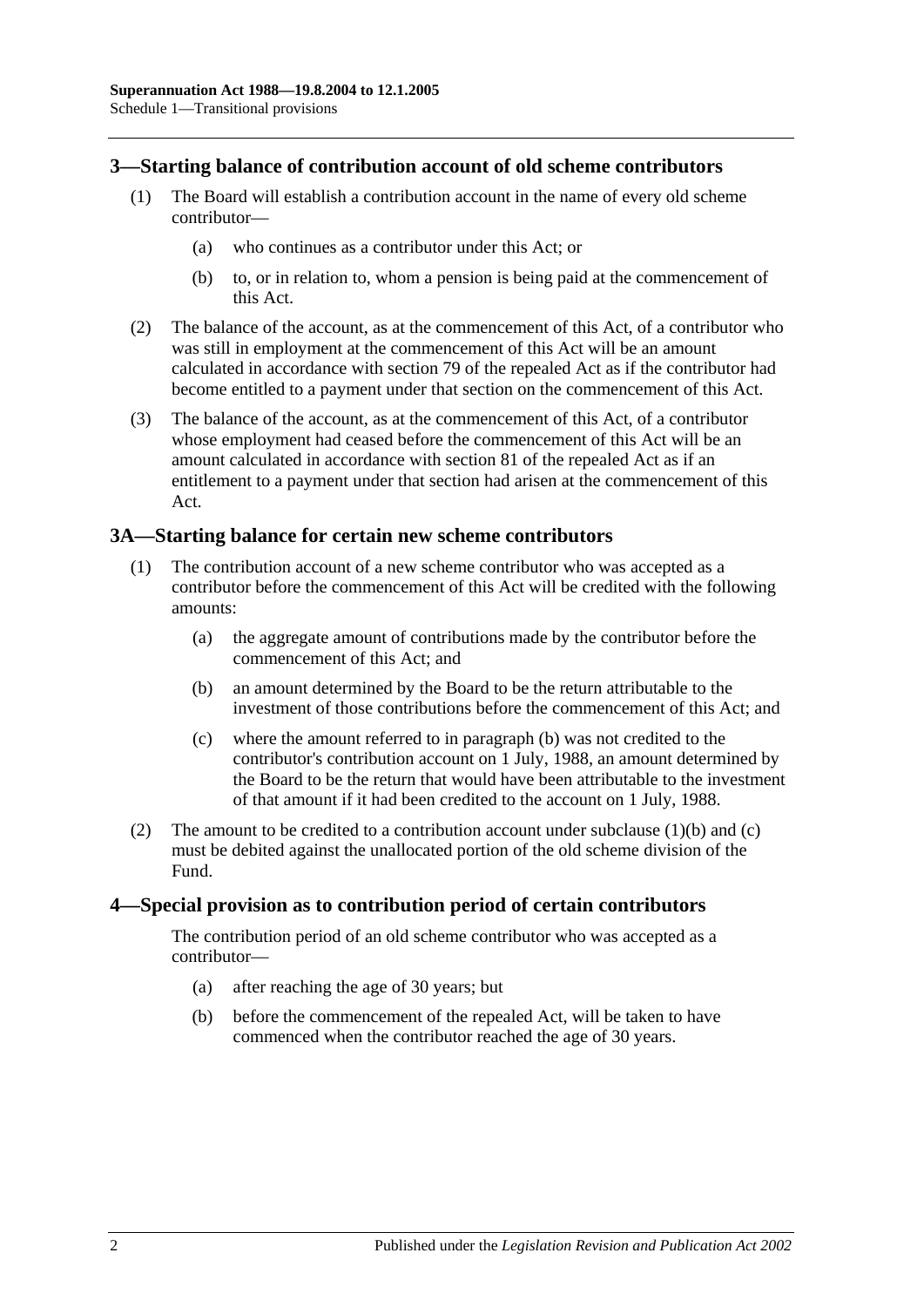## 3—Starting balance of contribution account of old scheme contributors

(1) The Board will establish a contribution account in the name of every old scheme contributor—

(a) who continues as a contributor under this Act; or

(b) to, or in relation to, whom a pension is being paid at the commencement of this Act.

(2) The balance of the account, as at the commencement of this Act, of a contributor who was still in employment at the commencement of this Act will be an amount calculated in accordance with section 79 of the repealed Act as if the contributor had become entitled to a payment under that section on the commencement of this Act.

(3) The balance of the account, as at the commencement of this Act, of a contributor whose employment had ceased before the commencement of this Act will be an amount calculated in accordance with section 81 of the repealed Act as if an entitlement to a payment under that section had arisen at the commencement of this Act.

## 3A—Starting balance for certain new scheme contributors

(1) The contribution account of a new scheme contributor who was accepted as a contributor before the commencement of this Act will be credited with the following amounts:

(a) the aggregate amount of contributions made by the contributor before the commencement of this Act; and

(b) an amount determined by the Board to be the return attributable to the investment of those contributions before the commencement of this Act; and

(c) where the amount referred to in paragraph (b) was not credited to the contributor's contribution account on 1 July, 1988, an amount determined by the Board to be the return that would have been attributable to the investment of that amount if it had been credited to the account on 1 July, 1988.

(2) The amount to be credited to a contribution account under subclause (1)(b) and (c) must be debited against the unallocated portion of the old scheme division of the Fund.

## 4—Special provision as to contribution period of certain contributors

The contribution period of an old scheme contributor who was accepted as a contributor—

(a) after reaching the age of 30 years; but

(b) before the commencement of the repealed Act, will be taken to have commenced when the contributor reached the age of 30 years.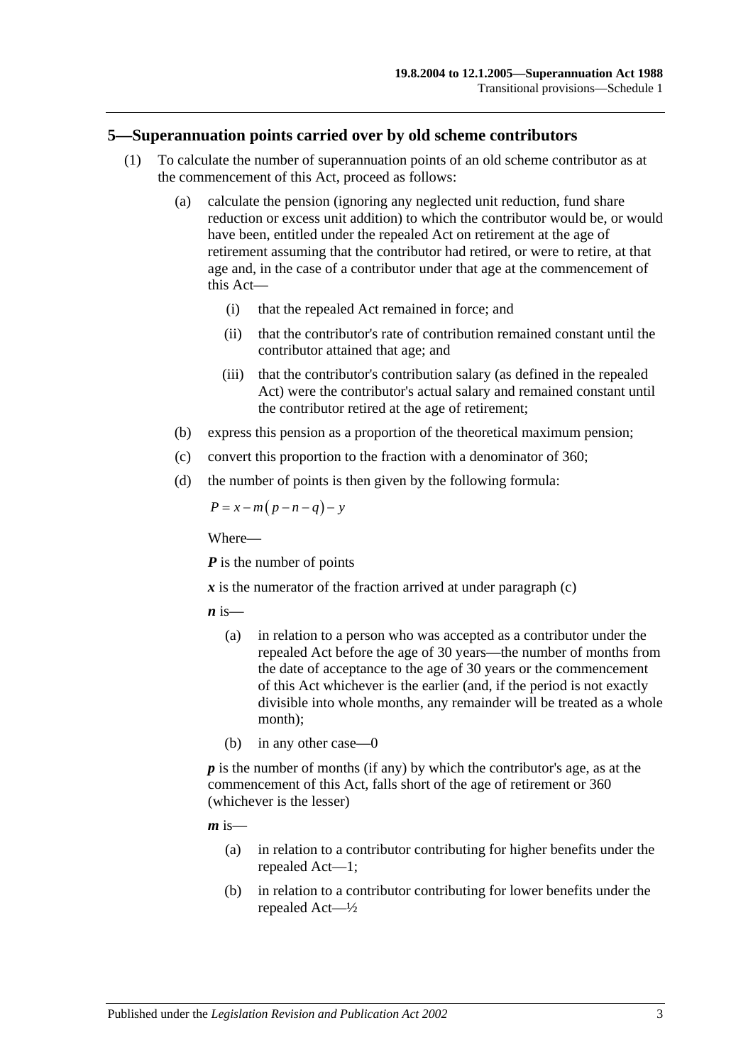## 5—Superannuation points carried over by old scheme contributors

(1) To calculate the number of superannuation points of an old scheme contributor as at the commencement of this Act, proceed as follows:

(a) calculate the pension (ignoring any neglected unit reduction, fund share reduction or excess unit addition) to which the contributor would be, or would have been, entitled under the repealed Act on retirement at the age of retirement assuming that the contributor had retired, or were to retire, at that age and, in the case of a contributor under that age at the commencement of this Act—

(i) that the repealed Act remained in force; and

(ii) that the contributor's rate of contribution remained constant until the contributor attained that age; and

(iii) that the contributor's contribution salary (as defined in the repealed Act) were the contributor's actual salary and remained constant until the contributor retired at the age of retirement;

(b) express this pension as a proportion of the theoretical maximum pension;

(c) convert this proportion to the fraction with a denominator of 360;

(d) the number of points is then given by the following formula:

$$P = x - m(p - n - q) - y$$

Where—

***P*** is the number of points

***x*** is the numerator of the fraction arrived at under paragraph (c)

***n*** is—

(a) in relation to a person who was accepted as a contributor under the repealed Act before the age of 30 years—the number of months from the date of acceptance to the age of 30 years or the commencement of this Act whichever is the earlier (and, if the period is not exactly divisible into whole months, any remainder will be treated as a whole month);

(b) in any other case—0

***p*** is the number of months (if any) by which the contributor's age, as at the commencement of this Act, falls short of the age of retirement or 360 (whichever is the lesser)

***m*** is—

(a) in relation to a contributor contributing for higher benefits under the repealed Act—1;

(b) in relation to a contributor contributing for lower benefits under the repealed Act—½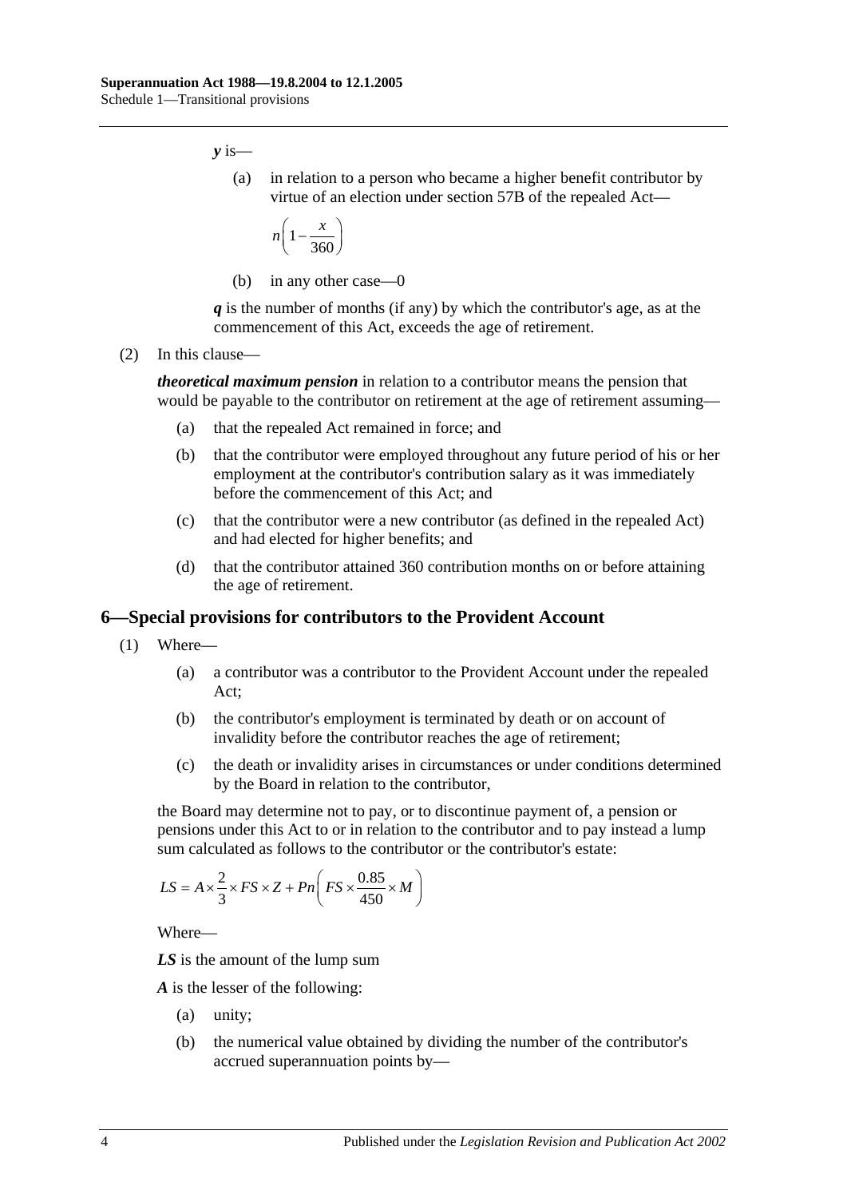***y*** is—

(a) in relation to a person who became a higher benefit contributor by virtue of an election under section 57B of the repealed Act—

$$n\left(1-\frac{x}{360}\right)$$

(b) in any other case—0

***q*** is the number of months (if any) by which the contributor's age, as at the commencement of this Act, exceeds the age of retirement.

(2) In this clause—

***theoretical maximum pension*** in relation to a contributor means the pension that would be payable to the contributor on retirement at the age of retirement assuming—

(a) that the repealed Act remained in force; and

(b) that the contributor were employed throughout any future period of his or her employment at the contributor's contribution salary as it was immediately before the commencement of this Act; and

(c) that the contributor were a new contributor (as defined in the repealed Act) and had elected for higher benefits; and

(d) that the contributor attained 360 contribution months on or before attaining the age of retirement.

## 6—Special provisions for contributors to the Provident Account

(1) Where—

(a) a contributor was a contributor to the Provident Account under the repealed Act;

(b) the contributor's employment is terminated by death or on account of invalidity before the contributor reaches the age of retirement;

(c) the death or invalidity arises in circumstances or under conditions determined by the Board in relation to the contributor,

the Board may determine not to pay, or to discontinue payment of, a pension or pensions under this Act to or in relation to the contributor and to pay instead a lump sum calculated as follows to the contributor or the contributor's estate:

$$LS = A\times\frac{2}{3}\times FS\times Z + Pn\left(FS\times\frac{0.85}{450}\times M\right)$$

Where—

***LS*** is the amount of the lump sum

***A*** is the lesser of the following:

(a) unity;

(b) the numerical value obtained by dividing the number of the contributor's accrued superannuation points by—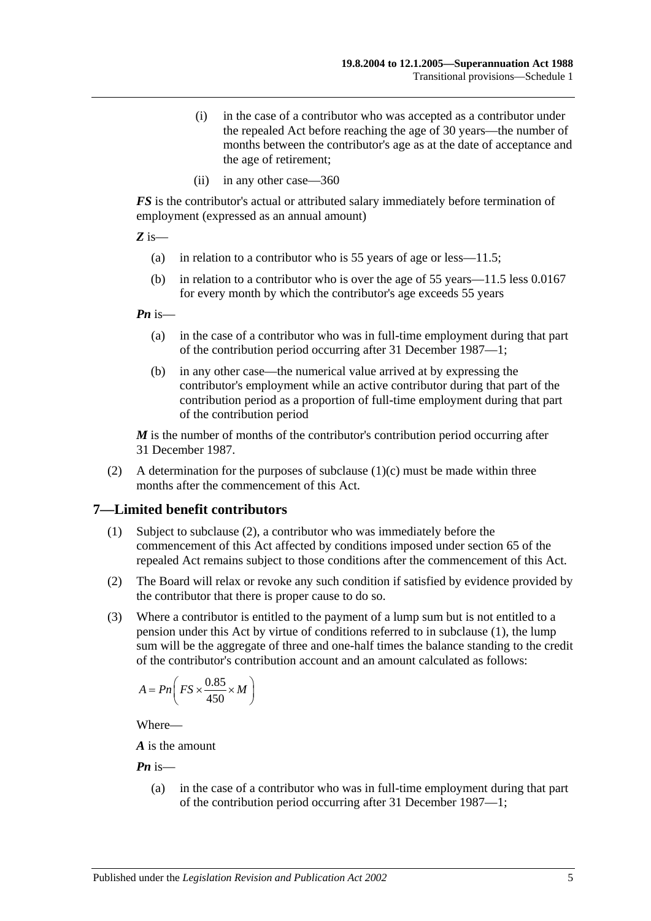(i) in the case of a contributor who was accepted as a contributor under the repealed Act before reaching the age of 30 years—the number of months between the contributor's age as at the date of acceptance and the age of retirement;

(ii) in any other case—360

***FS*** is the contributor's actual or attributed salary immediately before termination of employment (expressed as an annual amount)

***Z*** is—

(a) in relation to a contributor who is 55 years of age or less—11.5;

(b) in relation to a contributor who is over the age of 55 years—11.5 less 0.0167 for every month by which the contributor's age exceeds 55 years

***Pn*** is—

(a) in the case of a contributor who was in full-time employment during that part of the contribution period occurring after 31 December 1987—1;

(b) in any other case—the numerical value arrived at by expressing the contributor's employment while an active contributor during that part of the contribution period as a proportion of full-time employment during that part of the contribution period

***M*** is the number of months of the contributor's contribution period occurring after 31 December 1987.

(2) A determination for the purposes of subclause (1)(c) must be made within three months after the commencement of this Act.

## 7—Limited benefit contributors

(1) Subject to subclause (2), a contributor who was immediately before the commencement of this Act affected by conditions imposed under section 65 of the repealed Act remains subject to those conditions after the commencement of this Act.

(2) The Board will relax or revoke any such condition if satisfied by evidence provided by the contributor that there is proper cause to do so.

(3) Where a contributor is entitled to the payment of a lump sum but is not entitled to a pension under this Act by virtue of conditions referred to in subclause (1), the lump sum will be the aggregate of three and one-half times the balance standing to the credit of the contributor's contribution account and an amount calculated as follows:

$$A = Pn\left(FS \times \frac{0.85}{450} \times M\right)$$

Where—

***A*** is the amount

***Pn*** is—

(a) in the case of a contributor who was in full-time employment during that part of the contribution period occurring after 31 December 1987—1;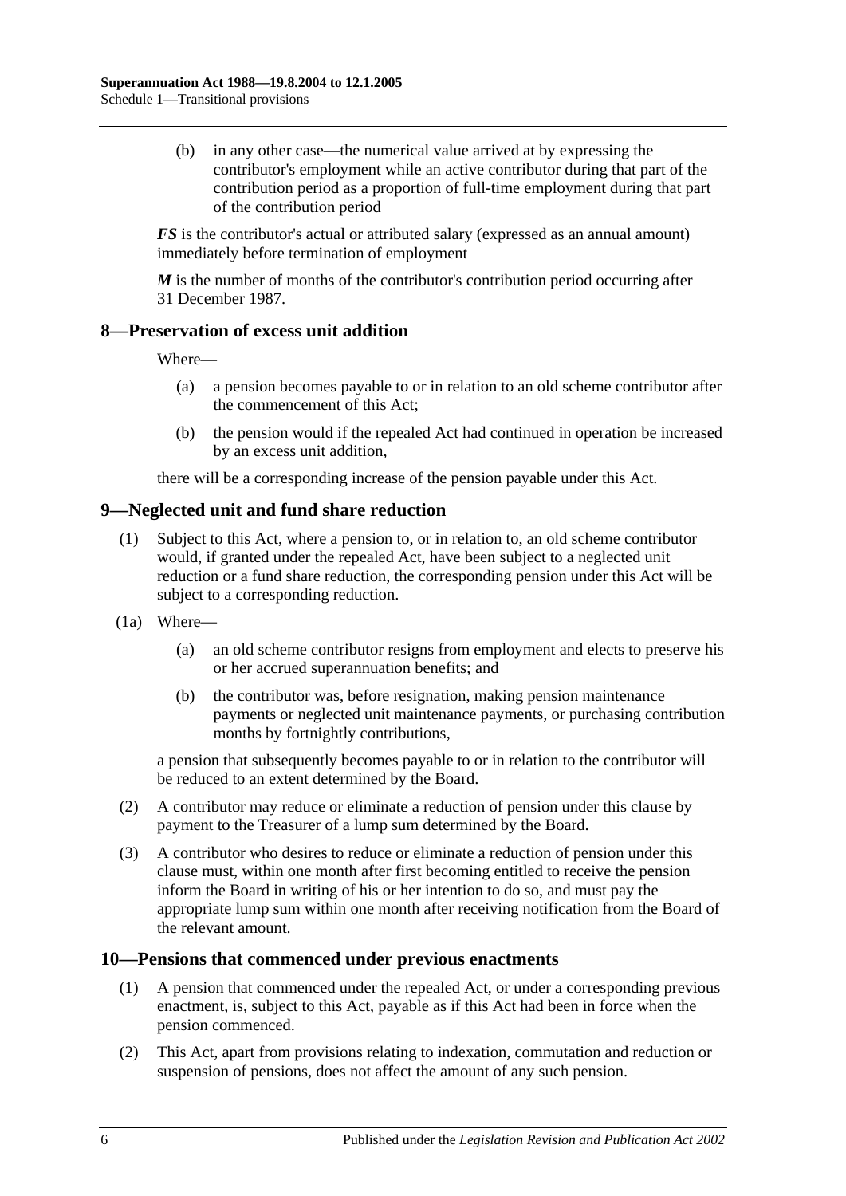(b) in any other case—the numerical value arrived at by expressing the contributor's employment while an active contributor during that part of the contribution period as a proportion of full-time employment during that part of the contribution period

***FS*** is the contributor's actual or attributed salary (expressed as an annual amount) immediately before termination of employment

***M*** is the number of months of the contributor's contribution period occurring after 31 December 1987.

## 8—Preservation of excess unit addition

Where—

(a) a pension becomes payable to or in relation to an old scheme contributor after the commencement of this Act;

(b) the pension would if the repealed Act had continued in operation be increased by an excess unit addition,

there will be a corresponding increase of the pension payable under this Act.

## 9—Neglected unit and fund share reduction

(1) Subject to this Act, where a pension to, or in relation to, an old scheme contributor would, if granted under the repealed Act, have been subject to a neglected unit reduction or a fund share reduction, the corresponding pension under this Act will be subject to a corresponding reduction.

(1a) Where—

(a) an old scheme contributor resigns from employment and elects to preserve his or her accrued superannuation benefits; and

(b) the contributor was, before resignation, making pension maintenance payments or neglected unit maintenance payments, or purchasing contribution months by fortnightly contributions,

a pension that subsequently becomes payable to or in relation to the contributor will be reduced to an extent determined by the Board.

(2) A contributor may reduce or eliminate a reduction of pension under this clause by payment to the Treasurer of a lump sum determined by the Board.

(3) A contributor who desires to reduce or eliminate a reduction of pension under this clause must, within one month after first becoming entitled to receive the pension inform the Board in writing of his or her intention to do so, and must pay the appropriate lump sum within one month after receiving notification from the Board of the relevant amount.

## 10—Pensions that commenced under previous enactments

(1) A pension that commenced under the repealed Act, or under a corresponding previous enactment, is, subject to this Act, payable as if this Act had been in force when the pension commenced.

(2) This Act, apart from provisions relating to indexation, commutation and reduction or suspension of pensions, does not affect the amount of any such pension.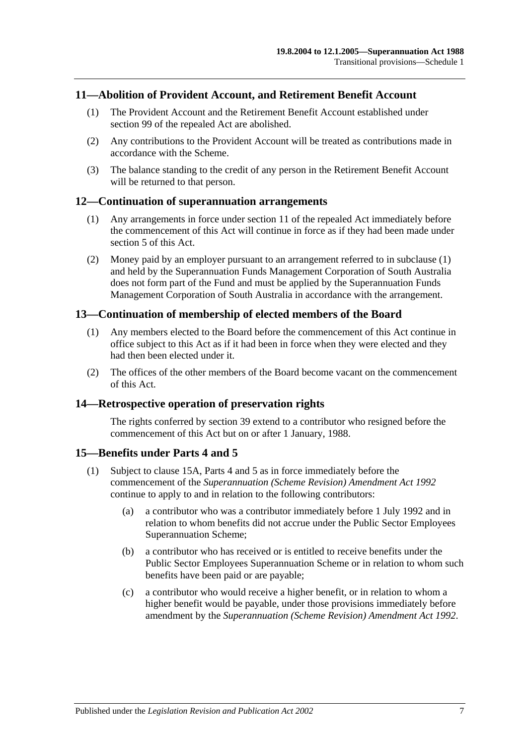## 11—Abolition of Provident Account, and Retirement Benefit Account

(1) The Provident Account and the Retirement Benefit Account established under section 99 of the repealed Act are abolished.

(2) Any contributions to the Provident Account will be treated as contributions made in accordance with the Scheme.

(3) The balance standing to the credit of any person in the Retirement Benefit Account will be returned to that person.

## 12—Continuation of superannuation arrangements

(1) Any arrangements in force under section 11 of the repealed Act immediately before the commencement of this Act will continue in force as if they had been made under section 5 of this Act.

(2) Money paid by an employer pursuant to an arrangement referred to in subclause (1) and held by the Superannuation Funds Management Corporation of South Australia does not form part of the Fund and must be applied by the Superannuation Funds Management Corporation of South Australia in accordance with the arrangement.

## 13—Continuation of membership of elected members of the Board

(1) Any members elected to the Board before the commencement of this Act continue in office subject to this Act as if it had been in force when they were elected and they had then been elected under it.

(2) The offices of the other members of the Board become vacant on the commencement of this Act.

## 14—Retrospective operation of preservation rights

The rights conferred by section 39 extend to a contributor who resigned before the commencement of this Act but on or after 1 January, 1988.

## 15—Benefits under Parts 4 and 5

(1) Subject to clause 15A, Parts 4 and 5 as in force immediately before the commencement of the *Superannuation (Scheme Revision) Amendment Act 1992* continue to apply to and in relation to the following contributors:

(a) a contributor who was a contributor immediately before 1 July 1992 and in relation to whom benefits did not accrue under the Public Sector Employees Superannuation Scheme;

(b) a contributor who has received or is entitled to receive benefits under the Public Sector Employees Superannuation Scheme or in relation to whom such benefits have been paid or are payable;

(c) a contributor who would receive a higher benefit, or in relation to whom a higher benefit would be payable, under those provisions immediately before amendment by the *Superannuation (Scheme Revision) Amendment Act 1992*.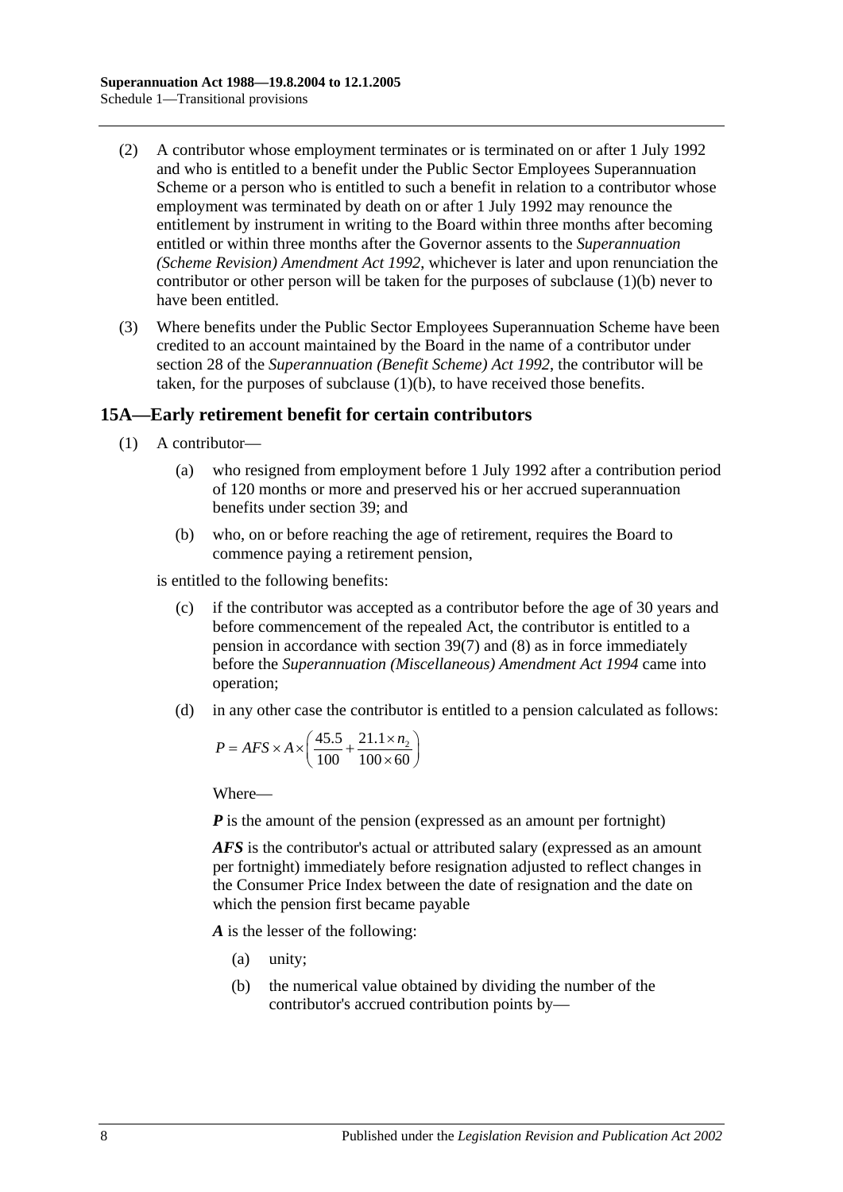(2) A contributor whose employment terminates or is terminated on or after 1 July 1992 and who is entitled to a benefit under the Public Sector Employees Superannuation Scheme or a person who is entitled to such a benefit in relation to a contributor whose employment was terminated by death on or after 1 July 1992 may renounce the entitlement by instrument in writing to the Board within three months after becoming entitled or within three months after the Governor assents to the *Superannuation (Scheme Revision) Amendment Act 1992*, whichever is later and upon renunciation the contributor or other person will be taken for the purposes of subclause (1)(b) never to have been entitled.

(3) Where benefits under the Public Sector Employees Superannuation Scheme have been credited to an account maintained by the Board in the name of a contributor under section 28 of the *Superannuation (Benefit Scheme) Act 1992*, the contributor will be taken, for the purposes of subclause (1)(b), to have received those benefits.

## 15A—Early retirement benefit for certain contributors

(1) A contributor—

(a) who resigned from employment before 1 July 1992 after a contribution period of 120 months or more and preserved his or her accrued superannuation benefits under section 39; and

(b) who, on or before reaching the age of retirement, requires the Board to commence paying a retirement pension,

is entitled to the following benefits:

(c) if the contributor was accepted as a contributor before the age of 30 years and before commencement of the repealed Act, the contributor is entitled to a pension in accordance with section 39(7) and (8) as in force immediately before the *Superannuation (Miscellaneous) Amendment Act 1994* came into operation;

(d) in any other case the contributor is entitled to a pension calculated as follows:

$$P = AFS \times A \times \left( \frac{45.5}{100} + \frac{21.1 \times n_2}{100 \times 60} \right)$$

Where—

***P*** is the amount of the pension (expressed as an amount per fortnight)

***AFS*** is the contributor's actual or attributed salary (expressed as an amount per fortnight) immediately before resignation adjusted to reflect changes in the Consumer Price Index between the date of resignation and the date on which the pension first became payable

***A*** is the lesser of the following:

(a) unity;

(b) the numerical value obtained by dividing the number of the contributor's accrued contribution points by—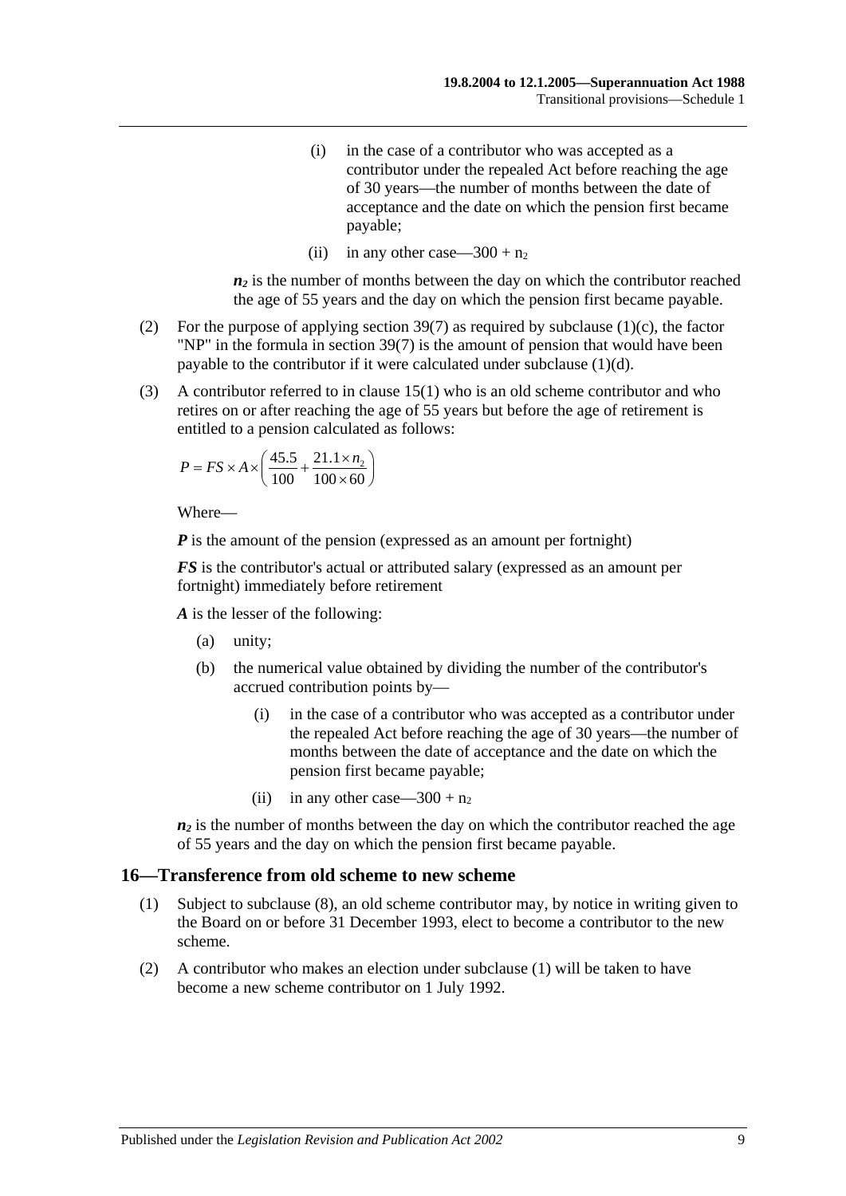(i) in the case of a contributor who was accepted as a contributor under the repealed Act before reaching the age of 30 years—the number of months between the date of acceptance and the date on which the pension first became payable;

(ii) in any other case—$300 + n_2$

$n_2$ is the number of months between the day on which the contributor reached the age of 55 years and the day on which the pension first became payable.

(2) For the purpose of applying section 39(7) as required by subclause (1)(c), the factor "NP" in the formula in section 39(7) is the amount of pension that would have been payable to the contributor if it were calculated under subclause (1)(d).

(3) A contributor referred to in clause 15(1) who is an old scheme contributor and who retires on or after reaching the age of 55 years but before the age of retirement is entitled to a pension calculated as follows:

$$P = FS \times A \times \left( \frac{45.5}{100} + \frac{21.1 \times n_2}{100 \times 60} \right)$$

Where—

***P*** is the amount of the pension (expressed as an amount per fortnight)

***FS*** is the contributor's actual or attributed salary (expressed as an amount per fortnight) immediately before retirement

***A*** is the lesser of the following:

(a) unity;

(b) the numerical value obtained by dividing the number of the contributor's accrued contribution points by—

(i) in the case of a contributor who was accepted as a contributor under the repealed Act before reaching the age of 30 years—the number of months between the date of acceptance and the date on which the pension first became payable;

(ii) in any other case—$300 + n_2$

$n_2$ is the number of months between the day on which the contributor reached the age of 55 years and the day on which the pension first became payable.

## 16—Transference from old scheme to new scheme

(1) Subject to subclause (8), an old scheme contributor may, by notice in writing given to the Board on or before 31 December 1993, elect to become a contributor to the new scheme.

(2) A contributor who makes an election under subclause (1) will be taken to have become a new scheme contributor on 1 July 1992.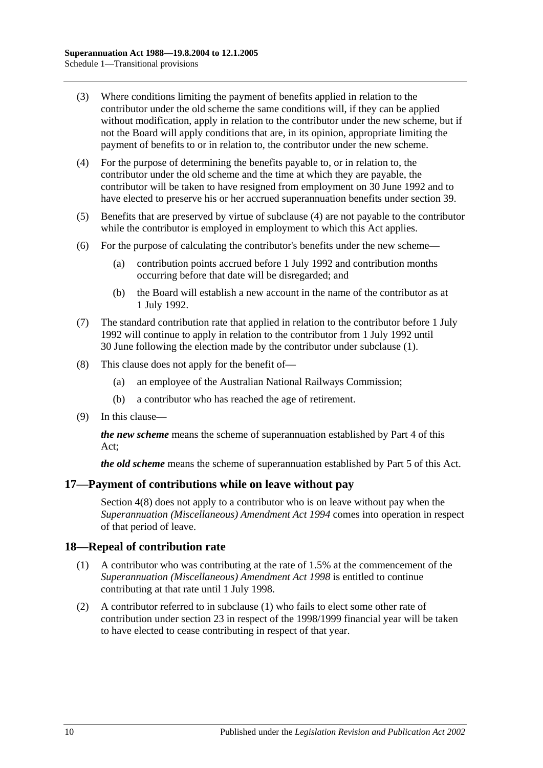(3) Where conditions limiting the payment of benefits applied in relation to the contributor under the old scheme the same conditions will, if they can be applied without modification, apply in relation to the contributor under the new scheme, but if not the Board will apply conditions that are, in its opinion, appropriate limiting the payment of benefits to or in relation to, the contributor under the new scheme.

(4) For the purpose of determining the benefits payable to, or in relation to, the contributor under the old scheme and the time at which they are payable, the contributor will be taken to have resigned from employment on 30 June 1992 and to have elected to preserve his or her accrued superannuation benefits under section 39.

(5) Benefits that are preserved by virtue of subclause (4) are not payable to the contributor while the contributor is employed in employment to which this Act applies.

(6) For the purpose of calculating the contributor's benefits under the new scheme—

(a) contribution points accrued before 1 July 1992 and contribution months occurring before that date will be disregarded; and

(b) the Board will establish a new account in the name of the contributor as at 1 July 1992.

(7) The standard contribution rate that applied in relation to the contributor before 1 July 1992 will continue to apply in relation to the contributor from 1 July 1992 until 30 June following the election made by the contributor under subclause (1).

(8) This clause does not apply for the benefit of—

(a) an employee of the Australian National Railways Commission;

(b) a contributor who has reached the age of retirement.

(9) In this clause—

***the new scheme*** means the scheme of superannuation established by Part 4 of this Act;

***the old scheme*** means the scheme of superannuation established by Part 5 of this Act.

## 17—Payment of contributions while on leave without pay

Section 4(8) does not apply to a contributor who is on leave without pay when the *Superannuation (Miscellaneous) Amendment Act 1994* comes into operation in respect of that period of leave.

## 18—Repeal of contribution rate

(1) A contributor who was contributing at the rate of 1.5% at the commencement of the *Superannuation (Miscellaneous) Amendment Act 1998* is entitled to continue contributing at that rate until 1 July 1998.

(2) A contributor referred to in subclause (1) who fails to elect some other rate of contribution under section 23 in respect of the 1998/1999 financial year will be taken to have elected to cease contributing in respect of that year.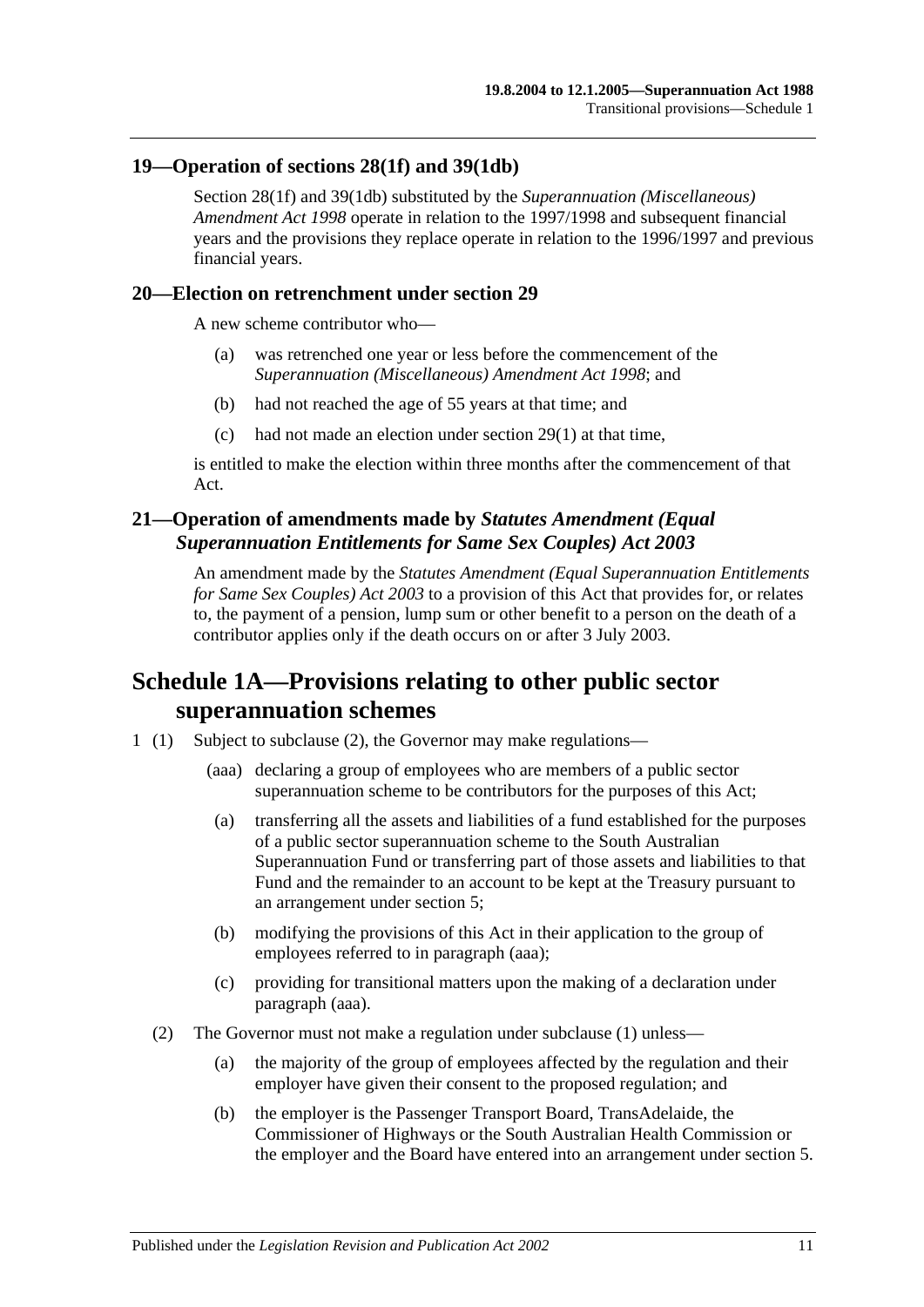### 19—Operation of sections 28(1f) and 39(1db)

Section 28(1f) and 39(1db) substituted by the *Superannuation (Miscellaneous) Amendment Act 1998* operate in relation to the 1997/1998 and subsequent financial years and the provisions they replace operate in relation to the 1996/1997 and previous financial years.

### 20—Election on retrenchment under section 29

A new scheme contributor who—

(a) was retrenched one year or less before the commencement of the *Superannuation (Miscellaneous) Amendment Act 1998*; and

(b) had not reached the age of 55 years at that time; and

(c) had not made an election under section 29(1) at that time,

is entitled to make the election within three months after the commencement of that Act.

### 21—Operation of amendments made by *Statutes Amendment (Equal Superannuation Entitlements for Same Sex Couples) Act 2003*

An amendment made by the *Statutes Amendment (Equal Superannuation Entitlements for Same Sex Couples) Act 2003* to a provision of this Act that provides for, or relates to, the payment of a pension, lump sum or other benefit to a person on the death of a contributor applies only if the death occurs on or after 3 July 2003.

## Schedule 1A—Provisions relating to other public sector superannuation schemes

1 (1) Subject to subclause (2), the Governor may make regulations—

(aaa) declaring a group of employees who are members of a public sector superannuation scheme to be contributors for the purposes of this Act;

(a) transferring all the assets and liabilities of a fund established for the purposes of a public sector superannuation scheme to the South Australian Superannuation Fund or transferring part of those assets and liabilities to that Fund and the remainder to an account to be kept at the Treasury pursuant to an arrangement under section 5;

(b) modifying the provisions of this Act in their application to the group of employees referred to in paragraph (aaa);

(c) providing for transitional matters upon the making of a declaration under paragraph (aaa).

(2) The Governor must not make a regulation under subclause (1) unless—

(a) the majority of the group of employees affected by the regulation and their employer have given their consent to the proposed regulation; and

(b) the employer is the Passenger Transport Board, TransAdelaide, the Commissioner of Highways or the South Australian Health Commission or the employer and the Board have entered into an arrangement under section 5.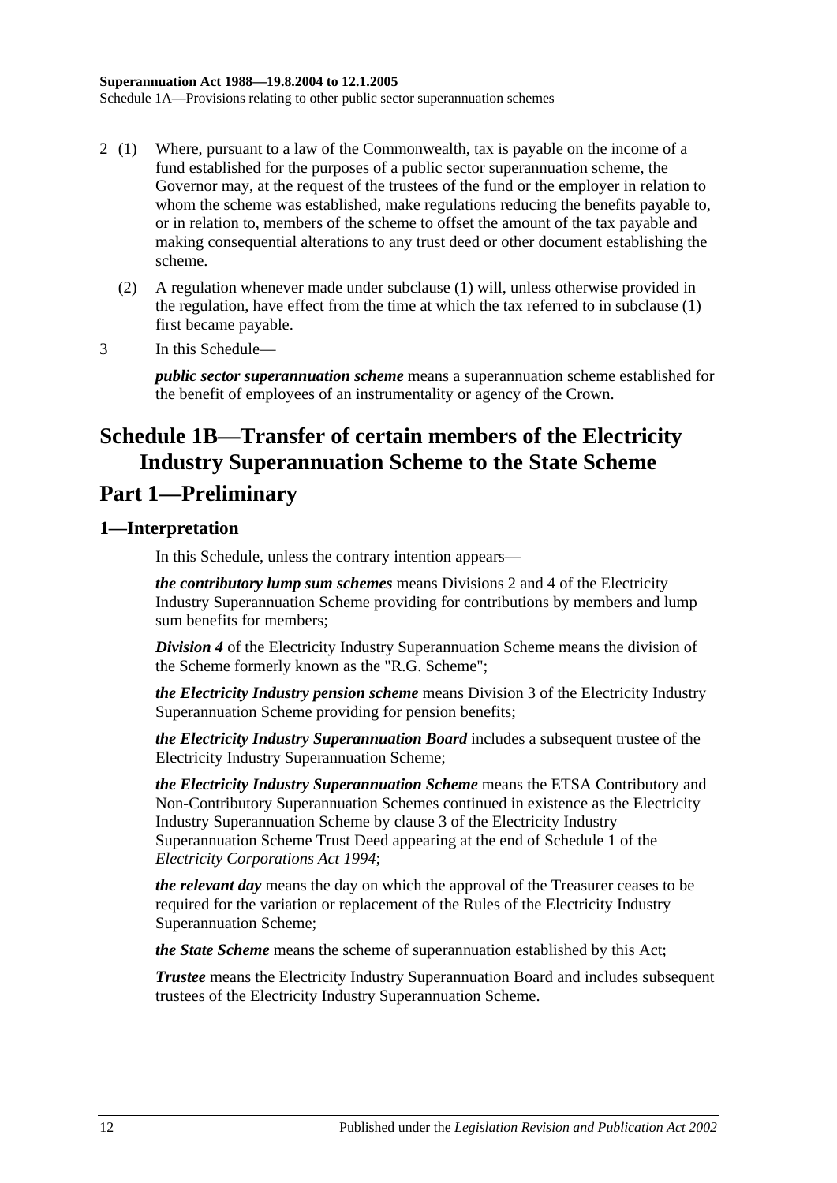2 (1) Where, pursuant to a law of the Commonwealth, tax is payable on the income of a fund established for the purposes of a public sector superannuation scheme, the Governor may, at the request of the trustees of the fund or the employer in relation to whom the scheme was established, make regulations reducing the benefits payable to, or in relation to, members of the scheme to offset the amount of the tax payable and making consequential alterations to any trust deed or other document establishing the scheme.

(2) A regulation whenever made under subclause (1) will, unless otherwise provided in the regulation, have effect from the time at which the tax referred to in subclause (1) first became payable.

3 In this Schedule—

***public sector superannuation scheme*** means a superannuation scheme established for the benefit of employees of an instrumentality or agency of the Crown.

# Schedule 1B—Transfer of certain members of the Electricity Industry Superannuation Scheme to the State Scheme

## Part 1—Preliminary

### 1—Interpretation

In this Schedule, unless the contrary intention appears—

***the contributory lump sum schemes*** means Divisions 2 and 4 of the Electricity Industry Superannuation Scheme providing for contributions by members and lump sum benefits for members;

***Division 4*** of the Electricity Industry Superannuation Scheme means the division of the Scheme formerly known as the "R.G. Scheme";

***the Electricity Industry pension scheme*** means Division 3 of the Electricity Industry Superannuation Scheme providing for pension benefits;

***the Electricity Industry Superannuation Board*** includes a subsequent trustee of the Electricity Industry Superannuation Scheme;

***the Electricity Industry Superannuation Scheme*** means the ETSA Contributory and Non-Contributory Superannuation Schemes continued in existence as the Electricity Industry Superannuation Scheme by clause 3 of the Electricity Industry Superannuation Scheme Trust Deed appearing at the end of Schedule 1 of the *Electricity Corporations Act 1994*;

***the relevant day*** means the day on which the approval of the Treasurer ceases to be required for the variation or replacement of the Rules of the Electricity Industry Superannuation Scheme;

***the State Scheme*** means the scheme of superannuation established by this Act;

***Trustee*** means the Electricity Industry Superannuation Board and includes subsequent trustees of the Electricity Industry Superannuation Scheme.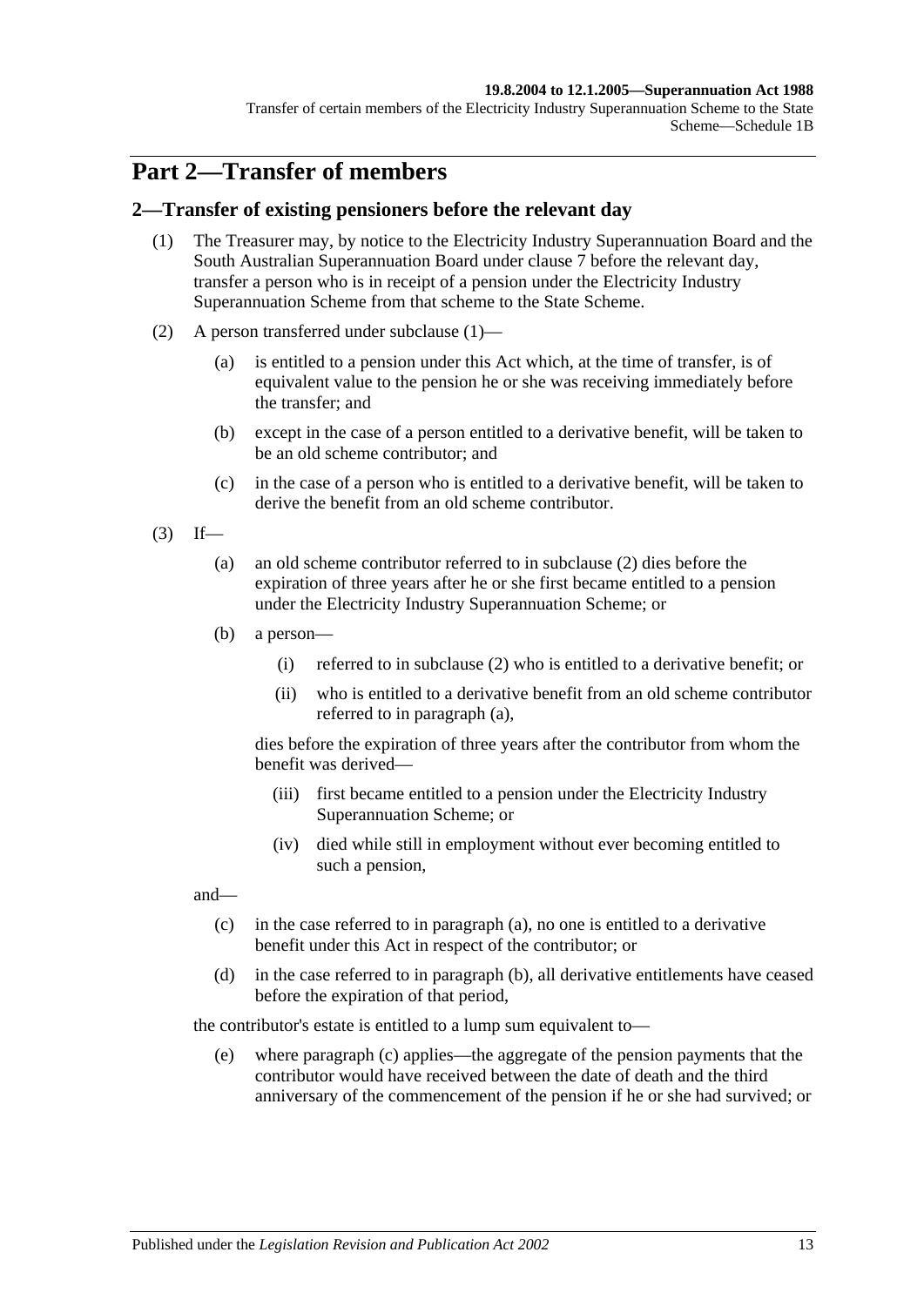# Part 2—Transfer of members

## 2—Transfer of existing pensioners before the relevant day

(1) The Treasurer may, by notice to the Electricity Industry Superannuation Board and the South Australian Superannuation Board under clause 7 before the relevant day, transfer a person who is in receipt of a pension under the Electricity Industry Superannuation Scheme from that scheme to the State Scheme.

(2) A person transferred under subclause (1)—

(a) is entitled to a pension under this Act which, at the time of transfer, is of equivalent value to the pension he or she was receiving immediately before the transfer; and

(b) except in the case of a person entitled to a derivative benefit, will be taken to be an old scheme contributor; and

(c) in the case of a person who is entitled to a derivative benefit, will be taken to derive the benefit from an old scheme contributor.

(3) If—

(a) an old scheme contributor referred to in subclause (2) dies before the expiration of three years after he or she first became entitled to a pension under the Electricity Industry Superannuation Scheme; or

(b) a person—

(i) referred to in subclause (2) who is entitled to a derivative benefit; or

(ii) who is entitled to a derivative benefit from an old scheme contributor referred to in paragraph (a),

dies before the expiration of three years after the contributor from whom the benefit was derived—

(iii) first became entitled to a pension under the Electricity Industry Superannuation Scheme; or

(iv) died while still in employment without ever becoming entitled to such a pension,

and—

(c) in the case referred to in paragraph (a), no one is entitled to a derivative benefit under this Act in respect of the contributor; or

(d) in the case referred to in paragraph (b), all derivative entitlements have ceased before the expiration of that period,

the contributor's estate is entitled to a lump sum equivalent to—

(e) where paragraph (c) applies—the aggregate of the pension payments that the contributor would have received between the date of death and the third anniversary of the commencement of the pension if he or she had survived; or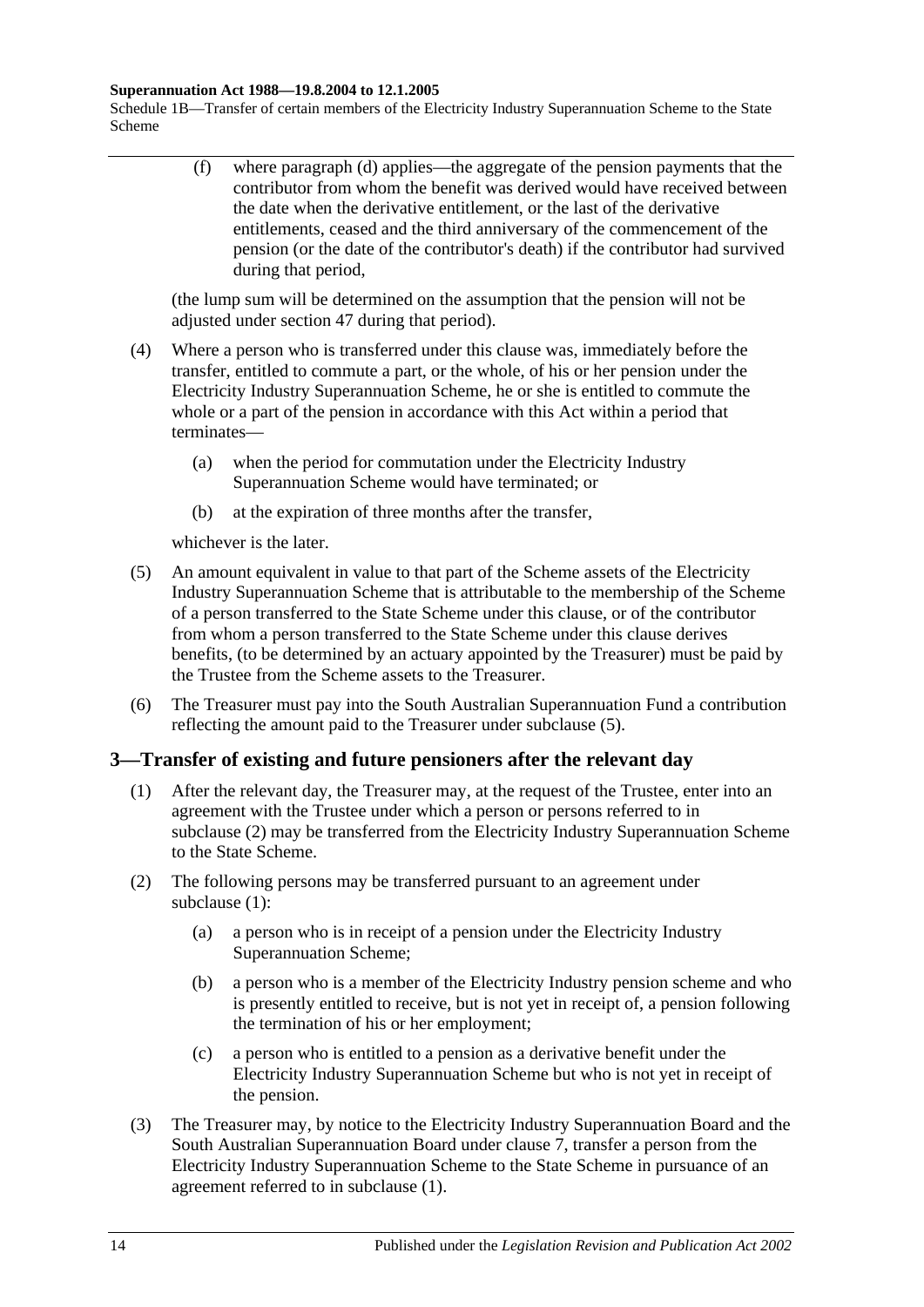(f) where paragraph (d) applies—the aggregate of the pension payments that the contributor from whom the benefit was derived would have received between the date when the derivative entitlement, or the last of the derivative entitlements, ceased and the third anniversary of the commencement of the pension (or the date of the contributor's death) if the contributor had survived during that period,

(the lump sum will be determined on the assumption that the pension will not be adjusted under section 47 during that period).

(4) Where a person who is transferred under this clause was, immediately before the transfer, entitled to commute a part, or the whole, of his or her pension under the Electricity Industry Superannuation Scheme, he or she is entitled to commute the whole or a part of the pension in accordance with this Act within a period that terminates—

(a) when the period for commutation under the Electricity Industry Superannuation Scheme would have terminated; or

(b) at the expiration of three months after the transfer,

whichever is the later.

(5) An amount equivalent in value to that part of the Scheme assets of the Electricity Industry Superannuation Scheme that is attributable to the membership of the Scheme of a person transferred to the State Scheme under this clause, or of the contributor from whom a person transferred to the State Scheme under this clause derives benefits, (to be determined by an actuary appointed by the Treasurer) must be paid by the Trustee from the Scheme assets to the Treasurer.

(6) The Treasurer must pay into the South Australian Superannuation Fund a contribution reflecting the amount paid to the Treasurer under subclause (5).

## 3—Transfer of existing and future pensioners after the relevant day

(1) After the relevant day, the Treasurer may, at the request of the Trustee, enter into an agreement with the Trustee under which a person or persons referred to in subclause (2) may be transferred from the Electricity Industry Superannuation Scheme to the State Scheme.

(2) The following persons may be transferred pursuant to an agreement under subclause (1):

(a) a person who is in receipt of a pension under the Electricity Industry Superannuation Scheme;

(b) a person who is a member of the Electricity Industry pension scheme and who is presently entitled to receive, but is not yet in receipt of, a pension following the termination of his or her employment;

(c) a person who is entitled to a pension as a derivative benefit under the Electricity Industry Superannuation Scheme but who is not yet in receipt of the pension.

(3) The Treasurer may, by notice to the Electricity Industry Superannuation Board and the South Australian Superannuation Board under clause 7, transfer a person from the Electricity Industry Superannuation Scheme to the State Scheme in pursuance of an agreement referred to in subclause (1).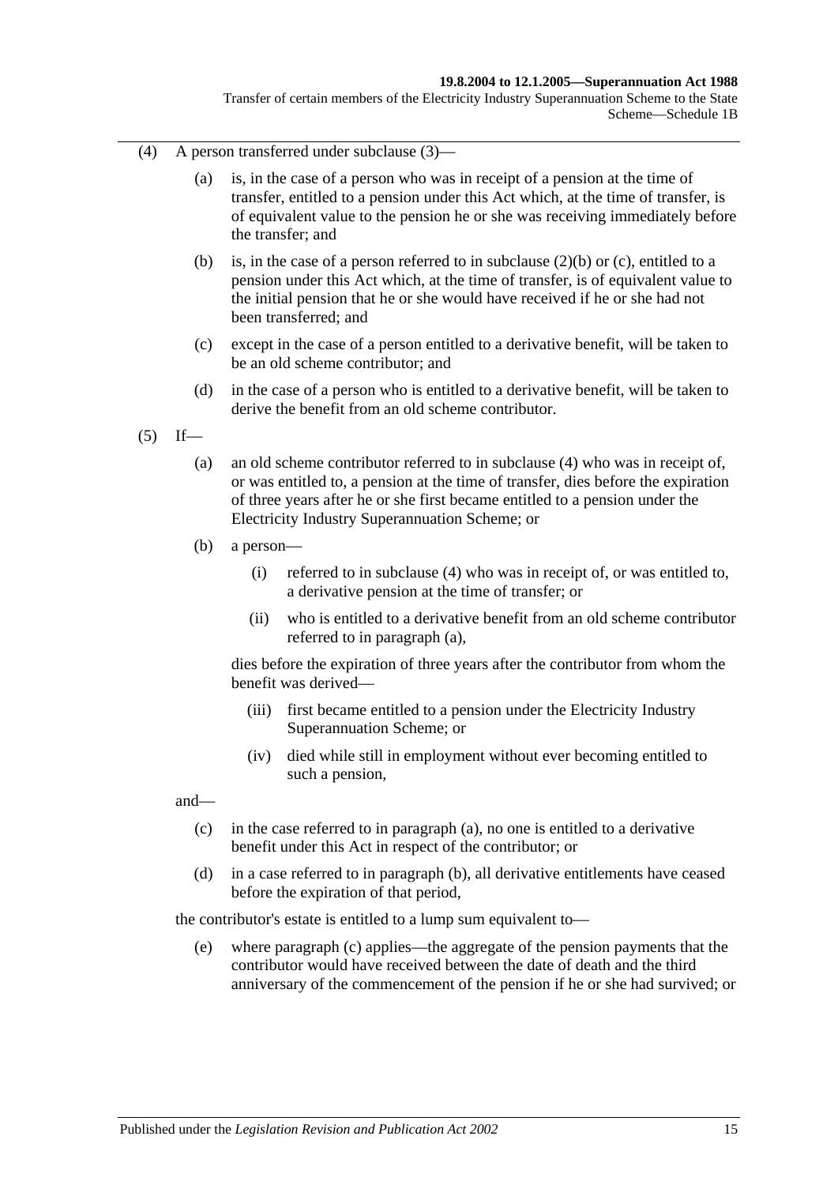(4) A person transferred under subclause (3)—

(a) is, in the case of a person who was in receipt of a pension at the time of transfer, entitled to a pension under this Act which, at the time of transfer, is of equivalent value to the pension he or she was receiving immediately before the transfer; and

(b) is, in the case of a person referred to in subclause (2)(b) or (c), entitled to a pension under this Act which, at the time of transfer, is of equivalent value to the initial pension that he or she would have received if he or she had not been transferred; and

(c) except in the case of a person entitled to a derivative benefit, will be taken to be an old scheme contributor; and

(d) in the case of a person who is entitled to a derivative benefit, will be taken to derive the benefit from an old scheme contributor.

(5) If—

(a) an old scheme contributor referred to in subclause (4) who was in receipt of, or was entitled to, a pension at the time of transfer, dies before the expiration of three years after he or she first became entitled to a pension under the Electricity Industry Superannuation Scheme; or

(b) a person—

(i) referred to in subclause (4) who was in receipt of, or was entitled to, a derivative pension at the time of transfer; or

(ii) who is entitled to a derivative benefit from an old scheme contributor referred to in paragraph (a),

dies before the expiration of three years after the contributor from whom the benefit was derived—

(iii) first became entitled to a pension under the Electricity Industry Superannuation Scheme; or

(iv) died while still in employment without ever becoming entitled to such a pension,

and—

(c) in the case referred to in paragraph (a), no one is entitled to a derivative benefit under this Act in respect of the contributor; or

(d) in a case referred to in paragraph (b), all derivative entitlements have ceased before the expiration of that period,

the contributor's estate is entitled to a lump sum equivalent to—

(e) where paragraph (c) applies—the aggregate of the pension payments that the contributor would have received between the date of death and the third anniversary of the commencement of the pension if he or she had survived; or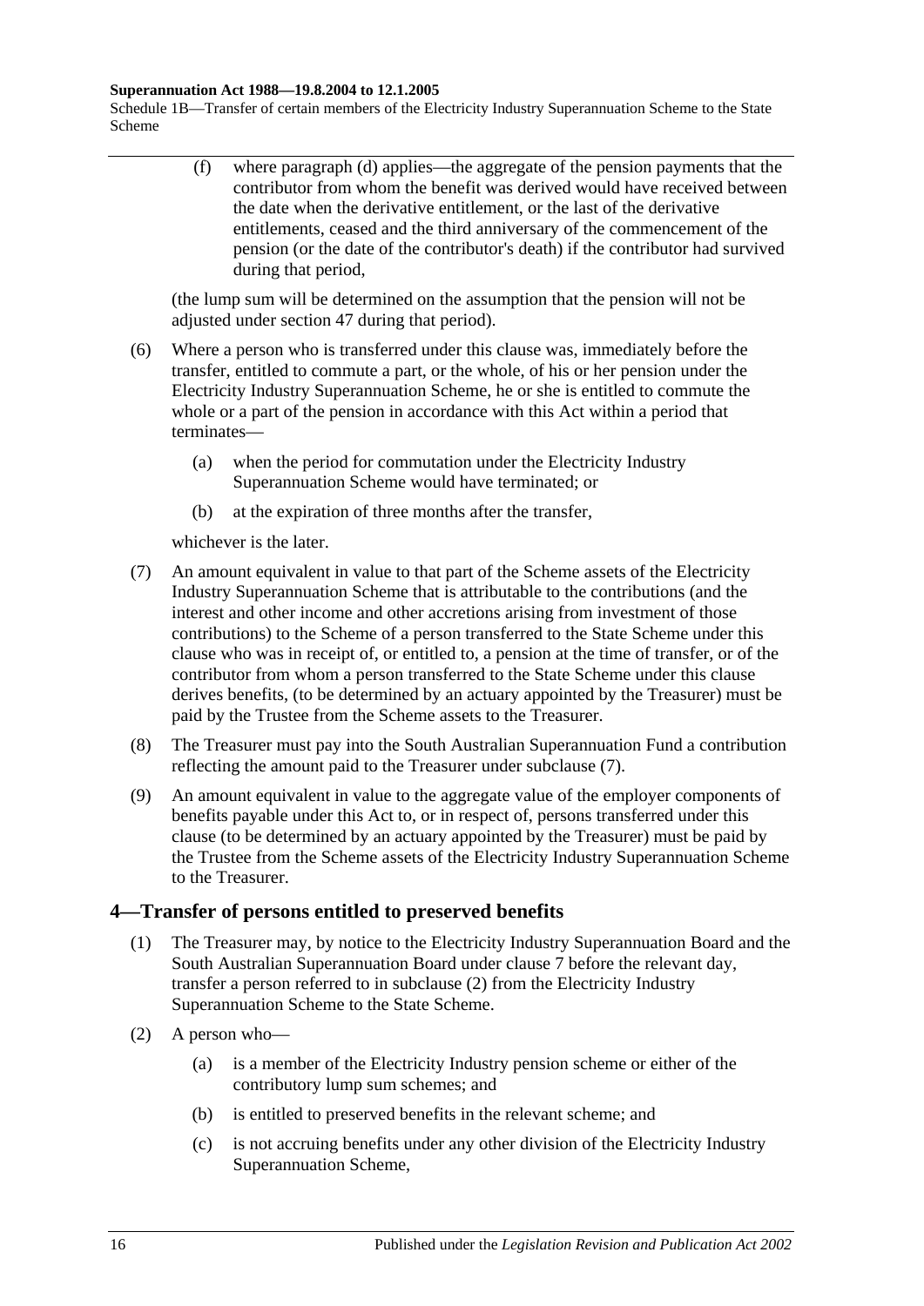(f) where paragraph (d) applies—the aggregate of the pension payments that the contributor from whom the benefit was derived would have received between the date when the derivative entitlement, or the last of the derivative entitlements, ceased and the third anniversary of the commencement of the pension (or the date of the contributor's death) if the contributor had survived during that period,

(the lump sum will be determined on the assumption that the pension will not be adjusted under section 47 during that period).

(6) Where a person who is transferred under this clause was, immediately before the transfer, entitled to commute a part, or the whole, of his or her pension under the Electricity Industry Superannuation Scheme, he or she is entitled to commute the whole or a part of the pension in accordance with this Act within a period that terminates—

(a) when the period for commutation under the Electricity Industry Superannuation Scheme would have terminated; or

(b) at the expiration of three months after the transfer,

whichever is the later.

(7) An amount equivalent in value to that part of the Scheme assets of the Electricity Industry Superannuation Scheme that is attributable to the contributions (and the interest and other income and other accretions arising from investment of those contributions) to the Scheme of a person transferred to the State Scheme under this clause who was in receipt of, or entitled to, a pension at the time of transfer, or of the contributor from whom a person transferred to the State Scheme under this clause derives benefits, (to be determined by an actuary appointed by the Treasurer) must be paid by the Trustee from the Scheme assets to the Treasurer.

(8) The Treasurer must pay into the South Australian Superannuation Fund a contribution reflecting the amount paid to the Treasurer under subclause (7).

(9) An amount equivalent in value to the aggregate value of the employer components of benefits payable under this Act to, or in respect of, persons transferred under this clause (to be determined by an actuary appointed by the Treasurer) must be paid by the Trustee from the Scheme assets of the Electricity Industry Superannuation Scheme to the Treasurer.

## 4—Transfer of persons entitled to preserved benefits

(1) The Treasurer may, by notice to the Electricity Industry Superannuation Board and the South Australian Superannuation Board under clause 7 before the relevant day, transfer a person referred to in subclause (2) from the Electricity Industry Superannuation Scheme to the State Scheme.

(2) A person who—

(a) is a member of the Electricity Industry pension scheme or either of the contributory lump sum schemes; and

(b) is entitled to preserved benefits in the relevant scheme; and

(c) is not accruing benefits under any other division of the Electricity Industry Superannuation Scheme,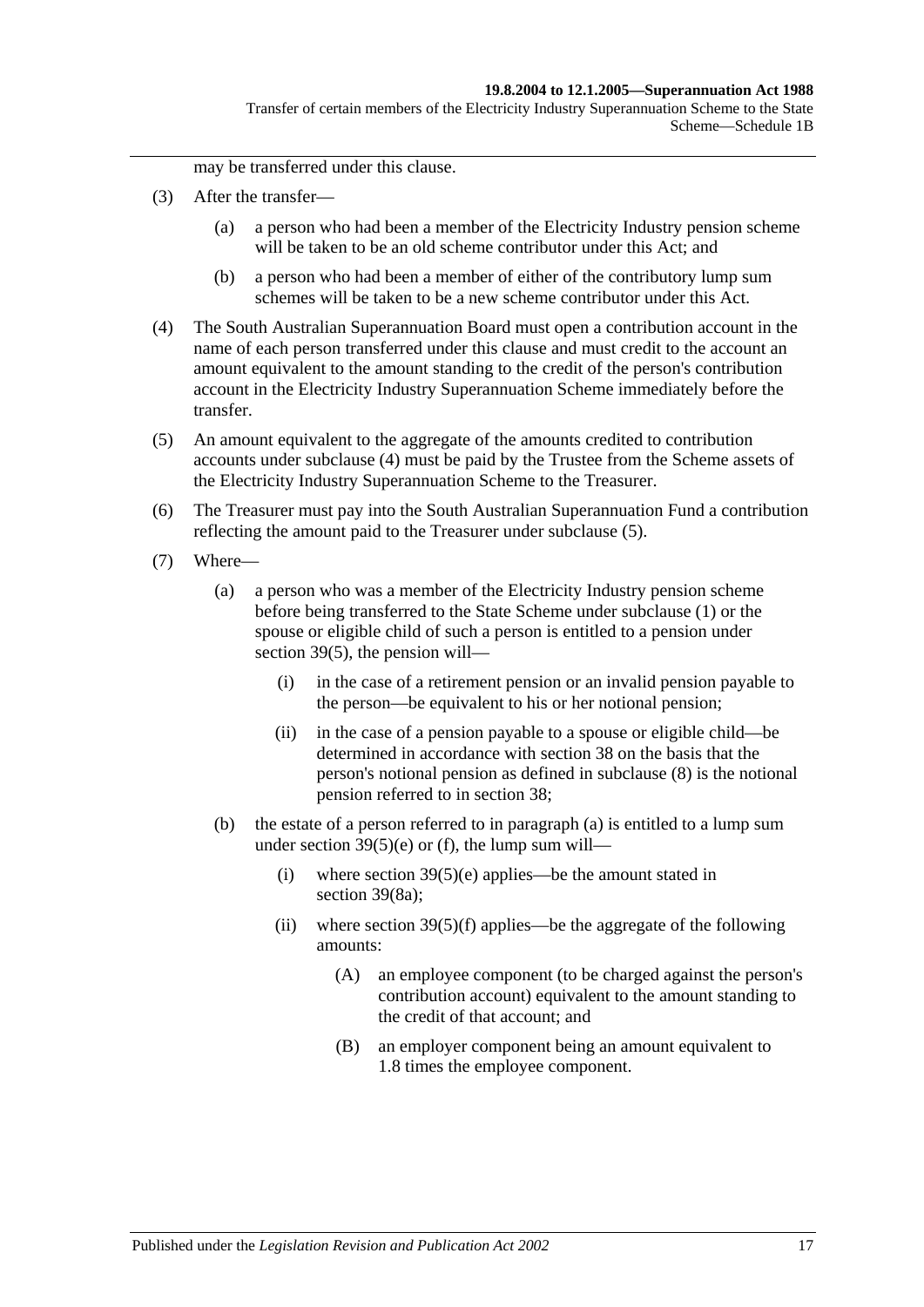may be transferred under this clause.

(3) After the transfer—

(a) a person who had been a member of the Electricity Industry pension scheme will be taken to be an old scheme contributor under this Act; and

(b) a person who had been a member of either of the contributory lump sum schemes will be taken to be a new scheme contributor under this Act.

(4) The South Australian Superannuation Board must open a contribution account in the name of each person transferred under this clause and must credit to the account an amount equivalent to the amount standing to the credit of the person's contribution account in the Electricity Industry Superannuation Scheme immediately before the transfer.

(5) An amount equivalent to the aggregate of the amounts credited to contribution accounts under subclause (4) must be paid by the Trustee from the Scheme assets of the Electricity Industry Superannuation Scheme to the Treasurer.

(6) The Treasurer must pay into the South Australian Superannuation Fund a contribution reflecting the amount paid to the Treasurer under subclause (5).

(7) Where—

(a) a person who was a member of the Electricity Industry pension scheme before being transferred to the State Scheme under subclause (1) or the spouse or eligible child of such a person is entitled to a pension under section 39(5), the pension will—

(i) in the case of a retirement pension or an invalid pension payable to the person—be equivalent to his or her notional pension;

(ii) in the case of a pension payable to a spouse or eligible child—be determined in accordance with section 38 on the basis that the person's notional pension as defined in subclause (8) is the notional pension referred to in section 38;

(b) the estate of a person referred to in paragraph (a) is entitled to a lump sum under section 39(5)(e) or (f), the lump sum will—

(i) where section 39(5)(e) applies—be the amount stated in section 39(8a);

(ii) where section 39(5)(f) applies—be the aggregate of the following amounts:

(A) an employee component (to be charged against the person's contribution account) equivalent to the amount standing to the credit of that account; and

(B) an employer component being an amount equivalent to 1.8 times the employee component.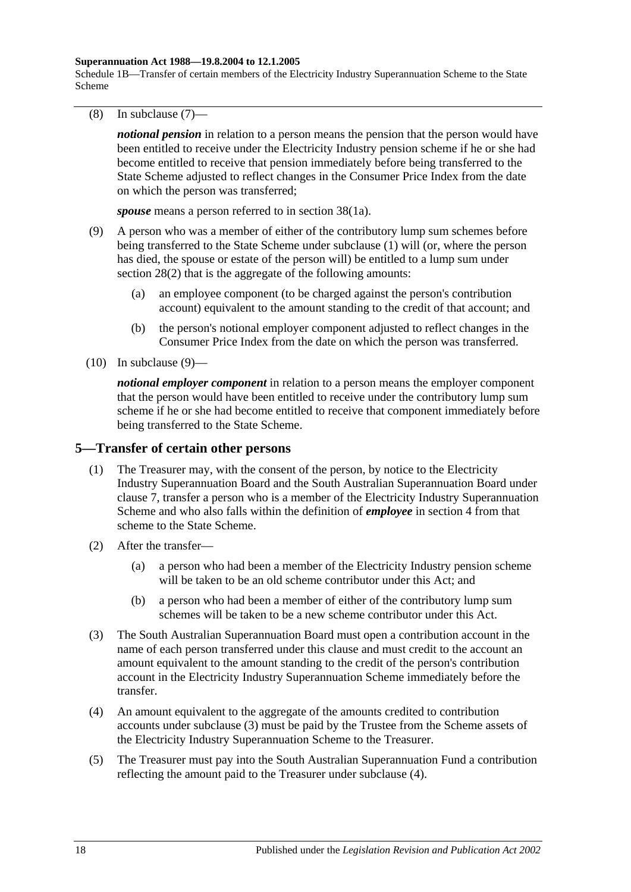(8) In subclause (7)—

***notional pension*** in relation to a person means the pension that the person would have been entitled to receive under the Electricity Industry pension scheme if he or she had become entitled to receive that pension immediately before being transferred to the State Scheme adjusted to reflect changes in the Consumer Price Index from the date on which the person was transferred;

***spouse*** means a person referred to in section 38(1a).

(9) A person who was a member of either of the contributory lump sum schemes before being transferred to the State Scheme under subclause (1) will (or, where the person has died, the spouse or estate of the person will) be entitled to a lump sum under section 28(2) that is the aggregate of the following amounts:

(a) an employee component (to be charged against the person's contribution account) equivalent to the amount standing to the credit of that account; and

(b) the person's notional employer component adjusted to reflect changes in the Consumer Price Index from the date on which the person was transferred.

(10) In subclause (9)—

***notional employer component*** in relation to a person means the employer component that the person would have been entitled to receive under the contributory lump sum scheme if he or she had become entitled to receive that component immediately before being transferred to the State Scheme.

## 5—Transfer of certain other persons

(1) The Treasurer may, with the consent of the person, by notice to the Electricity Industry Superannuation Board and the South Australian Superannuation Board under clause 7, transfer a person who is a member of the Electricity Industry Superannuation Scheme and who also falls within the definition of ***employee*** in section 4 from that scheme to the State Scheme.

(2) After the transfer—

(a) a person who had been a member of the Electricity Industry pension scheme will be taken to be an old scheme contributor under this Act; and

(b) a person who had been a member of either of the contributory lump sum schemes will be taken to be a new scheme contributor under this Act.

(3) The South Australian Superannuation Board must open a contribution account in the name of each person transferred under this clause and must credit to the account an amount equivalent to the amount standing to the credit of the person's contribution account in the Electricity Industry Superannuation Scheme immediately before the transfer.

(4) An amount equivalent to the aggregate of the amounts credited to contribution accounts under subclause (3) must be paid by the Trustee from the Scheme assets of the Electricity Industry Superannuation Scheme to the Treasurer.

(5) The Treasurer must pay into the South Australian Superannuation Fund a contribution reflecting the amount paid to the Treasurer under subclause (4).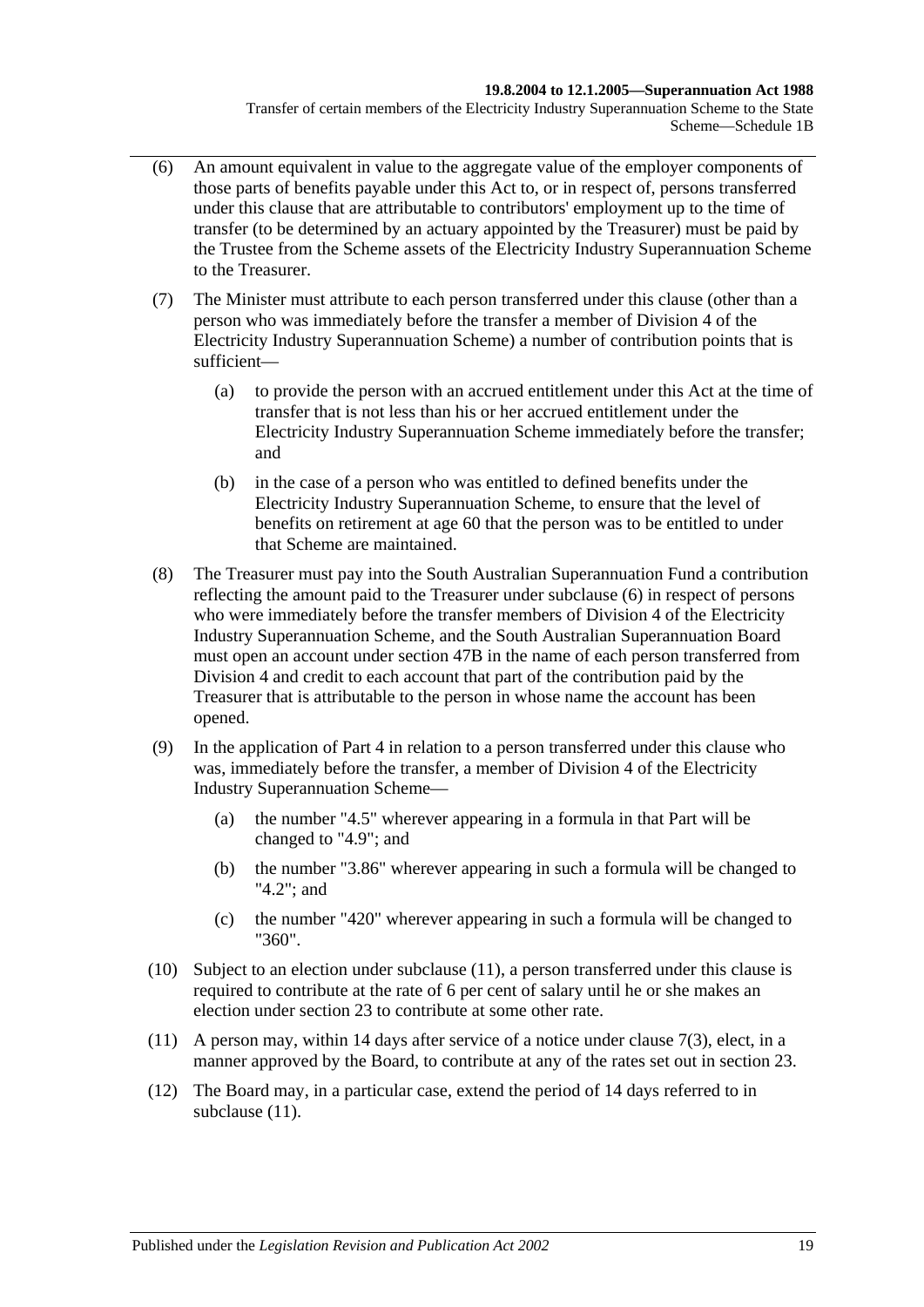(6) An amount equivalent in value to the aggregate value of the employer components of those parts of benefits payable under this Act to, or in respect of, persons transferred under this clause that are attributable to contributors' employment up to the time of transfer (to be determined by an actuary appointed by the Treasurer) must be paid by the Trustee from the Scheme assets of the Electricity Industry Superannuation Scheme to the Treasurer.

(7) The Minister must attribute to each person transferred under this clause (other than a person who was immediately before the transfer a member of Division 4 of the Electricity Industry Superannuation Scheme) a number of contribution points that is sufficient—

(a) to provide the person with an accrued entitlement under this Act at the time of transfer that is not less than his or her accrued entitlement under the Electricity Industry Superannuation Scheme immediately before the transfer; and

(b) in the case of a person who was entitled to defined benefits under the Electricity Industry Superannuation Scheme, to ensure that the level of benefits on retirement at age 60 that the person was to be entitled to under that Scheme are maintained.

(8) The Treasurer must pay into the South Australian Superannuation Fund a contribution reflecting the amount paid to the Treasurer under subclause (6) in respect of persons who were immediately before the transfer members of Division 4 of the Electricity Industry Superannuation Scheme, and the South Australian Superannuation Board must open an account under section 47B in the name of each person transferred from Division 4 and credit to each account that part of the contribution paid by the Treasurer that is attributable to the person in whose name the account has been opened.

(9) In the application of Part 4 in relation to a person transferred under this clause who was, immediately before the transfer, a member of Division 4 of the Electricity Industry Superannuation Scheme—

(a) the number "4.5" wherever appearing in a formula in that Part will be changed to "4.9"; and

(b) the number "3.86" wherever appearing in such a formula will be changed to "4.2"; and

(c) the number "420" wherever appearing in such a formula will be changed to "360".

(10) Subject to an election under subclause (11), a person transferred under this clause is required to contribute at the rate of 6 per cent of salary until he or she makes an election under section 23 to contribute at some other rate.

(11) A person may, within 14 days after service of a notice under clause 7(3), elect, in a manner approved by the Board, to contribute at any of the rates set out in section 23.

(12) The Board may, in a particular case, extend the period of 14 days referred to in subclause (11).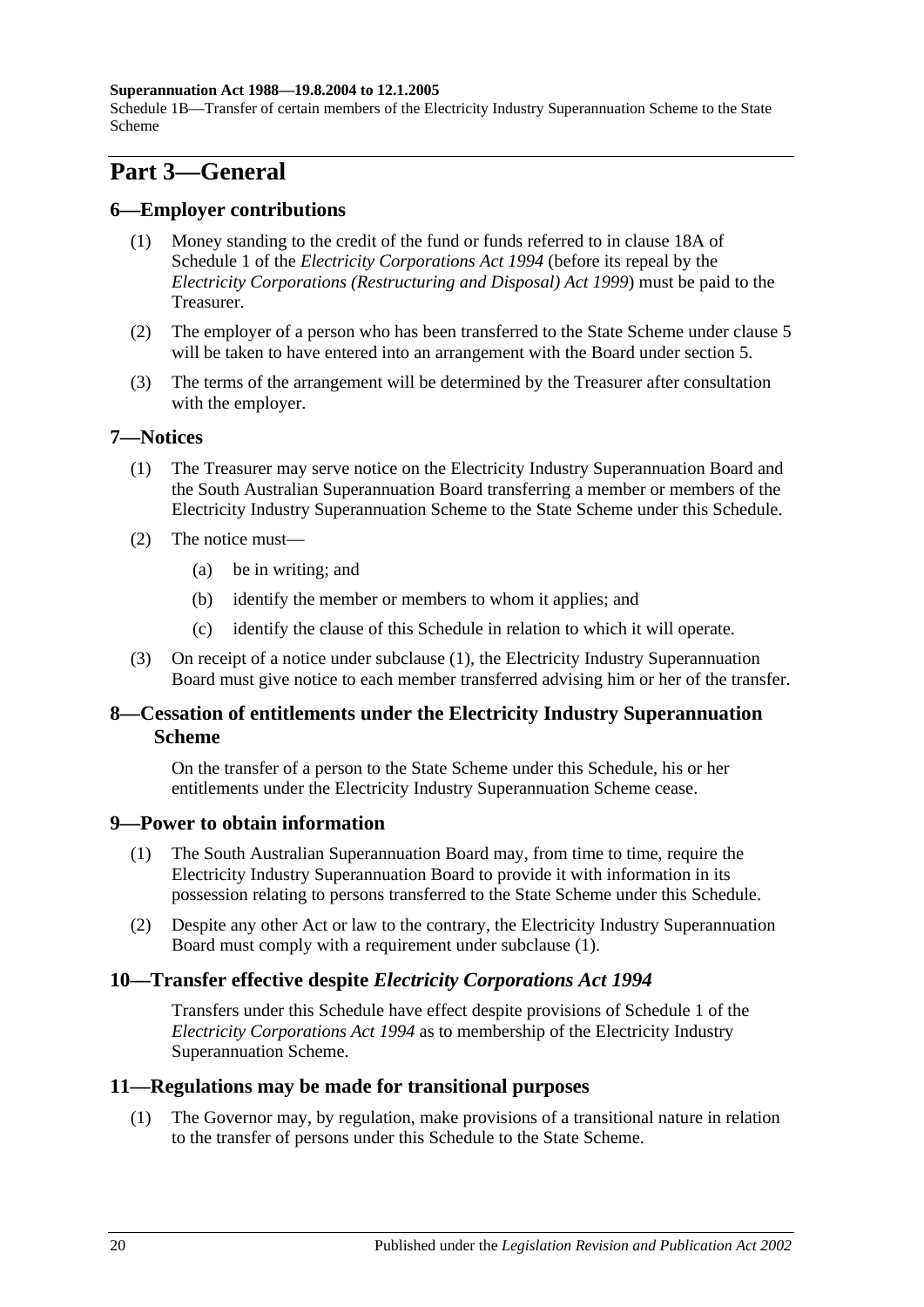## Part 3—General

### 6—Employer contributions

(1) Money standing to the credit of the fund or funds referred to in clause 18A of Schedule 1 of the *Electricity Corporations Act 1994* (before its repeal by the *Electricity Corporations (Restructuring and Disposal) Act 1999*) must be paid to the Treasurer.

(2) The employer of a person who has been transferred to the State Scheme under clause 5 will be taken to have entered into an arrangement with the Board under section 5.

(3) The terms of the arrangement will be determined by the Treasurer after consultation with the employer.

### 7—Notices

(1) The Treasurer may serve notice on the Electricity Industry Superannuation Board and the South Australian Superannuation Board transferring a member or members of the Electricity Industry Superannuation Scheme to the State Scheme under this Schedule.

(2) The notice must—

(a) be in writing; and

(b) identify the member or members to whom it applies; and

(c) identify the clause of this Schedule in relation to which it will operate.

(3) On receipt of a notice under subclause (1), the Electricity Industry Superannuation Board must give notice to each member transferred advising him or her of the transfer.

### 8—Cessation of entitlements under the Electricity Industry Superannuation Scheme

On the transfer of a person to the State Scheme under this Schedule, his or her entitlements under the Electricity Industry Superannuation Scheme cease.

### 9—Power to obtain information

(1) The South Australian Superannuation Board may, from time to time, require the Electricity Industry Superannuation Board to provide it with information in its possession relating to persons transferred to the State Scheme under this Schedule.

(2) Despite any other Act or law to the contrary, the Electricity Industry Superannuation Board must comply with a requirement under subclause (1).

### 10—Transfer effective despite *Electricity Corporations Act 1994*

Transfers under this Schedule have effect despite provisions of Schedule 1 of the *Electricity Corporations Act 1994* as to membership of the Electricity Industry Superannuation Scheme.

### 11—Regulations may be made for transitional purposes

(1) The Governor may, by regulation, make provisions of a transitional nature in relation to the transfer of persons under this Schedule to the State Scheme.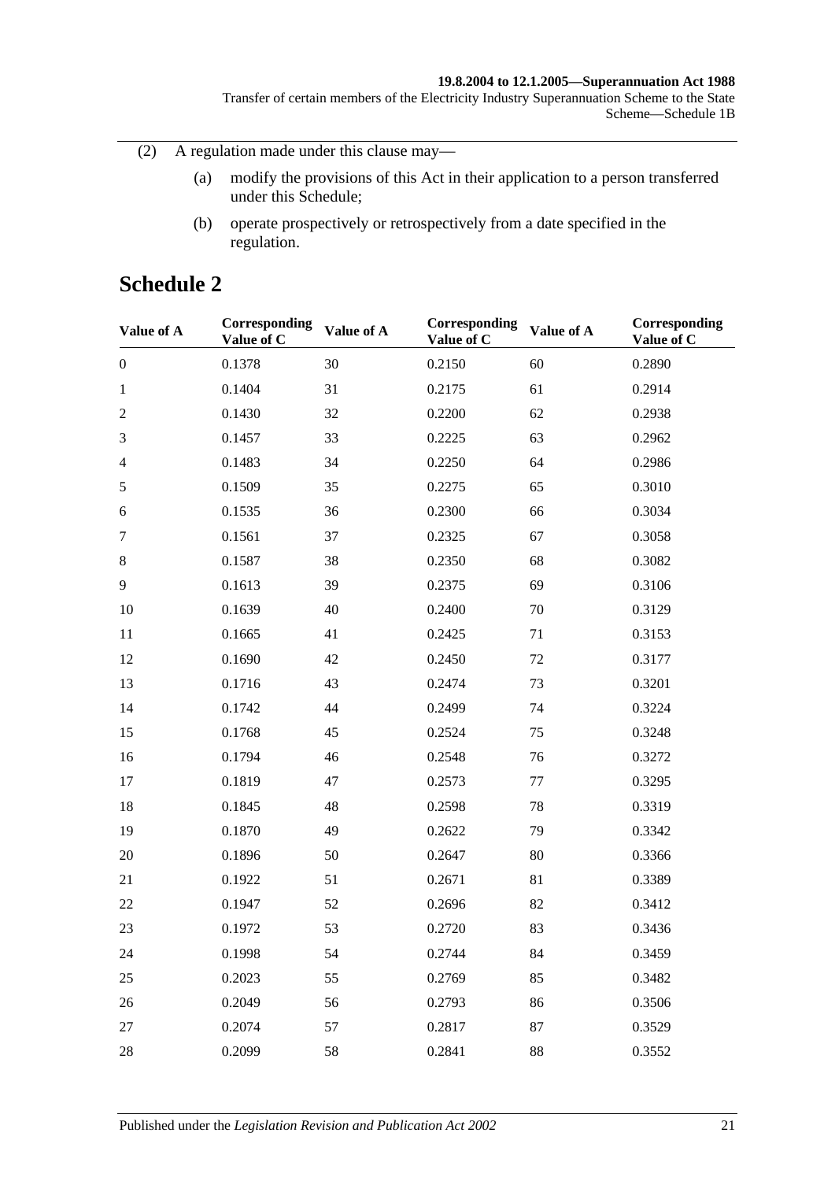(2) A regulation made under this clause may—

(a) modify the provisions of this Act in their application to a person transferred under this Schedule;

(b) operate prospectively or retrospectively from a date specified in the regulation.

# Schedule 2

| Value of A | Corresponding Value of C | Value of A | Corresponding Value of C | Value of A | Corresponding Value of C |
|---|---|---|---|---|---|
| 0 | 0.1378 | 30 | 0.2150 | 60 | 0.2890 |
| 1 | 0.1404 | 31 | 0.2175 | 61 | 0.2914 |
| 2 | 0.1430 | 32 | 0.2200 | 62 | 0.2938 |
| 3 | 0.1457 | 33 | 0.2225 | 63 | 0.2962 |
| 4 | 0.1483 | 34 | 0.2250 | 64 | 0.2986 |
| 5 | 0.1509 | 35 | 0.2275 | 65 | 0.3010 |
| 6 | 0.1535 | 36 | 0.2300 | 66 | 0.3034 |
| 7 | 0.1561 | 37 | 0.2325 | 67 | 0.3058 |
| 8 | 0.1587 | 38 | 0.2350 | 68 | 0.3082 |
| 9 | 0.1613 | 39 | 0.2375 | 69 | 0.3106 |
| 10 | 0.1639 | 40 | 0.2400 | 70 | 0.3129 |
| 11 | 0.1665 | 41 | 0.2425 | 71 | 0.3153 |
| 12 | 0.1690 | 42 | 0.2450 | 72 | 0.3177 |
| 13 | 0.1716 | 43 | 0.2474 | 73 | 0.3201 |
| 14 | 0.1742 | 44 | 0.2499 | 74 | 0.3224 |
| 15 | 0.1768 | 45 | 0.2524 | 75 | 0.3248 |
| 16 | 0.1794 | 46 | 0.2548 | 76 | 0.3272 |
| 17 | 0.1819 | 47 | 0.2573 | 77 | 0.3295 |
| 18 | 0.1845 | 48 | 0.2598 | 78 | 0.3319 |
| 19 | 0.1870 | 49 | 0.2622 | 79 | 0.3342 |
| 20 | 0.1896 | 50 | 0.2647 | 80 | 0.3366 |
| 21 | 0.1922 | 51 | 0.2671 | 81 | 0.3389 |
| 22 | 0.1947 | 52 | 0.2696 | 82 | 0.3412 |
| 23 | 0.1972 | 53 | 0.2720 | 83 | 0.3436 |
| 24 | 0.1998 | 54 | 0.2744 | 84 | 0.3459 |
| 25 | 0.2023 | 55 | 0.2769 | 85 | 0.3482 |
| 26 | 0.2049 | 56 | 0.2793 | 86 | 0.3506 |
| 27 | 0.2074 | 57 | 0.2817 | 87 | 0.3529 |
| 28 | 0.2099 | 58 | 0.2841 | 88 | 0.3552 |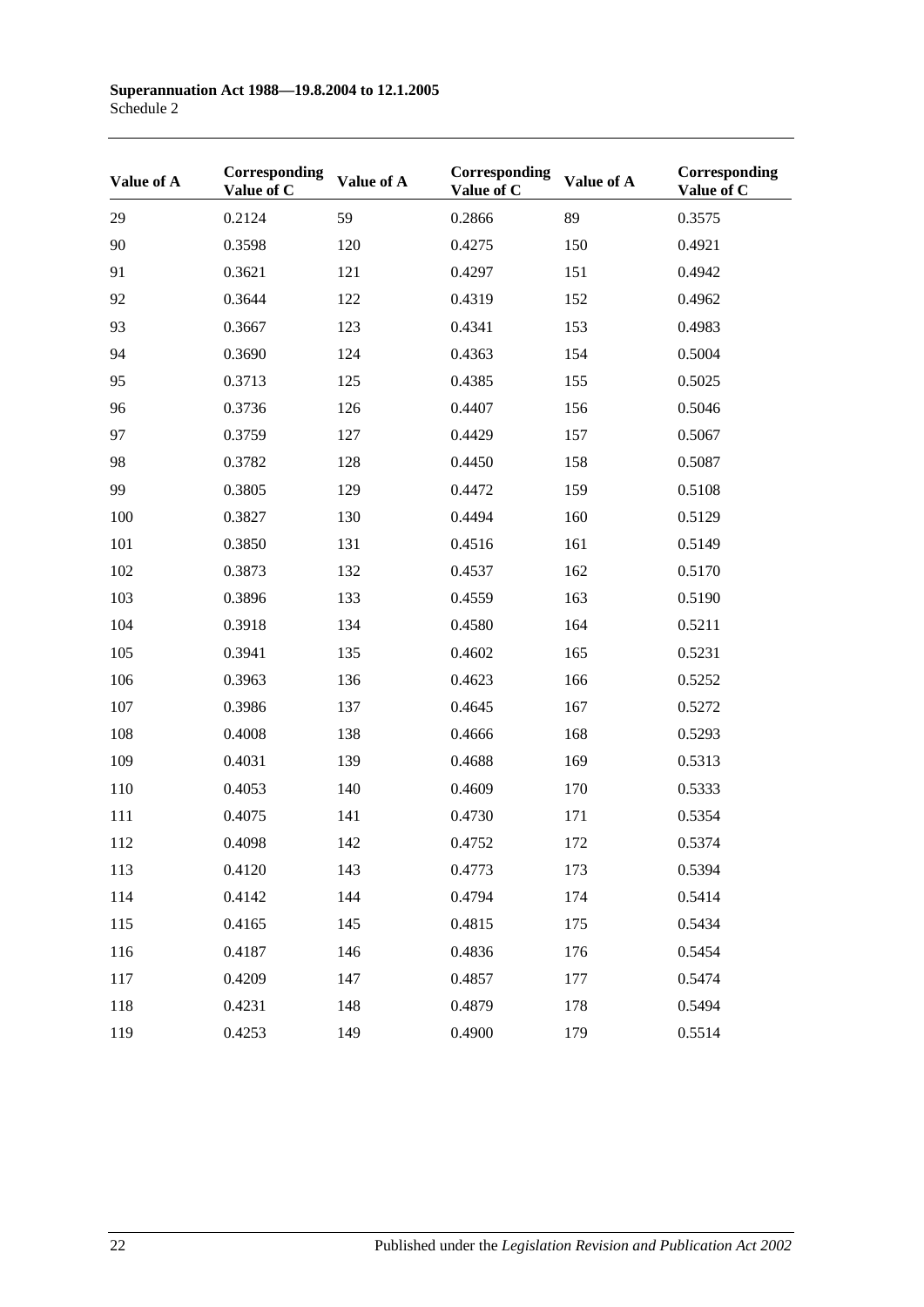| Value of A | Corresponding Value of C | Value of A | Corresponding Value of C | Value of A | Corresponding Value of C |
|---|---|---|---|---|---|
| 29 | 0.2124 | 59 | 0.2866 | 89 | 0.3575 |
| 90 | 0.3598 | 120 | 0.4275 | 150 | 0.4921 |
| 91 | 0.3621 | 121 | 0.4297 | 151 | 0.4942 |
| 92 | 0.3644 | 122 | 0.4319 | 152 | 0.4962 |
| 93 | 0.3667 | 123 | 0.4341 | 153 | 0.4983 |
| 94 | 0.3690 | 124 | 0.4363 | 154 | 0.5004 |
| 95 | 0.3713 | 125 | 0.4385 | 155 | 0.5025 |
| 96 | 0.3736 | 126 | 0.4407 | 156 | 0.5046 |
| 97 | 0.3759 | 127 | 0.4429 | 157 | 0.5067 |
| 98 | 0.3782 | 128 | 0.4450 | 158 | 0.5087 |
| 99 | 0.3805 | 129 | 0.4472 | 159 | 0.5108 |
| 100 | 0.3827 | 130 | 0.4494 | 160 | 0.5129 |
| 101 | 0.3850 | 131 | 0.4516 | 161 | 0.5149 |
| 102 | 0.3873 | 132 | 0.4537 | 162 | 0.5170 |
| 103 | 0.3896 | 133 | 0.4559 | 163 | 0.5190 |
| 104 | 0.3918 | 134 | 0.4580 | 164 | 0.5211 |
| 105 | 0.3941 | 135 | 0.4602 | 165 | 0.5231 |
| 106 | 0.3963 | 136 | 0.4623 | 166 | 0.5252 |
| 107 | 0.3986 | 137 | 0.4645 | 167 | 0.5272 |
| 108 | 0.4008 | 138 | 0.4666 | 168 | 0.5293 |
| 109 | 0.4031 | 139 | 0.4688 | 169 | 0.5313 |
| 110 | 0.4053 | 140 | 0.4609 | 170 | 0.5333 |
| 111 | 0.4075 | 141 | 0.4730 | 171 | 0.5354 |
| 112 | 0.4098 | 142 | 0.4752 | 172 | 0.5374 |
| 113 | 0.4120 | 143 | 0.4773 | 173 | 0.5394 |
| 114 | 0.4142 | 144 | 0.4794 | 174 | 0.5414 |
| 115 | 0.4165 | 145 | 0.4815 | 175 | 0.5434 |
| 116 | 0.4187 | 146 | 0.4836 | 176 | 0.5454 |
| 117 | 0.4209 | 147 | 0.4857 | 177 | 0.5474 |
| 118 | 0.4231 | 148 | 0.4879 | 178 | 0.5494 |
| 119 | 0.4253 | 149 | 0.4900 | 179 | 0.5514 |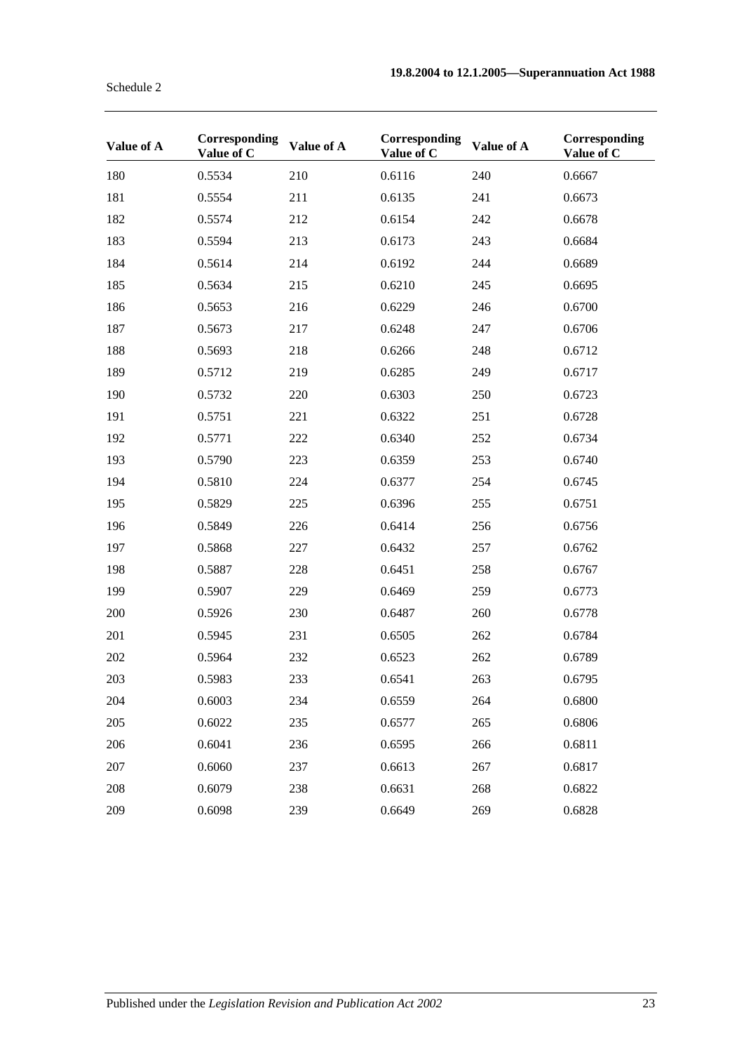| Value of A | Corresponding Value of C | Value of A | Corresponding Value of C | Value of A | Corresponding Value of C |
|---|---|---|---|---|---|
| 180 | 0.5534 | 210 | 0.6116 | 240 | 0.6667 |
| 181 | 0.5554 | 211 | 0.6135 | 241 | 0.6673 |
| 182 | 0.5574 | 212 | 0.6154 | 242 | 0.6678 |
| 183 | 0.5594 | 213 | 0.6173 | 243 | 0.6684 |
| 184 | 0.5614 | 214 | 0.6192 | 244 | 0.6689 |
| 185 | 0.5634 | 215 | 0.6210 | 245 | 0.6695 |
| 186 | 0.5653 | 216 | 0.6229 | 246 | 0.6700 |
| 187 | 0.5673 | 217 | 0.6248 | 247 | 0.6706 |
| 188 | 0.5693 | 218 | 0.6266 | 248 | 0.6712 |
| 189 | 0.5712 | 219 | 0.6285 | 249 | 0.6717 |
| 190 | 0.5732 | 220 | 0.6303 | 250 | 0.6723 |
| 191 | 0.5751 | 221 | 0.6322 | 251 | 0.6728 |
| 192 | 0.5771 | 222 | 0.6340 | 252 | 0.6734 |
| 193 | 0.5790 | 223 | 0.6359 | 253 | 0.6740 |
| 194 | 0.5810 | 224 | 0.6377 | 254 | 0.6745 |
| 195 | 0.5829 | 225 | 0.6396 | 255 | 0.6751 |
| 196 | 0.5849 | 226 | 0.6414 | 256 | 0.6756 |
| 197 | 0.5868 | 227 | 0.6432 | 257 | 0.6762 |
| 198 | 0.5887 | 228 | 0.6451 | 258 | 0.6767 |
| 199 | 0.5907 | 229 | 0.6469 | 259 | 0.6773 |
| 200 | 0.5926 | 230 | 0.6487 | 260 | 0.6778 |
| 201 | 0.5945 | 231 | 0.6505 | 262 | 0.6784 |
| 202 | 0.5964 | 232 | 0.6523 | 262 | 0.6789 |
| 203 | 0.5983 | 233 | 0.6541 | 263 | 0.6795 |
| 204 | 0.6003 | 234 | 0.6559 | 264 | 0.6800 |
| 205 | 0.6022 | 235 | 0.6577 | 265 | 0.6806 |
| 206 | 0.6041 | 236 | 0.6595 | 266 | 0.6811 |
| 207 | 0.6060 | 237 | 0.6613 | 267 | 0.6817 |
| 208 | 0.6079 | 238 | 0.6631 | 268 | 0.6822 |
| 209 | 0.6098 | 239 | 0.6649 | 269 | 0.6828 |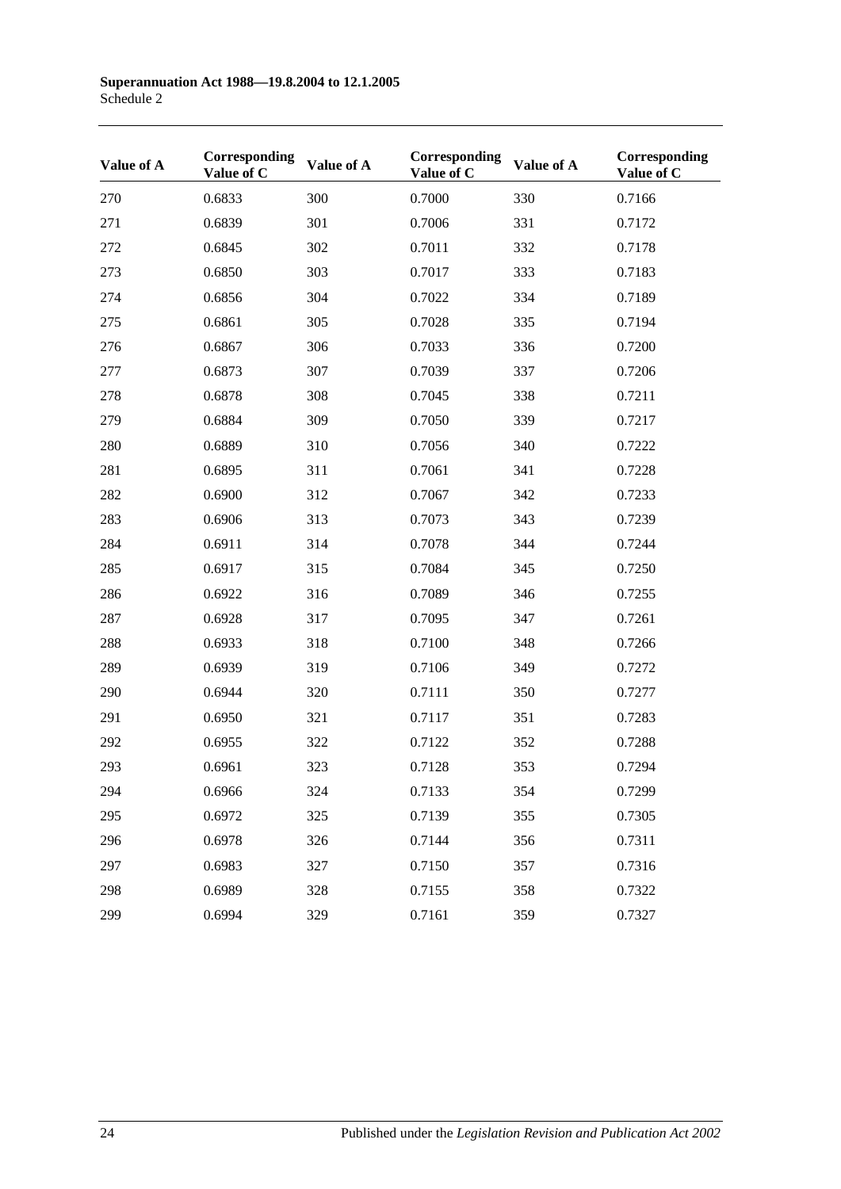| Value of A | Corresponding Value of C | Value of A | Corresponding Value of C | Value of A | Corresponding Value of C |
|---|---|---|---|---|---|
| 270 | 0.6833 | 300 | 0.7000 | 330 | 0.7166 |
| 271 | 0.6839 | 301 | 0.7006 | 331 | 0.7172 |
| 272 | 0.6845 | 302 | 0.7011 | 332 | 0.7178 |
| 273 | 0.6850 | 303 | 0.7017 | 333 | 0.7183 |
| 274 | 0.6856 | 304 | 0.7022 | 334 | 0.7189 |
| 275 | 0.6861 | 305 | 0.7028 | 335 | 0.7194 |
| 276 | 0.6867 | 306 | 0.7033 | 336 | 0.7200 |
| 277 | 0.6873 | 307 | 0.7039 | 337 | 0.7206 |
| 278 | 0.6878 | 308 | 0.7045 | 338 | 0.7211 |
| 279 | 0.6884 | 309 | 0.7050 | 339 | 0.7217 |
| 280 | 0.6889 | 310 | 0.7056 | 340 | 0.7222 |
| 281 | 0.6895 | 311 | 0.7061 | 341 | 0.7228 |
| 282 | 0.6900 | 312 | 0.7067 | 342 | 0.7233 |
| 283 | 0.6906 | 313 | 0.7073 | 343 | 0.7239 |
| 284 | 0.6911 | 314 | 0.7078 | 344 | 0.7244 |
| 285 | 0.6917 | 315 | 0.7084 | 345 | 0.7250 |
| 286 | 0.6922 | 316 | 0.7089 | 346 | 0.7255 |
| 287 | 0.6928 | 317 | 0.7095 | 347 | 0.7261 |
| 288 | 0.6933 | 318 | 0.7100 | 348 | 0.7266 |
| 289 | 0.6939 | 319 | 0.7106 | 349 | 0.7272 |
| 290 | 0.6944 | 320 | 0.7111 | 350 | 0.7277 |
| 291 | 0.6950 | 321 | 0.7117 | 351 | 0.7283 |
| 292 | 0.6955 | 322 | 0.7122 | 352 | 0.7288 |
| 293 | 0.6961 | 323 | 0.7128 | 353 | 0.7294 |
| 294 | 0.6966 | 324 | 0.7133 | 354 | 0.7299 |
| 295 | 0.6972 | 325 | 0.7139 | 355 | 0.7305 |
| 296 | 0.6978 | 326 | 0.7144 | 356 | 0.7311 |
| 297 | 0.6983 | 327 | 0.7150 | 357 | 0.7316 |
| 298 | 0.6989 | 328 | 0.7155 | 358 | 0.7322 |
| 299 | 0.6994 | 329 | 0.7161 | 359 | 0.7327 |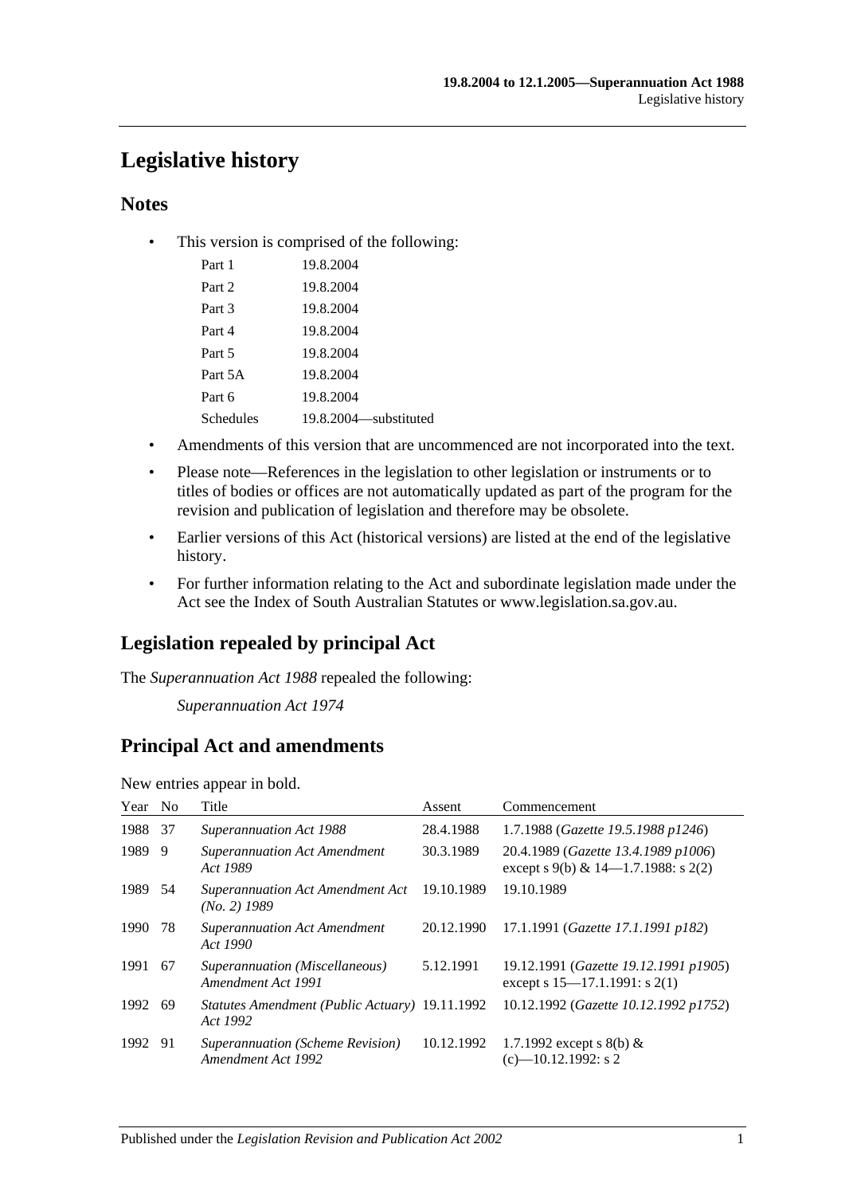# Legislative history

## Notes

- This version is comprised of the following:

| | |
|---|---|
| Part 1 | 19.8.2004 |
| Part 2 | 19.8.2004 |
| Part 3 | 19.8.2004 |
| Part 4 | 19.8.2004 |
| Part 5 | 19.8.2004 |
| Part 5A | 19.8.2004 |
| Part 6 | 19.8.2004 |
| Schedules | 19.8.2004—substituted |

- Amendments of this version that are uncommenced are not incorporated into the text.
- Please note—References in the legislation to other legislation or instruments or to titles of bodies or offices are not automatically updated as part of the program for the revision and publication of legislation and therefore may be obsolete.
- Earlier versions of this Act (historical versions) are listed at the end of the legislative history.
- For further information relating to the Act and subordinate legislation made under the Act see the Index of South Australian Statutes or www.legislation.sa.gov.au.

## Legislation repealed by principal Act

The *Superannuation Act 1988* repealed the following:

*Superannuation Act 1974*

## Principal Act and amendments

New entries appear in bold.

| Year | No | Title | Assent | Commencement |
|---|---|---|---|---|
| 1988 | 37 | *Superannuation Act 1988* | 28.4.1988 | 1.7.1988 (*Gazette 19.5.1988 p1246*) |
| 1989 | 9 | *Superannuation Act Amendment Act 1989* | 30.3.1989 | 20.4.1989 (*Gazette 13.4.1989 p1006*) except s 9(b) & 14—1.7.1988: s 2(2) |
| 1989 | 54 | *Superannuation Act Amendment Act (No. 2) 1989* | 19.10.1989 | 19.10.1989 |
| 1990 | 78 | *Superannuation Act Amendment Act 1990* | 20.12.1990 | 17.1.1991 (*Gazette 17.1.1991 p182*) |
| 1991 | 67 | *Superannuation (Miscellaneous) Amendment Act 1991* | 5.12.1991 | 19.12.1991 (*Gazette 19.12.1991 p1905*) except s 15—17.1.1991: s 2(1) |
| 1992 | 69 | *Statutes Amendment (Public Actuary) Act 1992* | 19.11.1992 | 10.12.1992 (*Gazette 10.12.1992 p1752*) |
| 1992 | 91 | *Superannuation (Scheme Revision) Amendment Act 1992* | 10.12.1992 | 1.7.1992 except s 8(b) & (c)—10.12.1992: s 2 |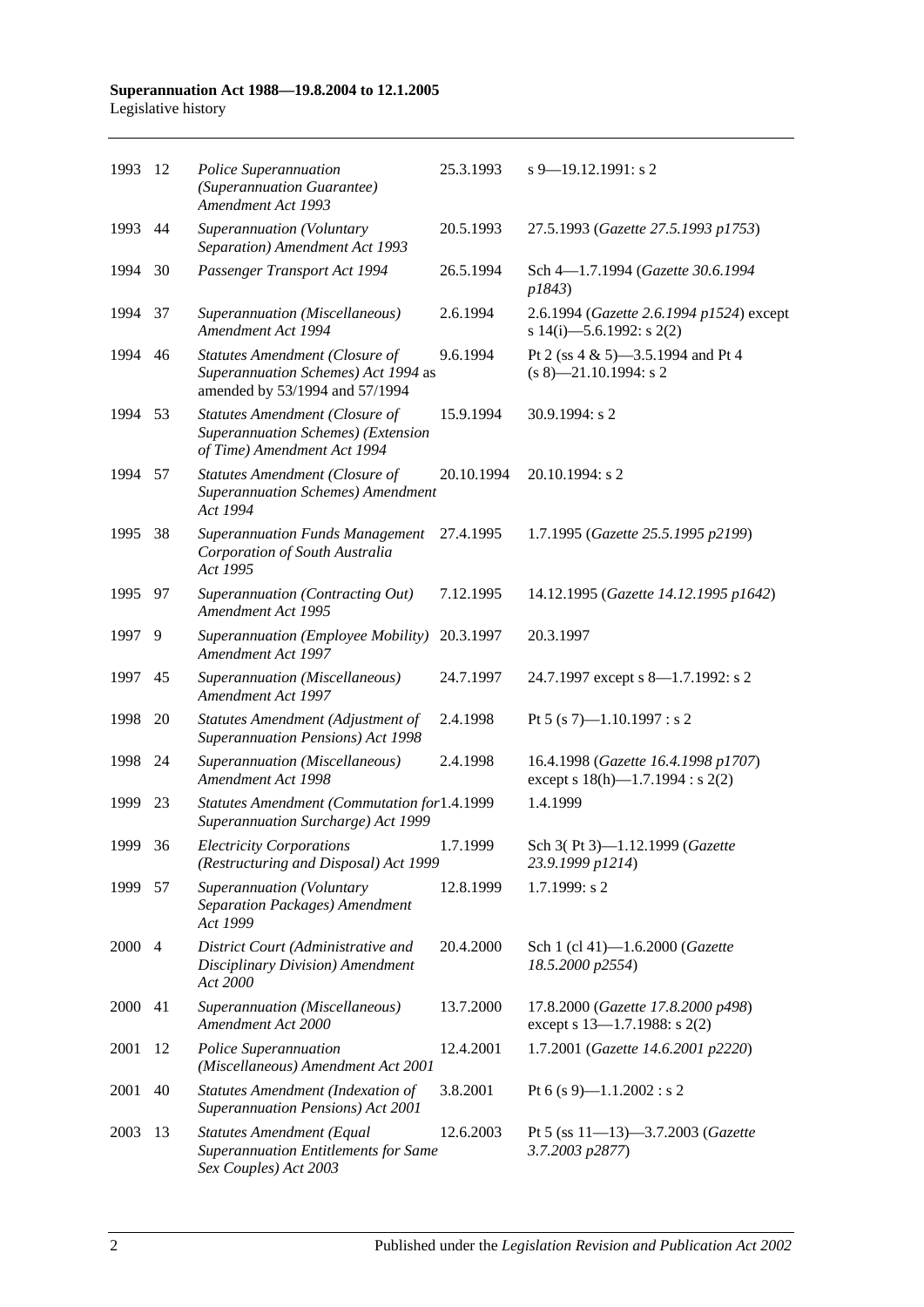| | | | | |
|---|---|---|---|---|
| 1993 | 12 | *Police Superannuation (Superannuation Guarantee) Amendment Act 1993* | 25.3.1993 | s 9—19.12.1991: s 2 |
| 1993 | 44 | *Superannuation (Voluntary Separation) Amendment Act 1993* | 20.5.1993 | 27.5.1993 (*Gazette 27.5.1993 p1753*) |
| 1994 | 30 | *Passenger Transport Act 1994* | 26.5.1994 | Sch 4—1.7.1994 (*Gazette 30.6.1994 p1843*) |
| 1994 | 37 | *Superannuation (Miscellaneous) Amendment Act 1994* | 2.6.1994 | 2.6.1994 (*Gazette 2.6.1994 p1524*) except s 14(i)—5.6.1992: s 2(2) |
| 1994 | 46 | *Statutes Amendment (Closure of Superannuation Schemes) Act 1994* as amended by 53/1994 and 57/1994 | 9.6.1994 | Pt 2 (ss 4 & 5)—3.5.1994 and Pt 4 (s 8)—21.10.1994: s 2 |
| 1994 | 53 | *Statutes Amendment (Closure of Superannuation Schemes) (Extension of Time) Amendment Act 1994* | 15.9.1994 | 30.9.1994: s 2 |
| 1994 | 57 | *Statutes Amendment (Closure of Superannuation Schemes) Amendment Act 1994* | 20.10.1994 | 20.10.1994: s 2 |
| 1995 | 38 | *Superannuation Funds Management Corporation of South Australia Act 1995* | 27.4.1995 | 1.7.1995 (*Gazette 25.5.1995 p2199*) |
| 1995 | 97 | *Superannuation (Contracting Out) Amendment Act 1995* | 7.12.1995 | 14.12.1995 (*Gazette 14.12.1995 p1642*) |
| 1997 | 9 | *Superannuation (Employee Mobility) Amendment Act 1997* | 20.3.1997 | 20.3.1997 |
| 1997 | 45 | *Superannuation (Miscellaneous) Amendment Act 1997* | 24.7.1997 | 24.7.1997 except s 8—1.7.1992: s 2 |
| 1998 | 20 | *Statutes Amendment (Adjustment of Superannuation Pensions) Act 1998* | 2.4.1998 | Pt 5 (s 7)—1.10.1997 : s 2 |
| 1998 | 24 | *Superannuation (Miscellaneous) Amendment Act 1998* | 2.4.1998 | 16.4.1998 (*Gazette 16.4.1998 p1707*) except s 18(h)—1.7.1994 : s 2(2) |
| 1999 | 23 | *Statutes Amendment (Commutation for Superannuation Surcharge) Act 1999* | 1.4.1999 | 1.4.1999 |
| 1999 | 36 | *Electricity Corporations (Restructuring and Disposal) Act 1999* | 1.7.1999 | Sch 3( Pt 3)—1.12.1999 (*Gazette 23.9.1999 p1214*) |
| 1999 | 57 | *Superannuation (Voluntary Separation Packages) Amendment Act 1999* | 12.8.1999 | 1.7.1999: s 2 |
| 2000 | 4 | *District Court (Administrative and Disciplinary Division) Amendment Act 2000* | 20.4.2000 | Sch 1 (cl 41)—1.6.2000 (*Gazette 18.5.2000 p2554*) |
| 2000 | 41 | *Superannuation (Miscellaneous) Amendment Act 2000* | 13.7.2000 | 17.8.2000 (*Gazette 17.8.2000 p498*) except s 13—1.7.1988: s 2(2) |
| 2001 | 12 | *Police Superannuation (Miscellaneous) Amendment Act 2001* | 12.4.2001 | 1.7.2001 (*Gazette 14.6.2001 p2220*) |
| 2001 | 40 | *Statutes Amendment (Indexation of Superannuation Pensions) Act 2001* | 3.8.2001 | Pt 6 (s 9)—1.1.2002 : s 2 |
| 2003 | 13 | *Statutes Amendment (Equal Superannuation Entitlements for Same Sex Couples) Act 2003* | 12.6.2003 | Pt 5 (ss 11—13)—3.7.2003 (*Gazette 3.7.2003 p2877*) |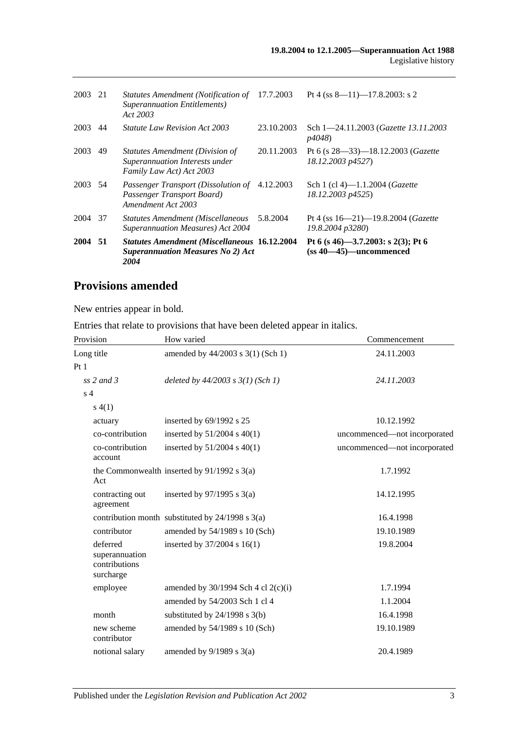| | | | | |
|---|---|---|---|---|
| 2003 | 21 | *Statutes Amendment (Notification of Superannuation Entitlements) Act 2003* | 17.7.2003 | Pt 4 (ss 8—11)—17.8.2003: s 2 |
| 2003 | 44 | *Statute Law Revision Act 2003* | 23.10.2003 | Sch 1—24.11.2003 (*Gazette 13.11.2003 p4048*) |
| 2003 | 49 | *Statutes Amendment (Division of Superannuation Interests under Family Law Act) Act 2003* | 20.11.2003 | Pt 6 (s 28—33)—18.12.2003 (*Gazette 18.12.2003 p4527*) |
| 2003 | 54 | *Passenger Transport (Dissolution of Passenger Transport Board) Amendment Act 2003* | 4.12.2003 | Sch 1 (cl 4)—1.1.2004 (*Gazette 18.12.2003 p4525*) |
| 2004 | 37 | *Statutes Amendment (Miscellaneous Superannuation Measures) Act 2004* | 5.8.2004 | Pt 4 (ss 16—21)—19.8.2004 (*Gazette 19.8.2004 p3280*) |
| **2004** | **51** | ***Statutes Amendment (Miscellaneous Superannuation Measures No 2) Act 2004*** | **16.12.2004** | **Pt 6 (s 46)—3.7.2003: s 2(3); Pt 6 (ss 40—45)—uncommenced** |

## Provisions amended

New entries appear in bold.

Entries that relate to provisions that have been deleted appear in italics.

| Provision | How varied | Commencement |
|---|---|---|
| Long title | amended by 44/2003 s 3(1) (Sch 1) | 24.11.2003 |
| Pt 1 | | |
| *ss 2 and 3* | *deleted by 44/2003 s 3(1) (Sch 1)* | *24.11.2003* |
| s 4 | | |
| s 4(1) | | |
| actuary | inserted by 69/1992 s 25 | 10.12.1992 |
| co-contribution | inserted by 51/2004 s 40(1) | uncommenced—not incorporated |
| co-contribution account | inserted by 51/2004 s 40(1) | uncommenced—not incorporated |
| the Commonwealth Act | inserted by 91/1992 s 3(a) | 1.7.1992 |
| contracting out agreement | inserted by 97/1995 s 3(a) | 14.12.1995 |
| contribution month | substituted by 24/1998 s 3(a) | 16.4.1998 |
| contributor | amended by 54/1989 s 10 (Sch) | 19.10.1989 |
| deferred superannuation contributions surcharge | inserted by 37/2004 s 16(1) | 19.8.2004 |
| employee | amended by 30/1994 Sch 4 cl 2(c)(i) | 1.7.1994 |
| | amended by 54/2003 Sch 1 cl 4 | 1.1.2004 |
| month | substituted by 24/1998 s 3(b) | 16.4.1998 |
| new scheme contributor | amended by 54/1989 s 10 (Sch) | 19.10.1989 |
| notional salary | amended by 9/1989 s 3(a) | 20.4.1989 |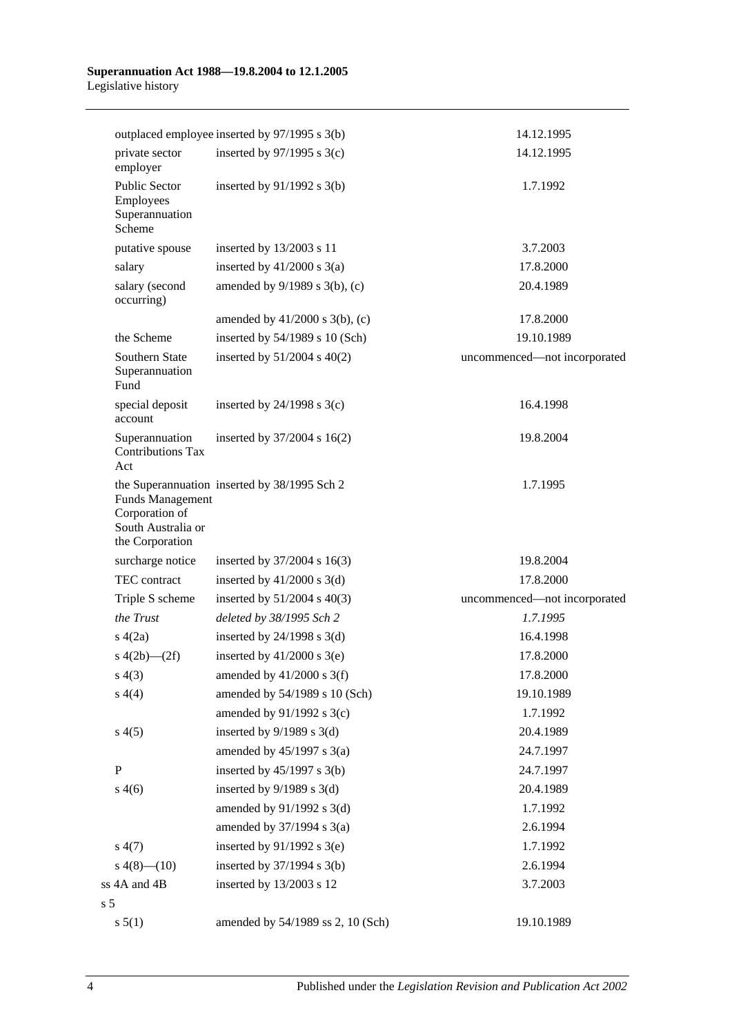| | | |
|---|---|---|
| outplaced employee | inserted by 97/1995 s 3(b) | 14.12.1995 |
| private sector employer | inserted by 97/1995 s 3(c) | 14.12.1995 |
| Public Sector Employees Superannuation Scheme | inserted by 91/1992 s 3(b) | 1.7.1992 |
| putative spouse | inserted by 13/2003 s 11 | 3.7.2003 |
| salary | inserted by 41/2000 s 3(a) | 17.8.2000 |
| salary (second occurring) | amended by 9/1989 s 3(b), (c) | 20.4.1989 |
| | amended by 41/2000 s 3(b), (c) | 17.8.2000 |
| the Scheme | inserted by 54/1989 s 10 (Sch) | 19.10.1989 |
| Southern State Superannuation Fund | inserted by 51/2004 s 40(2) | uncommenced—not incorporated |
| special deposit account | inserted by 24/1998 s 3(c) | 16.4.1998 |
| Superannuation Contributions Tax Act | inserted by 37/2004 s 16(2) | 19.8.2004 |
| the Superannuation Funds Management Corporation of South Australia or the Corporation | inserted by 38/1995 Sch 2 | 1.7.1995 |
| surcharge notice | inserted by 37/2004 s 16(3) | 19.8.2004 |
| TEC contract | inserted by 41/2000 s 3(d) | 17.8.2000 |
| Triple S scheme | inserted by 51/2004 s 40(3) | uncommenced—not incorporated |
| *the Trust* | *deleted by 38/1995 Sch 2* | *1.7.1995* |
| s 4(2a) | inserted by 24/1998 s 3(d) | 16.4.1998 |
| s 4(2b)—(2f) | inserted by 41/2000 s 3(e) | 17.8.2000 |
| s 4(3) | amended by 41/2000 s 3(f) | 17.8.2000 |
| s 4(4) | amended by 54/1989 s 10 (Sch) | 19.10.1989 |
| | amended by 91/1992 s 3(c) | 1.7.1992 |
| s 4(5) | inserted by 9/1989 s 3(d) | 20.4.1989 |
| | amended by 45/1997 s 3(a) | 24.7.1997 |
| P | inserted by 45/1997 s 3(b) | 24.7.1997 |
| s 4(6) | inserted by 9/1989 s 3(d) | 20.4.1989 |
| | amended by 91/1992 s 3(d) | 1.7.1992 |
| | amended by 37/1994 s 3(a) | 2.6.1994 |
| s 4(7) | inserted by 91/1992 s 3(e) | 1.7.1992 |
| s 4(8)—(10) | inserted by 37/1994 s 3(b) | 2.6.1994 |
| ss 4A and 4B | inserted by 13/2003 s 12 | 3.7.2003 |
| s 5 | | |
| s 5(1) | amended by 54/1989 ss 2, 10 (Sch) | 19.10.1989 |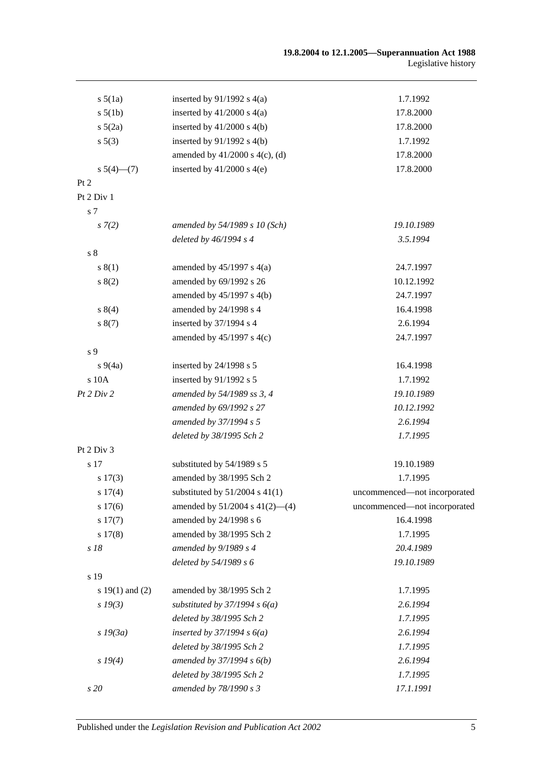| | | |
|---|---|---|
| s 5(1a) | inserted by 91/1992 s 4(a) | 1.7.1992 |
| s 5(1b) | inserted by 41/2000 s 4(a) | 17.8.2000 |
| s 5(2a) | inserted by 41/2000 s 4(b) | 17.8.2000 |
| s 5(3) | inserted by 91/1992 s 4(b) | 1.7.1992 |
| | amended by 41/2000 s 4(c), (d) | 17.8.2000 |
| s 5(4)—(7) | inserted by 41/2000 s 4(e) | 17.8.2000 |
| Pt 2 | | |
| Pt 2 Div 1 | | |
| s 7 | | |
| *s 7(2)* | *amended by 54/1989 s 10 (Sch)* | *19.10.1989* |
| | *deleted by 46/1994 s 4* | *3.5.1994* |
| s 8 | | |
| s 8(1) | amended by 45/1997 s 4(a) | 24.7.1997 |
| s 8(2) | amended by 69/1992 s 26 | 10.12.1992 |
| | amended by 45/1997 s 4(b) | 24.7.1997 |
| s 8(4) | amended by 24/1998 s 4 | 16.4.1998 |
| s 8(7) | inserted by 37/1994 s 4 | 2.6.1994 |
| | amended by 45/1997 s 4(c) | 24.7.1997 |
| s 9 | | |
| s 9(4a) | inserted by 24/1998 s 5 | 16.4.1998 |
| s 10A | inserted by 91/1992 s 5 | 1.7.1992 |
| *Pt 2 Div 2* | *amended by 54/1989 ss 3, 4* | *19.10.1989* |
| | *amended by 69/1992 s 27* | *10.12.1992* |
| | *amended by 37/1994 s 5* | *2.6.1994* |
| | *deleted by 38/1995 Sch 2* | *1.7.1995* |
| Pt 2 Div 3 | | |
| s 17 | substituted by 54/1989 s 5 | 19.10.1989 |
| s 17(3) | amended by 38/1995 Sch 2 | 1.7.1995 |
| s 17(4) | substituted by 51/2004 s 41(1) | uncommenced—not incorporated |
| s 17(6) | amended by 51/2004 s 41(2)—(4) | uncommenced—not incorporated |
| s 17(7) | amended by 24/1998 s 6 | 16.4.1998 |
| s 17(8) | amended by 38/1995 Sch 2 | 1.7.1995 |
| *s 18* | *amended by 9/1989 s 4* | *20.4.1989* |
| | *deleted by 54/1989 s 6* | *19.10.1989* |
| s 19 | | |
| s 19(1) and (2) | amended by 38/1995 Sch 2 | 1.7.1995 |
| *s 19(3)* | *substituted by 37/1994 s 6(a)* | *2.6.1994* |
| | *deleted by 38/1995 Sch 2* | *1.7.1995* |
| *s 19(3a)* | *inserted by 37/1994 s 6(a)* | *2.6.1994* |
| | *deleted by 38/1995 Sch 2* | *1.7.1995* |
| *s 19(4)* | *amended by 37/1994 s 6(b)* | *2.6.1994* |
| | *deleted by 38/1995 Sch 2* | *1.7.1995* |
| *s 20* | *amended by 78/1990 s 3* | *17.1.1991* |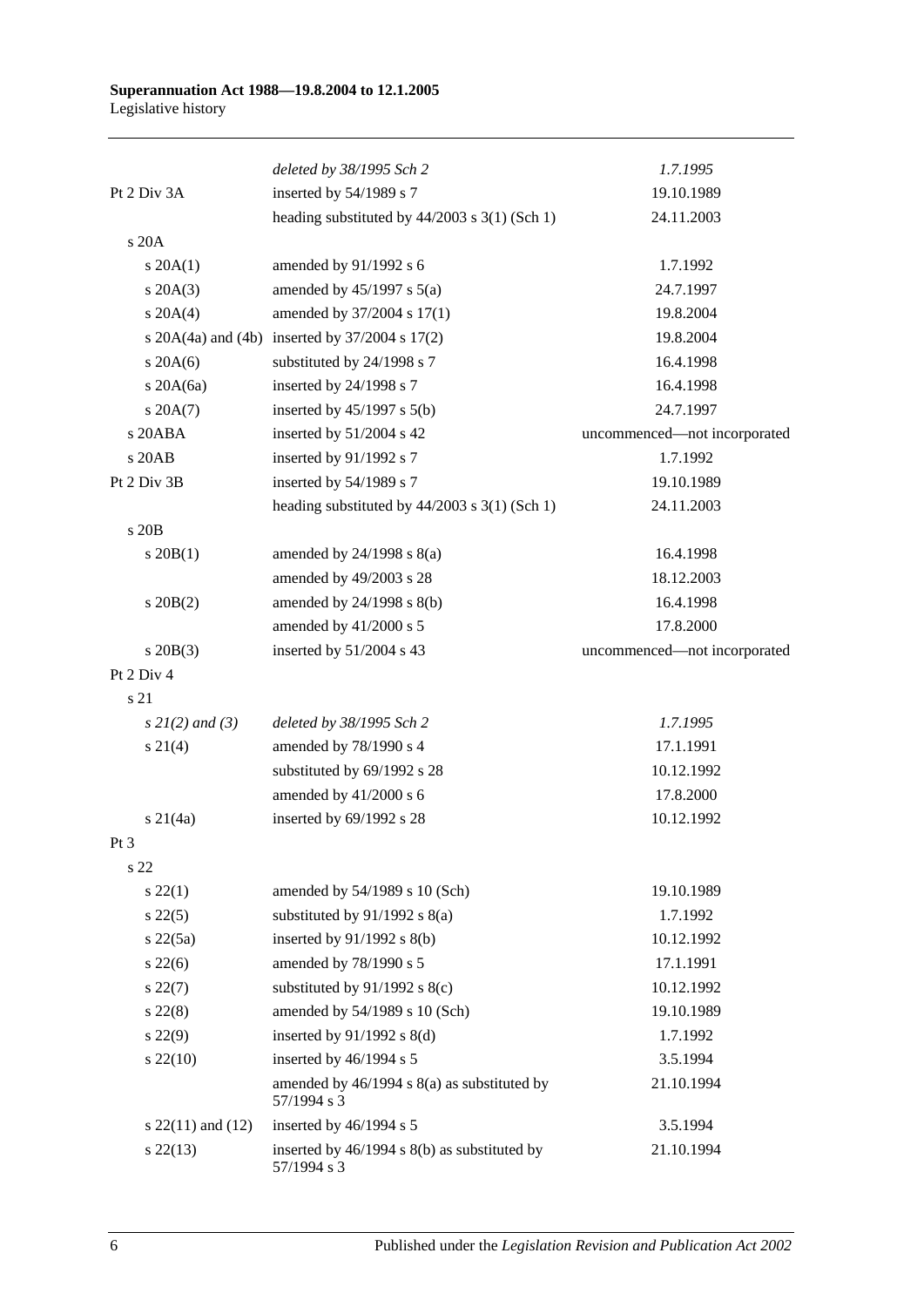| | | |
|---|---|---|
| | *deleted by 38/1995 Sch 2* | *1.7.1995* |
| Pt 2 Div 3A | inserted by 54/1989 s 7 | 19.10.1989 |
| | heading substituted by 44/2003 s 3(1) (Sch 1) | 24.11.2003 |
| s 20A | | |
| s 20A(1) | amended by 91/1992 s 6 | 1.7.1992 |
| s 20A(3) | amended by 45/1997 s 5(a) | 24.7.1997 |
| s 20A(4) | amended by 37/2004 s 17(1) | 19.8.2004 |
| s 20A(4a) and (4b) | inserted by 37/2004 s 17(2) | 19.8.2004 |
| s 20A(6) | substituted by 24/1998 s 7 | 16.4.1998 |
| s 20A(6a) | inserted by 24/1998 s 7 | 16.4.1998 |
| s 20A(7) | inserted by 45/1997 s 5(b) | 24.7.1997 |
| s 20ABA | inserted by 51/2004 s 42 | uncommenced—not incorporated |
| s 20AB | inserted by 91/1992 s 7 | 1.7.1992 |
| Pt 2 Div 3B | inserted by 54/1989 s 7 | 19.10.1989 |
| | heading substituted by 44/2003 s 3(1) (Sch 1) | 24.11.2003 |
| s 20B | | |
| s 20B(1) | amended by 24/1998 s 8(a) | 16.4.1998 |
| | amended by 49/2003 s 28 | 18.12.2003 |
| s 20B(2) | amended by 24/1998 s 8(b) | 16.4.1998 |
| | amended by 41/2000 s 5 | 17.8.2000 |
| s 20B(3) | inserted by 51/2004 s 43 | uncommenced—not incorporated |
| Pt 2 Div 4 | | |
| s 21 | | |
| *s 21(2) and (3)* | *deleted by 38/1995 Sch 2* | *1.7.1995* |
| s 21(4) | amended by 78/1990 s 4 | 17.1.1991 |
| | substituted by 69/1992 s 28 | 10.12.1992 |
| | amended by 41/2000 s 6 | 17.8.2000 |
| s 21(4a) | inserted by 69/1992 s 28 | 10.12.1992 |
| Pt 3 | | |
| s 22 | | |
| s 22(1) | amended by 54/1989 s 10 (Sch) | 19.10.1989 |
| s 22(5) | substituted by 91/1992 s 8(a) | 1.7.1992 |
| s 22(5a) | inserted by 91/1992 s 8(b) | 10.12.1992 |
| s 22(6) | amended by 78/1990 s 5 | 17.1.1991 |
| s 22(7) | substituted by 91/1992 s 8(c) | 10.12.1992 |
| s 22(8) | amended by 54/1989 s 10 (Sch) | 19.10.1989 |
| s 22(9) | inserted by 91/1992 s 8(d) | 1.7.1992 |
| s 22(10) | inserted by 46/1994 s 5 | 3.5.1994 |
| | amended by 46/1994 s 8(a) as substituted by 57/1994 s 3 | 21.10.1994 |
| s 22(11) and (12) | inserted by 46/1994 s 5 | 3.5.1994 |
| s 22(13) | inserted by 46/1994 s 8(b) as substituted by 57/1994 s 3 | 21.10.1994 |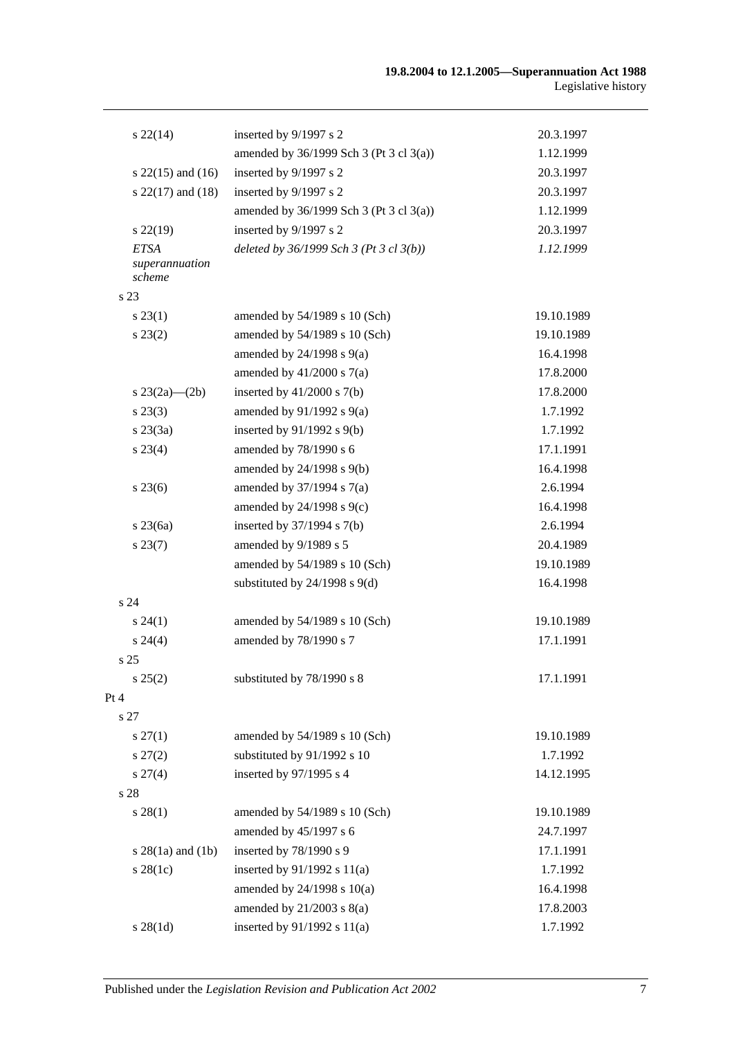| | | |
|---|---|---|
| s 22(14) | inserted by 9/1997 s 2 | 20.3.1997 |
| | amended by 36/1999 Sch 3 (Pt 3 cl 3(a)) | 1.12.1999 |
| s 22(15) and (16) | inserted by 9/1997 s 2 | 20.3.1997 |
| s 22(17) and (18) | inserted by 9/1997 s 2 | 20.3.1997 |
| | amended by 36/1999 Sch 3 (Pt 3 cl 3(a)) | 1.12.1999 |
| s 22(19) | inserted by 9/1997 s 2 | 20.3.1997 |
| *ETSA superannuation scheme* | *deleted by 36/1999 Sch 3 (Pt 3 cl 3(b))* | *1.12.1999* |
| s 23 | | |
| s 23(1) | amended by 54/1989 s 10 (Sch) | 19.10.1989 |
| s 23(2) | amended by 54/1989 s 10 (Sch) | 19.10.1989 |
| | amended by 24/1998 s 9(a) | 16.4.1998 |
| | amended by 41/2000 s 7(a) | 17.8.2000 |
| s 23(2a)—(2b) | inserted by 41/2000 s 7(b) | 17.8.2000 |
| s 23(3) | amended by 91/1992 s 9(a) | 1.7.1992 |
| s 23(3a) | inserted by 91/1992 s 9(b) | 1.7.1992 |
| s 23(4) | amended by 78/1990 s 6 | 17.1.1991 |
| | amended by 24/1998 s 9(b) | 16.4.1998 |
| s 23(6) | amended by 37/1994 s 7(a) | 2.6.1994 |
| | amended by 24/1998 s 9(c) | 16.4.1998 |
| s 23(6a) | inserted by 37/1994 s 7(b) | 2.6.1994 |
| s 23(7) | amended by 9/1989 s 5 | 20.4.1989 |
| | amended by 54/1989 s 10 (Sch) | 19.10.1989 |
| | substituted by 24/1998 s 9(d) | 16.4.1998 |
| s 24 | | |
| s 24(1) | amended by 54/1989 s 10 (Sch) | 19.10.1989 |
| s 24(4) | amended by 78/1990 s 7 | 17.1.1991 |
| s 25 | | |
| s 25(2) | substituted by 78/1990 s 8 | 17.1.1991 |
| Pt 4 | | |
| s 27 | | |
| s 27(1) | amended by 54/1989 s 10 (Sch) | 19.10.1989 |
| s 27(2) | substituted by 91/1992 s 10 | 1.7.1992 |
| s 27(4) | inserted by 97/1995 s 4 | 14.12.1995 |
| s 28 | | |
| s 28(1) | amended by 54/1989 s 10 (Sch) | 19.10.1989 |
| | amended by 45/1997 s 6 | 24.7.1997 |
| s 28(1a) and (1b) | inserted by 78/1990 s 9 | 17.1.1991 |
| s 28(1c) | inserted by 91/1992 s 11(a) | 1.7.1992 |
| | amended by 24/1998 s 10(a) | 16.4.1998 |
| | amended by 21/2003 s 8(a) | 17.8.2003 |
| s 28(1d) | inserted by 91/1992 s 11(a) | 1.7.1992 |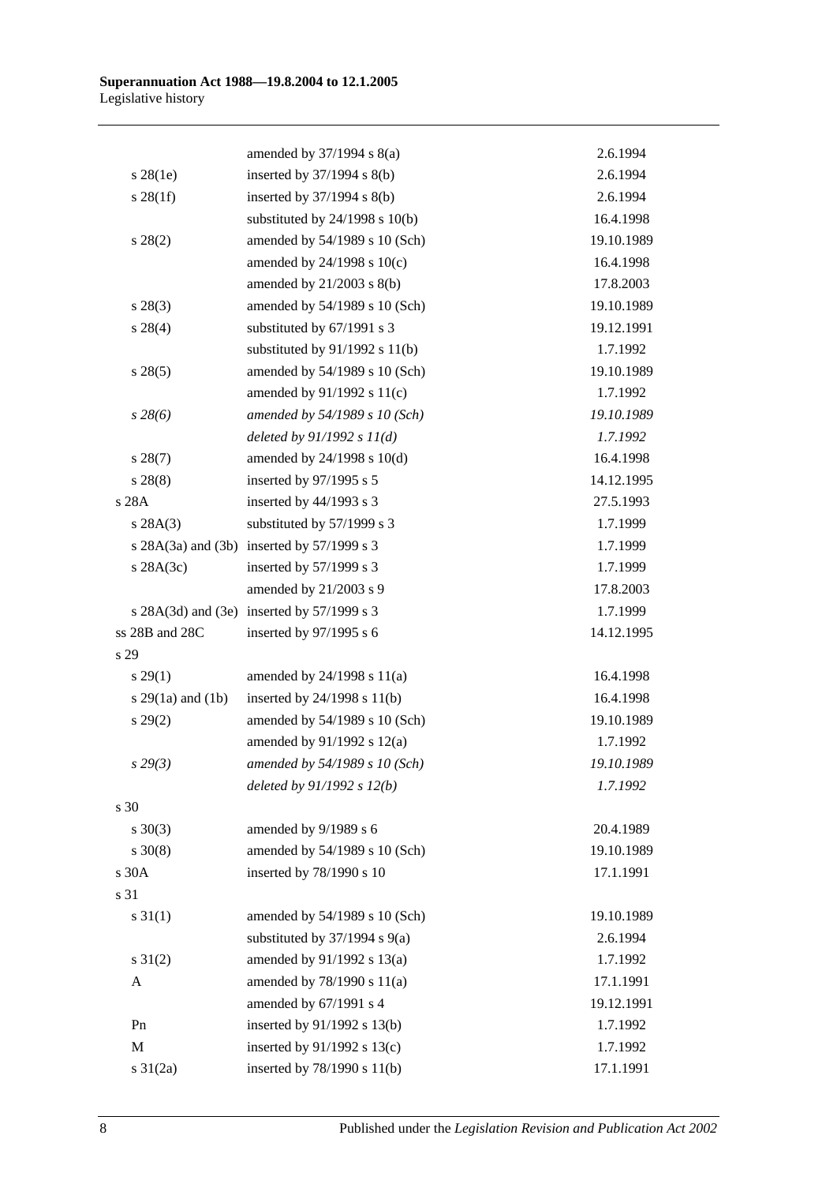| | | |
|---|---|---|
| | amended by 37/1994 s 8(a) | 2.6.1994 |
| s 28(1e) | inserted by 37/1994 s 8(b) | 2.6.1994 |
| s 28(1f) | inserted by 37/1994 s 8(b) | 2.6.1994 |
| | substituted by 24/1998 s 10(b) | 16.4.1998 |
| s 28(2) | amended by 54/1989 s 10 (Sch) | 19.10.1989 |
| | amended by 24/1998 s 10(c) | 16.4.1998 |
| | amended by 21/2003 s 8(b) | 17.8.2003 |
| s 28(3) | amended by 54/1989 s 10 (Sch) | 19.10.1989 |
| s 28(4) | substituted by 67/1991 s 3 | 19.12.1991 |
| | substituted by 91/1992 s 11(b) | 1.7.1992 |
| s 28(5) | amended by 54/1989 s 10 (Sch) | 19.10.1989 |
| | amended by 91/1992 s 11(c) | 1.7.1992 |
| *s 28(6)* | *amended by 54/1989 s 10 (Sch)* | *19.10.1989* |
| | *deleted by 91/1992 s 11(d)* | *1.7.1992* |
| s 28(7) | amended by 24/1998 s 10(d) | 16.4.1998 |
| s 28(8) | inserted by 97/1995 s 5 | 14.12.1995 |
| s 28A | inserted by 44/1993 s 3 | 27.5.1993 |
| s 28A(3) | substituted by 57/1999 s 3 | 1.7.1999 |
| s 28A(3a) and (3b) | inserted by 57/1999 s 3 | 1.7.1999 |
| s 28A(3c) | inserted by 57/1999 s 3 | 1.7.1999 |
| | amended by 21/2003 s 9 | 17.8.2003 |
| s 28A(3d) and (3e) | inserted by 57/1999 s 3 | 1.7.1999 |
| ss 28B and 28C | inserted by 97/1995 s 6 | 14.12.1995 |
| s 29 | | |
| s 29(1) | amended by 24/1998 s 11(a) | 16.4.1998 |
| s 29(1a) and (1b) | inserted by 24/1998 s 11(b) | 16.4.1998 |
| s 29(2) | amended by 54/1989 s 10 (Sch) | 19.10.1989 |
| | amended by 91/1992 s 12(a) | 1.7.1992 |
| *s 29(3)* | *amended by 54/1989 s 10 (Sch)* | *19.10.1989* |
| | *deleted by 91/1992 s 12(b)* | *1.7.1992* |
| s 30 | | |
| s 30(3) | amended by 9/1989 s 6 | 20.4.1989 |
| s 30(8) | amended by 54/1989 s 10 (Sch) | 19.10.1989 |
| s 30A | inserted by 78/1990 s 10 | 17.1.1991 |
| s 31 | | |
| s 31(1) | amended by 54/1989 s 10 (Sch) | 19.10.1989 |
| | substituted by 37/1994 s 9(a) | 2.6.1994 |
| s 31(2) | amended by 91/1992 s 13(a) | 1.7.1992 |
| A | amended by 78/1990 s 11(a) | 17.1.1991 |
| | amended by 67/1991 s 4 | 19.12.1991 |
| Pn | inserted by 91/1992 s 13(b) | 1.7.1992 |
| M | inserted by 91/1992 s 13(c) | 1.7.1992 |
| s 31(2a) | inserted by 78/1990 s 11(b) | 17.1.1991 |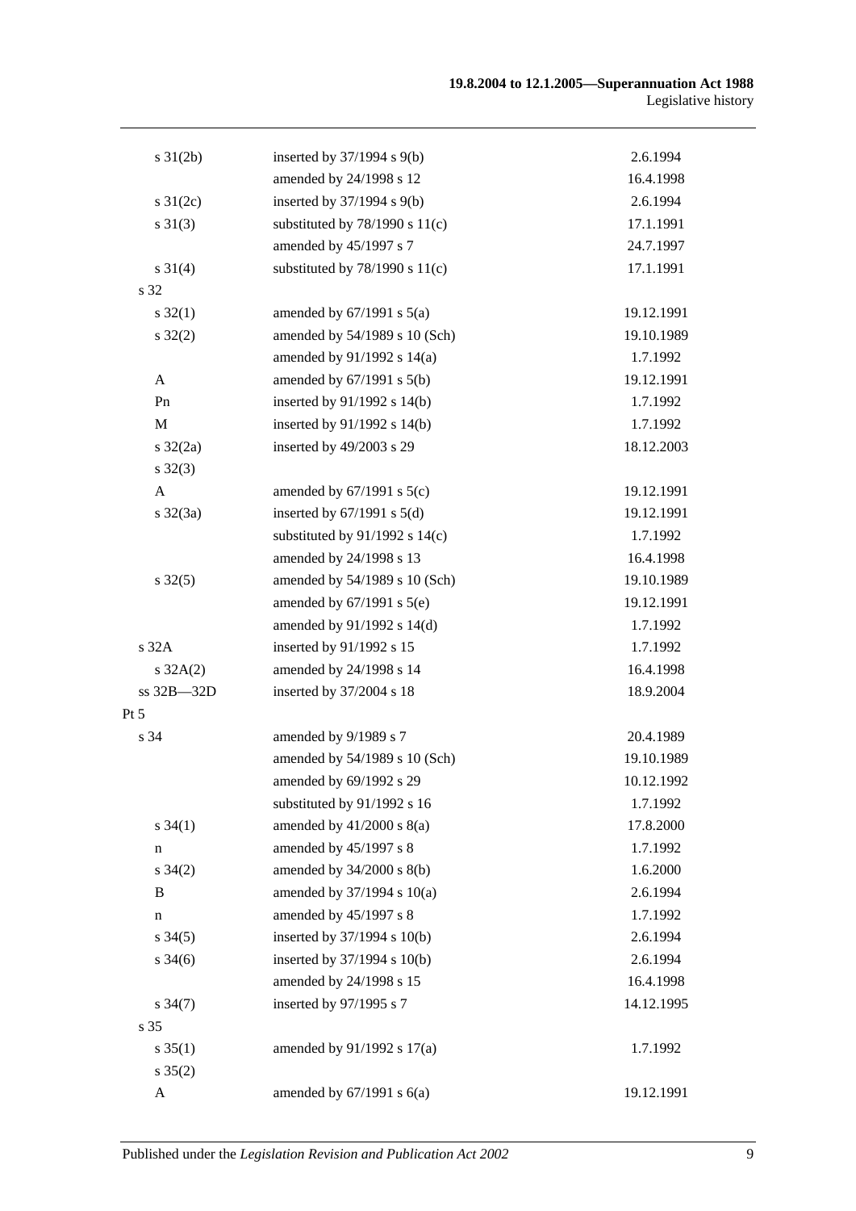| | | |
|---|---|---|
| s 31(2b) | inserted by 37/1994 s 9(b) | 2.6.1994 |
| | amended by 24/1998 s 12 | 16.4.1998 |
| s 31(2c) | inserted by 37/1994 s 9(b) | 2.6.1994 |
| s 31(3) | substituted by 78/1990 s 11(c) | 17.1.1991 |
| | amended by 45/1997 s 7 | 24.7.1997 |
| s 31(4) | substituted by 78/1990 s 11(c) | 17.1.1991 |
| s 32 | | |
| s 32(1) | amended by 67/1991 s 5(a) | 19.12.1991 |
| s 32(2) | amended by 54/1989 s 10 (Sch) | 19.10.1989 |
| | amended by 91/1992 s 14(a) | 1.7.1992 |
| A | amended by 67/1991 s 5(b) | 19.12.1991 |
| Pn | inserted by 91/1992 s 14(b) | 1.7.1992 |
| M | inserted by 91/1992 s 14(b) | 1.7.1992 |
| s 32(2a) | inserted by 49/2003 s 29 | 18.12.2003 |
| s 32(3) | | |
| A | amended by 67/1991 s 5(c) | 19.12.1991 |
| s 32(3a) | inserted by 67/1991 s 5(d) | 19.12.1991 |
| | substituted by 91/1992 s 14(c) | 1.7.1992 |
| | amended by 24/1998 s 13 | 16.4.1998 |
| s 32(5) | amended by 54/1989 s 10 (Sch) | 19.10.1989 |
| | amended by 67/1991 s 5(e) | 19.12.1991 |
| | amended by 91/1992 s 14(d) | 1.7.1992 |
| s 32A | inserted by 91/1992 s 15 | 1.7.1992 |
| s 32A(2) | amended by 24/1998 s 14 | 16.4.1998 |
| ss 32B—32D | inserted by 37/2004 s 18 | 18.9.2004 |
| Pt 5 | | |
| s 34 | amended by 9/1989 s 7 | 20.4.1989 |
| | amended by 54/1989 s 10 (Sch) | 19.10.1989 |
| | amended by 69/1992 s 29 | 10.12.1992 |
| | substituted by 91/1992 s 16 | 1.7.1992 |
| s 34(1) | amended by 41/2000 s 8(a) | 17.8.2000 |
| n | amended by 45/1997 s 8 | 1.7.1992 |
| s 34(2) | amended by 34/2000 s 8(b) | 1.6.2000 |
| B | amended by 37/1994 s 10(a) | 2.6.1994 |
| n | amended by 45/1997 s 8 | 1.7.1992 |
| s 34(5) | inserted by 37/1994 s 10(b) | 2.6.1994 |
| s 34(6) | inserted by 37/1994 s 10(b) | 2.6.1994 |
| | amended by 24/1998 s 15 | 16.4.1998 |
| s 34(7) | inserted by 97/1995 s 7 | 14.12.1995 |
| s 35 | | |
| s 35(1) | amended by 91/1992 s 17(a) | 1.7.1992 |
| s 35(2) | | |
| A | amended by 67/1991 s 6(a) | 19.12.1991 |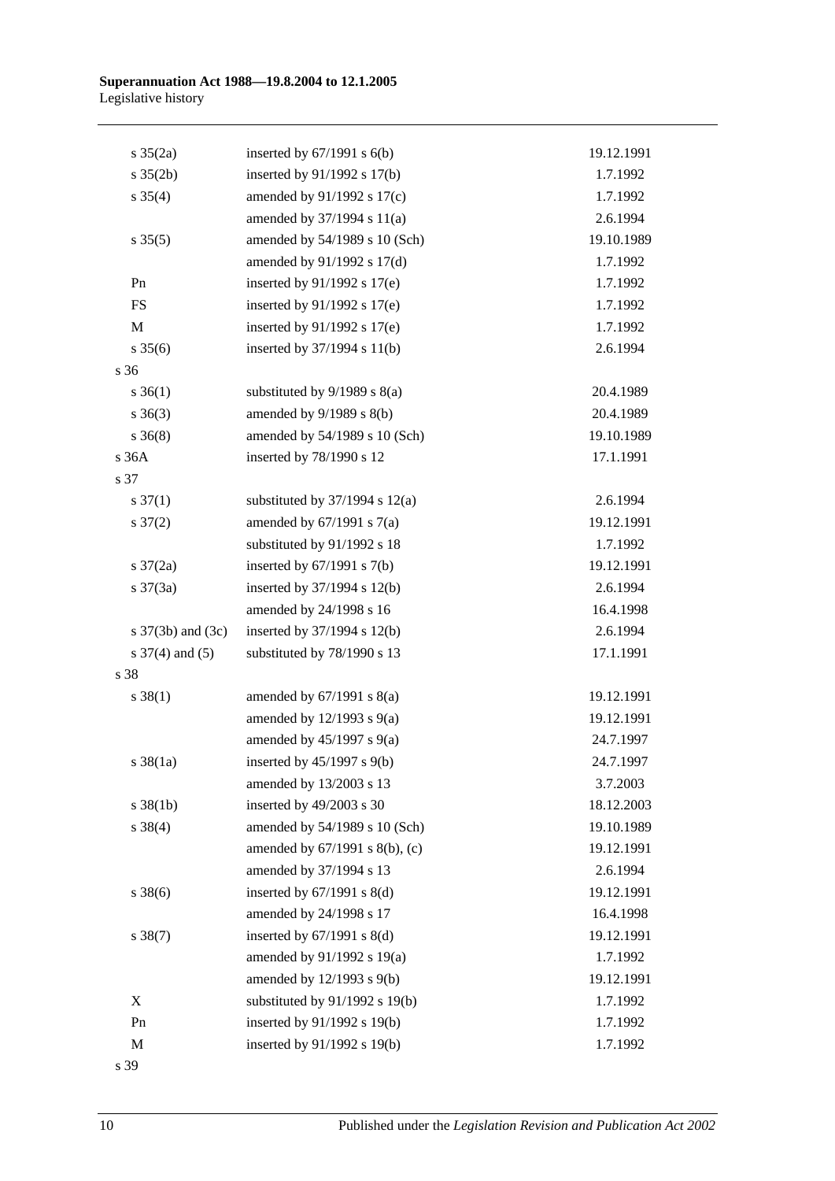| | | |
|---|---|---|
| s 35(2a) | inserted by 67/1991 s 6(b) | 19.12.1991 |
| s 35(2b) | inserted by 91/1992 s 17(b) | 1.7.1992 |
| s 35(4) | amended by 91/1992 s 17(c) | 1.7.1992 |
| | amended by 37/1994 s 11(a) | 2.6.1994 |
| s 35(5) | amended by 54/1989 s 10 (Sch) | 19.10.1989 |
| | amended by 91/1992 s 17(d) | 1.7.1992 |
| Pn | inserted by 91/1992 s 17(e) | 1.7.1992 |
| FS | inserted by 91/1992 s 17(e) | 1.7.1992 |
| M | inserted by 91/1992 s 17(e) | 1.7.1992 |
| s 35(6) | inserted by 37/1994 s 11(b) | 2.6.1994 |
| s 36 | | |
| s 36(1) | substituted by 9/1989 s 8(a) | 20.4.1989 |
| s 36(3) | amended by 9/1989 s 8(b) | 20.4.1989 |
| s 36(8) | amended by 54/1989 s 10 (Sch) | 19.10.1989 |
| s 36A | inserted by 78/1990 s 12 | 17.1.1991 |
| s 37 | | |
| s 37(1) | substituted by 37/1994 s 12(a) | 2.6.1994 |
| s 37(2) | amended by 67/1991 s 7(a) | 19.12.1991 |
| | substituted by 91/1992 s 18 | 1.7.1992 |
| s 37(2a) | inserted by 67/1991 s 7(b) | 19.12.1991 |
| s 37(3a) | inserted by 37/1994 s 12(b) | 2.6.1994 |
| | amended by 24/1998 s 16 | 16.4.1998 |
| s 37(3b) and (3c) | inserted by 37/1994 s 12(b) | 2.6.1994 |
| s 37(4) and (5) | substituted by 78/1990 s 13 | 17.1.1991 |
| s 38 | | |
| s 38(1) | amended by 67/1991 s 8(a) | 19.12.1991 |
| | amended by 12/1993 s 9(a) | 19.12.1991 |
| | amended by 45/1997 s 9(a) | 24.7.1997 |
| s 38(1a) | inserted by 45/1997 s 9(b) | 24.7.1997 |
| | amended by 13/2003 s 13 | 3.7.2003 |
| s 38(1b) | inserted by 49/2003 s 30 | 18.12.2003 |
| s 38(4) | amended by 54/1989 s 10 (Sch) | 19.10.1989 |
| | amended by 67/1991 s 8(b), (c) | 19.12.1991 |
| | amended by 37/1994 s 13 | 2.6.1994 |
| s 38(6) | inserted by 67/1991 s 8(d) | 19.12.1991 |
| | amended by 24/1998 s 17 | 16.4.1998 |
| s 38(7) | inserted by 67/1991 s 8(d) | 19.12.1991 |
| | amended by 91/1992 s 19(a) | 1.7.1992 |
| | amended by 12/1993 s 9(b) | 19.12.1991 |
| X | substituted by 91/1992 s 19(b) | 1.7.1992 |
| Pn | inserted by 91/1992 s 19(b) | 1.7.1992 |
| M | inserted by 91/1992 s 19(b) | 1.7.1992 |
| s 39 | | |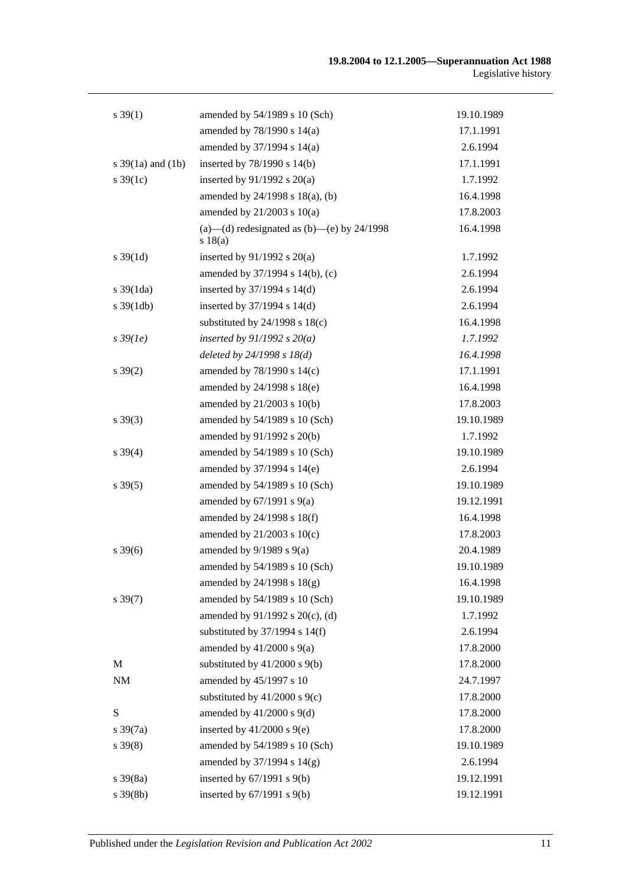| | | |
|---|---|---|
| s 39(1) | amended by 54/1989 s 10 (Sch) | 19.10.1989 |
| | amended by 78/1990 s 14(a) | 17.1.1991 |
| | amended by 37/1994 s 14(a) | 2.6.1994 |
| s 39(1a) and (1b) | inserted by 78/1990 s 14(b) | 17.1.1991 |
| s 39(1c) | inserted by 91/1992 s 20(a) | 1.7.1992 |
| | amended by 24/1998 s 18(a), (b) | 16.4.1998 |
| | amended by 21/2003 s 10(a) | 17.8.2003 |
| | (a)—(d) redesignated as (b)—(e) by 24/1998 s 18(a) | 16.4.1998 |
| s 39(1d) | inserted by 91/1992 s 20(a) | 1.7.1992 |
| | amended by 37/1994 s 14(b), (c) | 2.6.1994 |
| s 39(1da) | inserted by 37/1994 s 14(d) | 2.6.1994 |
| s 39(1db) | inserted by 37/1994 s 14(d) | 2.6.1994 |
| | substituted by 24/1998 s 18(c) | 16.4.1998 |
| *s 39(1e)* | *inserted by 91/1992 s 20(a)* | *1.7.1992* |
| | *deleted by 24/1998 s 18(d)* | *16.4.1998* |
| s 39(2) | amended by 78/1990 s 14(c) | 17.1.1991 |
| | amended by 24/1998 s 18(e) | 16.4.1998 |
| | amended by 21/2003 s 10(b) | 17.8.2003 |
| s 39(3) | amended by 54/1989 s 10 (Sch) | 19.10.1989 |
| | amended by 91/1992 s 20(b) | 1.7.1992 |
| s 39(4) | amended by 54/1989 s 10 (Sch) | 19.10.1989 |
| | amended by 37/1994 s 14(e) | 2.6.1994 |
| s 39(5) | amended by 54/1989 s 10 (Sch) | 19.10.1989 |
| | amended by 67/1991 s 9(a) | 19.12.1991 |
| | amended by 24/1998 s 18(f) | 16.4.1998 |
| | amended by 21/2003 s 10(c) | 17.8.2003 |
| s 39(6) | amended by 9/1989 s 9(a) | 20.4.1989 |
| | amended by 54/1989 s 10 (Sch) | 19.10.1989 |
| | amended by 24/1998 s 18(g) | 16.4.1998 |
| s 39(7) | amended by 54/1989 s 10 (Sch) | 19.10.1989 |
| | amended by 91/1992 s 20(c), (d) | 1.7.1992 |
| | substituted by 37/1994 s 14(f) | 2.6.1994 |
| | amended by 41/2000 s 9(a) | 17.8.2000 |
| M | substituted by 41/2000 s 9(b) | 17.8.2000 |
| NM | amended by 45/1997 s 10 | 24.7.1997 |
| | substituted by 41/2000 s 9(c) | 17.8.2000 |
| S | amended by 41/2000 s 9(d) | 17.8.2000 |
| s 39(7a) | inserted by 41/2000 s 9(e) | 17.8.2000 |
| s 39(8) | amended by 54/1989 s 10 (Sch) | 19.10.1989 |
| | amended by 37/1994 s 14(g) | 2.6.1994 |
| s 39(8a) | inserted by 67/1991 s 9(b) | 19.12.1991 |
| s 39(8b) | inserted by 67/1991 s 9(b) | 19.12.1991 |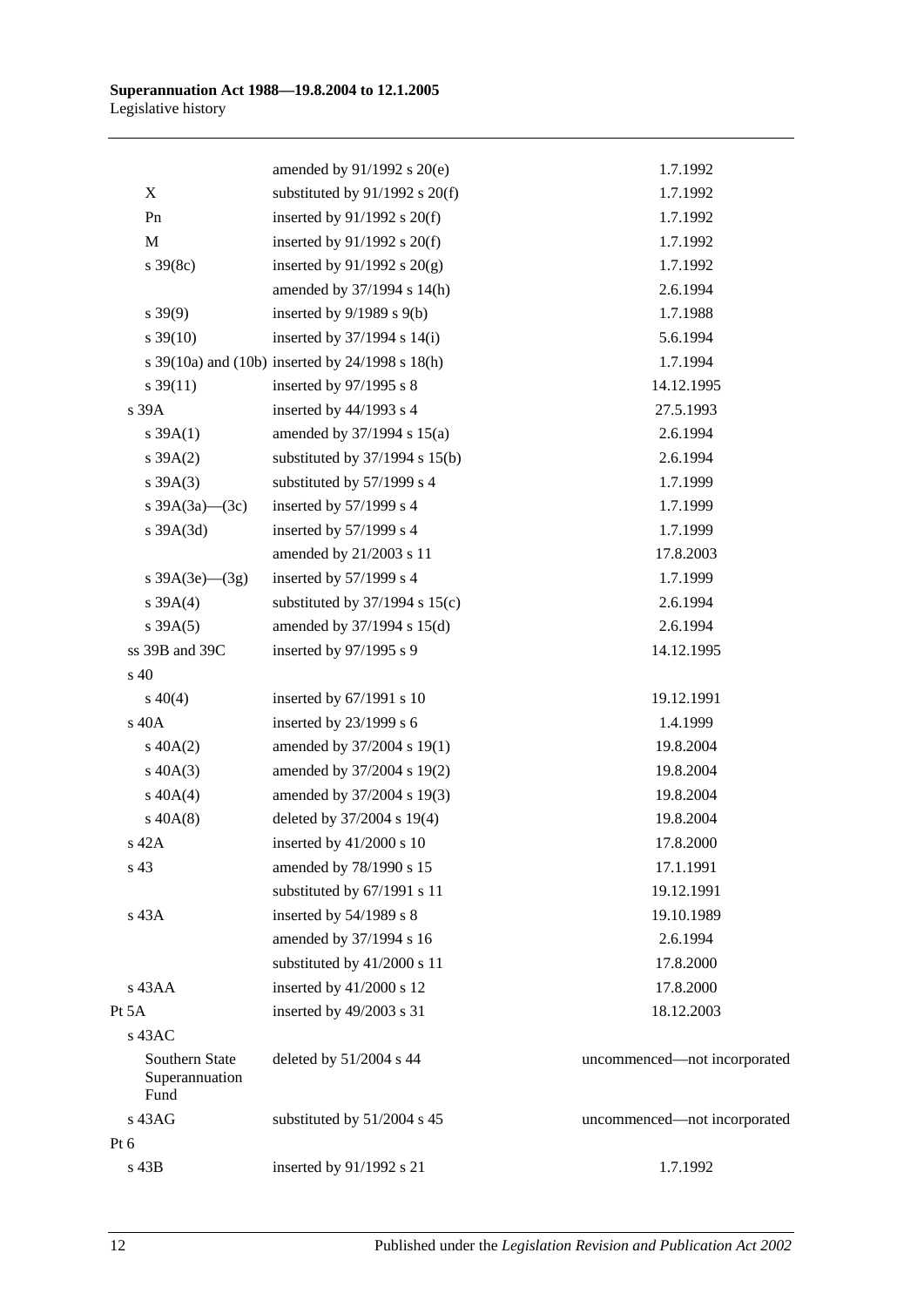| | | |
|---|---|---|
| | amended by 91/1992 s 20(e) | 1.7.1992 |
| X | substituted by 91/1992 s 20(f) | 1.7.1992 |
| Pn | inserted by 91/1992 s 20(f) | 1.7.1992 |
| M | inserted by 91/1992 s 20(f) | 1.7.1992 |
| s 39(8c) | inserted by 91/1992 s 20(g) | 1.7.1992 |
| | amended by 37/1994 s 14(h) | 2.6.1994 |
| s 39(9) | inserted by 9/1989 s 9(b) | 1.7.1988 |
| s 39(10) | inserted by 37/1994 s 14(i) | 5.6.1994 |
| s 39(10a) and (10b) | inserted by 24/1998 s 18(h) | 1.7.1994 |
| s 39(11) | inserted by 97/1995 s 8 | 14.12.1995 |
| s 39A | inserted by 44/1993 s 4 | 27.5.1993 |
| s 39A(1) | amended by 37/1994 s 15(a) | 2.6.1994 |
| s 39A(2) | substituted by 37/1994 s 15(b) | 2.6.1994 |
| s 39A(3) | substituted by 57/1999 s 4 | 1.7.1999 |
| s 39A(3a)—(3c) | inserted by 57/1999 s 4 | 1.7.1999 |
| s 39A(3d) | inserted by 57/1999 s 4 | 1.7.1999 |
| | amended by 21/2003 s 11 | 17.8.2003 |
| s 39A(3e)—(3g) | inserted by 57/1999 s 4 | 1.7.1999 |
| s 39A(4) | substituted by 37/1994 s 15(c) | 2.6.1994 |
| s 39A(5) | amended by 37/1994 s 15(d) | 2.6.1994 |
| ss 39B and 39C | inserted by 97/1995 s 9 | 14.12.1995 |
| s 40 | | |
| s 40(4) | inserted by 67/1991 s 10 | 19.12.1991 |
| s 40A | inserted by 23/1999 s 6 | 1.4.1999 |
| s 40A(2) | amended by 37/2004 s 19(1) | 19.8.2004 |
| s 40A(3) | amended by 37/2004 s 19(2) | 19.8.2004 |
| s 40A(4) | amended by 37/2004 s 19(3) | 19.8.2004 |
| s 40A(8) | deleted by 37/2004 s 19(4) | 19.8.2004 |
| s 42A | inserted by 41/2000 s 10 | 17.8.2000 |
| s 43 | amended by 78/1990 s 15 | 17.1.1991 |
| | substituted by 67/1991 s 11 | 19.12.1991 |
| s 43A | inserted by 54/1989 s 8 | 19.10.1989 |
| | amended by 37/1994 s 16 | 2.6.1994 |
| | substituted by 41/2000 s 11 | 17.8.2000 |
| s 43AA | inserted by 41/2000 s 12 | 17.8.2000 |
| Pt 5A | inserted by 49/2003 s 31 | 18.12.2003 |
| s 43AC | | |
| Southern State Superannuation Fund | deleted by 51/2004 s 44 | uncommenced—not incorporated |
| s 43AG | substituted by 51/2004 s 45 | uncommenced—not incorporated |
| Pt 6 | | |
| s 43B | inserted by 91/1992 s 21 | 1.7.1992 |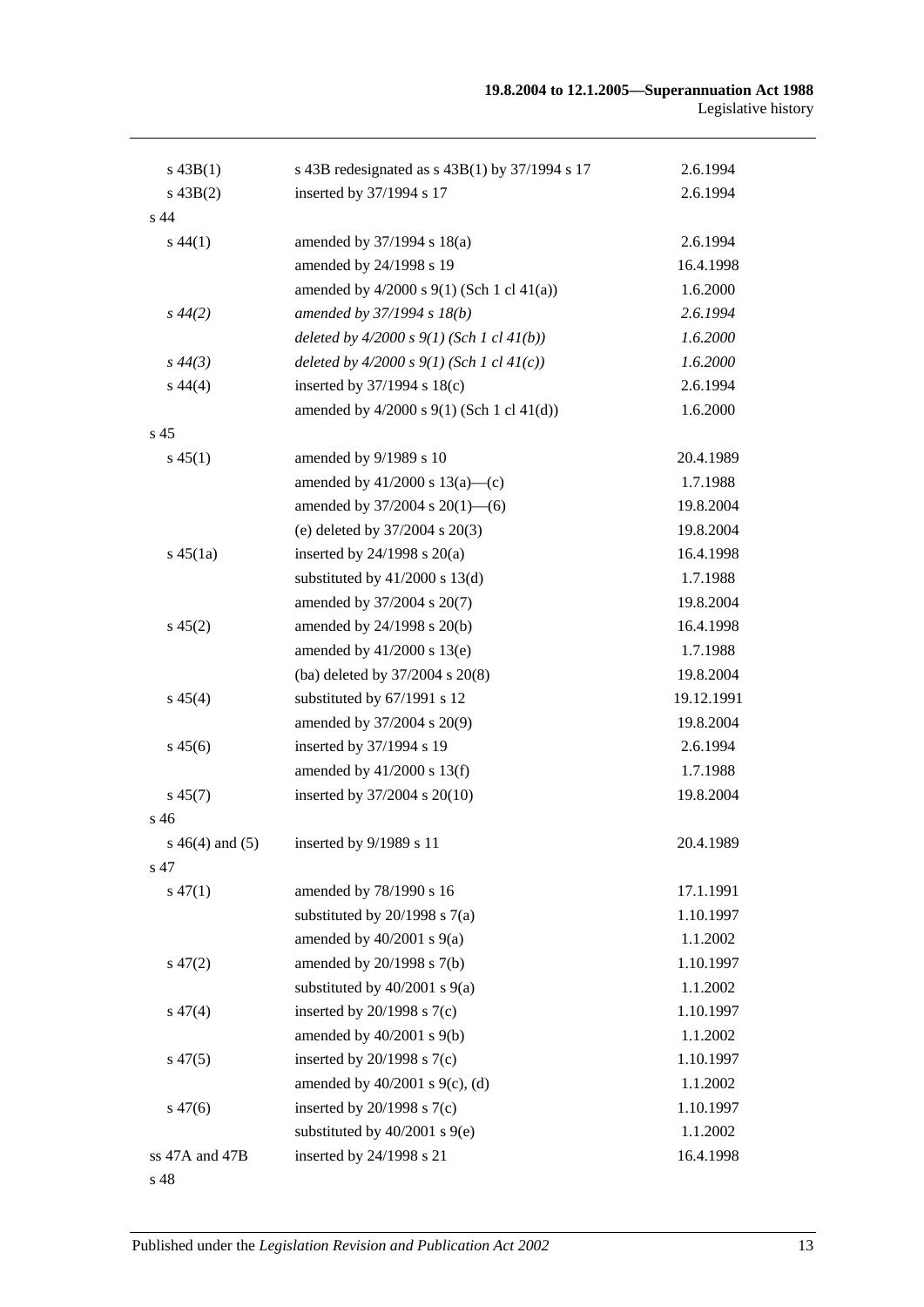| | | |
|---|---|---|
| s 43B(1) | s 43B redesignated as s 43B(1) by 37/1994 s 17 | 2.6.1994 |
| s 43B(2) | inserted by 37/1994 s 17 | 2.6.1994 |
| s 44 | | |
| s 44(1) | amended by 37/1994 s 18(a) | 2.6.1994 |
| | amended by 24/1998 s 19 | 16.4.1998 |
| | amended by 4/2000 s 9(1) (Sch 1 cl 41(a)) | 1.6.2000 |
| *s 44(2)* | *amended by 37/1994 s 18(b)* | *2.6.1994* |
| | *deleted by 4/2000 s 9(1) (Sch 1 cl 41(b))* | *1.6.2000* |
| *s 44(3)* | *deleted by 4/2000 s 9(1) (Sch 1 cl 41(c))* | *1.6.2000* |
| s 44(4) | inserted by 37/1994 s 18(c) | 2.6.1994 |
| | amended by 4/2000 s 9(1) (Sch 1 cl 41(d)) | 1.6.2000 |
| s 45 | | |
| s 45(1) | amended by 9/1989 s 10 | 20.4.1989 |
| | amended by 41/2000 s 13(a)—(c) | 1.7.1988 |
| | amended by 37/2004 s 20(1)—(6) | 19.8.2004 |
| | (e) deleted by 37/2004 s 20(3) | 19.8.2004 |
| s 45(1a) | inserted by 24/1998 s 20(a) | 16.4.1998 |
| | substituted by 41/2000 s 13(d) | 1.7.1988 |
| | amended by 37/2004 s 20(7) | 19.8.2004 |
| s 45(2) | amended by 24/1998 s 20(b) | 16.4.1998 |
| | amended by 41/2000 s 13(e) | 1.7.1988 |
| | (ba) deleted by 37/2004 s 20(8) | 19.8.2004 |
| s 45(4) | substituted by 67/1991 s 12 | 19.12.1991 |
| | amended by 37/2004 s 20(9) | 19.8.2004 |
| s 45(6) | inserted by 37/1994 s 19 | 2.6.1994 |
| | amended by 41/2000 s 13(f) | 1.7.1988 |
| s 45(7) | inserted by 37/2004 s 20(10) | 19.8.2004 |
| s 46 | | |
| s 46(4) and (5) | inserted by 9/1989 s 11 | 20.4.1989 |
| s 47 | | |
| s 47(1) | amended by 78/1990 s 16 | 17.1.1991 |
| | substituted by 20/1998 s 7(a) | 1.10.1997 |
| | amended by 40/2001 s 9(a) | 1.1.2002 |
| s 47(2) | amended by 20/1998 s 7(b) | 1.10.1997 |
| | substituted by 40/2001 s 9(a) | 1.1.2002 |
| s 47(4) | inserted by 20/1998 s 7(c) | 1.10.1997 |
| | amended by 40/2001 s 9(b) | 1.1.2002 |
| s 47(5) | inserted by 20/1998 s 7(c) | 1.10.1997 |
| | amended by 40/2001 s 9(c), (d) | 1.1.2002 |
| s 47(6) | inserted by 20/1998 s 7(c) | 1.10.1997 |
| | substituted by 40/2001 s 9(e) | 1.1.2002 |
| ss 47A and 47B | inserted by 24/1998 s 21 | 16.4.1998 |
| s 48 | | |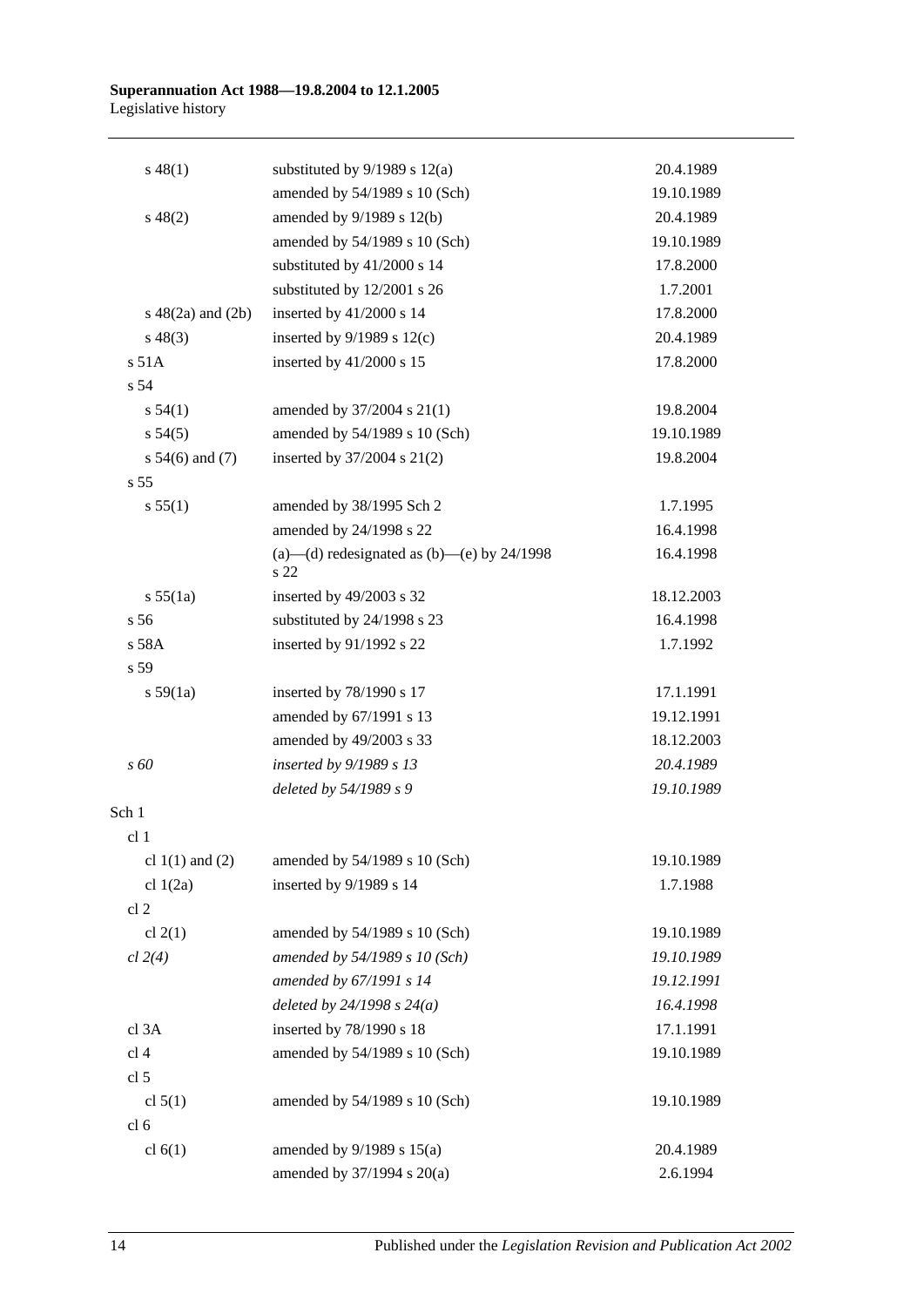| | | |
|---|---|---|
| s 48(1) | substituted by 9/1989 s 12(a) | 20.4.1989 |
| | amended by 54/1989 s 10 (Sch) | 19.10.1989 |
| s 48(2) | amended by 9/1989 s 12(b) | 20.4.1989 |
| | amended by 54/1989 s 10 (Sch) | 19.10.1989 |
| | substituted by 41/2000 s 14 | 17.8.2000 |
| | substituted by 12/2001 s 26 | 1.7.2001 |
| s 48(2a) and (2b) | inserted by 41/2000 s 14 | 17.8.2000 |
| s 48(3) | inserted by 9/1989 s 12(c) | 20.4.1989 |
| s 51A | inserted by 41/2000 s 15 | 17.8.2000 |
| s 54 | | |
| s 54(1) | amended by 37/2004 s 21(1) | 19.8.2004 |
| s 54(5) | amended by 54/1989 s 10 (Sch) | 19.10.1989 |
| s 54(6) and (7) | inserted by 37/2004 s 21(2) | 19.8.2004 |
| s 55 | | |
| s 55(1) | amended by 38/1995 Sch 2 | 1.7.1995 |
| | amended by 24/1998 s 22 | 16.4.1998 |
| | (a)—(d) redesignated as (b)—(e) by 24/1998 s 22 | 16.4.1998 |
| s 55(1a) | inserted by 49/2003 s 32 | 18.12.2003 |
| s 56 | substituted by 24/1998 s 23 | 16.4.1998 |
| s 58A | inserted by 91/1992 s 22 | 1.7.1992 |
| s 59 | | |
| s 59(1a) | inserted by 78/1990 s 17 | 17.1.1991 |
| | amended by 67/1991 s 13 | 19.12.1991 |
| | amended by 49/2003 s 33 | 18.12.2003 |
| *s 60* | *inserted by 9/1989 s 13* | *20.4.1989* |
| | *deleted by 54/1989 s 9* | *19.10.1989* |
| Sch 1 | | |
| cl 1 | | |
| cl 1(1) and (2) | amended by 54/1989 s 10 (Sch) | 19.10.1989 |
| cl 1(2a) | inserted by 9/1989 s 14 | 1.7.1988 |
| cl 2 | | |
| cl 2(1) | amended by 54/1989 s 10 (Sch) | 19.10.1989 |
| *cl 2(4)* | *amended by 54/1989 s 10 (Sch)* | *19.10.1989* |
| | *amended by 67/1991 s 14* | *19.12.1991* |
| | *deleted by 24/1998 s 24(a)* | *16.4.1998* |
| cl 3A | inserted by 78/1990 s 18 | 17.1.1991 |
| cl 4 | amended by 54/1989 s 10 (Sch) | 19.10.1989 |
| cl 5 | | |
| cl 5(1) | amended by 54/1989 s 10 (Sch) | 19.10.1989 |
| cl 6 | | |
| cl 6(1) | amended by 9/1989 s 15(a) | 20.4.1989 |
| | amended by 37/1994 s 20(a) | 2.6.1994 |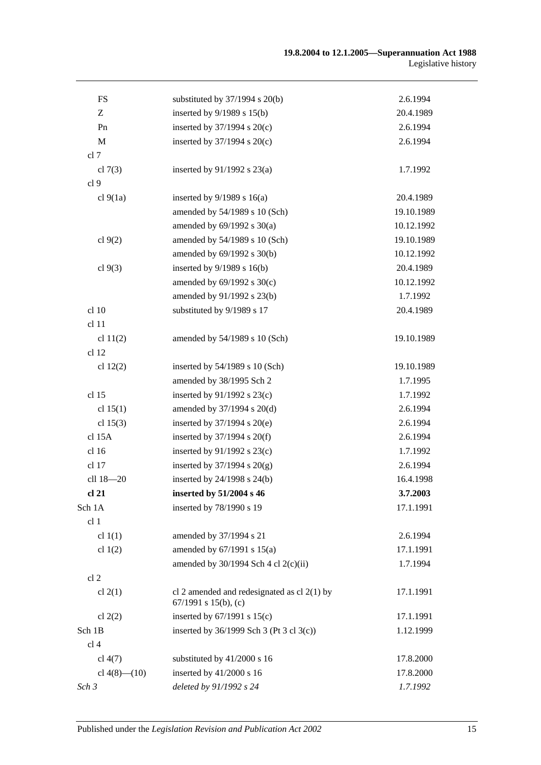| | | |
|---|---|---|
| FS | substituted by 37/1994 s 20(b) | 2.6.1994 |
| Z | inserted by 9/1989 s 15(b) | 20.4.1989 |
| Pn | inserted by 37/1994 s 20(c) | 2.6.1994 |
| M | inserted by 37/1994 s 20(c) | 2.6.1994 |
| cl 7 | | |
| cl 7(3) | inserted by 91/1992 s 23(a) | 1.7.1992 |
| cl 9 | | |
| cl 9(1a) | inserted by 9/1989 s 16(a) | 20.4.1989 |
| | amended by 54/1989 s 10 (Sch) | 19.10.1989 |
| | amended by 69/1992 s 30(a) | 10.12.1992 |
| cl 9(2) | amended by 54/1989 s 10 (Sch) | 19.10.1989 |
| | amended by 69/1992 s 30(b) | 10.12.1992 |
| cl 9(3) | inserted by 9/1989 s 16(b) | 20.4.1989 |
| | amended by 69/1992 s 30(c) | 10.12.1992 |
| | amended by 91/1992 s 23(b) | 1.7.1992 |
| cl 10 | substituted by 9/1989 s 17 | 20.4.1989 |
| cl 11 | | |
| cl 11(2) | amended by 54/1989 s 10 (Sch) | 19.10.1989 |
| cl 12 | | |
| cl 12(2) | inserted by 54/1989 s 10 (Sch) | 19.10.1989 |
| | amended by 38/1995 Sch 2 | 1.7.1995 |
| cl 15 | inserted by 91/1992 s 23(c) | 1.7.1992 |
| cl 15(1) | amended by 37/1994 s 20(d) | 2.6.1994 |
| cl 15(3) | inserted by 37/1994 s 20(e) | 2.6.1994 |
| cl 15A | inserted by 37/1994 s 20(f) | 2.6.1994 |
| cl 16 | inserted by 91/1992 s 23(c) | 1.7.1992 |
| cl 17 | inserted by 37/1994 s 20(g) | 2.6.1994 |
| cll 18—20 | inserted by 24/1998 s 24(b) | 16.4.1998 |
| **cl 21** | **inserted by 51/2004 s 46** | **3.7.2003** |
| Sch 1A | inserted by 78/1990 s 19 | 17.1.1991 |
| cl 1 | | |
| cl 1(1) | amended by 37/1994 s 21 | 2.6.1994 |
| cl 1(2) | amended by 67/1991 s 15(a) | 17.1.1991 |
| | amended by 30/1994 Sch 4 cl 2(c)(ii) | 1.7.1994 |
| cl 2 | | |
| cl 2(1) | cl 2 amended and redesignated as cl 2(1) by 67/1991 s 15(b), (c) | 17.1.1991 |
| cl 2(2) | inserted by 67/1991 s 15(c) | 17.1.1991 |
| Sch 1B | inserted by 36/1999 Sch 3 (Pt 3 cl 3(c)) | 1.12.1999 |
| cl 4 | | |
| cl 4(7) | substituted by 41/2000 s 16 | 17.8.2000 |
| cl 4(8)—(10) | inserted by 41/2000 s 16 | 17.8.2000 |
| *Sch 3* | *deleted by 91/1992 s 24* | *1.7.1992* |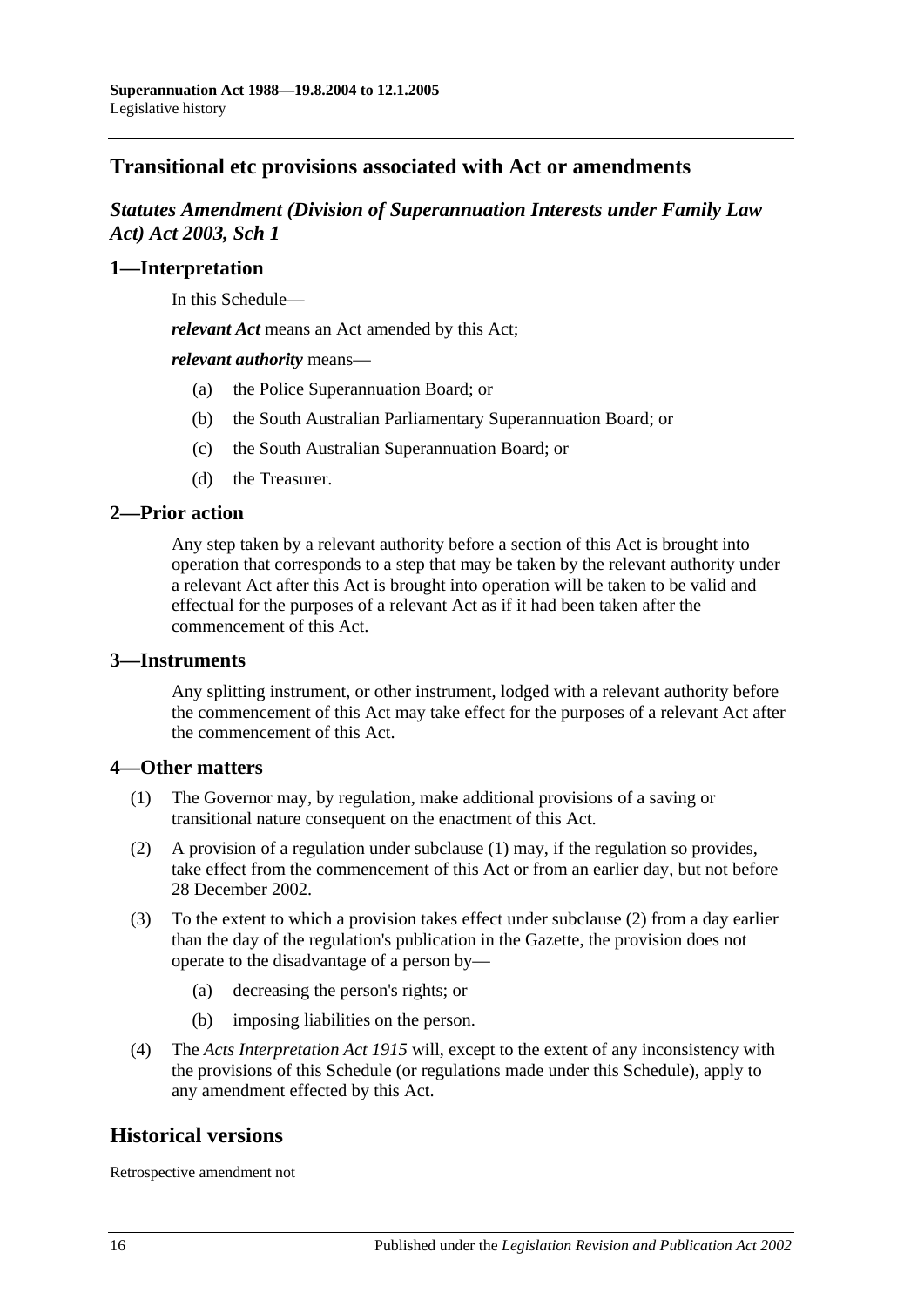## Transitional etc provisions associated with Act or amendments

### *Statutes Amendment (Division of Superannuation Interests under Family Law Act) Act 2003, Sch 1*

#### 1—Interpretation

In this Schedule—

***relevant Act*** means an Act amended by this Act;

***relevant authority*** means—

(a) the Police Superannuation Board; or

(b) the South Australian Parliamentary Superannuation Board; or

(c) the South Australian Superannuation Board; or

(d) the Treasurer.

#### 2—Prior action

Any step taken by a relevant authority before a section of this Act is brought into operation that corresponds to a step that may be taken by the relevant authority under a relevant Act after this Act is brought into operation will be taken to be valid and effectual for the purposes of a relevant Act as if it had been taken after the commencement of this Act.

#### 3—Instruments

Any splitting instrument, or other instrument, lodged with a relevant authority before the commencement of this Act may take effect for the purposes of a relevant Act after the commencement of this Act.

#### 4—Other matters

(1) The Governor may, by regulation, make additional provisions of a saving or transitional nature consequent on the enactment of this Act.

(2) A provision of a regulation under subclause (1) may, if the regulation so provides, take effect from the commencement of this Act or from an earlier day, but not before 28 December 2002.

(3) To the extent to which a provision takes effect under subclause (2) from a day earlier than the day of the regulation's publication in the Gazette, the provision does not operate to the disadvantage of a person by—

(a) decreasing the person's rights; or

(b) imposing liabilities on the person.

(4) The *Acts Interpretation Act 1915* will, except to the extent of any inconsistency with the provisions of this Schedule (or regulations made under this Schedule), apply to any amendment effected by this Act.

## Historical versions

Retrospective amendment not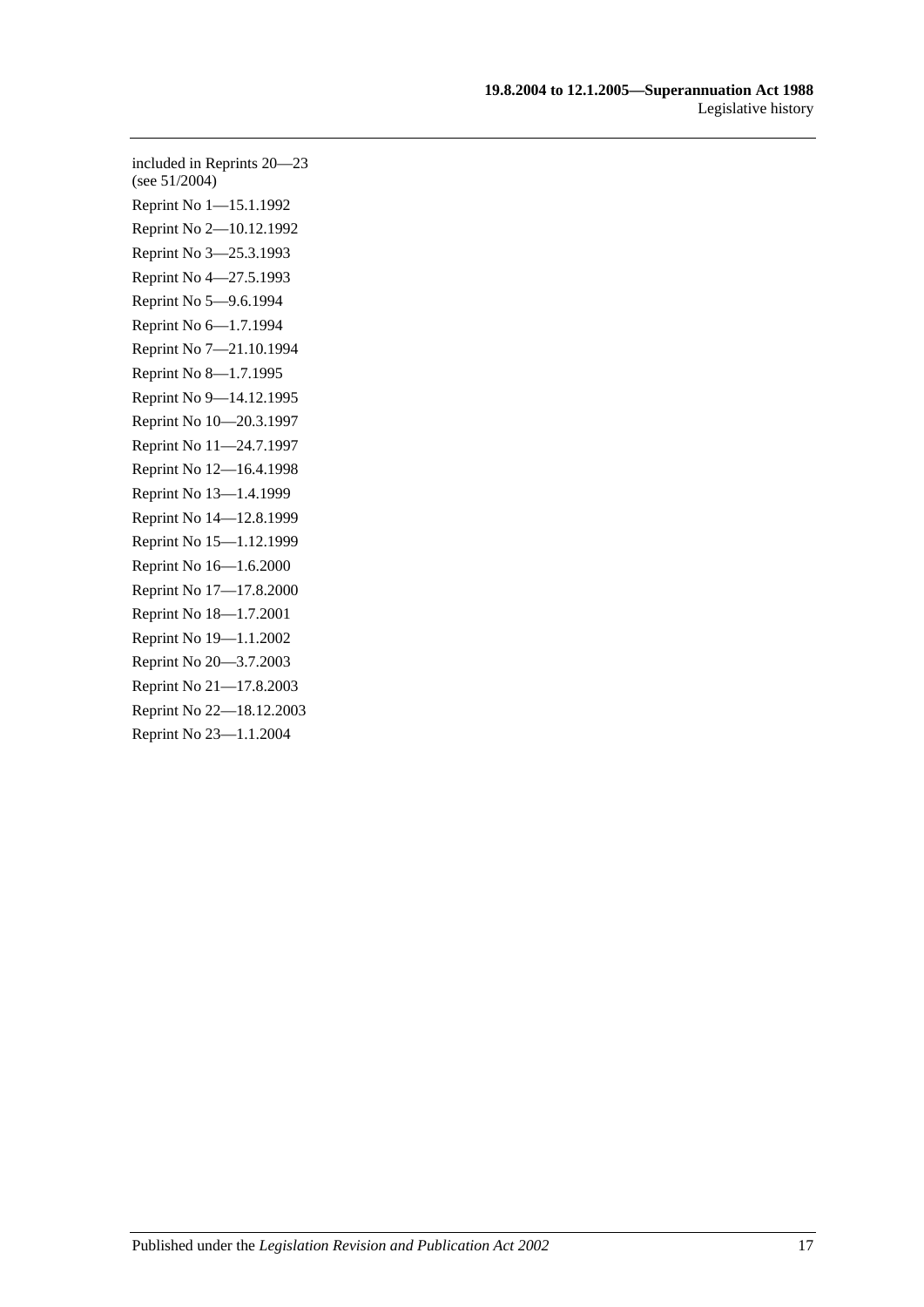included in Reprints 20—23 (see 51/2004)

Reprint No 1—15.1.1992

Reprint No 2—10.12.1992

Reprint No 3—25.3.1993

Reprint No 4—27.5.1993

Reprint No 5—9.6.1994

Reprint No 6—1.7.1994

Reprint No 7—21.10.1994

Reprint No 8—1.7.1995

Reprint No 9—14.12.1995

Reprint No 10—20.3.1997

Reprint No 11—24.7.1997

Reprint No 12—16.4.1998

Reprint No 13—1.4.1999

Reprint No 14—12.8.1999

Reprint No 15—1.12.1999

Reprint No 16—1.6.2000

Reprint No 17—17.8.2000

Reprint No 18—1.7.2001

Reprint No 19—1.1.2002

Reprint No 20—3.7.2003

Reprint No 21—17.8.2003

Reprint No 22—18.12.2003

Reprint No 23—1.1.2004